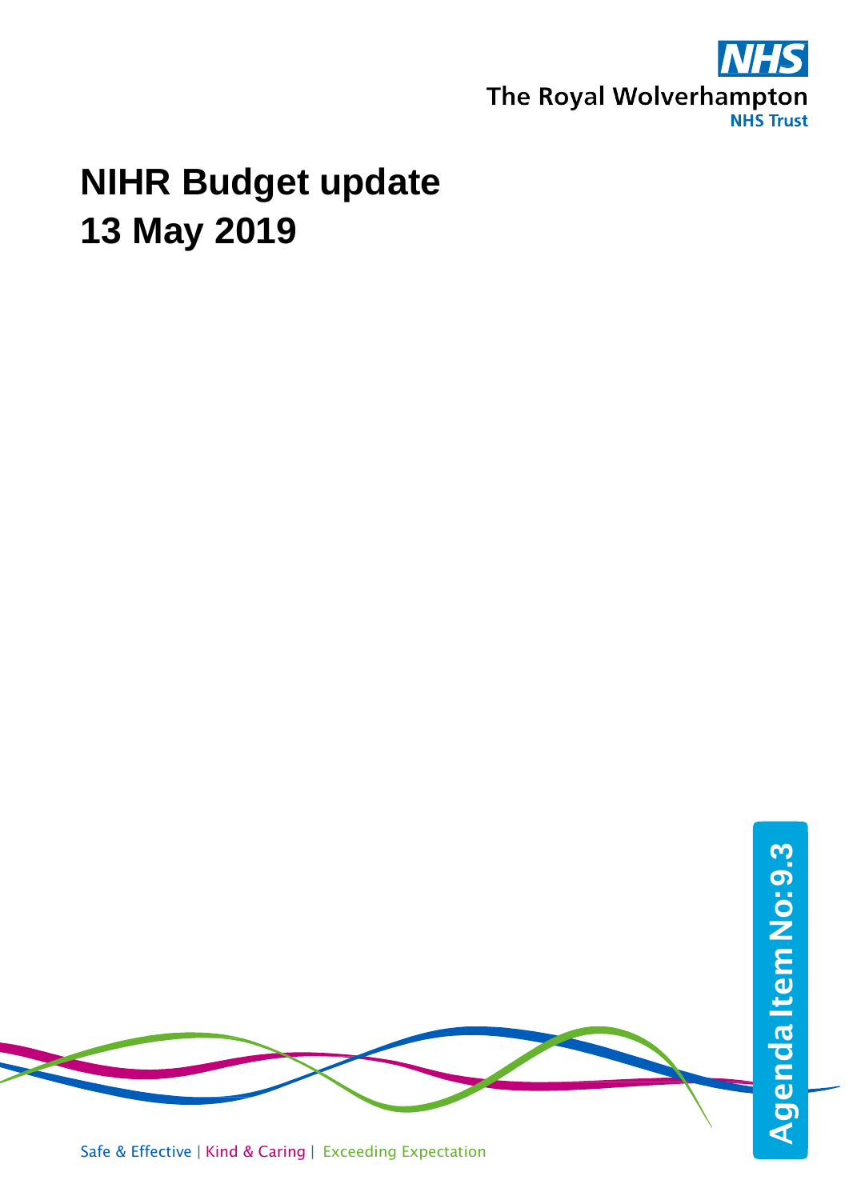NHS

The Royal Wolverhampton
NHS Trust

# NIHR Budget update
# 13 May 2019

Agenda Item No: 9.3

Safe & Effective | Kind & Caring | Exceeding Expectation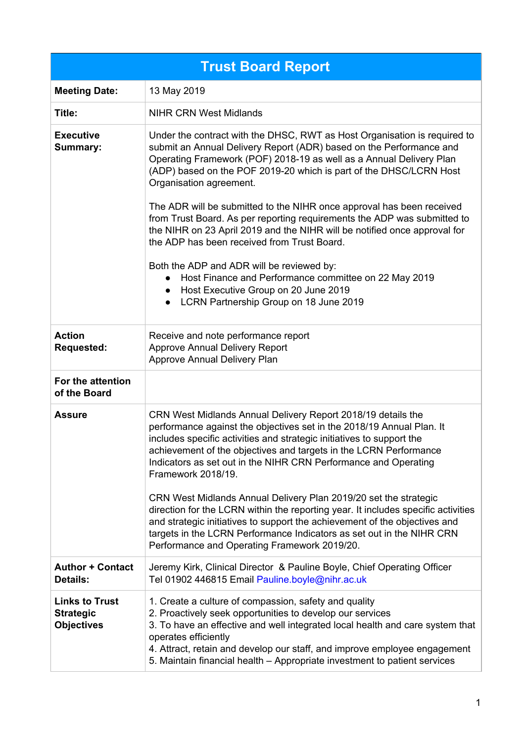| Trust Board Report | |
|---|---|
| **Meeting Date:** | 13 May 2019 |
| **Title:** | NIHR CRN West Midlands |
| **Executive Summary:** | Under the contract with the DHSC, RWT as Host Organisation is required to submit an Annual Delivery Report (ADR) based on the Performance and Operating Framework (POF) 2018-19 as well as a Annual Delivery Plan (ADP) based on the POF 2019-20 which is part of the DHSC/LCRN Host Organisation agreement.<br><br>The ADR will be submitted to the NIHR once approval has been received from Trust Board. As per reporting requirements the ADP was submitted to the NIHR on 23 April 2019 and the NIHR will be notified once approval for the ADP has been received from Trust Board.<br><br>Both the ADP and ADR will be reviewed by:<br>● Host Finance and Performance committee on 22 May 2019<br>● Host Executive Group on 20 June 2019<br>● LCRN Partnership Group on 18 June 2019 |
| **Action Requested:** | Receive and note performance report<br>Approve Annual Delivery Report<br>Approve Annual Delivery Plan |
| **For the attention of the Board** | |
| **Assure** | CRN West Midlands Annual Delivery Report 2018/19 details the performance against the objectives set in the 2018/19 Annual Plan. It includes specific activities and strategic initiatives to support the achievement of the objectives and targets in the LCRN Performance Indicators as set out in the NIHR CRN Performance and Operating Framework 2018/19.<br><br>CRN West Midlands Annual Delivery Plan 2019/20 set the strategic direction for the LCRN within the reporting year. It includes specific activities and strategic initiatives to support the achievement of the objectives and targets in the LCRN Performance Indicators as set out in the NIHR CRN Performance and Operating Framework 2019/20. |
| **Author + Contact Details:** | Jeremy Kirk, Clinical Director & Pauline Boyle, Chief Operating Officer<br>Tel 01902 446815 Email Pauline.boyle@nihr.ac.uk |
| **Links to Trust Strategic Objectives** | 1. Create a culture of compassion, safety and quality<br>2. Proactively seek opportunities to develop our services<br>3. To have an effective and well integrated local health and care system that operates efficiently<br>4. Attract, retain and develop our staff, and improve employee engagement<br>5. Maintain financial health – Appropriate investment to patient services |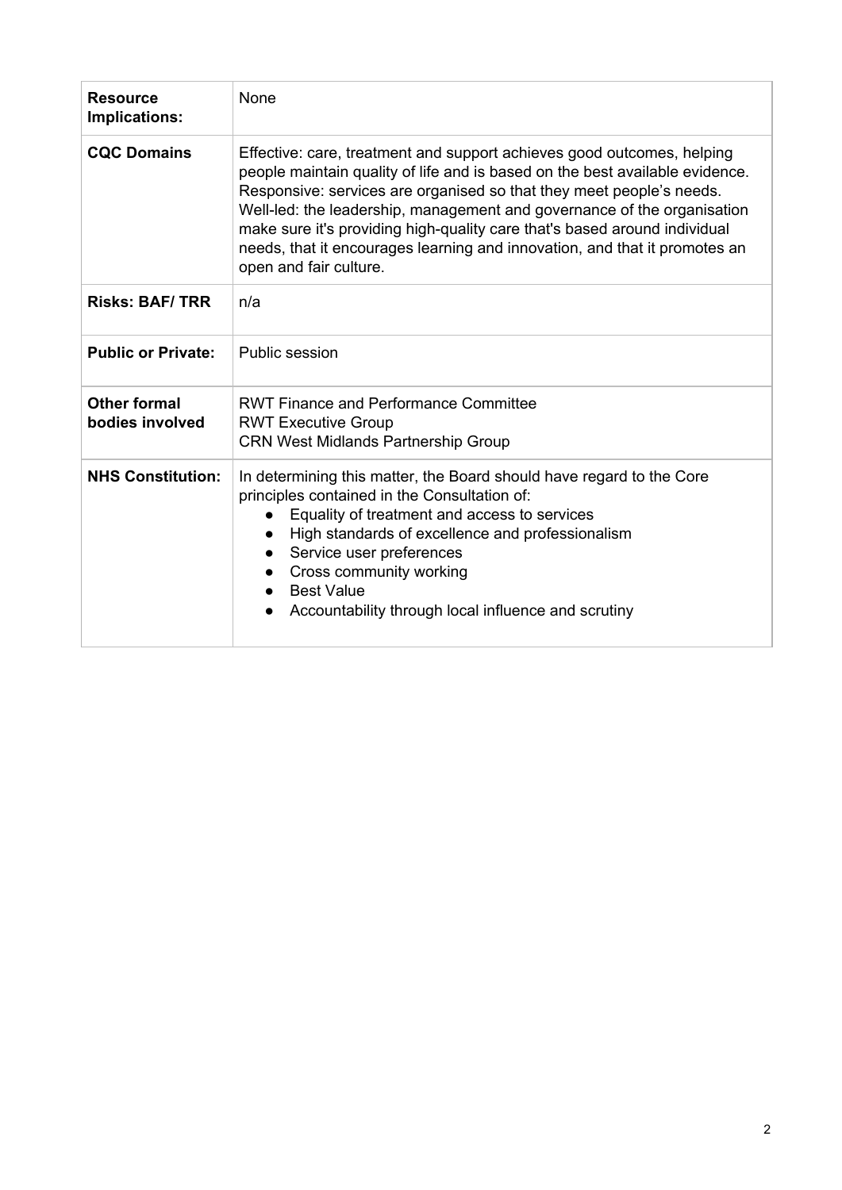| **Resource Implications:** | None |
|---|---|
| **CQC Domains** | Effective: care, treatment and support achieves good outcomes, helping people maintain quality of life and is based on the best available evidence.<br>Responsive: services are organised so that they meet people's needs.<br>Well-led: the leadership, management and governance of the organisation make sure it's providing high-quality care that's based around individual needs, that it encourages learning and innovation, and that it promotes an open and fair culture. |
| **Risks: BAF/ TRR** | n/a |
| **Public or Private:** | Public session |
| **Other formal bodies involved** | RWT Finance and Performance Committee<br>RWT Executive Group<br>CRN West Midlands Partnership Group |
| **NHS Constitution:** | In determining this matter, the Board should have regard to the Core principles contained in the Consultation of:<br>• Equality of treatment and access to services<br>• High standards of excellence and professionalism<br>• Service user preferences<br>• Cross community working<br>• Best Value<br>• Accountability through local influence and scrutiny |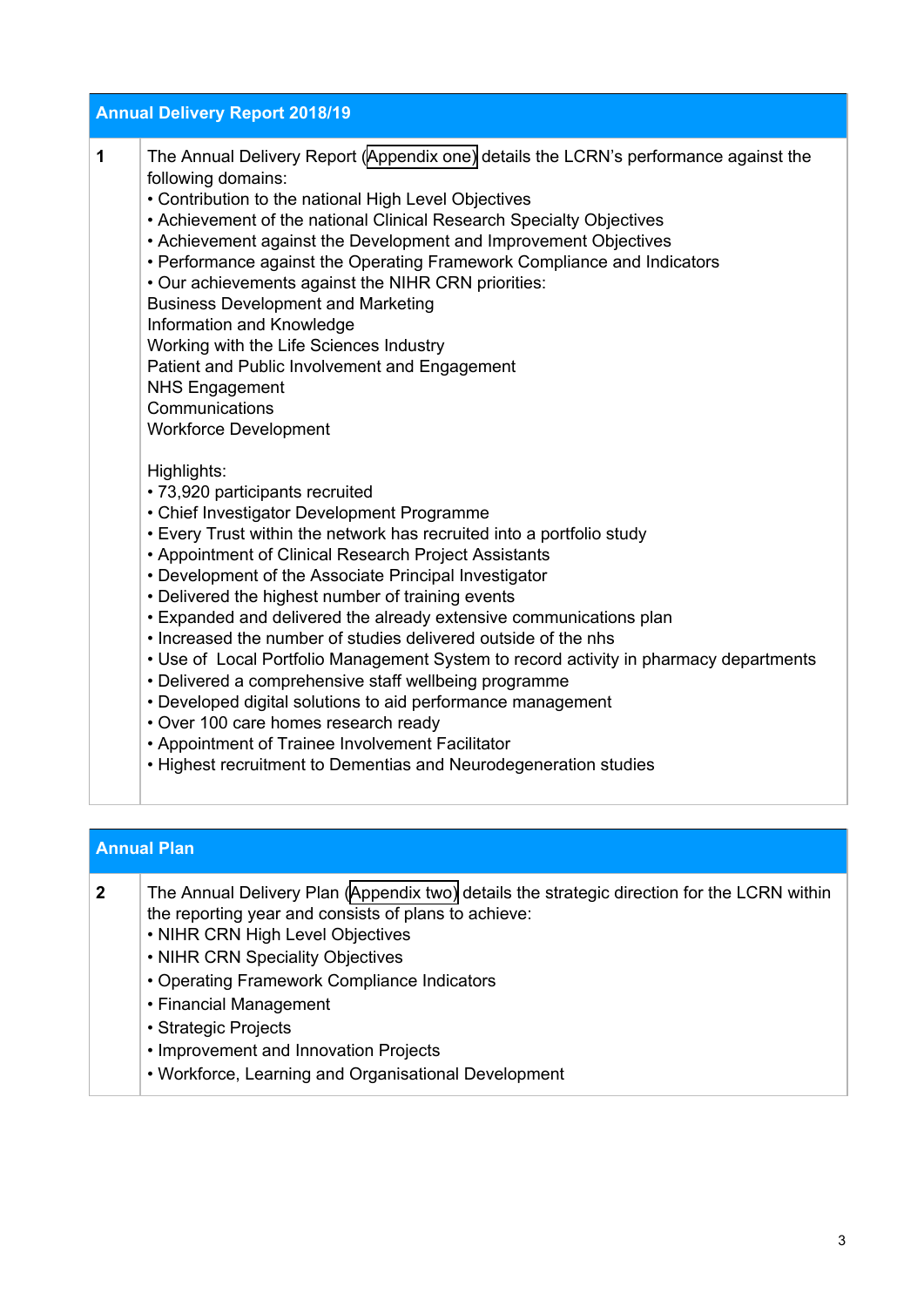| Annual Delivery Report 2018/19 | |
|---|---|
| 1 | The Annual Delivery Report (Appendix one) details the LCRN's performance against the following domains:<br>• Contribution to the national High Level Objectives<br>• Achievement of the national Clinical Research Specialty Objectives<br>• Achievement against the Development and Improvement Objectives<br>• Performance against the Operating Framework Compliance and Indicators<br>• Our achievements against the NIHR CRN priorities:<br>Business Development and Marketing<br>Information and Knowledge<br>Working with the Life Sciences Industry<br>Patient and Public Involvement and Engagement<br>NHS Engagement<br>Communications<br>Workforce Development<br><br>Highlights:<br>• 73,920 participants recruited<br>• Chief Investigator Development Programme<br>• Every Trust within the network has recruited into a portfolio study<br>• Appointment of Clinical Research Project Assistants<br>• Development of the Associate Principal Investigator<br>• Delivered the highest number of training events<br>• Expanded and delivered the already extensive communications plan<br>• Increased the number of studies delivered outside of the nhs<br>• Use of Local Portfolio Management System to record activity in pharmacy departments<br>• Delivered a comprehensive staff wellbeing programme<br>• Developed digital solutions to aid performance management<br>• Over 100 care homes research ready<br>• Appointment of Trainee Involvement Facilitator<br>• Highest recruitment to Dementias and Neurodegeneration studies |

| Annual Plan | |
|---|---|
| 2 | The Annual Delivery Plan (Appendix two) details the strategic direction for the LCRN within the reporting year and consists of plans to achieve:<br>• NIHR CRN High Level Objectives<br>• NIHR CRN Speciality Objectives<br>• Operating Framework Compliance Indicators<br>• Financial Management<br>• Strategic Projects<br>• Improvement and Innovation Projects<br>• Workforce, Learning and Organisational Development |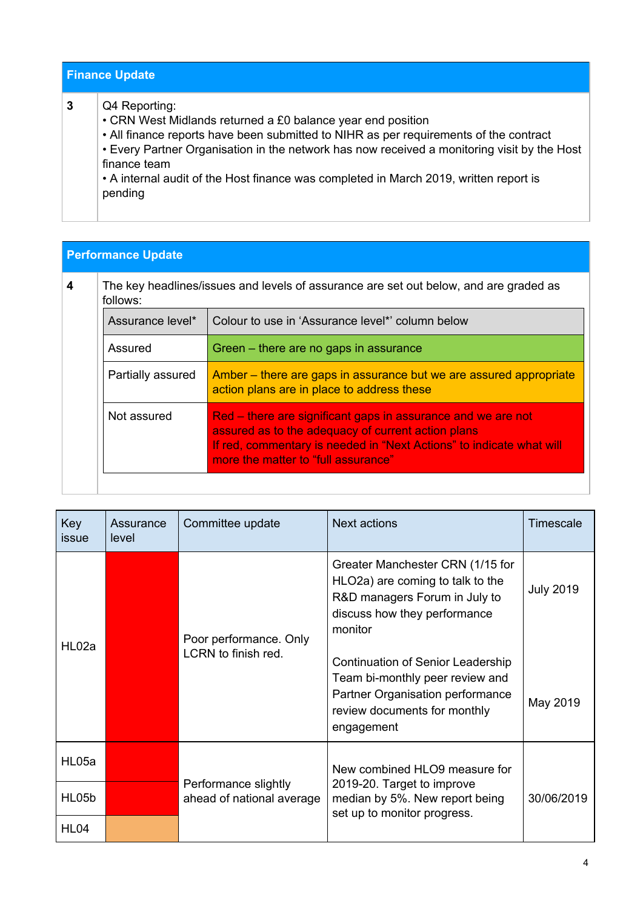| Finance Update | |
|---|---|
| 3 | Q4 Reporting:<br>• CRN West Midlands returned a £0 balance year end position<br>• All finance reports have been submitted to NIHR as per requirements of the contract<br>• Every Partner Organisation in the network has now received a monitoring visit by the Host finance team<br>• A internal audit of the Host finance was completed in March 2019, written report is pending |

| Performance Update | |
|---|---|
| 4 | The key headlines/issues and levels of assurance are set out below, and are graded as follows: |

| Assurance level* | Colour to use in 'Assurance level*' column below |
|---|---|
| Assured | Green – there are no gaps in assurance |
| Partially assured | Amber – there are gaps in assurance but we are assured appropriate action plans are in place to address these |
| Not assured | Red – there are significant gaps in assurance and we are not assured as to the adequacy of current action plans<br>If red, commentary is needed in "Next Actions" to indicate what will more the matter to "full assurance" |

| Key issue | Assurance level | Committee update | Next actions | Timescale |
|---|---|---|---|---|
| HL02a | Red | Poor performance. Only LCRN to finish red. | Greater Manchester CRN (1/15 for HLO2a) are coming to talk to the R&D managers Forum in July to discuss how they performance monitor<br><br>Continuation of Senior Leadership Team bi-monthly peer review and Partner Organisation performance review documents for monthly engagement | July 2019<br><br>May 2019 |
| HL05a | Red | Performance slightly ahead of national average | New combined HLO9 measure for 2019-20. Target to improve median by 5%. New report being set up to monitor progress. | 30/06/2019 |
| HL05b | Red | | | |
| HL04 | Amber | | | |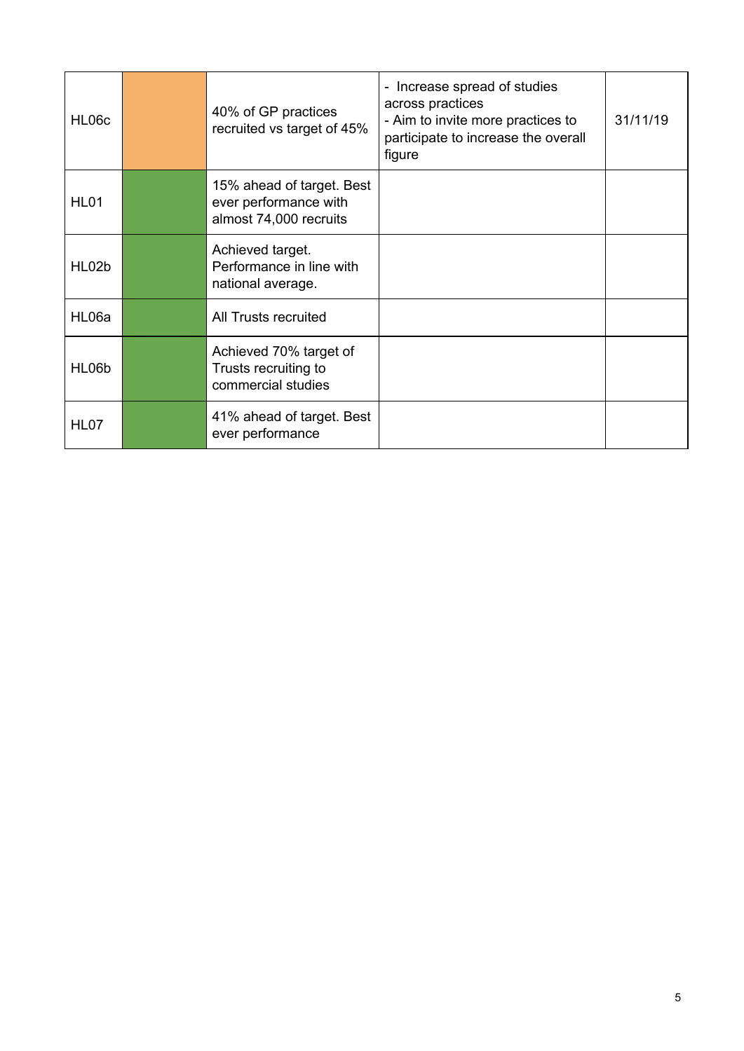| HL06c | | 40% of GP practices recruited vs target of 45% | - Increase spread of studies across practices<br>- Aim to invite more practices to participate to increase the overall figure | 31/11/19 |
|---|---|---|---|---|
| HL01 | | 15% ahead of target. Best ever performance with almost 74,000 recruits | | |
| HL02b | | Achieved target. Performance in line with national average. | | |
| HL06a | | All Trusts recruited | | |
| HL06b | | Achieved 70% target of Trusts recruiting to commercial studies | | |
| HL07 | | 41% ahead of target. Best ever performance | | |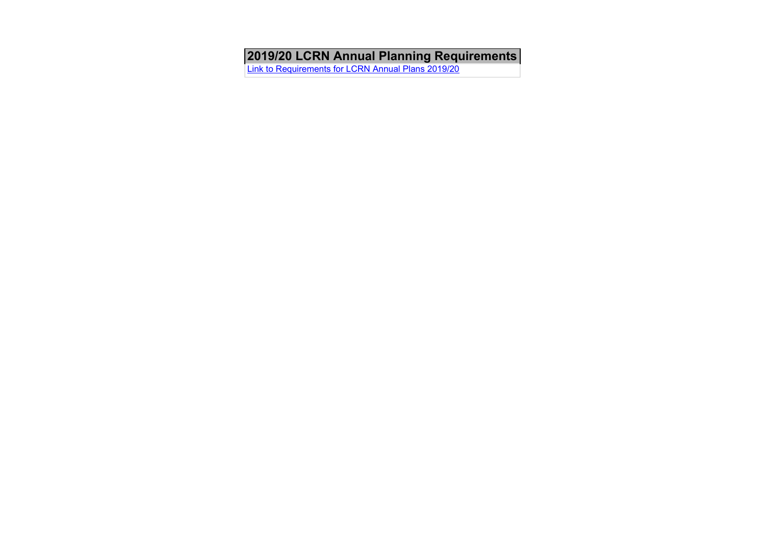| 2019/20 LCRN Annual Planning Requirements |
|---|
| Link to Requirements for LCRN Annual Plans 2019/20 |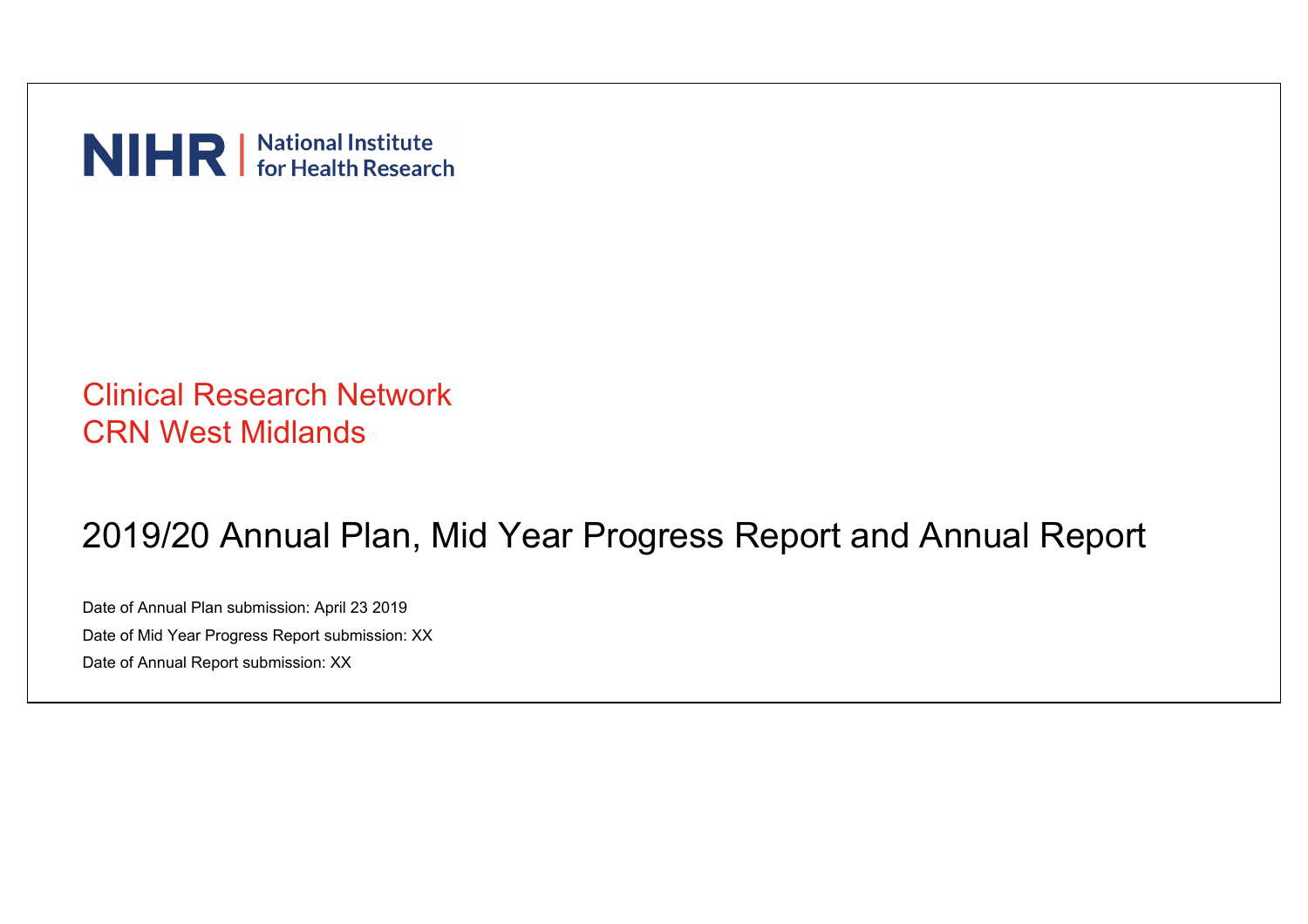NIHR | National Institute for Health Research

# Clinical Research Network
# CRN West Midlands

## 2019/20 Annual Plan, Mid Year Progress Report and Annual Report

Date of Annual Plan submission: April 23 2019

Date of Mid Year Progress Report submission: XX

Date of Annual Report submission: XX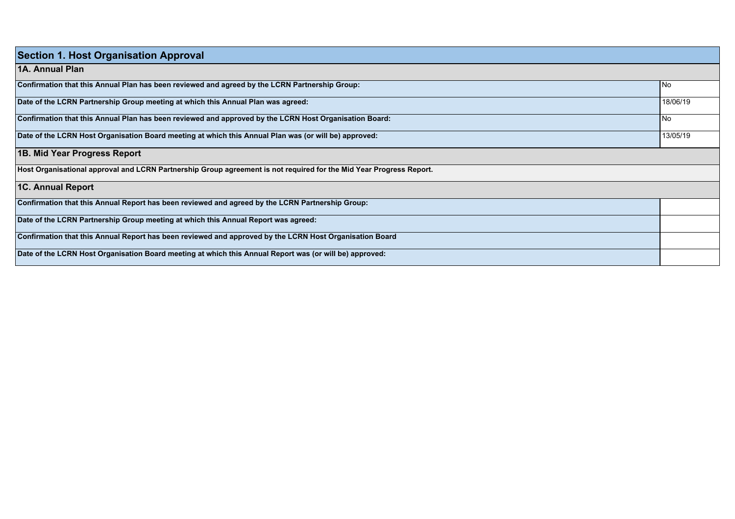## Section 1. Host Organisation Approval

### 1A. Annual Plan

| | |
|---|---|
| **Confirmation that this Annual Plan has been reviewed and agreed by the LCRN Partnership Group:** | No |
| **Date of the LCRN Partnership Group meeting at which this Annual Plan was agreed:** | 18/06/19 |
| **Confirmation that this Annual Plan has been reviewed and approved by the LCRN Host Organisation Board:** | No |
| **Date of the LCRN Host Organisation Board meeting at which this Annual Plan was (or will be) approved:** | 13/05/19 |

### 1B. Mid Year Progress Report

**Host Organisational approval and LCRN Partnership Group agreement is not required for the Mid Year Progress Report.**

### 1C. Annual Report

| | |
|---|---|
| **Confirmation that this Annual Report has been reviewed and agreed by the LCRN Partnership Group:** | |
| **Date of the LCRN Partnership Group meeting at which this Annual Report was agreed:** | |
| **Confirmation that this Annual Report has been reviewed and approved by the LCRN Host Organisation Board** | |
| **Date of the LCRN Host Organisation Board meeting at which this Annual Report was (or will be) approved:** | |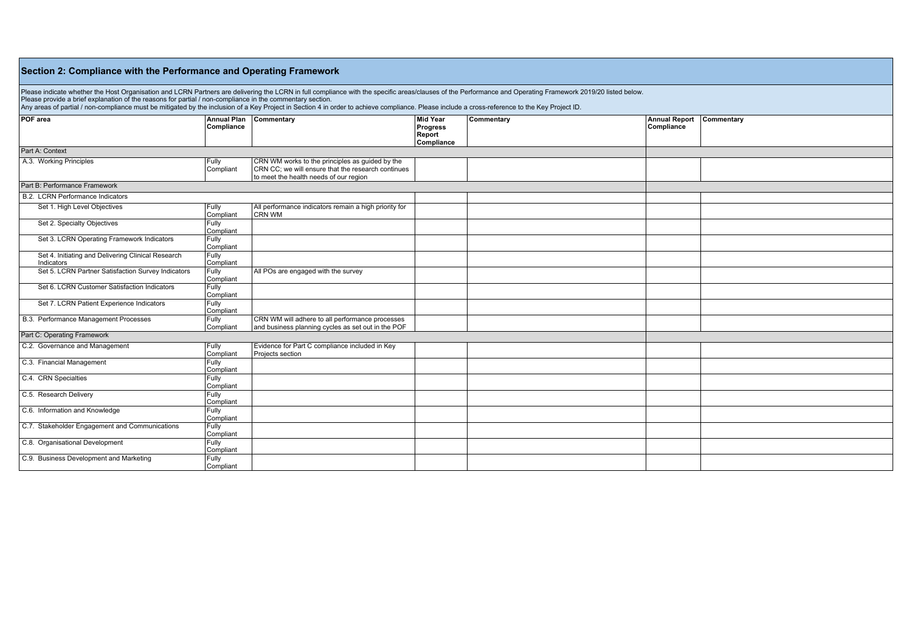## Section 2: Compliance with the Performance and Operating Framework

Please indicate whether the Host Organisation and LCRN Partners are delivering the LCRN in full compliance with the specific areas/clauses of the Performance and Operating Framework 2019/20 listed below.
Please provide a brief explanation of the reasons for partial / non-compliance in the commentary section.
Any areas of partial / non-compliance must be mitigated by the inclusion of a Key Project in Section 4 in order to achieve compliance. Please include a cross-reference to the Key Project ID.

| POF area | Annual Plan Compliance | Commentary | Mid Year Progress Report Compliance | Commentary | Annual Report Compliance | Commentary |
|---|---|---|---|---|---|---|
| Part A: Context | | | | | | |
| A.3. Working Principles | Fully Compliant | CRN WM works to the principles as guided by the CRN CC; we will ensure that the research continues to meet the health needs of our region | | | | |
| Part B: Performance Framework | | | | | | |
| B.2. LCRN Performance Indicators | | | | | | |
| Set 1. High Level Objectives | Fully Compliant | All performance indicators remain a high priority for CRN WM | | | | |
| Set 2. Specialty Objectives | Fully Compliant | | | | | |
| Set 3. LCRN Operating Framework Indicators | Fully Compliant | | | | | |
| Set 4. Initiating and Delivering Clinical Research Indicators | Fully Compliant | | | | | |
| Set 5. LCRN Partner Satisfaction Survey Indicators | Fully Compliant | All POs are engaged with the survey | | | | |
| Set 6. LCRN Customer Satisfaction Indicators | Fully Compliant | | | | | |
| Set 7. LCRN Patient Experience Indicators | Fully Compliant | | | | | |
| B.3. Performance Management Processes | Fully Compliant | CRN WM will adhere to all performance processes and business planning cycles as set out in the POF | | | | |
| Part C: Operating Framework | | | | | | |
| C.2. Governance and Management | Fully Compliant | Evidence for Part C compliance included in Key Projects section | | | | |
| C.3. Financial Management | Fully Compliant | | | | | |
| C.4. CRN Specialties | Fully Compliant | | | | | |
| C.5. Research Delivery | Fully Compliant | | | | | |
| C.6. Information and Knowledge | Fully Compliant | | | | | |
| C.7. Stakeholder Engagement and Communications | Fully Compliant | | | | | |
| C.8. Organisational Development | Fully Compliant | | | | | |
| C.9. Business Development and Marketing | Fully Compliant | | | | | |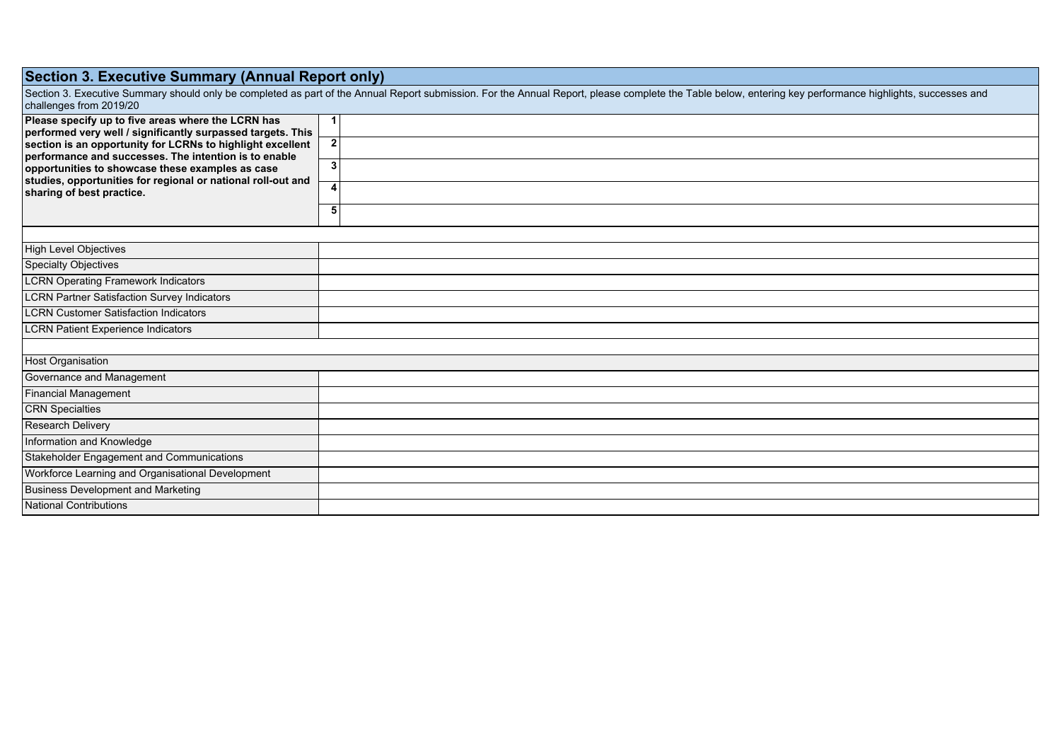## Section 3. Executive Summary (Annual Report only)

Section 3. Executive Summary should only be completed as part of the Annual Report submission. For the Annual Report, please complete the Table below, entering key performance highlights, successes and challenges from 2019/20

| | | |
|---|---|---|
| **Please specify up to five areas where the LCRN has performed very well / significantly surpassed targets. This section is an opportunity for LCRNs to highlight excellent performance and successes. The intention is to enable opportunities to showcase these examples as case studies, opportunities for regional or national roll-out and sharing of best practice.** | **1** | |
| | **2** | |
| | **3** | |
| | **4** | |
| | **5** | |

| | |
|---|---|
| High Level Objectives | |
| Specialty Objectives | |
| LCRN Operating Framework Indicators | |
| LCRN Partner Satisfaction Survey Indicators | |
| LCRN Customer Satisfaction Indicators | |
| LCRN Patient Experience Indicators | |

| | |
|---|---|
| Host Organisation | |
| Governance and Management | |
| Financial Management | |
| CRN Specialties | |
| Research Delivery | |
| Information and Knowledge | |
| Stakeholder Engagement and Communications | |
| Workforce Learning and Organisational Development | |
| Business Development and Marketing | |
| National Contributions | |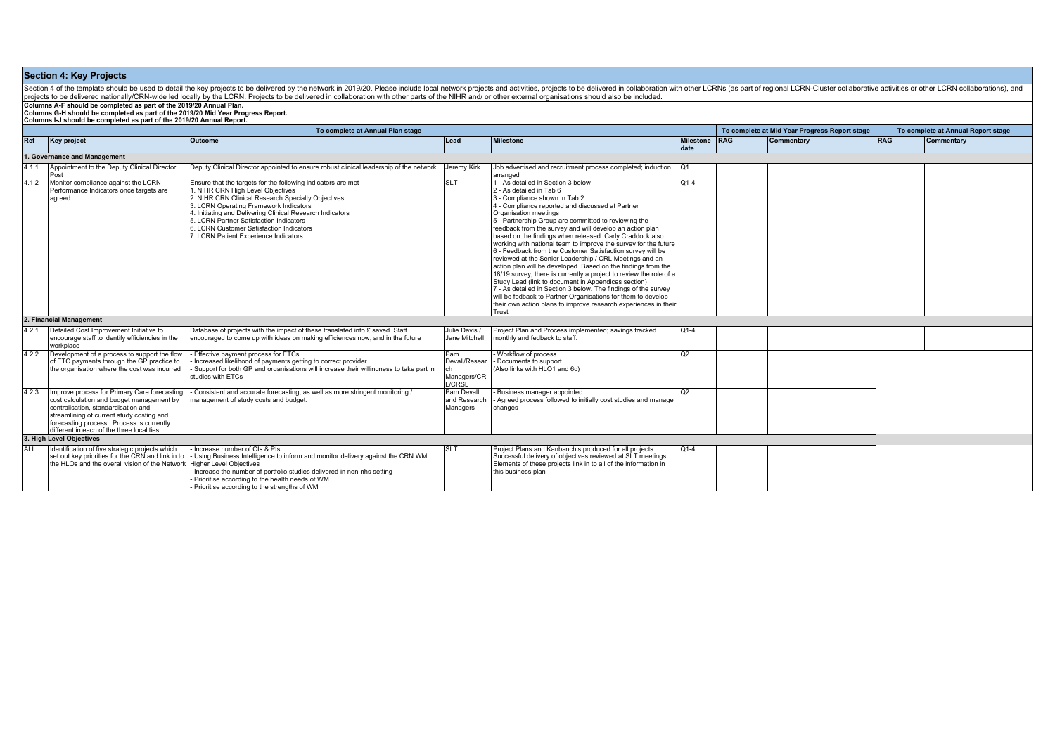## Section 4: Key Projects

Section 4 of the template should be used to detail the key projects to be delivered by the network in 2019/20. Please include local network projects and activities, projects to be delivered in collaboration with other LCRNs (as part of regional LCRN-Cluster collaborative activities or other LCRN collaborations), and projects to be delivered nationally/CRN-wide led locally by the LCRN. Projects to be delivered in collaboration with other parts of the NIHR and/ or other external organisations should also be included.

**Columns A-F should be completed as part of the 2019/20 Annual Plan.**
**Columns G-H should be completed as part of the 2019/20 Mid Year Progress Report.**
**Columns I-J should be completed as part of the 2019/20 Annual Report.**

| To complete at Annual Plan stage | | | | | | To complete at Mid Year Progress Report stage | | To complete at Annual Report stage | |
|---|---|---|---|---|---|---|---|---|---|
| **Ref** | **Key project** | **Outcome** | **Lead** | **Milestone** | **Milestone date** | **RAG** | **Commentary** | **RAG** | **Commentary** |
| **1. Governance and Management** | | | | | | | | | |
| 4.1.1 | Appointment to the Deputy Clinical Director Post | Deputy Clinical Director appointed to ensure robust clinical leadership of the network | Jeremy Kirk | Job advertised and recruitment process completed; induction arranged | Q1 | | | | |
| 4.1.2 | Monitor compliance against the LCRN Performance Indicators once targets are agreed | Ensure that the targets for the following indicators are met<br>1. NIHR CRN High Level Objectives<br>2. NIHR CRN Clinical Research Specialty Objectives<br>3. LCRN Operating Framework Indicators<br>4. Initiating and Delivering Clinical Research Indicators<br>5. LCRN Partner Satisfaction Indicators<br>6. LCRN Customer Satisfaction Indicators<br>7. LCRN Patient Experience Indicators | SLT | 1 - As detailed in Section 3 below<br>2 - As detailed in Tab 6<br>3 - Compliance shown in Tab 2<br>4 - Compliance reported and discussed at Partner Organisation meetings<br>5 - Partnership Group are committed to reviewing the feedback from the survey and will develop an action plan based on the findings when released. Carly Craddock also working with national team to improve the survey for the future<br>6 - Feedback from the Customer Satisfaction survey will be reviewed at the Senior Leadership / CRL Meetings and an action plan will be developed. Based on the findings from the 18/19 survey, there is currently a project to review the role of a Study Lead (link to document in Appendices section)<br>7 - As detailed in Section 3 below. The findings of the survey will be fedback to Partner Organisations for them to develop their own action plans to improve research experiences in their Trust | Q1-4 | | | | |
| **2. Financial Management** | | | | | | | | | |
| 4.2.1 | Detailed Cost Improvement Initiative to encourage staff to identify efficiencies in the workplace | Database of projects with the impact of these translated into £ saved. Staff encouraged to come up with ideas on making efficiencies now, and in the future | Julie Davis / Jane Mitchell | Project Plan and Process implemented; savings tracked monthly and fedback to staff. | Q1-4 | | | | |
| 4.2.2 | Development of a process to support the flow of ETC payments through the GP practice to the organisation where the cost was incurred | - Effective payment process for ETCs<br>- Increased likelihood of payments getting to correct provider<br>- Support for both GP and organisations will increase their willingness to take part in studies with ETCs | Pam Devall/Research Managers/CRL/CRSL | - Workflow of process<br>- Documents to support<br>(Also links with HLO1 and 6c) | Q2 | | | | |
| 4.2.3 | Improve process for Primary Care forecasting, cost calculation and budget management by centralisation, standardisation and streamlining of current study costing and forecasting process. Process is currently different in each of the three localities | - Consistent and accurate forecasting, as well as more stringent monitoring / management of study costs and budget. | Pam Devall and Research Managers | - Business manager appointed<br>- Agreed process followed to initially cost studies and manage changes | Q2 | | | | |
| **3. High Level Objectives** | | | | | | | | | |
| ALL | Identification of five strategic projects which set out key priorities for the CRN and link in to the HLOs and the overall vision of the Network | - Increase number of CIs & PIs<br>- Using Business Intelligence to inform and monitor delivery against the CRN WM Higher Level Objectives<br>- Increase the number of portfolio studies delivered in non-nhs setting<br>- Prioritise according to the health needs of WM<br>- Prioritise according to the strengths of WM | SLT | Project Plans and Kanbanchis produced for all projects<br>Successful delivery of objectives reviewed at SLT meetings<br>Elements of these projects link in to all of the information in this business plan | Q1-4 | | | | |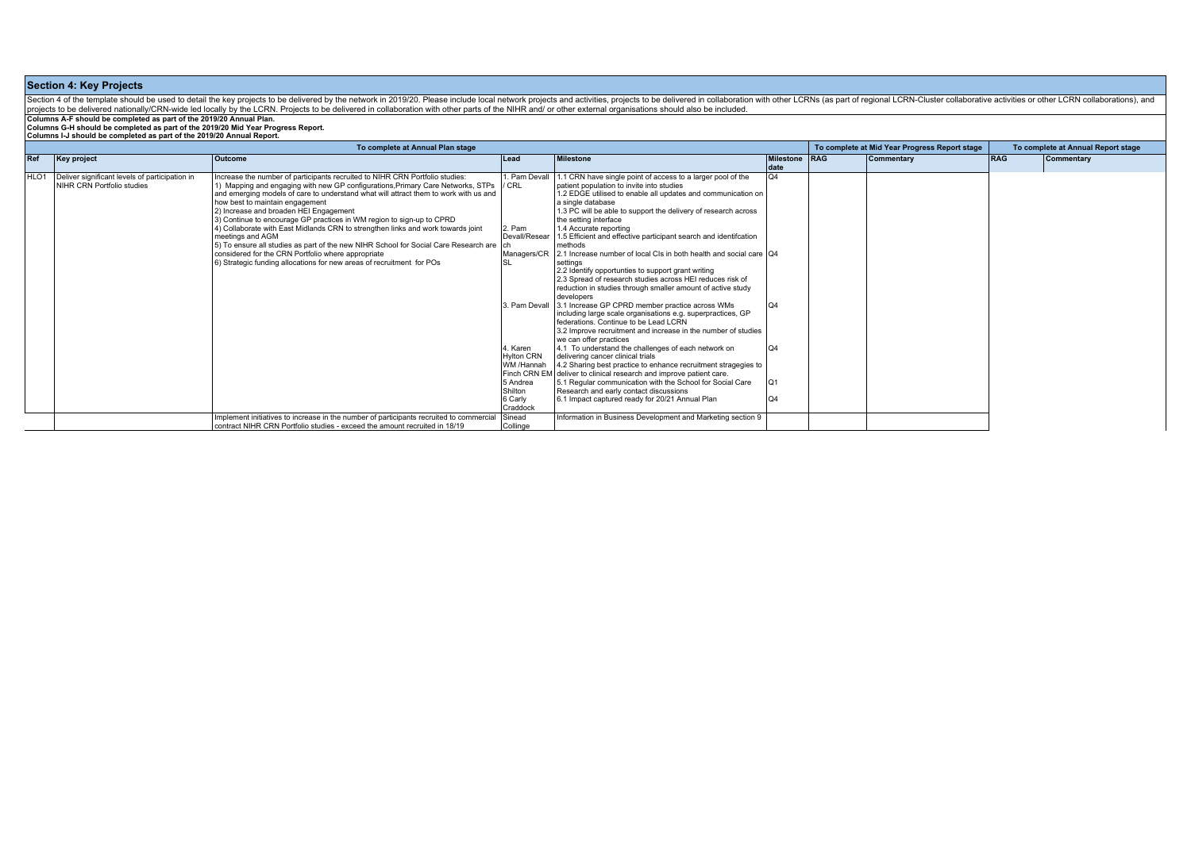## Section 4: Key Projects

Section 4 of the template should be used to detail the key projects to be delivered by the network in 2019/20. Please include local network projects and activities, projects to be delivered in collaboration with other LCRNs (as part of regional LCRN-Cluster collaborative activities or other LCRN collaborations), and projects to be delivered nationally/CRN-wide led locally by the LCRN. Projects to be delivered in collaboration with other parts of the NIHR and/ or other external organisations should also be included.

**Columns A-F should be completed as part of the 2019/20 Annual Plan.**
**Columns G-H should be completed as part of the 2019/20 Mid Year Progress Report.**
**Columns I-J should be completed as part of the 2019/20 Annual Report.**

| To complete at Annual Plan stage | | | | | | To complete at Mid Year Progress Report stage | | To complete at Annual Report stage | |
|---|---|---|---|---|---|---|---|---|---|
| **Ref** | **Key project** | **Outcome** | **Lead** | **Milestone** | **Milestone date** | **RAG** | **Commentary** | **RAG** | **Commentary** |
| HLO1 | Deliver significant levels of participation in NIHR CRN Portfolio studies | Increase the number of participants recruited to NIHR CRN Portfolio studies:<br>1) Mapping and engaging with new GP configurations,Primary Care Networks, STPs and emerging models of care to understand what will attract them to work with us and how best to maintain engagement<br>2) Increase and broaden HEI Engagement<br>3) Continue to encourage GP practices in WM region to sign-up to CPRD<br>4) Collaborate with East Midlands CRN to strengthen links and work towards joint meetings and AGM<br>5) To ensure all studies as part of the new NIHR School for Social Care Research are considered for the CRN Portfolio where appropriate<br>6) Strategic funding allocations for new areas of recruitment for POs | 1. Pam Devall / CRL | 1.1 CRN have single point of access to a larger pool of the patient population to invite into studies<br>1.2 EDGE utilised to enable all updates and communication on a single database<br>1.3 PC will be able to support the delivery of research across the setting interface<br>1.4 Accurate reporting<br>1.5 Efficient and effective participant search and identifcation methods | Q4 | | | | |
| | | | 2. Pam Devall/Research Managers/CRSL | 2.1 Increase number of local CIs in both health and social care settings<br>2.2 Identify opportunties to support grant writing<br>2.3 Spread of research studies across HEI reduces risk of reduction in studies through smaller amount of active study developers | Q4 | | | | |
| | | | 3. Pam Devall | 3.1 Increase GP CPRD member practice across WMs including large scale organisations e.g. superpractices, GP federations. Continue to be Lead LCRN<br>3.2 Improve recruitment and increase in the number of studies we can offer practices | Q4 | | | | |
| | | | 4. Karen Hylton CRN WM /Hannah Finch CRN EM | 4.1 To understand the challenges of each network on delivering cancer clinical trials<br>4.2 Sharing best practice to enhance recruitment stragegies to deliver to clinical research and improve patient care. | Q4 | | | | |
| | | | 5 Andrea Shilton | 5.1 Regular communication with the School for Social Care Research and early contact discussions | Q1 | | | | |
| | | | 6 Carly Craddock | 6.1 Impact captured ready for 20/21 Annual Plan | Q4 | | | | |
| | | Implement initiatives to increase in the number of participants recruited to commercial contract NIHR CRN Portfolio studies - exceed the amount recruited in 18/19 | Sinead Collinge | Information in Business Development and Marketing section 9 | | | | | |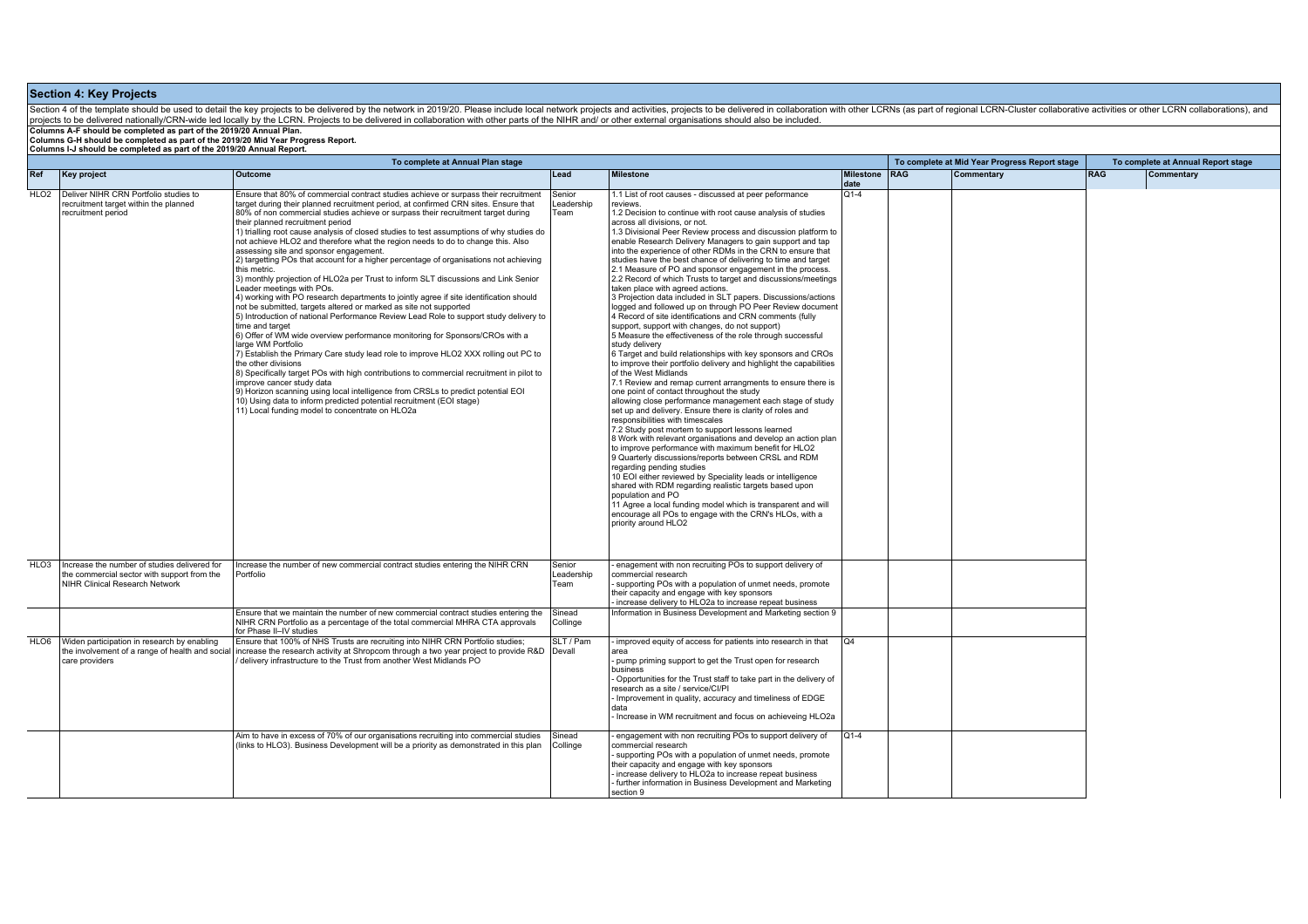## Section 4: Key Projects

Section 4 of the template should be used to detail the key projects to be delivered by the network in 2019/20. Please include local network projects and activities, projects to be delivered in collaboration with other LCRNs (as part of regional LCRN-Cluster collaborative activities or other LCRN collaborations), and projects to be delivered nationally/CRN-wide led locally by the LCRN. Projects to be delivered in collaboration with other parts of the NIHR and/ or other external organisations should also be included.

**Columns A-F should be completed as part of the 2019/20 Annual Plan.**
**Columns G-H should be completed as part of the 2019/20 Mid Year Progress Report.**
**Columns I-J should be completed as part of the 2019/20 Annual Report.**

| To complete at Annual Plan stage | | | | | | To complete at Mid Year Progress Report stage | | To complete at Annual Report stage | |
|---|---|---|---|---|---|---|---|---|---|
| **Ref** | **Key project** | **Outcome** | **Lead** | **Milestone** | **Milestone date** | **RAG** | **Commentary** | **RAG** | **Commentary** |
| HLO2 | Deliver NIHR CRN Portfolio studies to recruitment target within the planned recruitment period | Ensure that 80% of commercial contract studies achieve or surpass their recruitment target during their planned recruitment period, at confirmed CRN sites. Ensure that 80% of non commercial studies achieve or surpass their recruitment target during their planned recruitment period<br>1) trialling root cause analysis of closed studies to test assumptions of why studies do not achieve HLO2 and therefore what the region needs to do to change this. Also assessing site and sponsor engagement.<br>2) targetting POs that account for a higher percentage of organisations not achieving this metric.<br>3) monthly projection of HLO2a per Trust to inform SLT discussions and Link Senior Leader meetings with POs.<br>4) working with PO research departments to jointly agree if site identification should not be submitted, targets altered or marked as site not supported<br>5) Introduction of national Performance Review Lead Role to support study delivery to time and target<br>6) Offer of WM wide overview performance monitoring for Sponsors/CROs with a large WM Portfolio<br>7) Establish the Primary Care study lead role to improve HLO2 XXX rolling out PC to the other divisions<br>8) Specifically target POs with high contributions to commercial recruitment in pilot to improve cancer study data<br>9) Horizon scanning using local intelligence from CRSLs to predict potential EOI<br>10) Using data to inform predicted potential recruitment (EOI stage)<br>11) Local funding model to concentrate on HLO2a | Senior Leadership Team | 1.1 List of root causes - discussed at peer peformance reviews.<br>1.2 Decision to continue with root cause analysis of studies across all divisions, or not.<br>1.3 Divisional Peer Review process and discussion platform to enable Research Delivery Managers to gain support and tap into the experience of other RDMs in the CRN to ensure that studies have the best chance of delivering to time and target<br>2.1 Measure of PO and sponsor engagement in the process.<br>2.2 Record of which Trusts to target and discussions/meetings taken place with agreed actions.<br>3 Projection data included in SLT papers. Discussions/actions logged and followed up on through PO Peer Review document<br>4 Record of site identifications and CRN comments (fully support, support with changes, do not support)<br>5 Measure the effectiveness of the role through successful study delivery<br>6 Target and build relationships with key sponsors and CROs to improve their portfolio delivery and highlight the capabilities of the West Midlands<br>7.1 Review and remap current arrangements to ensure there is one point of contact throughout the study allowing close performance management each stage of study set up and delivery. Ensure there is clarity of roles and responsibilities with timescales<br>7.2 Study post mortem to support lessons learned<br>8 Work with relevant organisations and develop an action plan to improve performance with maximum benefit for HLO2<br>9 Quarterly discussions/reports between CRSL and RDM regarding pending studies<br>10 EOI either reviewed by Speciality leads or intelligence shared with RDM regarding realistic targets based upon population and PO<br>11 Agree a local funding model which is transparent and will encourage all POs to engage with the CRN's HLOs, with a priority around HLO2 | Q1-4 | | | | |
| HLO3 | Increase the number of studies delivered for the commercial sector with support from the NIHR Clinical Research Network | Increase the number of new commercial contract studies entering the NIHR CRN Portfolio | Senior Leadership Team | - enagement with non recruiting POs to support delivery of commercial research<br>- supporting POs with a population of unmet needs, promote their capacity and engage with key sponsors<br>- increase delivery to HLO2a to increase repeat business | | | | | |
| | | Ensure that we maintain the number of new commercial contract studies entering the NIHR CRN Portfolio as a percentage of the total commercial MHRA CTA approvals for Phase II–IV studies | Sinead Collinge | Information in Business Development and Marketing section 9 | | | | | |
| HLO6 | Widen participation in research by enabling the involvement of a range of health and social care providers | Ensure that 100% of NHS Trusts are recruiting into NIHR CRN Portfolio studies; increase the research activity at Shropcom through a two year project to provide R&D / delivery infrastructure to the Trust from another West Midlands PO | SLT / Pam Devall | - improved equity of access for patients into research in that area<br>- pump priming support to get the Trust open for research business<br>- Opportunities for the Trust staff to take part in the delivery of research as a site / service/CI/PI<br>- Improvement in quality, accuracy and timeliness of EDGE data<br>- Increase in WM recruitment and focus on achieveing HLO2a | Q4 | | | | |
| | | Aim to have in excess of 70% of our organisations recruiting into commercial studies (links to HLO3). Business Development will be a priority as demonstrated in this plan | Sinead Collinge | - engagement with non recruiting POs to support delivery of commercial research<br>- supporting POs with a population of unmet needs, promote their capacity and engage with key sponsors<br>- increase delivery to HLO2a to increase repeat business<br>- further information in Business Development and Marketing section 9 | Q1-4 | | | | |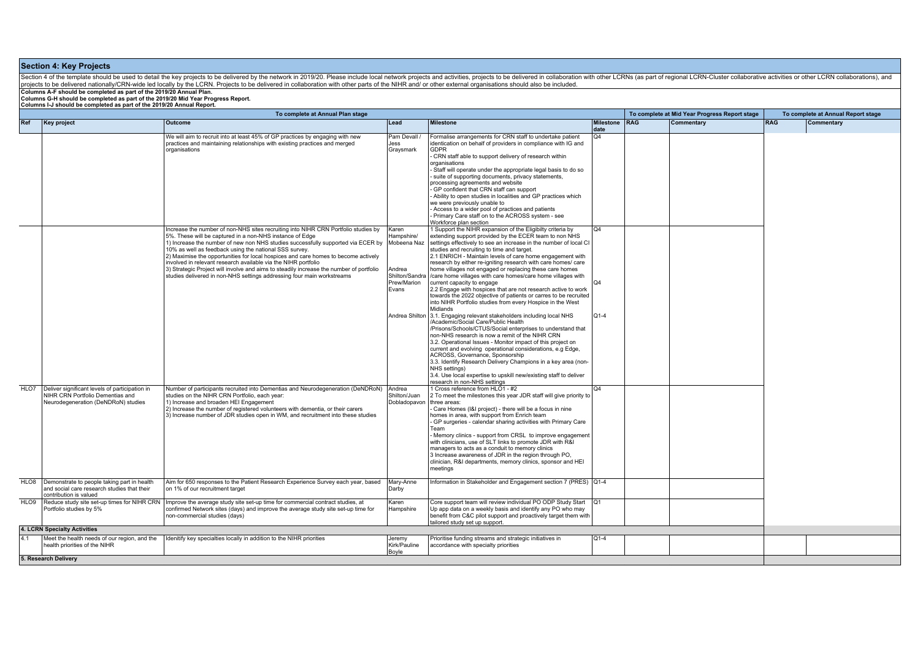## Section 4: Key Projects

Section 4 of the template should be used to detail the key projects to be delivered by the network in 2019/20. Please include local network projects and activities, projects to be delivered in collaboration with other LCRNs (as part of regional LCRN-Cluster collaborative activities or other LCRN collaborations), and projects to be delivered nationally/CRN-wide led locally by the LCRN. Projects to be delivered in collaboration with other parts of the NIHR and/ or other external organisations should also be included.

**Columns A-F should be completed as part of the 2019/20 Annual Plan.**
**Columns G-H should be completed as part of the 2019/20 Mid Year Progress Report.**
**Columns I-J should be completed as part of the 2019/20 Annual Report.**

| To complete at Annual Plan stage | | | | | | To complete at Mid Year Progress Report stage | | To complete at Annual Report stage | |
|---|---|---|---|---|---|---|---|---|---|
| **Ref** | **Key project** | **Outcome** | **Lead** | **Milestone** | **Milestone date** | **RAG** | **Commentary** | **RAG** | **Commentary** |
| | | We will aim to recruit into at least 45% of GP practices by engaging with new practices and maintaining relationships with existing practices and merged organisations | Pam Devall / Jess Graysmark | Formalise arrangements for CRN staff to undertake patient identication on behalf of providers in compliance with IG and GDPR<br>- CRN staff able to support delivery of research within organisations<br>- Staff will operate under the appropriate legal basis to do so<br>- suite of supporting documents, privacy statements, processing agreements and website<br>- GP confident that CRN staff can support<br>- Ability to open studies in localities and GP practices which we were previously unable to<br>- Access to a wider pool of practices and patients<br>- Primary Care staff on to the ACROSS system - see Workforce plan section | Q4 | | | | |
| | | Increase the number of non-NHS sites recruiting into NIHR CRN Portfolio studies by 5%. These will be captured in a non-NHS instance of Edge<br>1) Increase the number of new non NHS studies successfully supported via ECER by 10% as well as feedback using the national SSS survey.<br>2) Maximise the opportunities for local hospices and care homes to become actively involved in relevant research available via the NIHR portfolio<br>3) Strategic Project will involve and aims to steadily increase the number of portfolio studies delivered in non-NHS settings addressing four main workstreams | Karen Hampshire/ Mobeena Naz<br><br>Andrea Shilton/Sandra Prew/Marion Evans<br><br>Andrea Shilton | 1 Support the NIHR expansion of the Eligibilty criteria by extending support provided by the ECER team to non NHS settings effectively to see an increase in the number of local CI studies and recruiting to time and target.<br>2.1 ENRICH - Maintain levels of care home engagement with research by either re-igniting research with care homes/ care home villages not engaged or replacing these care homes /care home villages with care homes/care home villages with current capacity to engage<br>2.2 Engage with hospices that are not research active to work towards the 2022 objective of patients or carres to be recruited into NIHR Portfolio studies from every Hospice in the West Midlands<br>3.1. Engaging relevant stakeholders including local NHS /Academic/Social Care/Public Health /Prisons/Schools/CTUS/Social enterprises to understand that non-NHS research is now a remit of the NIHR CRN<br>3.2. Operational Issues - Monitor impact of this project on current and evolving operational considerations, e.g Edge, ACROSS, Governance, Sponsorship<br>3.3. Identify Research Delivery Champions in a key area (non-NHS settings)<br>3.4. Use local expertise to upskill new/existing staff to deliver research in non-NHS settings | Q4<br><br>Q4<br><br>Q1-4 | | | | |
| HLO7 | Deliver significant levels of participation in NIHR CRN Portfolio Dementias and Neurodegeneration (DeNDRoN) studies | Number of participants recruited into Dementias and Neurodegeneration (DeNDRoN) studies on the NIHR CRN Portfolio, each year:<br>1) Increase and broaden HEI Engagement<br>2) Increase the number of registered volunteers with dementia, or their carers<br>3) Increase number of JDR studies open in WM, and recruitment into these studies | Andrea Shilton/Juan Dobladopavon | 1 Cross reference from HLO1 - #2<br>2 To meet the milestones this year JDR staff will give priority to three areas:<br>- Care Homes (I&I project) - there will be a focus in nine homes in area, with support from Enrich team<br>- GP surgeries - calendar sharing activities with Primary Care Team<br>- Memory clinics - support from CRSL to improve engagement with clinicians, use of SLT links to promote JDR with R&I managers to acts as a conduit to memory clinics<br>3 Increase awareness of JDR in the region through PO, clinician, R&I departments, memory clinics, sponsor and HEI meetings | Q4 | | | | |
| HLO8 | Demonstrate to people taking part in health and social care research studies that their contribution is valued | Aim for 650 responses to the Patient Research Experience Survey each year, based on 1% of our recruitment target | Mary-Anne Darby | Information in Stakeholder and Engagement section 7 (PRES) | Q1-4 | | | | |
| HLO9 | Reduce study site set-up times for NIHR CRN Portfolio studies by 5% | Improve the average study site set-up time for commercial contract studies, at confirmed Network sites (days) and improve the average study site set-up time for non-commercial studies (days) | Karen Hampshire | Core support team will review individual PO ODP Study Start Up app data on a weekly basis and identify any PO who may benefit from C&C pilot support and proactively target them with tailored study set up support. | Q1 | | | | |
| **4. LCRN Specialty Activities** | | | | | | | | | |
| 4.1 | Meet the health needs of our region, and the health priorities of the NIHR | Idenitify key specialties locally in addition to the NIHR priorities | Jeremy Kirk/Pauline Boyle | Prioritise funding streams and strategic initiatives in accordance with specialty priorities | Q1-4 | | | | |
| **5. Research Delivery** | | | | | | | | | |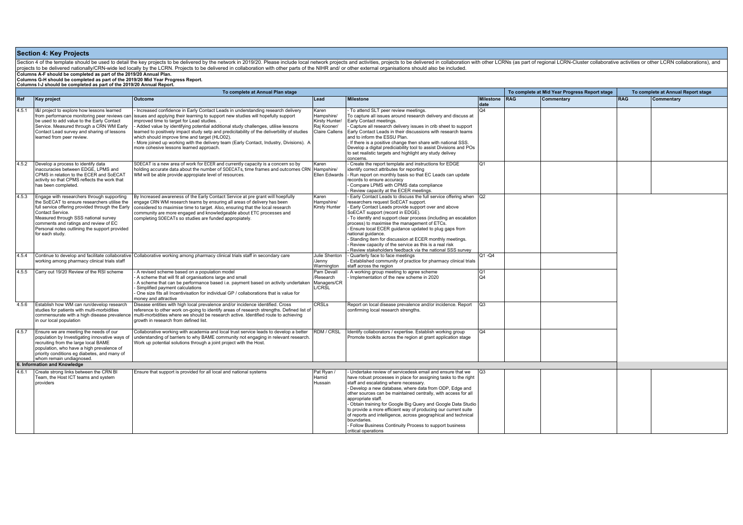## Section 4: Key Projects

Section 4 of the template should be used to detail the key projects to be delivered by the network in 2019/20. Please include local network projects and activities, projects to be delivered in collaboration with other LCRNs (as part of regional LCRN-Cluster collaborative activities or other LCRN collaborations), and projects to be delivered nationally/CRN-wide led locally by the LCRN. Projects to be delivered in collaboration with other parts of the NIHR and/ or other external organisations should also be included.

**Columns A-F should be completed as part of the 2019/20 Annual Plan.**
**Columns G-H should be completed as part of the 2019/20 Mid Year Progress Report.**
**Columns I-J should be completed as part of the 2019/20 Annual Report.**

| To complete at Annual Plan stage | | | | | | To complete at Mid Year Progress Report stage | | To complete at Annual Report stage | |
|---|---|---|---|---|---|---|---|---|---|
| **Ref** | **Key project** | **Outcome** | **Lead** | **Milestone** | **Milestone date** | **RAG** | **Commentary** | **RAG** | **Commentary** |
| 4.5.1 | I&I project to explore how lessons learned from performance monitoring peer reviews can be used to add value to the Early Contact Service. Measured through a CRN WM Early Contact Lead survey and sharing of lessons learned from peer review. | - Increased confidence in Early Contact Leads in understanding research delivery issues and applying their learning to support new studies will hopefully support improved time to target for Lead studies. .<br>- Added value by identifying potential additional study challenges, utilise lessons learned to positively impact study setp and predicitability of the deliverbility of studies which should improve time and target (HLO02).<br>- More joined up working with the delivery team (Early Contact, Industry, Divisions). A more cohesive lessons learned approach. | Karen Hampshire/ Kirsty Hunter/ Raj Kooner/ Claire Callens | - To attend SLT peer review meetings.<br>To capture all issues around research delivery and discuss at Early Contact meetings.<br>- Capture all research delivery issues in crib sheet to support Early Contact Leads in their discussions with research teams and to inform the ESSU Plan.<br>- If there is a positive change then share with national SSS.<br>Develop a digital prediciability tool to assist Divisions and POs to set realistic targets and highlight any study delivery concerns. | Q4 | | | | |
| 4.5.2 | Develop a process to identify data inaccuracies between EDGE, LPMS and CPMS in relation to the ECER and SoECAT activity so that CPMS reflects the work that has been completed. | SOECAT is a new area of work for ECER and currently capacity is a concern so by holding accurate data about the number of SOECATs, time frames and outcomes CRN WM will be able provide appropiate level of resources. | Karen Hampshire/ Ellen Edwards | - Create the report template and instructions for EDGE identify correct attributes for reporting<br>- Run report on monthly basis so that EC Leads can update records to ensure accuracy<br>- Compare LPMS with CPMS data compliance<br>- Review capacity at the ECER meetings. | Q1 | | | | |
| 4.5.3 | Engage with researchers through supporting the SoECAT to ensure researchers utilise the full service offering provided through the Early Contact Service.<br>Measured through SSS national survey comments and ratings and review of EC Personal notes outlining the support provided for each study. | By Increased awareness of the Early Contact Service at pre grant will hoepfully engage CRN WM research teams by ensuring all areas of delivery has been considered to maximise time to target. Also, ensuring that the local research community are more engaged and knowledgeable about ETC processes and completing SOECATs so studies are funded appropiately. | Karen Hampshire/ Kirsty Hunter | - Early Contact Leads to discuss the full service offering when researchers request SoECAT support.<br>- Early Contact Leads provide support over and above SoECAT support (record in EDGE).<br>- To identify and support clear process (including an escalation process) to maximise the management of ETCs.<br>- Ensure local ECER guidance updated to plug gaps from national guidance.<br>- Standing item for discussion at ECER monthly meetings.<br>- Review capacity of the service as this is a real risk<br>- Review stakeholders feedback via the national SSS survey | Q2 | | | | |
| 4.5.4 | Continue to develop and facilitate collaborative working among pharmacy clinical trials staff | Collaborative working among pharmacy clinical trials staff in secondary care | Julie Shenton /Jenny Warmington | - Quarterly face to face meetings<br>- Established community of practice for pharmacy clinical trials staff across the region | Q1 -Q4 | | | | |
| 4.5.5 | Carry out 19/20 Review of the RSI scheme | - A revised scheme based on a population model<br>- A scheme that will fit all organisations large and small<br>- A scheme that can be performance based i.e. payment based on activity undertaken<br>- Simplified payment calculations<br>- One size fits all Incentivisation for individual GP / collaborations that is value for money and attractive | Pam Devall /Research Managers/CR L/CRSL | - A working group meeting to agree scheme<br>- Implementation of the new scheme in 2020 | Q1<br>Q4 | | | | |
| 4.5.6 | Establish how WM can run/develop research studies for patients with multi-morbidities commensurate with a high disease prevalence in our local population | Disease entities with high local prevalence and/or incidence identified. Cross reference to other work on-going to identify areas of research strengths. Defined list of multi-morbidities where we should be research active. Identified route to achieving growth in research from defined list. | CRSLs | Report on local disease prevalence and/or incidence. Report confirming local research strengths. | Q3 | | | | |
| 4.5.7 | Ensure we are meeting the needs of our population by Investigating innovative ways of recruiting from the large local BAME population, who have a high prevalence of priority conditions eg diabetes, and many of whom remain undiagnosed. | Collaborative working with academia and local trust service leads to develop a better understanding of barriers to why BAME community not engaging in relevant research. Work up potential solutions through a joint project with the Host. | RDM / CRSL | Identify collaborators / expertise. Establish working group Promote toolkits across the region at grant application stage | Q4 | | | | |
| **6. Information and Knowledge** | | | | | | | | | |
| 4.6.1 | Create strong links between the CRN BI Team, the Host ICT teams and system providers | Ensure that support is provided for all local and national systems | Pat Ryan / Hamid Hussain | - Undertake review of servicedesk email and ensure that we have robust processes in place for assigning tasks to the right staff and escalating where necessary.<br>- Develop a new database, where data from ODP, Edge and other sources can be maintained centrally, with access for all appropriate staff.<br>- Obtain training for Google Big Query and Google Data Studio to provide a more efficient way of producing our current suite of reports and intelligence, across geographical and technical boundaries.<br>- Follow Business Continuity Process to support business critical operations | Q3 | | | | |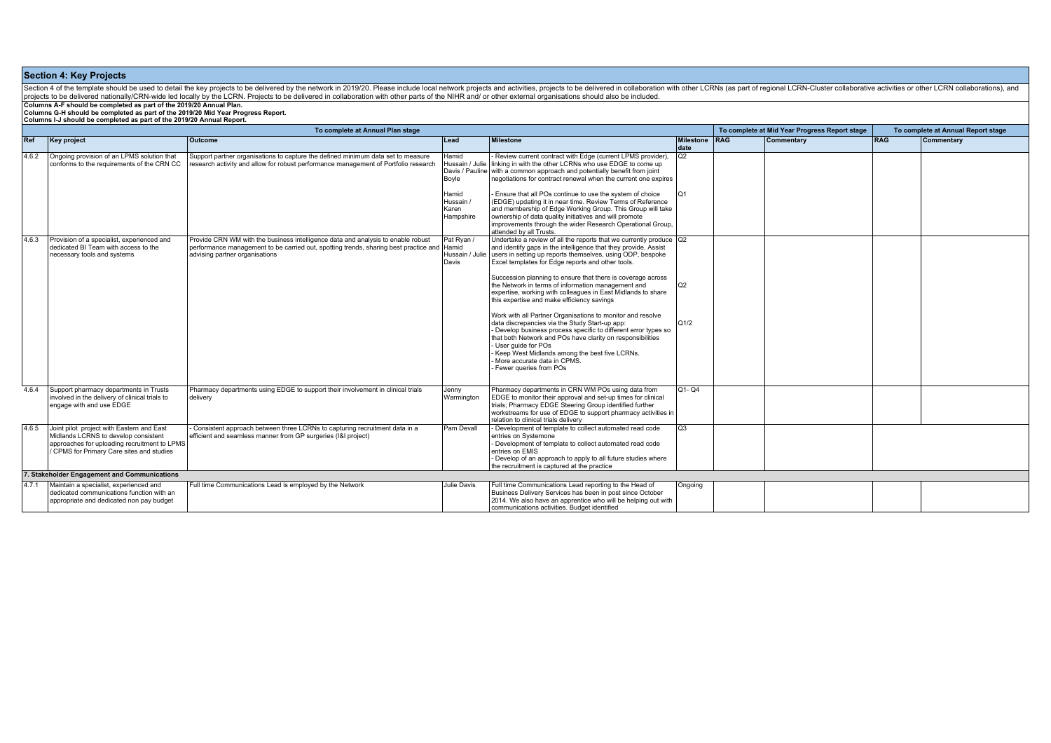## Section 4: Key Projects

Section 4 of the template should be used to detail the key projects to be delivered by the network in 2019/20. Please include local network projects and activities, projects to be delivered in collaboration with other LCRNs (as part of regional LCRN-Cluster collaborative activities or other LCRN collaborations), and projects to be delivered nationally/CRN-wide led locally by the LCRN. Projects to be delivered in collaboration with other parts of the NIHR and/ or other external organisations should also be included.

**Columns A-F should be completed as part of the 2019/20 Annual Plan.**
**Columns G-H should be completed as part of the 2019/20 Mid Year Progress Report.**
**Columns I-J should be completed as part of the 2019/20 Annual Report.**

| To complete at Annual Plan stage | | | | | | To complete at Mid Year Progress Report stage | | To complete at Annual Report stage | |
|---|---|---|---|---|---|---|---|---|---|
| **Ref** | **Key project** | **Outcome** | **Lead** | **Milestone** | **Milestone date** | **RAG** | **Commentary** | **RAG** | **Commentary** |
| 4.6.2 | Ongoing provision of an LPMS solution that conforms to the requirements of the CRN CC | Support partner organisations to capture the defined minimum data set to measure research activity and allow for robust performance management of Portfolio research | Hamid Hussain / Julie Davis / Pauline Boyle | - Review current contract with Edge (current LPMS provider), linking in with the other LCRNs who use EDGE to come up with a common approach and potentially benefit from joint negotiations for contract renewal when the current one expires | Q2 | | | | |
| | | | Hamid Hussain / Karen Hampshire | - Ensure that all POs continue to use the system of choice (EDGE) updating it in near time. Review Terms of Reference and membership of Edge Working Group. This Group will take ownership of data quality initiatives and will promote improvements through the wider Research Operational Group, attended by all Trusts. | Q1 | | | | |
| 4.6.3 | Provision of a specialist, experienced and dedicated BI Team with access to the necessary tools and systems | Provide CRN WM with the business intelligence data and analysis to enable robust performance management to be carried out, spotting trends, sharing best practice and advising partner organisations | Pat Ryan / Hamid Hussain / Julie Davis | Undertake a review of all the reports that we currently produce and identify gaps in the intelligence that they provide. Assist users in setting up reports themselves, using ODP, bespoke Excel templates for Edge reports and other tools. | Q2 | | | | |
| | | | | Succession planning to ensure that there is coverage across the Network in terms of information management and expertise, working with colleagues in East Midlands to share this expertise and make efficiency savings | Q2 | | | | |
| | | | | Work with all Partner Organisations to monitor and resolve data discrepancies via the Study Start-up app:<br>- Develop business process specific to different error types so that both Network and POs have clarity on responsibilities<br>- User guide for POs<br>- Keep West Midlands among the best five LCRNs.<br>- More accurate data in CPMS.<br>- Fewer queries from POs | Q1/2 | | | | |
| 4.6.4 | Support pharmacy departments in Trusts involved in the delivery of clinical trials to engage with and use EDGE | Pharmacy departments using EDGE to support their involvement in clinical trials delivery | Jenny Warmington | Pharmacy departments in CRN WM POs using data from EDGE to monitor their approval and set-up times for clinical trials; Pharmacy EDGE Steering Group identified further workstreams for use of EDGE to support pharmacy activities in relation to clinical trials delivery | Q1- Q4 | | | | |
| 4.6.5 | Joint pilot project with Eastern and East Midlands LCRNS to develop consistent approaches for uploading recruitment to LPMS / CPMS for Primary Care sites and studies | - Consistent approach between three LCRNs to capturing recruitment data in a efficient and seamless manner from GP surgeries (I&I project) | Pam Devall | - Development of template to collect automated read code entries on Systemone<br>- Development of template to collect automated read code entries on EMIS<br>- Develop of an approach to apply to all future studies where the recruitment is captured at the practice | Q3 | | | | |
| **7. Stakeholder Engagement and Communications** | | | | | | | | | |
| 4.7.1 | Maintain a specialist, experienced and dedicated communications function with an appropriate and dedicated non pay budget | Full time Communications Lead is employed by the Network | Julie Davis | Full time Communications Lead reporting to the Head of Business Delivery Services has been in post since October 2014. We also have an apprentice who will be helping out with communications activities. Budget identified | Ongoing | | | | |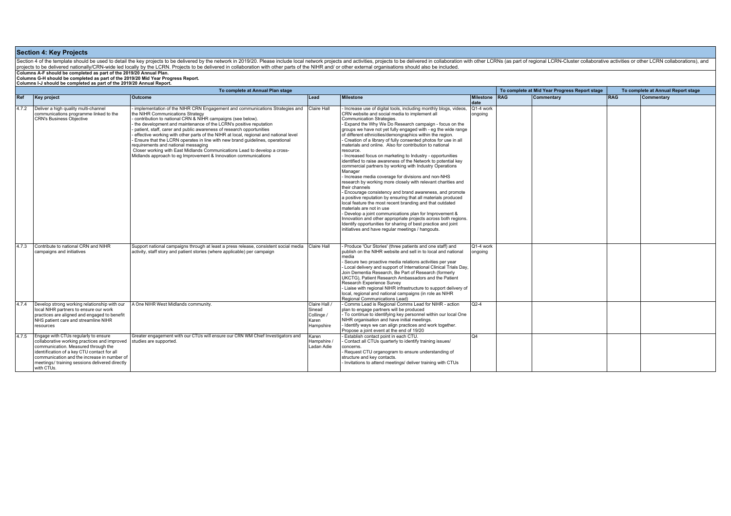## Section 4: Key Projects

Section 4 of the template should be used to detail the key projects to be delivered by the network in 2019/20. Please include local network projects and activities, projects to be delivered in collaboration with other LCRNs (as part of regional LCRN-Cluster collaborative activities or other LCRN collaborations), and projects to be delivered nationally/CRN-wide led locally by the LCRN. Projects to be delivered in collaboration with other parts of the NIHR and/ or other external organisations should also be included.

**Columns A-F should be completed as part of the 2019/20 Annual Plan.**
**Columns G-H should be completed as part of the 2019/20 Mid Year Progress Report.**
**Columns I-J should be completed as part of the 2019/20 Annual Report.**

| To complete at Annual Plan stage | | | | | | To complete at Mid Year Progress Report stage | | To complete at Annual Report stage | |
|---|---|---|---|---|---|---|---|---|---|
| **Ref** | **Key project** | **Outcome** | **Lead** | **Milestone** | **Milestone date** | **RAG** | **Commentary** | **RAG** | **Commentary** |
| 4.7.2 | Deliver a high quality multi-channel communications programme linked to the CRN's Business Objective | - implementation of the NIHR CRN Engagement and communications Strategies and the NIHR Communications Strategy<br>- contribution to national CRN & NIHR campaigns (see below).<br>- the development and maintenance of the LCRN's positive reputation<br>- patient, staff, carer and public awareness of research opportunities<br>- effective working with other parts of the NIHR at local, regional and national level<br>- Ensure that the LCRN operates in line with new brand guidelines, operational requirements and national messaging<br>Closer working with East Midlands Communications Lead to develop a cross-Midlands approach to eg Improvement & Innovation communications | Claire Hall | - Increase use of digital tools, including monthly blogs, videos, CRN website and social media to implement all Communication Strategies.<br>- Expand the Why We Do Research campaign - focus on the groups we have not yet fully engaged with - eg the wide range of different ethnicities/demongraphics within the region.<br>- Creation of a library of fully consented photos for use in all materials and online. Also for contribution to national resource.<br>- Increased focus on marketing to Industry - opportunities identified to raise awareness of the Network to potential key commercial partners by working with Industry Operations Manager<br>- Increase media coverage for divisions and non-NHS research by working more closely with relevant charities and their channels<br>- Encourage consistency and brand awareness, and promote a positive reputation by ensuring that all materials produced local feature the most recent branding and that outdated materials are not in use<br>- Develop a joint communications plan for Improvement & Innovation and other appropriate projects across both regions. Identify opportunities for sharing of best practice and joint initiatives and have regular meetings / hangouts. | Q1-4 work ongoing | | | | |
| 4.7.3 | Contribute to national CRN and NIHR campaigns and initiatives | Support national campaigns through at least a press release, consistent social media activity, staff story and patient stories (where applicable) per campaign | Claire Hall | - Produce 'Our Stories' (three patients and one staff) and publish on the NIHR website and sell in to local and national media<br>- Secure two proactive media relations activities per year<br>- Local delivery and support of International Clinical Trials Day, Join Dementia Research, Be Part of Research (formerly UKCTG), Patient Research Ambassadors and the Patient Research Experience Survey<br>- Liaise with regional NIHR infrastructure to support delivery of local, regional and national campaigns (in role as NIHR Regional Communications Lead) | Q1-4 work ongoing | | | | |
| 4.7.4 | Develop strong working relationship with our local NIHR partners to ensure our work practices are aligned and engaged to benefit NHS patient care and streamline NIHR resources | A One NIHR West Midlands community. | Claire Hall / Sinead Collinge / Karen Hampshire | - Comms Lead is Regional Comms Lead for NIHR - action plan to engage partners will be produced<br>- To continue to identifying key personnel within our local One NIHR organisation and have initial meetings.<br>- Identify ways we can align practices and work together. Propose a joint event at the end of 19/20 | Q2-4 | | | | |
| 4.7.5 | Engage with CTUs regularly to ensure collaborative working practices and improved communication. Measured through the identification of a key CTU contact for all communication and the increase in number of meetings/ training sessions delivered directly with CTUs. | Greater engagement with our CTUs will ensure our CRN WM Chief Investigators and studies are supported. | Karen Hampshire / Ladan Adie | - Establish contact point in each CTU.<br>- Contact all CTUs quarterly to identify training issues/ concerns.<br>- Request CTU organogram to ensure understanding of structure and key contacts.<br>- Invitations to attend meetings/ deliver training with CTUs | Q4 | | | | |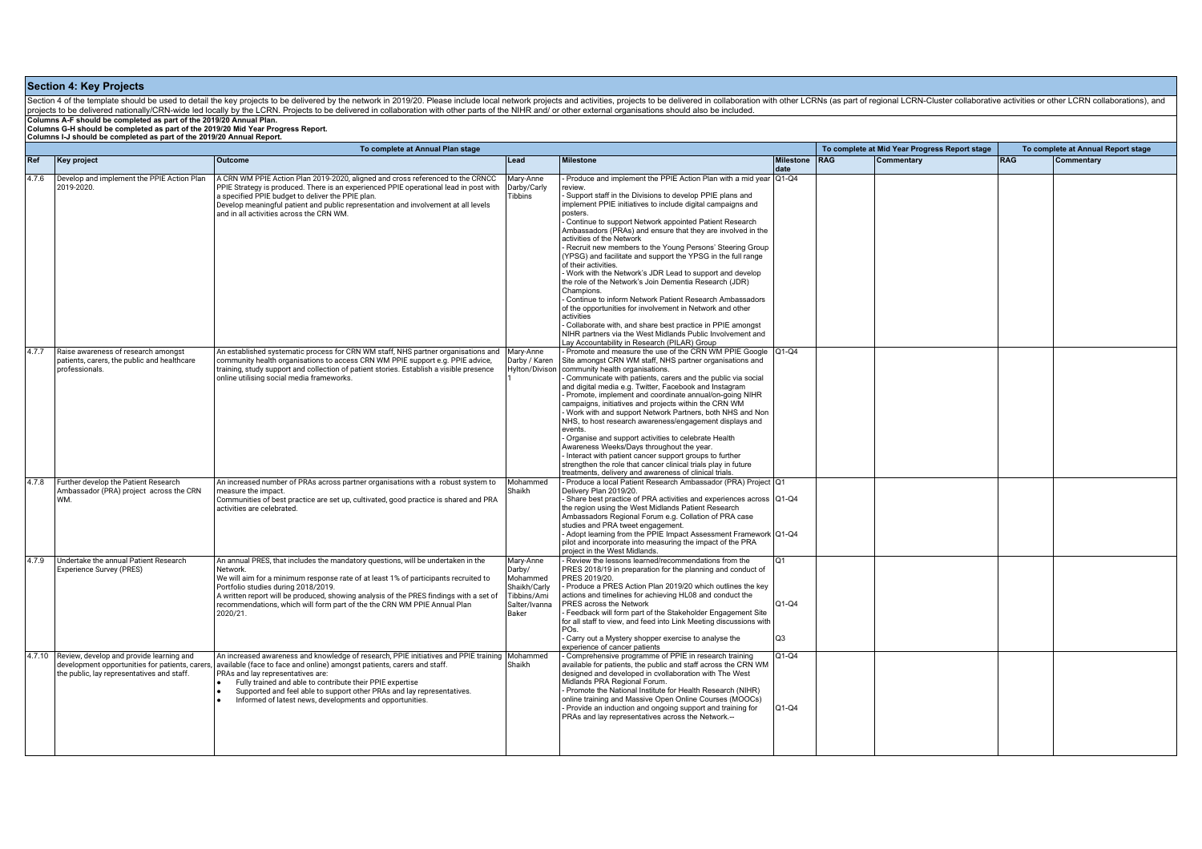## Section 4: Key Projects

Section 4 of the template should be used to detail the key projects to be delivered by the network in 2019/20. Please include local network projects and activities, projects to be delivered in collaboration with other LCRNs (as part of regional LCRN-Cluster collaborative activities or other LCRN collaborations), and projects to be delivered nationally/CRN-wide led locally by the LCRN. Projects to be delivered in collaboration with other parts of the NIHR and/ or other external organisations should also be included.

**Columns A-F should be completed as part of the 2019/20 Annual Plan.**
**Columns G-H should be completed as part of the 2019/20 Mid Year Progress Report.**
**Columns I-J should be completed as part of the 2019/20 Annual Report.**

| To complete at Annual Plan stage | | | | | | To complete at Mid Year Progress Report stage | | To complete at Annual Report stage | |
|---|---|---|---|---|---|---|---|---|---|
| **Ref** | **Key project** | **Outcome** | **Lead** | **Milestone** | **Milestone date** | **RAG** | **Commentary** | **RAG** | **Commentary** |
| 4.7.6 | Develop and implement the PPIE Action Plan 2019-2020. | A CRN WM PPIE Action Plan 2019-2020, aligned and cross referenced to the CRNCC PPIE Strategy is produced. There is an experienced PPIE operational lead in post with a specified PPIE budget to deliver the PPIE plan.<br>Develop meaningful patient and public representation and involvement at all levels and in all activities across the CRN WM. | Mary-Anne Darby/Carly Tibbins | - Produce and implement the PPIE Action Plan with a mid year review.<br>- Support staff in the Divisions to develop PPIE plans and implement PPIE initiatives to include digital campaigns and posters.<br>- Continue to support Network appointed Patient Research Ambassadors (PRAs) and ensure that they are involved in the activities of the Network<br>- Recruit new members to the Young Persons' Steering Group (YPSG) and facilitate and support the YPSG in the full range of their activities.<br>- Work with the Network's JDR Lead to support and develop the role of the Network's Join Dementia Research (JDR) Champions.<br>- Continue to inform Network Patient Research Ambassadors of the opportunities for involvement in Network and other activities<br>- Collaborate with, and share best practice in PPIE amongst NIHR partners via the West Midlands Public Involvement and Lay Accountability in Research (PILAR) Group | Q1-Q4 | | | | |
| 4.7.7 | Raise awareness of research amongst patients, carers, the public and healthcare professionals. | An established systematic process for CRN WM staff, NHS partner organisations and community health organisations to access CRN WM PPIE support e.g. PPIE advice, training, study support and collection of patient stories. Establish a visible presence online utilising social media frameworks. | Mary-Anne Darby / Karen Hylton/Divison 1 | - Promote and measure the use of the CRN WM PPIE Google Site amongst CRN WM staff, NHS partner organisations and community health organisations.<br>- Communicate with patients, carers and the public via social and digital media e.g. Twitter, Facebook and Instagram<br>- Promote, implement and coordinate annual/on-going NIHR campaigns, initiatives and projects within the CRN WM<br>- Work with and support Network Partners, both NHS and Non NHS, to host research awareness/engagement displays and events.<br>- Organise and support activities to celebrate Health Awareness Weeks/Days throughout the year.<br>- Interact with patient cancer support groups to further strengthen the role that cancer clinical trials play in future treatments, delivery and awareness of clinical trials. | Q1-Q4 | | | | |
| 4.7.8 | Further develop the Patient Research Ambassador (PRA) project across the CRN WM. | An increased number of PRAs across partner organisations with a robust system to measure the impact.<br>Communities of best practice are set up, cultivated, good practice is shared and PRA activities are celebrated. | Mohammed Shaikh | - Produce a local Patient Research Ambassador (PRA) Project Delivery Plan 2019/20.<br>- Share best practice of PRA activities and experiences across the region using the West Midlands Patient Research Ambassadors Regional Forum e.g. Collation of PRA case studies and PRA tweet engagement.<br>- Adopt learning from the PPIE Impact Assessment Framework pilot and incorporate into measuring the impact of the PRA project in the West Midlands. | Q1<br>Q1-Q4<br>Q1-Q4 | | | | |
| 4.7.9 | Undertake the annual Patient Research Experience Survey (PRES) | An annual PRES, that includes the mandatory questions, will be undertaken in the Network.<br>We will aim for a minimum response rate of at least 1% of participants recruited to Portfolio studies during 2018/2019.<br>A written report will be produced, showing analysis of the PRES findings with a set of recommendations, which will form part of the the CRN WM PPIE Annual Plan 2020/21. | Mary-Anne Darby/ Mohammed Shaikh/Carly Tibbins/Ami Salter/Ivanna Baker | - Review the lessons learned/recommendations from the PRES 2018/19 in preparation for the planning and conduct of PRES 2019/20.<br>- Produce a PRES Action Plan 2019/20 which outlines the key actions and timelines for achieving HL08 and conduct the PRES across the Network<br>- Feedback will form part of the Stakeholder Engagement Site for all staff to view, and feed into Link Meeting discussions with POs.<br>- Carry out a Mystery shopper exercise to analyse the experience of cancer patients | Q1<br>Q1-Q4<br>Q3 | | | | |
| 4.7.10 | Review, develop and provide learning and development opportunities for patients, carers, the public, lay representatives and staff. | An increased awareness and knowledge of research, PPIE initiatives and PPIE training available (face to face and online) amongst patients, carers and staff.<br>PRAs and lay representatives are:<br>• Fully trained and able to contribute their PPIE expertise<br>• Supported and feel able to support other PRAs and lay representatives.<br>• Informed of latest news, developments and opportunities. | Mohammed Shaikh | - Comprehensive programme of PPIE in research training available for patients, the public and staff across the CRN WM designed and developed in cvollaboration with The West Midlands PRA Regional Forum.<br>- Promote the National Institute for Health Research (NIHR) online training and Massive Open Online Courses (MOOCs)<br>- Provide an induction and ongoing support and training for PRAs and lay representatives across the Network.-- | Q1-Q4<br>Q1-Q4 | | | | |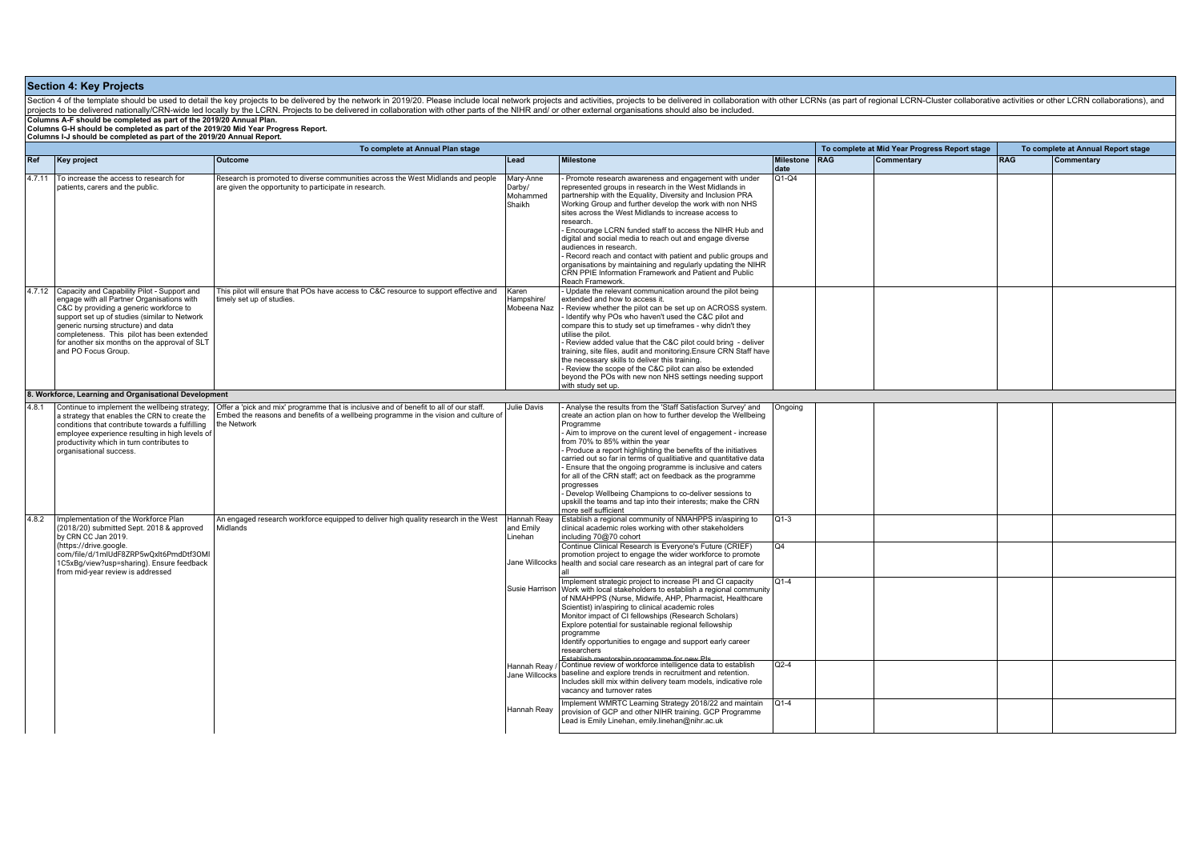## Section 4: Key Projects

Section 4 of the template should be used to detail the key projects to be delivered by the network in 2019/20. Please include local network projects and activities, projects to be delivered in collaboration with other LCRNs (as part of regional LCRN-Cluster collaborative activities or other LCRN collaborations), and projects to be delivered nationally/CRN-wide led locally by the LCRN. Projects to be delivered in collaboration with other parts of the NIHR and/ or other external organisations should also be included.

**Columns A-F should be completed as part of the 2019/20 Annual Plan.**
**Columns G-H should be completed as part of the 2019/20 Mid Year Progress Report.**
**Columns I-J should be completed as part of the 2019/20 Annual Report.**

| To complete at Annual Plan stage | | | | | | To complete at Mid Year Progress Report stage | | To complete at Annual Report stage | |
|---|---|---|---|---|---|---|---|---|---|
| **Ref** | **Key project** | **Outcome** | **Lead** | **Milestone** | **Milestone date** | **RAG** | **Commentary** | **RAG** | **Commentary** |
| 4.7.11 | To increase the access to research for patients, carers and the public. | Research is promoted to diverse communities across the West Midlands and people are given the opportunity to participate in research. | Mary-Anne Darby/ Mohammed Shaikh | - Promote research awareness and engagement with under represented groups in research in the West Midlands in partnership with the Equality, Diversity and Inclusion PRA Working Group and further develop the work with non NHS sites across the West Midlands to increase access to research.<br>- Encourage LCRN funded staff to access the NIHR Hub and digital and social media to reach out and engage diverse audiences in research.<br>- Record reach and contact with patient and public groups and organisations by maintaining and regularly updating the NIHR CRN PPIE Information Framework and Patient and Public Reach Framework. | Q1-Q4 | | | | |
| 4.7.12 | Capacity and Capability Pilot - Support and engage with all Partner Organisations with C&C by providing a generic workforce to support set up of studies (similar to Network generic nursing structure) and data completeness. This pilot has been extended for another six months on the approval of SLT and PO Focus Group. | This pilot will ensure that POs have access to C&C resource to support effective and timely set up of studies. | Karen Hampshire/ Mobeena Naz | - Update the relevant communication around the pilot being extended and how to access it.<br>- Review whether the pilot can be set up on ACROSS system.<br>- Identify why POs who haven't used the C&C pilot and compare this to study set up timeframes - why didn't they utilise the pilot.<br>- Review added value that the C&C pilot could bring - deliver training, site files, audit and monitoring.Ensure CRN Staff have the necessary skills to deliver this training.<br>- Review the scope of the C&C pilot can also be extended beyond the POs with new non NHS settings needing support with study set up. | | | | | |
| **8. Workforce, Learning and Organisational Development** | | | | | | | | | |
| 4.8.1 | Continue to implement the wellbeing strategy; a strategy that enables the CRN to create the conditions that contribute towards a fulfilling employee experience resulting in high levels of productivity which in turn contributes to organisational success. | Offer a 'pick and mix' programme that is inclusive and of benefit to all of our staff. Embed the reasons and benefits of a wellbeing programme in the vision and culture of the Network | Julie Davis | - Analyse the results from the 'Staff Satisfaction Survey' and create an action plan on how to further develop the Wellbeing Programme<br>- Aim to improve on the curent level of engagement - increase from 70% to 85% within the year<br>- Produce a report highlighting the benefits of the initiatives carried out so far in terms of qualitiative and quantitative data<br>- Ensure that the ongoing programme is inclusive and caters for all of the CRN staff; act on feedback as the programme progresses<br>- Develop Wellbeing Champions to co-deliver sessions to upskill the teams and tap into their interests; make the CRN more self sufficient | Ongoing | | | | |
| 4.8.2 | Implementation of the Workforce Plan (2018/20) submitted Sept. 2018 & approved by CRN CC Jan 2019. (https://drive.google.com/file/d/1mlUdF8ZRP5wQxlt6PmdDtf3OMl1C5xBg/view?usp=sharing). Ensure feedback from mid-year review is addressed | An engaged research workforce equipped to deliver high quality research in the West Midlands | Hannah Reay and Emily Linehan | Establish a regional community of NMAHPPS in/aspiring to clinical academic roles working with other stakeholders including 70@70 cohort | Q1-3 | | | | |
| | | | Jane Willcocks | Continue Clinical Research is Everyone's Future (CRIEF) promotion project to engage the wider workforce to promote health and social care research as an integral part of care for all | Q4 | | | | |
| | | | Susie Harrison | Implement strategic project to increase PI and CI capacity Work with local stakeholders to establish a regional community of NMAHPPS (Nurse, Midwife, AHP, Pharmacist, Healthcare Scientist) in/aspiring to clinical academic roles<br>Monitor impact of CI fellowships (Research Scholars)<br>Explore potential for sustainable regional fellowship programme<br>Identify opportunities to engage and support early career researchers<br>Establish mentorship programme for new PIs | Q1-4 | | | | |
| | | | Hannah Reay / Jane Willcocks | Continue review of workforce intelligence data to establish baseline and explore trends in recruitment and retention. Includes skill mix within delivery team models, indicative role vacancy and turnover rates | Q2-4 | | | | |
| | | | Hannah Reay | Implement WMRTC Learning Strategy 2018/22 and maintain provision of GCP and other NIHR training. GCP Programme Lead is Emily Linehan, emily.linehan@nihr.ac.uk | Q1-4 | | | | |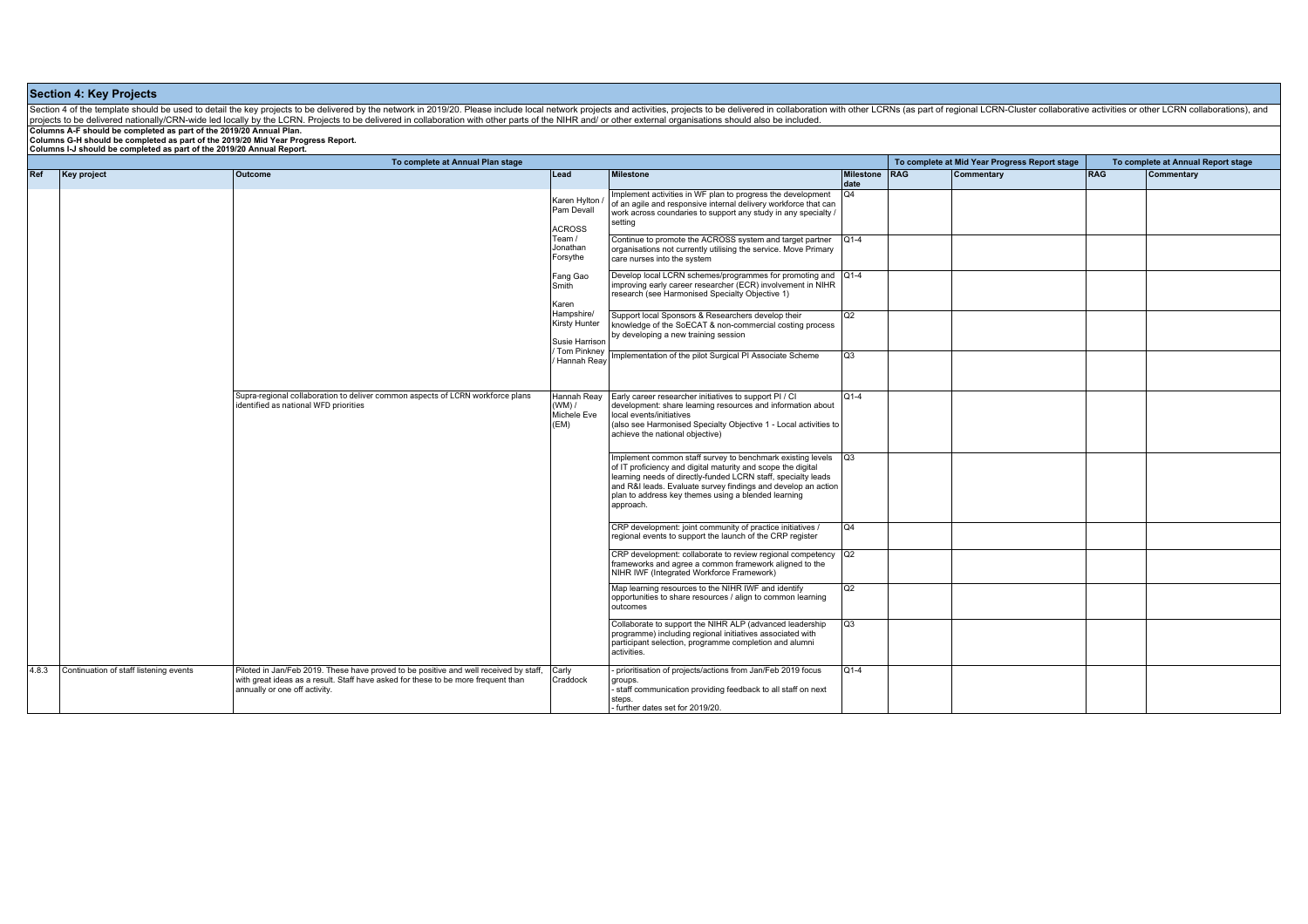## Section 4: Key Projects

Section 4 of the template should be used to detail the key projects to be delivered by the network in 2019/20. Please include local network projects and activities, projects to be delivered in collaboration with other LCRNs (as part of regional LCRN-Cluster collaborative activities or other LCRN collaborations), and projects to be delivered nationally/CRN-wide led locally by the LCRN. Projects to be delivered in collaboration with other parts of the NIHR and/ or other external organisations should also be included.

**Columns A-F should be completed as part of the 2019/20 Annual Plan.**
**Columns G-H should be completed as part of the 2019/20 Mid Year Progress Report.**
**Columns I-J should be completed as part of the 2019/20 Annual Report.**

| To complete at Annual Plan stage | | | | | | To complete at Mid Year Progress Report stage | | To complete at Annual Report stage | |
|---|---|---|---|---|---|---|---|---|---|
| **Ref** | **Key project** | **Outcome** | **Lead** | **Milestone** | **Milestone date** | **RAG** | **Commentary** | **RAG** | **Commentary** |
| | | | Karen Hylton / Pam Devall | Implement activities in WF plan to progress the development of an agile and responsive internal delivery workforce that can work across coundaries to support any study in any specialty / setting | Q4 | | | | |
| | | | ACROSS Team / Jonathan Forsythe | Continue to promote the ACROSS system and target partner organisations not currently utilising the service. Move Primary care nurses into the system | Q1-4 | | | | |
| | | | Fang Gao Smith | Develop local LCRN schemes/programmes for promoting and improving early career researcher (ECR) involvement in NIHR research (see Harmonised Specialty Objective 1) | Q1-4 | | | | |
| | | | Karen Hampshire/ Kirsty Hunter | Support local Sponsors & Researchers develop their knowledge of the SoECAT & non-commercial costing process by developing a new training session | Q2 | | | | |
| | | | Susie Harrison / Tom Pinkney / Hannah Reay | Implementation of the pilot Surgical PI Associate Scheme | Q3 | | | | |
| | | Supra-regional collaboration to deliver common aspects of LCRN workforce plans identified as national WFD priorities | Hannah Reay (WM) / Michele Eve (EM) | Early career researcher initiatives to support PI / CI development: share learning resources and information about local events/initiatives<br>(also see Harmonised Specialty Objective 1 - Local activities to achieve the national objective) | Q1-4 | | | | |
| | | | | Implement common staff survey to benchmark existing levels of IT proficiency and digital maturity and scope the digital learning needs of directly-funded LCRN staff, specialty leads and R&I leads. Evaluate survey findings and develop an action plan to address key themes using a blended learning approach. | Q3 | | | | |
| | | | | CRP development: joint community of practice initiatives / regional events to support the launch of the CRP register | Q4 | | | | |
| | | | | CRP development: collaborate to review regional competency frameworks and agree a common framework aligned to the NIHR IWF (Integrated Workforce Framework) | Q2 | | | | |
| | | | | Map learning resources to the NIHR IWF and identify opportunities to share resources / align to common learning outcomes | Q2 | | | | |
| | | | | Collaborate to support the NIHR ALP (advanced leadership programme) including regional initiatives associated with participant selection, programme completion and alumni activities. | Q3 | | | | |
| 4.8.3 | Continuation of staff listening events | Piloted in Jan/Feb 2019. These have proved to be positive and well received by staff, with great ideas as a result. Staff have asked for these to be more frequent than annually or one off activity. | Carly Craddock | - prioritisation of projects/actions from Jan/Feb 2019 focus groups.<br>- staff communication providing feedback to all staff on next steps.<br>- further dates set for 2019/20. | Q1-4 | | | | |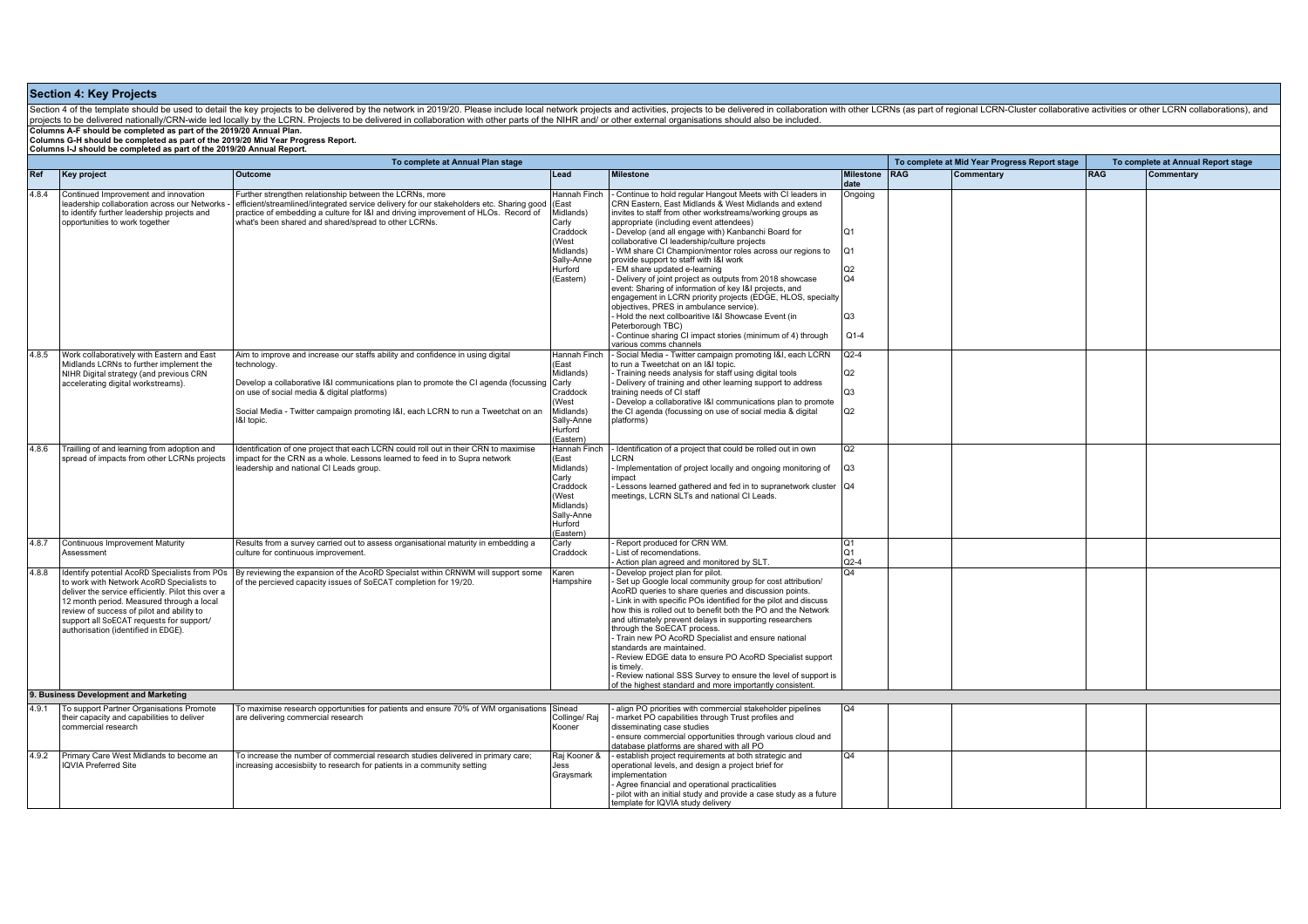## Section 4: Key Projects

Section 4 of the template should be used to detail the key projects to be delivered by the network in 2019/20. Please include local network projects and activities, projects to be delivered in collaboration with other LCRNs (as part of regional LCRN-Cluster collaborative activities or other LCRN collaborations), and projects to be delivered nationally/CRN-wide led locally by the LCRN. Projects to be delivered in collaboration with other parts of the NIHR and/ or other external organisations should also be included.

**Columns A-F should be completed as part of the 2019/20 Annual Plan.**
**Columns G-H should be completed as part of the 2019/20 Mid Year Progress Report.**
**Columns I-J should be completed as part of the 2019/20 Annual Report.**

| To complete at Annual Plan stage | | | | | | To complete at Mid Year Progress Report stage | | To complete at Annual Report stage | |
|---|---|---|---|---|---|---|---|---|---|
| **Ref** | **Key project** | **Outcome** | **Lead** | **Milestone** | **Milestone date** | **RAG** | **Commentary** | **RAG** | **Commentary** |
| 4.8.4 | Continued Improvement and innovation leadership collaboration across our Networks - to identify further leadership projects and opportunities to work together | Further strengthen relationship between the LCRNs, more efficient/streamlined/integrated service delivery for our stakeholders etc. Sharing good practice of embedding a culture for I&I and driving improvement of HLOs. Record of what's been shared and shared/spread to other LCRNs. | Hannah Finch (East Midlands) Carly Craddock (West Midlands) Sally-Anne Hurford (Eastern) | - Continue to hold regular Hangout Meets with CI leaders in CRN Eastern, East Midlands & West Midlands and extend invites to staff from other workstreams/working groups as appropriate (including event attendees)<br>- Develop (and all engage with) Kanbanchi Board for collaborative CI leadership/culture projects<br>- WM share CI Champion/mentor roles across our regions to provide support to staff with I&I work<br>- EM share updated e-learning<br>- Delivery of joint project as outputs from 2018 showcase event: Sharing of information of key I&I projects, and engagement in LCRN priority projects (EDGE, HLOS, specialty objectives, PRES in ambulance service).<br>- Hold the next collboaritive I&I Showcase Event (in Peterborough TBC)<br>- Continue sharing CI impact stories (minimum of 4) through various comms channels | Ongoing<br><br><br>Q1<br><br>Q1<br><br>Q2<br>Q4<br><br><br><br>Q3<br><br>Q1-4 | | | | |
| 4.8.5 | Work collaboratively with Eastern and East Midlands LCRNs to further implement the NIHR Digital strategy (and previous CRN accelerating digital workstreams). | Aim to improve and increase our staffs ability and confidence in using digital technology.<br><br>Develop a collaborative I&I communications plan to promote the CI agenda (focussing on use of social media & digital platforms)<br><br>Social Media - Twitter campaign promoting I&I, each LCRN to run a Tweetchat on an I&I topic. | Hannah Finch (East Midlands) Carly Craddock (West Midlands) Sally-Anne Hurford (Eastern) | - Social Media - Twitter campaign promoting I&I, each LCRN to run a Tweetchat on an I&I topic.<br>- Training needs analysis for staff using digital tools<br>- Delivery of training and other learning support to address training needs of CI staff<br>- Develop a collaborative I&I communications plan to promote the CI agenda (focussing on use of social media & digital platforms) | Q2-4<br><br>Q2<br>Q3<br><br>Q2 | | | | |
| 4.8.6 | Trailling of and learning from adoption and spread of impacts from other LCRNs projects | Identification of one project that each LCRN could roll out in their CRN to maximise impact for the CRN as a whole. Lessons learned to feed in to Supra network leadership and national CI Leads group. | Hannah Finch (East Midlands) Carly Craddock (West Midlands) Sally-Anne Hurford (Eastern) | - Identification of a project that could be rolled out in own LCRN<br>- Implementation of project locally and ongoing monitoring of impact<br>- Lessons learned gathered and fed in to supranetwork cluster meetings, LCRN SLTs and national CI Leads. | Q2<br><br>Q3<br><br>Q4 | | | | |
| 4.8.7 | Continuous Improvement Maturity Assessment | Results from a survey carried out to assess organisational maturity in embedding a culture for continuous improvement. | Carly Craddock | - Report produced for CRN WM.<br>- List of recomendations.<br>- Action plan agreed and monitored by SLT. | Q1<br>Q1<br>Q2-4 | | | | |
| 4.8.8 | Identify potential AcoRD Specialists from POs to work with Network AcoRD Specialists to deliver the service efficiently. Pilot this over a 12 month period. Measured through a local review of success of pilot and ability to support all SoECAT requests for support/ authorisation (identified in EDGE). | By reviewing the expansion of the AcoRD Specialst within CRNWM will support some of the percieved capacity issues of SoECAT completion for 19/20. | Karen Hampshire | - Develop project plan for pilot.<br>- Set up Google local community group for cost attribution/ AcoRD queries to share queries and discussion points.<br>- Link in with specific POs identified for the pilot and discuss how this is rolled out to benefit both the PO and the Network and ultimately prevent delays in supporting researchers through the SoECAT process.<br>- Train new PO AcoRD Specialist and ensure national standards are maintained.<br>- Review EDGE data to ensure PO AcoRD Specialist support is timely.<br>- Review national SSS Survey to ensure the level of support is of the highest standard and more importantly consistent. | Q4 | | | | |
| **9. Business Development and Marketing** | | | | | | | | | |
| 4.9.1 | To support Partner Organisations Promote their capacity and capabilities to deliver commercial research | To maximise research opportunities for patients and ensure 70% of WM organisations are delivering commercial research | Sinead Collinge/ Raj Kooner | - align PO priorities with commercial stakeholder pipelines<br>- market PO capabilities through Trust profiles and disseminating case studies<br>- ensure commercial opportunities through various cloud and database platforms are shared with all PO | Q4 | | | | |
| 4.9.2 | Primary Care West Midlands to become an IQVIA Preferred Site | To increase the number of commercial research studies delivered in primary care; increasing accesisbiity to research for patients in a community setting | Raj Kooner & Jess Graysmark | - establish project requirements at both strategic and operational levels, and design a project brief for implementation<br>- Agree financial and operational practicalities<br>- pilot with an initial study and provide a case study as a future template for IQVIA study delivery | Q4 | | | | |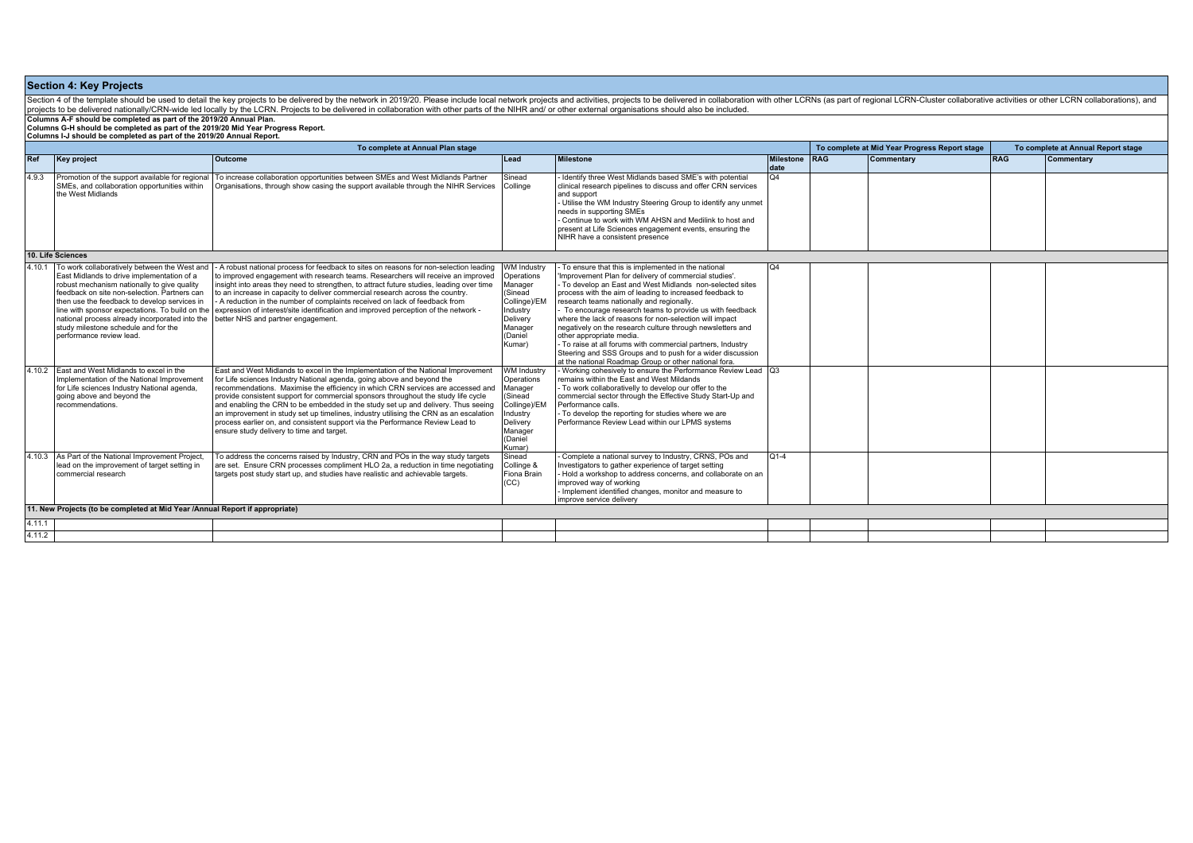## Section 4: Key Projects

Section 4 of the template should be used to detail the key projects to be delivered by the network in 2019/20. Please include local network projects and activities, projects to be delivered in collaboration with other LCRNs (as part of regional LCRN-Cluster collaborative activities or other LCRN collaborations), and projects to be delivered nationally/CRN-wide led locally by the LCRN. Projects to be delivered in collaboration with other parts of the NIHR and/ or other external organisations should also be included.

**Columns A-F should be completed as part of the 2019/20 Annual Plan.**
**Columns G-H should be completed as part of the 2019/20 Mid Year Progress Report.**
**Columns I-J should be completed as part of the 2019/20 Annual Report.**

| To complete at Annual Plan stage | | | | | | To complete at Mid Year Progress Report stage | | To complete at Annual Report stage | |
|---|---|---|---|---|---|---|---|---|---|
| **Ref** | **Key project** | **Outcome** | **Lead** | **Milestone** | **Milestone date** | **RAG** | **Commentary** | **RAG** | **Commentary** |
| 4.9.3 | Promotion of the support available for regional SMEs, and collaboration opportunities within the West Midlands | To increase collaboration opportunities between SMEs and West Midlands Partner Organisations, through show casing the support available through the NIHR Services | Sinead Collinge | - Identify three West Midlands based SME's with potential clinical research pipelines to discuss and offer CRN services and support<br>- Utilise the WM Industry Steering Group to identify any unmet needs in supporting SMEs<br>- Continue to work with WM AHSN and Medilink to host and present at Life Sciences engagement events, ensuring the NIHR have a consistent presence | Q4 | | | | |
| **10. Life Sciences** | | | | | | | | | |
| 4.10.1 | To work collaboratively between the West and East Midlands to drive implementation of a robust mechanism nationally to give quality feedback on site non-selection. Partners can then use the feedback to develop services in line with sponsor expectations. To build on the national process already incorporated into the study milestone schedule and for the performance review lead. | - A robust national process for feedback to sites on reasons for non-selection leading to improved engagement with research teams. Researchers will receive an improved insight into areas they need to strengthen, to attract future studies, leading over time to an increase in capacity to deliver commercial research across the country.<br>- A reduction in the number of complaints received on lack of feedback from expression of interest/site identification and improved perception of the network - better NHS and partner engagement. | WM Industry Operations Manager (Sinead Collinge)/EM Industry Delivery Manager (Daniel Kumar) | - To ensure that this is implemented in the national 'Improvement Plan for delivery of commercial studies'.<br>- To develop an East and West Midlands non-selected sites process with the aim of leading to increased feedback to research teams nationally and regionally.<br>- To encourage research teams to provide us with feedback where the lack of reasons for non-selection will impact negatively on the research culture through newsletters and other appropriate media.<br>- To raise at all forums with commercial partners, Industry Steering and SSS Groups and to push for a wider discussion at the national Roadmap Group or other national fora. | Q4 | | | | |
| 4.10.2 | East and West Midlands to excel in the Implementation of the National Improvement for Life sciences Industry National agenda, going above and beyond the recommendations. | East and West Midlands to excel in the Implementation of the National Improvement for Life sciences Industry National agenda, going above and beyond the recommendations. Maximise the efficiency in which CRN services are accessed and provide consistent support for commercial sponsors throughout the study life cycle and enabling the CRN to be embedded in the study set up and delivery. Thus seeing an improvement in study set up timelines, industry utilising the CRN as an escalation process earlier on, and consistent support via the Performance Review Lead to ensure study delivery to time and target. | WM Industry Operations Manager (Sinead Collinge)/EM Industry Delivery Manager (Daniel Kumar) | - Working cohesively to ensure the Performance Review Lead remains within the East and West Mildands<br>- To work collaborativelly to develop our offer to the commercial sector through the Effective Study Start-Up and Performance calls.<br>- To develop the reporting for studies where we are Performance Review Lead within our LPMS systems | Q3 | | | | |
| 4.10.3 | As Part of the National Improvement Project, lead on the improvement of target setting in commercial research | To address the concerns raised by Industry, CRN and POs in the way study targets are set. Ensure CRN processes compliment HLO 2a, a reduction in time negotiating targets post study start up, and studies have realistic and achievable targets. | Sinead Collinge & Fiona Brain (CC) | - Complete a national survey to Industry, CRNS, POs and Investigators to gather experience of target setting<br>- Hold a workshop to address concerns, and collaborate on an improved way of working<br>- Implement identified changes, monitor and measure to improve service delivery | Q1-4 | | | | |
| **11. New Projects (to be completed at Mid Year /Annual Report if appropriate)** | | | | | | | | | |
| 4.11.1 | | | | | | | | | |
| 4.11.2 | | | | | | | | | |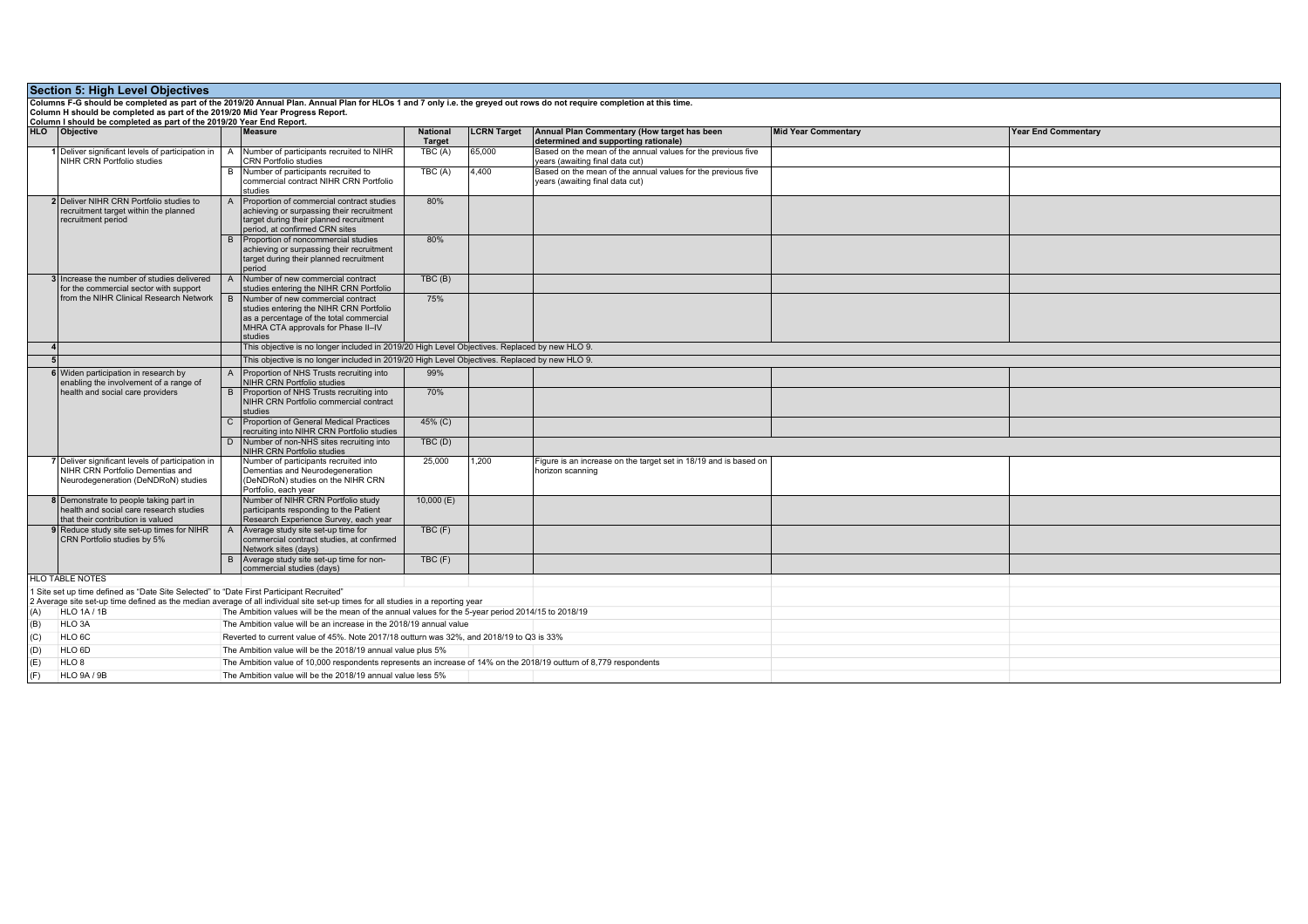## Section 5: High Level Objectives

**Columns F-G should be completed as part of the 2019/20 Annual Plan. Annual Plan for HLOs 1 and 7 only i.e. the greyed out rows do not require completion at this time.**
**Column H should be completed as part of the 2019/20 Mid Year Progress Report.**
**Column I should be completed as part of the 2019/20 Year End Report.**

| HLO | Objective | | Measure | National Target | LCRN Target | Annual Plan Commentary (How target has been determined and supporting rationale) | Mid Year Commentary | Year End Commentary |
|---|---|---|---|---|---|---|---|---|
| 1 | Deliver significant levels of participation in NIHR CRN Portfolio studies | A | Number of participants recruited to NIHR CRN Portfolio studies | TBC (A) | 65,000 | Based on the mean of the annual values for the previous five years (awaiting final data cut) | | |
| | | B | Number of participants recruited to commercial contract NIHR CRN Portfolio studies | TBC (A) | 4,400 | Based on the mean of the annual values for the previous five years (awaiting final data cut) | | |
| 2 | Deliver NIHR CRN Portfolio studies to recruitment target within the planned recruitment period | A | Proportion of commercial contract studies achieving or surpassing their recruitment target during their planned recruitment period, at confirmed CRN sites | 80% | | | | |
| | | B | Proportion of noncommercial studies achieving or surpassing their recruitment target during their planned recruitment period | 80% | | | | |
| 3 | Increase the number of studies delivered for the commercial sector with support from the NIHR Clinical Research Network | A | Number of new commercial contract studies entering the NIHR CRN Portfolio | TBC (B) | | | | |
| | | B | Number of new commercial contract studies entering the NIHR CRN Portfolio as a percentage of the total commercial MHRA CTA approvals for Phase II–IV studies | 75% | | | | |
| 4 | | | This objective is no longer included in 2019/20 High Level Objectives. Replaced by new HLO 9. | | | | | |
| 5 | | | This objective is no longer included in 2019/20 High Level Objectives. Replaced by new HLO 9. | | | | | |
| 6 | Widen participation in research by enabling the involvement of a range of health and social care providers | A | Proportion of NHS Trusts recruiting into NIHR CRN Portfolio studies | 99% | | | | |
| | | B | Proportion of NHS Trusts recruiting into NIHR CRN Portfolio commercial contract studies | 70% | | | | |
| | | C | Proportion of General Medical Practices recruiting into NIHR CRN Portfolio studies | 45% (C) | | | | |
| | | D | Number of non-NHS sites recruiting into NIHR CRN Portfolio studies | TBC (D) | | | | |
| 7 | Deliver significant levels of participation in NIHR CRN Portfolio Dementias and Neurodegeneration (DeNDRoN) studies | | Number of participants recruited into Dementias and Neurodegeneration (DeNDRoN) studies on the NIHR CRN Portfolio, each year | 25,000 | 1,200 | Figure is an increase on the target set in 18/19 and is based on horizon scanning | | |
| 8 | Demonstrate to people taking part in health and social care research studies that their contribution is valued | | Number of NIHR CRN Portfolio study participants responding to the Patient Research Experience Survey, each year | 10,000 (E) | | | | |
| 9 | Reduce study site set-up times for NIHR CRN Portfolio studies by 5% | A | Average study site set-up time for commercial contract studies, at confirmed Network sites (days) | TBC (F) | | | | |
| | | B | Average study site set-up time for non-commercial studies (days) | TBC (F) | | | | |

**HLO TABLE NOTES**

1 Site set up time defined as "Date Site Selected" to "Date First Participant Recruited"
2 Average site set-up time defined as the median average of all individual site set-up times for all studies in a reporting year

| | | |
|---|---|---|
| (A) | HLO 1A / 1B | The Ambition values will be the mean of the annual values for the 5-year period 2014/15 to 2018/19 |
| (B) | HLO 3A | The Ambition value will be an increase in the 2018/19 annual value |
| (C) | HLO 6C | Reverted to current value of 45%. Note 2017/18 outturn was 32%, and 2018/19 to Q3 is 33% |
| (D) | HLO 6D | The Ambition value will be the 2018/19 annual value plus 5% |
| (E) | HLO 8 | The Ambition value of 10,000 respondents represents an increase of 14% on the 2018/19 outturn of 8,779 respondents |
| (F) | HLO 9A / 9B | The Ambition value will be the 2018/19 annual value less 5% |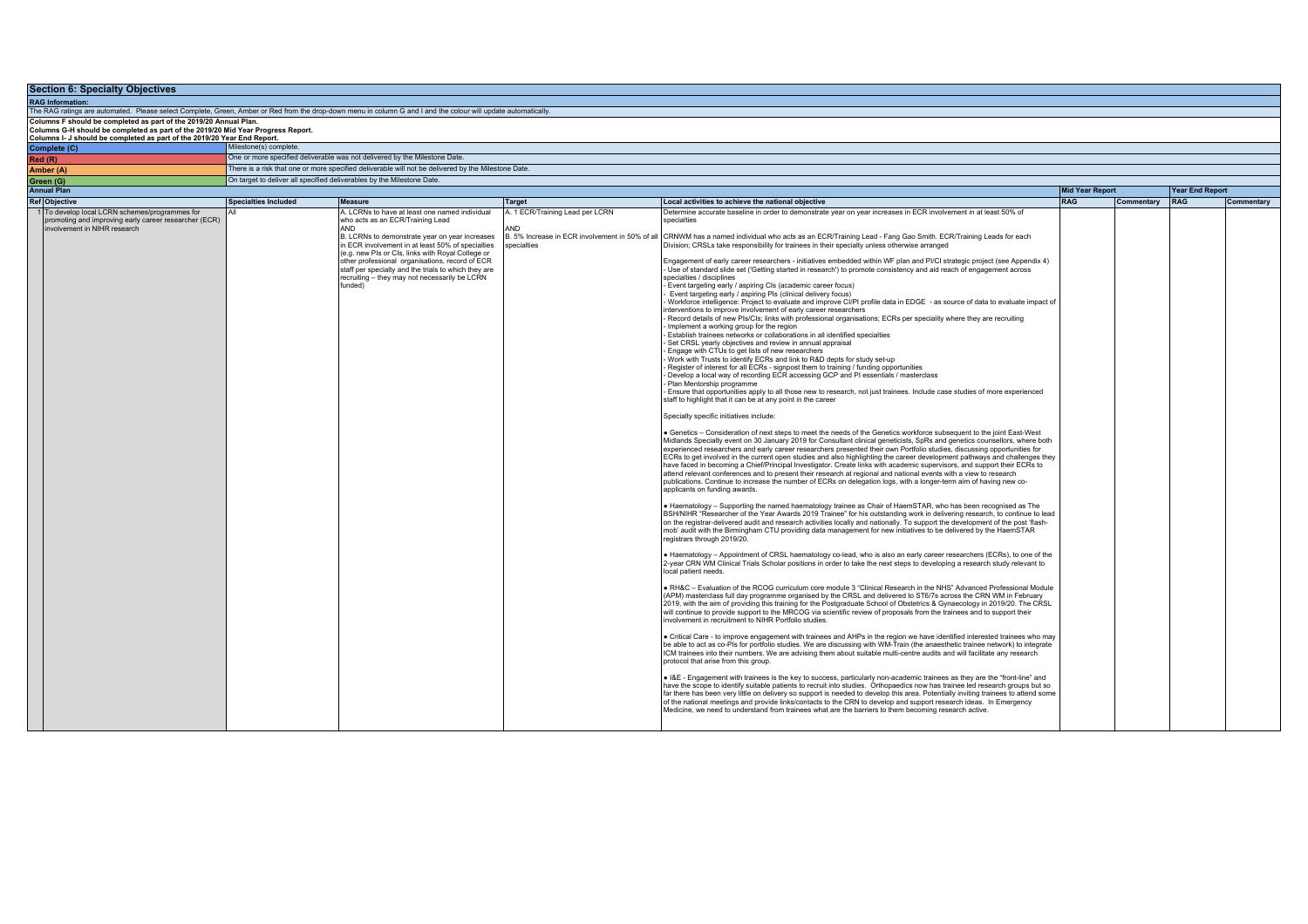## Section 6: Specialty Objectives

**RAG Information:**

The RAG ratings are automated. Please select Complete, Green, Amber or Red from the drop-down menu in column G and I and the colour will update automatically.

**Columns F should be completed as part of the 2019/20 Annual Plan.**
**Columns G-H should be completed as part of the 2019/20 Mid Year Progress Report.**
**Columns I- J should be completed as part of the 2019/20 Year End Report.**

| | |
|---|---|
| **Complete (C)** | Milestone(s) complete. |
| **Red (R)** | One or more specified deliverable was not delivered by the Milestone Date. |
| **Amber (A)** | There is a risk that one or more specified deliverable will not be delivered by the Milestone Date. |
| **Green (G)** | On target to deliver all specified deliverables by the Milestone Date. |

**Annual Plan**

| Ref | Objective | Specialties Included | Measure | Target | Local activities to achieve the national objective | Mid Year Report RAG | Mid Year Report Commentary | Year End Report RAG | Year End Report Commentary |
|---|---|---|---|---|---|---|---|---|---|
| 1 | To develop local LCRN schemes/programmes for promoting and improving early career researcher (ECR) involvement in NIHR research | All | A. LCRNs to have at least one named individual who acts as an ECR/Training Lead<br>AND<br>B. LCRNs to demonstrate year on year increases in ECR involvement in at least 50% of specialties (e.g. new PIs or CIs, links with Royal College or other professional organisations, record of ECR staff per specialty and the trials to which they are recruiting – they may not necessarily be LCRN funded) | A. 1 ECR/Training Lead per LCRN<br>AND<br>B. 5% Increase in ECR involvement in 50% of all specialties | Determine accurate baseline in order to demonstrate year on year increases in ECR involvement in at least 50% of specialties<br><br>CRNWM has a named individual who acts as an ECR/Training Lead - Fang Gao Smith. ECR/Training Leads for each Division; CRSLs take responsibility for trainees in their specialty unless otherwise arranged<br><br>Engagement of early career researchers - initiatives embedded within WF plan and PI/CI strategic project (see Appendix 4)<br>- Use of standard slide set ('Getting started in research') to promote consistency and aid reach of engagement across specialties / disciplines<br>- Event targeting early / aspiring CIs (academic career focus)<br>- Event targeting early / aspiring PIs (clinical delivery focus)<br>- Workforce intelligence: Project to evaluate and improve CI/PI profile data in EDGE - as source of data to evaluate impact of interventions to improve involvement of early career researchers<br>- Record details of new PIs/CIs; links with professional organisations; ECRs per speciality where they are recruiting<br>- Implement a working group for the region<br>- Establish trainees networks or collaborations in all identified specialties<br>- Set CRSL yearly objectives and review in annual appraisal<br>- Engage with CTUs to get lists of new researchers<br>- Work with Trusts to identify ECRs and link to R&D depts for study set-up<br>- Register of interest for all ECRs - signpost them to training / funding opportunities<br>- Develop a local way of recording ECR accessing GCP and PI essentials / masterclass<br>- Plan Mentorship programme<br>- Ensure that opportunities apply to all those new to research, not just trainees. Include case studies of more experienced staff to highlight that it can be at any point in the career<br><br>Specialty specific initiatives include:<br><br>● Genetics – Consideration of next steps to meet the needs of the Genetics workforce subsequent to the joint East-West Midlands Specialty event on 30 January 2019 for Consultant clinical geneticists, SpRs and genetics counsellors, where both experienced researchers and early career researchers presented their own Portfolio studies, discussing opportunities for ECRs to get involved in the current open studies and also highlighting the career development pathways and challenges they have faced in becoming a Chief/Principal Investigator. Create links with academic supervisors, and support their ECRs to attend relevant conferences and to present their research at regional and national events with a view to research publications. Continue to increase the number of ECRs on delegation logs, with a longer-term aim of having new co-applicants on funding awards.<br><br>● Haematology – Supporting the named haematology trainee as Chair of HaemSTAR, who has been recognised as The BSH/NIHR "Researcher of the Year Awards 2019 Trainee" for his outstanding work in delivering research, to continue to lead on the registrar-delivered audit and research activities locally and nationally. To support the development of the post 'flash-mob' audit with the Birmingham CTU providing data management for new initiatives to be delivered by the HaemSTAR registrars through 2019/20.<br><br>● Haematology – Appointment of CRSL haematology co-lead, who is also an early career researchers (ECRs), to one of the 2-year CRN WM Clinical Trials Scholar positions in order to take the next steps to developing a research study relevant to local patient needs.<br><br>● RH&C – Evaluation of the RCOG curriculum core module 3 "Clinical Research in the NHS" Advanced Professional Module (APM) masterclass full day programme organised by the CRSL and delivered to ST6/7s across the CRN WM in February 2019, with the aim of providing this training for the Postgraduate School of Obstetrics & Gynaecology in 2019/20. The CRSL will continue to provide support to the MRCOG via scientific review of proposals from the trainees and to support their involvement in recruitment to NIHR Portfolio studies.<br><br>● Critical Care - to improve engagement with trainees and AHPs in the region we have identified interested trainees who may be able to act as co-PIs for portfolio studies. We are discussing with WM-Train (the anaesthetic trainee network) to integrate ICM trainees into their numbers. We are advising them about suitable multi-centre audits and will facilitate any research protocol that arise from this group.<br><br>● I&E - Engagement with trainees is the key to success, particularly non-academic trainees as they are the "front-line" and have the scope to identify suitable patients to recruit into studies. Orthopaedics now has trainee led research groups but so far there has been very little on delivery so support is needed to develop this area. Potentially inviting trainees to attend some of the national meetings and provide links/contacts to the CRN to develop and support research ideas. In Emergency Medicine, we need to understand from trainees what are the barriers to them becoming research active. | | | | |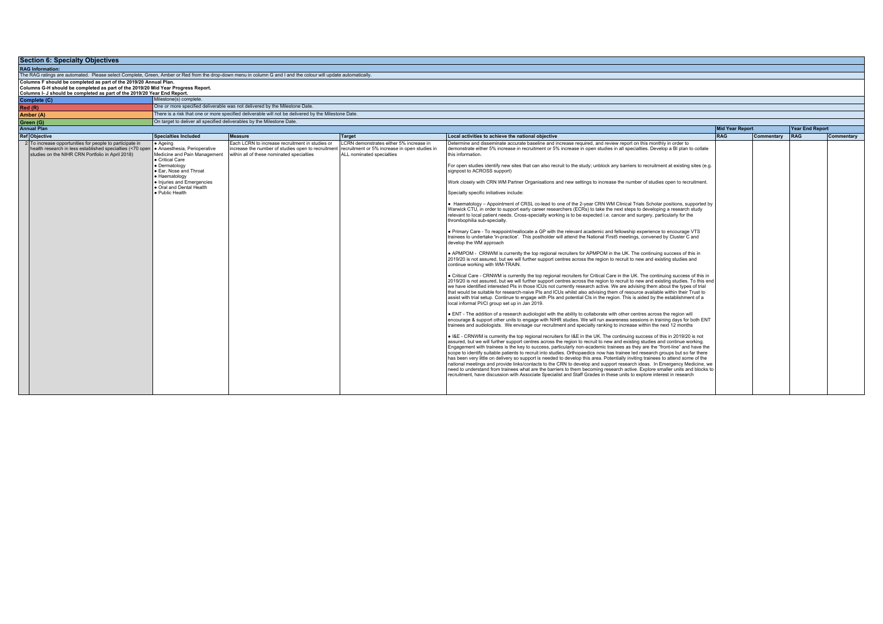## Section 6: Specialty Objectives

**RAG Information:**

The RAG ratings are automated. Please select Complete, Green, Amber or Red from the drop-down menu in column G and I and the colour will update automatically.

**Columns F should be completed as part of the 2019/20 Annual Plan.**
**Columns G-H should be completed as part of the 2019/20 Mid Year Progress Report.**
**Columns I- J should be completed as part of the 2019/20 Year End Report.**

| | |
|---|---|
| **Complete (C)** | Milestone(s) complete. |
| **Red (R)** | One or more specified deliverable was not delivered by the Milestone Date. |
| **Amber (A)** | There is a risk that one or more specified deliverable will not be delivered by the Milestone Date. |
| **Green (G)** | On target to deliver all specified deliverables by the Milestone Date. |

**Annual Plan**

| Ref | Objective | Specialties Included | Measure | Target | Local activities to achieve the national objective | Mid Year Report | | Year End Report | |
|---|---|---|---|---|---|---|---|---|---|
| | | | | | | **RAG** | **Commentary** | **RAG** | **Commentary** |
| 2 | To increase opportunities for people to participate in health research in less established specialties (<70 open studies on the NIHR CRN Portfolio in April 2018) | • Ageing<br>• Anaesthesia, Perioperative Medicine and Pain Management<br>• Critical Care<br>• Dermatology<br>• Ear, Nose and Throat<br>• Haematology<br>• Injuries and Emergencies<br>• Oral and Dental Health<br>• Public Health | Each LCRN to increase recruitment in studies or increase the number of studies open to recruitment within all of these nominated specialties | LCRN demonstrates either 5% increase in recruitment or 5% increase in open studies in ALL nominated specialties | Determine and disseminate accurate baseline and increase required, and review report on this monthly in order to demonstrate either 5% increase in recruitment or 5% increase in open studies in all specialties. Develop a BI plan to collate this information.<br><br>For open studies identify new sites that can also recruit to the study; unblock any barriers to recruitment at existing sites (e.g. signpost to ACROSS support)<br><br>Work closely with CRN WM Partner Organisations and new settings to increase the number of studies open to recruitment.<br><br>Specialty specific initiatives include:<br><br>• Haematology – Appointment of CRSL co-lead to one of the 2-year CRN WM Clinical Trials Scholar positions, supported by Warwick CTU, in order to support early career researchers (ECRs) to take the next steps to developing a research study relevant to local patient needs. Cross-specialty working is to be expected i.e. cancer and surgery, particularly for the thrombophilia sub-specialty.<br><br>• Primary Care - To reappoint/reallocate a GP with the relevant academic and fellowship experience to encourage VTS trainees to undertake 'in-practice'. This postholder will attend the National First5 meetings, convened by Cluster C and develop the WM approach<br><br>• APMPOM - CRNWM is currenlty the top regional recruiters for APMPOM in the UK. The continuing success of this in 2019/20 is not assured, but we will further support centres across the region to recruit to new and existing studies and continue working with WM-TRAIN.<br><br>• Critical Care - CRNWM is currenlty the top regional recruiters for Critical Care in the UK. The continuing success of this in 2019/20 is not assured, but we will further support centres across the region to recruit to new and existing studies. To this end we have identified interested PIs in those ICUs not currently research active. We are advising them about the types of trial that would be suitable for research-naive PIs and ICUs whilst also advising them of resource available within their Trust to assist with trial setup. Continue to engage with PIs and potential CIs in the region. This is aided by the establishment of a local informal PI/CI group set up in Jan 2019.<br><br>• ENT - The addition of a research audiologist with the ability to collaborate with other centres across the region will encourage & support other units to engage with NIHR studies. We will run awareness sessions in training days for both ENT trainees and audiologists. We envisage our recruitment and specialty ranking to increase within the next 12 months<br><br>• I&E - CRNWM is currenlty the top regional recruiters for I&E in the UK. The continuing success of this in 2019/20 is not assured, but we will further support centres across the region to recruit to new and existing studies and continue working. Engagement with trainees is the key to success, particularly non-academic trainees as they are the "front-line" and have the scope to identify suitable patients to recruit into studies. Orthopaedics now has trainee led research groups but so far there has been very little on delivery so support is needed to develop this area. Potentially inviting trainees to attend some of the national meetings and provide links/contacts to the CRN to develop and support research ideas. In Emergency Medicine, we need to understand from trainees what are the barriers to them becoming research active. Explore smaller units and blocks to recruitment, have discussion with Associate Specialist and Staff Grades in these units to explore interest in research | | | | |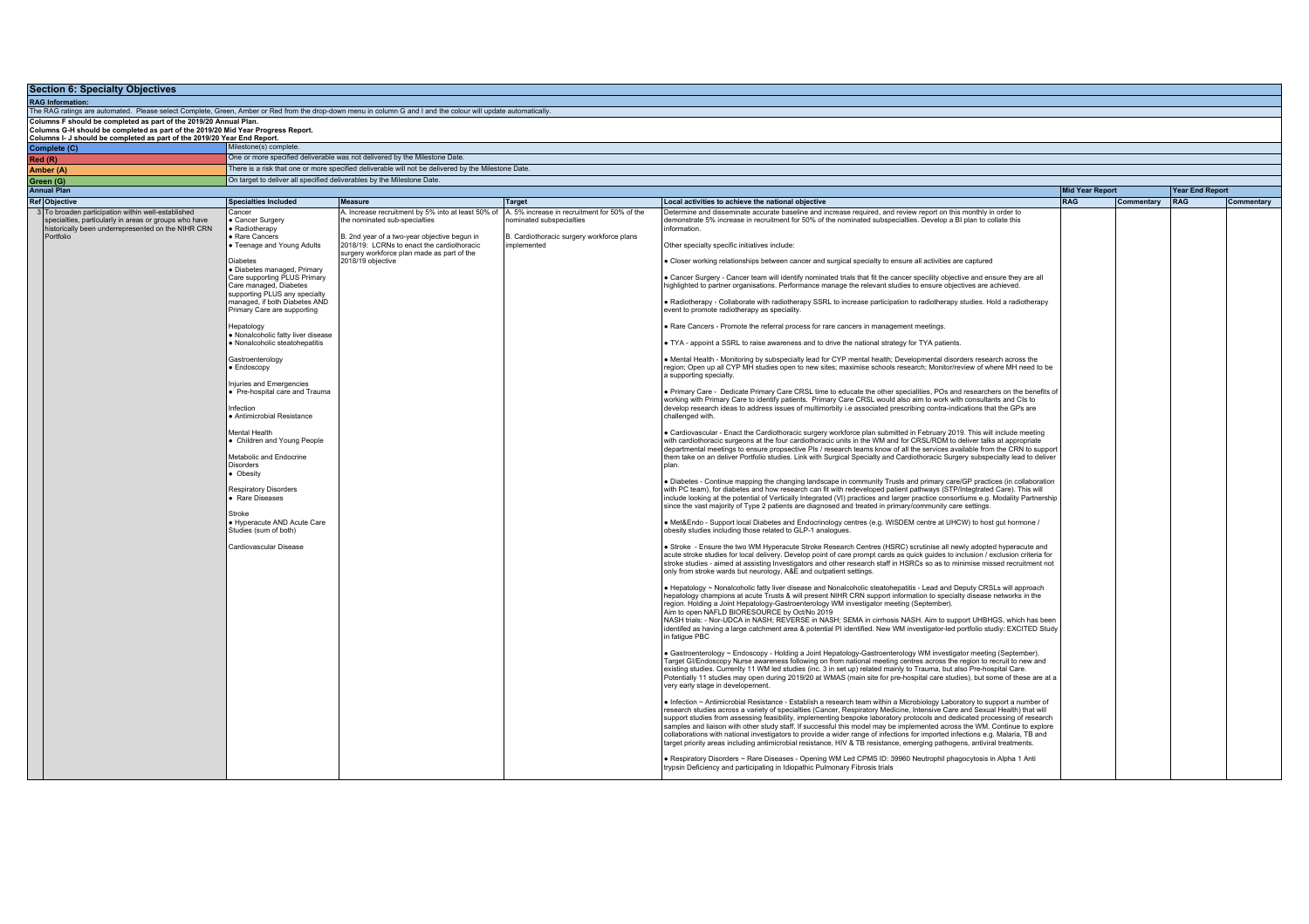## Section 6: Specialty Objectives

**RAG Information:**

The RAG ratings are automated. Please select Complete, Green, Amber or Red from the drop-down menu in column G and I and the colour will update automatically.

**Columns F should be completed as part of the 2019/20 Annual Plan.**
**Columns G-H should be completed as part of the 2019/20 Mid Year Progress Report.**
**Columns I- J should be completed as part of the 2019/20 Year End Report.**

| | |
|---|---|
| **Complete (C)** | Milestone(s) complete. |
| **Red (R)** | One or more specified deliverable was not delivered by the Milestone Date. |
| **Amber (A)** | There is a risk that one or more specified deliverable will not be delivered by the Milestone Date. |
| **Green (G)** | On target to deliver all specified deliverables by the Milestone Date. |

| Annual Plan | | | | | | Mid Year Report | | Year End Report | |
|---|---|---|---|---|---|---|---|---|---|
| **Ref** | **Objective** | **Specialties Included** | **Measure** | **Target** | **Local activities to achieve the national objective** | **RAG** | **Commentary** | **RAG** | **Commentary** |
| 3 | To broaden participation within well-established specialties, particularly in areas or groups who have historically been underrepresented on the NIHR CRN Portfolio | Cancer<br>• Cancer Surgery<br>• Radiotherapy<br>• Rare Cancers<br>• Teenage and Young Adults<br><br>Diabetes<br>• Diabetes managed, Primary Care supporting PLUS Primary Care managed, Diabetes supporting PLUS any specialty managed, if both Diabetes AND Primary Care are supporting<br><br>Hepatology<br>• Nonalcoholic fatty liver disease<br>• Nonalcoholic steatohepatitis<br><br>Gastroenterology<br>• Endoscopy<br><br>Injuries and Emergencies<br>• Pre-hospital care and Trauma<br><br>Infection<br>• Antimicrobial Resistance<br><br>Mental Health<br>• Children and Young People<br><br>Metabolic and Endocrine Disorders<br>• Obesity<br><br>Respiratory Disorders<br>• Rare Diseases<br><br>Stroke<br>• Hyperacute AND Acute Care Studies (sum of both)<br><br>Cardiovascular Disease | A. Increase recruitment by 5% into at least 50% of the nominated sub-specialties<br><br>B. 2nd year of a two-year objective begun in 2018/19: LCRNs to enact the cardiothoracic surgery workforce plan made as part of the 2018/19 objective | A. 5% increase in recruitment for 50% of the nominated subspecialties<br><br>B. Cardiothoracic surgery workforce plans implemented | Determine and disseminate accurate baseline and increase required, and review report on this monthly in order to demonstrate 5% increase in recruitment for 50% of the nominated subspecialties. Develop a BI plan to collate this information.<br><br>Other specialty specific initiatives include:<br><br>• Closer working relationships between cancer and surgical specialty to ensure all activities are captured<br><br>• Cancer Surgery - Cancer team will identify nominated trials that fit the cancer specility objective and ensure they are all highlighted to partner organisations. Performance manage the relevant studies to ensure objectives are achieved.<br><br>• Radiotherapy - Collaborate with radiotherapy SSRL to increase participation to radiotherapy studies. Hold a radiotherapy event to promote radiotherapy as speciality.<br><br>• Rare Cancers - Promote the referral process for rare cancers in management meetings.<br><br>• TYA - appoint a SSRL to raise awareness and to drive the national strategy for TYA patients.<br><br>• Mental Health - Monitoring by subspecialty lead for CYP mental health; Developmental disorders research across the region; Open up all CYP MH studies open to new sites; maximise schools research; Monitor/review of where MH need to be a supporting specialty.<br><br>• Primary Care - Dedicate Primary Care CRSL time to educate the other specialities, POs and researchers on the benefits of working with Primary Care to identify patients. Primary Care CRSL would also aim to work with consultants and CIs to develop research ideas to address issues of multimorbity i.e associated prescribing contra-indications that the GPs are challenged with.<br><br>• Cardiovascular - Enact the Cardiothoracic surgery workforce plan submitted in February 2019. This will include meeting with cardiothoracic surgeons at the four cardiothoracic units in the WM and for CRSL/RDM to deliver talks at appropriate departmental meetings to ensure propsective PIs / research teams know of all the services available from the CRN to support them take on an deliver Portfolio studies. Link with Surgical Specialty and Cardiothoracic Surgery subspecialty lead to deliver plan.<br><br>• Diabetes - Continue mapping the changing landscape in community Trusts and primary care/GP practices (in collaboration with PC team), for diabetes and how research can fit with redeveloped patient pathways (STP/Integrated Care). This will include looking at the potential of Vertically Integrated (VI) practices and larger practice consortiums e.g. Modality Partnership since the vast majority of Type 2 patients are diagnosed and treated in primary/community care settings.<br><br>• Met&Endo - Support local Diabetes and Endocrinology centres (e.g. WISDEM centre at UHCW) to host gut hormone / obesity studies including those related to GLP-1 analogues.<br><br>• Stroke - Ensure the two WM Hyperacute Stroke Research Centres (HSRC) scrutinise all newly adopted hyperacute and acute stroke studies for local delivery. Develop point of care prompt cards as quick guides to inclusion / exclusion criteria for stroke studies - aimed at assisting Investigators and other research staff in HSRCs so as to minimise missed recruitment not only from stroke wards but neurology, A&E and outpatient settings.<br><br>• Hepatology ~ Nonalcoholic fatty liver disease and Nonalcoholic steatohepatitis - Lead and Deputy CRSLs will approach hepatology champions at acute Trusts & will present NIHR CRN support information to specialty disease networks in the region. Holding a Joint Hepatology-Gastroenterology WM investigator meeting (September).<br>Aim to open NAFLD BIORESOURCE by Oct/No 2019<br>NASH trials: - Nor-UDCA in NASH; REVERSE in NASH; SEMA in cirrhosis NASH. Aim to support UHBHGS, which has been identifed as having a large catchment area & potential PI identified. New WM investigator-led portfolio studiy: EXCITED Study in fatigue PBC<br><br>• Gastroenterology ~ Endoscopy - Holding a Joint Hepatology-Gastroenterology WM investigator meeting (September). Target GI/Endoscopy Nurse awareness following on from national meeting centres across the region to recruit to new and existing studies. Currently 11 WM led studies (inc. 3 in set up) related mainly to Trauma, but also Pre-hospital Care. Potentially 11 studies may open during 2019/20 at WMAS (main site for pre-hospital care studies), but some of these are at a very early stage in developement.<br><br>• Infection ~ Antimicrobial Resistance - Establish a research team within a Microbiology Laboratory to support a number of research studies across a variety of specialties (Cancer, Respiratory Medicine, Intensive Care and Sexual Health) that will support studies from assessing feasibility, implementing bespoke laboratory protocols and dedicated processing of research samples and liaison with other study staff. If successful this model may be implemented across the WM. Continue to explore collaborations with national investigators to provide a wider range of infections for imported infections e.g. Malaria, TB and target priority areas including antimicrobial resistance, HIV & TB resistance, emerging pathogens, antiviral treatments.<br><br>• Respiratory Disorders ~ Rare Diseases - Opening WM Led CPMS ID: 39960 Neutrophil phagocytosis in Alpha 1 Anti trypsin Deficiency and participating in Idiopathic Pulmonary Fibrosis trials | | | | |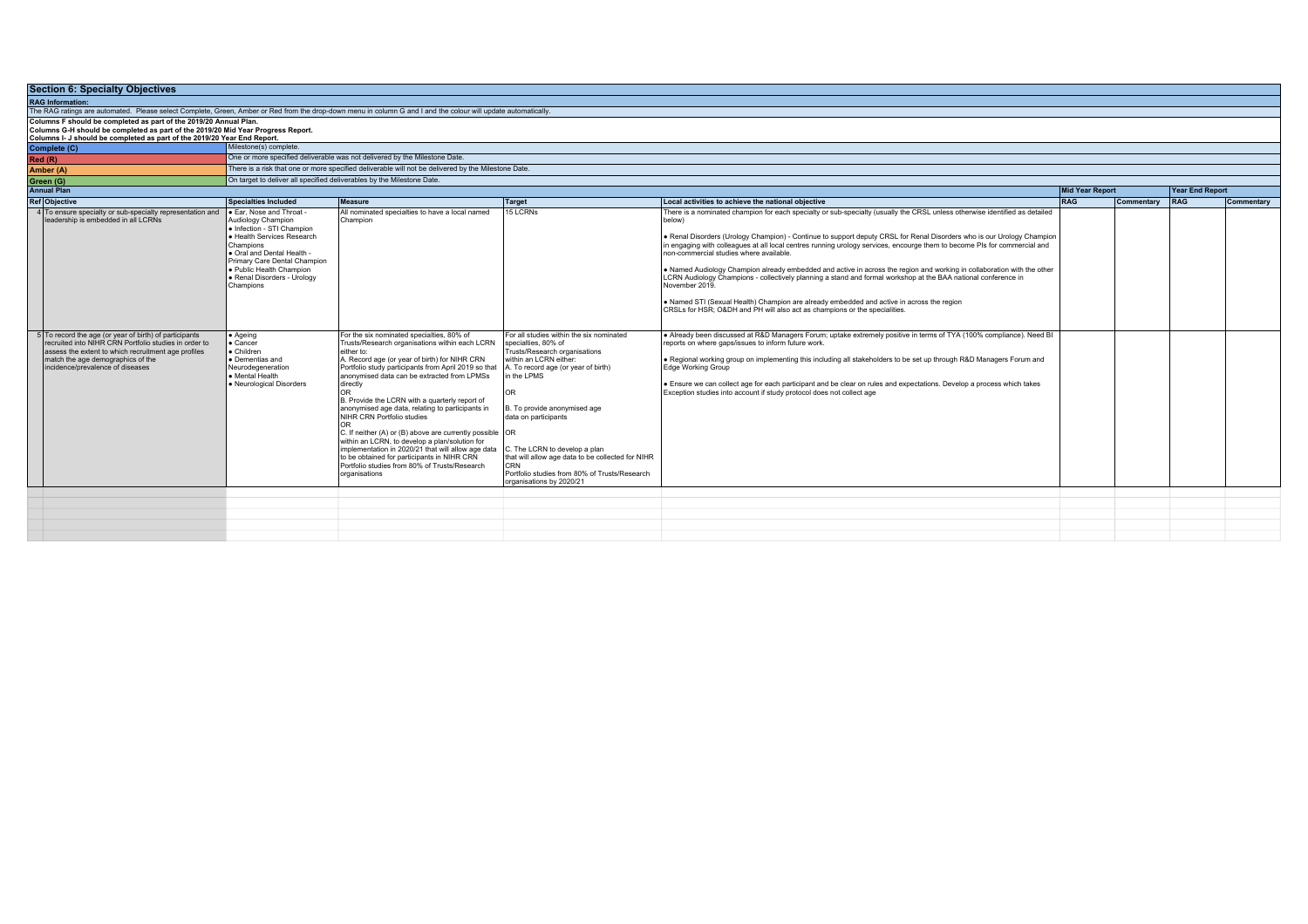## Section 6: Specialty Objectives

**RAG Information:**

The RAG ratings are automated. Please select Complete, Green, Amber or Red from the drop-down menu in column G and I and the colour will update automatically.

**Columns F should be completed as part of the 2019/20 Annual Plan.**
**Columns G-H should be completed as part of the 2019/20 Mid Year Progress Report.**
**Columns I- J should be completed as part of the 2019/20 Year End Report.**

| | |
|---|---|
| **Complete (C)** | Milestone(s) complete. |
| **Red (R)** | One or more specified deliverable was not delivered by the Milestone Date. |
| **Amber (A)** | There is a risk that one or more specified deliverable will not be delivered by the Milestone Date. |
| **Green (G)** | On target to deliver all specified deliverables by the Milestone Date. |

**Annual Plan**

| Ref | Objective | Specialties Included | Measure | Target | Local activities to achieve the national objective | Mid Year Report | | Year End Report | |
|---|---|---|---|---|---|---|---|---|---|
| | | | | | | **RAG** | **Commentary** | **RAG** | **Commentary** |
| 4 | To ensure specialty or sub-specialty representation and leadership is embedded in all LCRNs | • Ear, Nose and Throat - Audiology Champion<br>• Infection - STI Champion<br>• Health Services Research Champions<br>• Oral and Dental Health - Primary Care Dental Champion<br>• Public Health Champion<br>• Renal Disorders - Urology Champions | All nominated specialties to have a local named Champion | 15 LCRNs | There is a nominated champion for each specialty or sub-specialty (usually the CRSL unless otherwise identified as detailed below)<br><br>• Renal Disorders (Urology Champion) - Continue to support deputy CRSL for Renal Disorders who is our Urology Champion in engaging with colleagues at all local centres running urology services, encourge them to become PIs for commercial and non-commercial studies where available.<br><br>• Named Audiology Champion already embedded and active in across the region and working in collaboration with the other LCRN Audiology Champions - collectively planning a stand and formal workshop at the BAA national conference in November 2019.<br><br>• Named STI (Sexual Health) Champion are already embedded and active in across the region<br>CRSLs for HSR; O&DH and PH will also act as champions or the specialities. | | | | |
| 5 | To record the age (or year of birth) of participants recruited into NIHR CRN Portfolio studies in order to assess the extent to which recruitment age profiles match the age demographics of the incidence/prevalence of diseases | • Ageing<br>• Cancer<br>• Children<br>• Dementias and Neurodegeneration<br>• Mental Health<br>• Neurological Disorders | For the six nominated specialties, 80% of Trusts/Research organisations within each LCRN either to:<br>A. Record age (or year of birth) for NIHR CRN Portfolio study participants from April 2019 so that anonymised data can be extracted from LPMSs directly<br>OR<br>B. Provide the LCRN with a quarterly report of anonymised age data, relating to participants in NIHR CRN Portfolio studies<br>OR<br>C. If neither (A) or (B) above are currently possible within an LCRN, to develop a plan/solution for implementation in 2020/21 that will allow age data to be obtained for participants in NIHR CRN Portfolio studies from 80% of Trusts/Research organisations | For all studies within the six nominated specialties, 80% of Trusts/Research organisations within an LCRN either:<br>A. To record age (or year of birth) in the LPMS<br><br>OR<br><br>B. To provide anonymised age data on participants<br><br>OR<br><br>C. The LCRN to develop a plan that will allow age data to be collected for NIHR CRN Portfolio studies from 80% of Trusts/Research organisations by 2020/21 | • Already been discussed at R&D Managers Forum; uptake extremely positive in terms of TYA (100% compliance). Need BI reports on where gaps/issues to inform future work.<br><br>• Regional working group on implementing this including all stakeholders to be set up through R&D Managers Forum and Edge Working Group<br><br>• Ensure we can collect age for each participant and be clear on rules and expectations. Develop a process which takes Exception studies into account if study protocol does not collect age | | | | |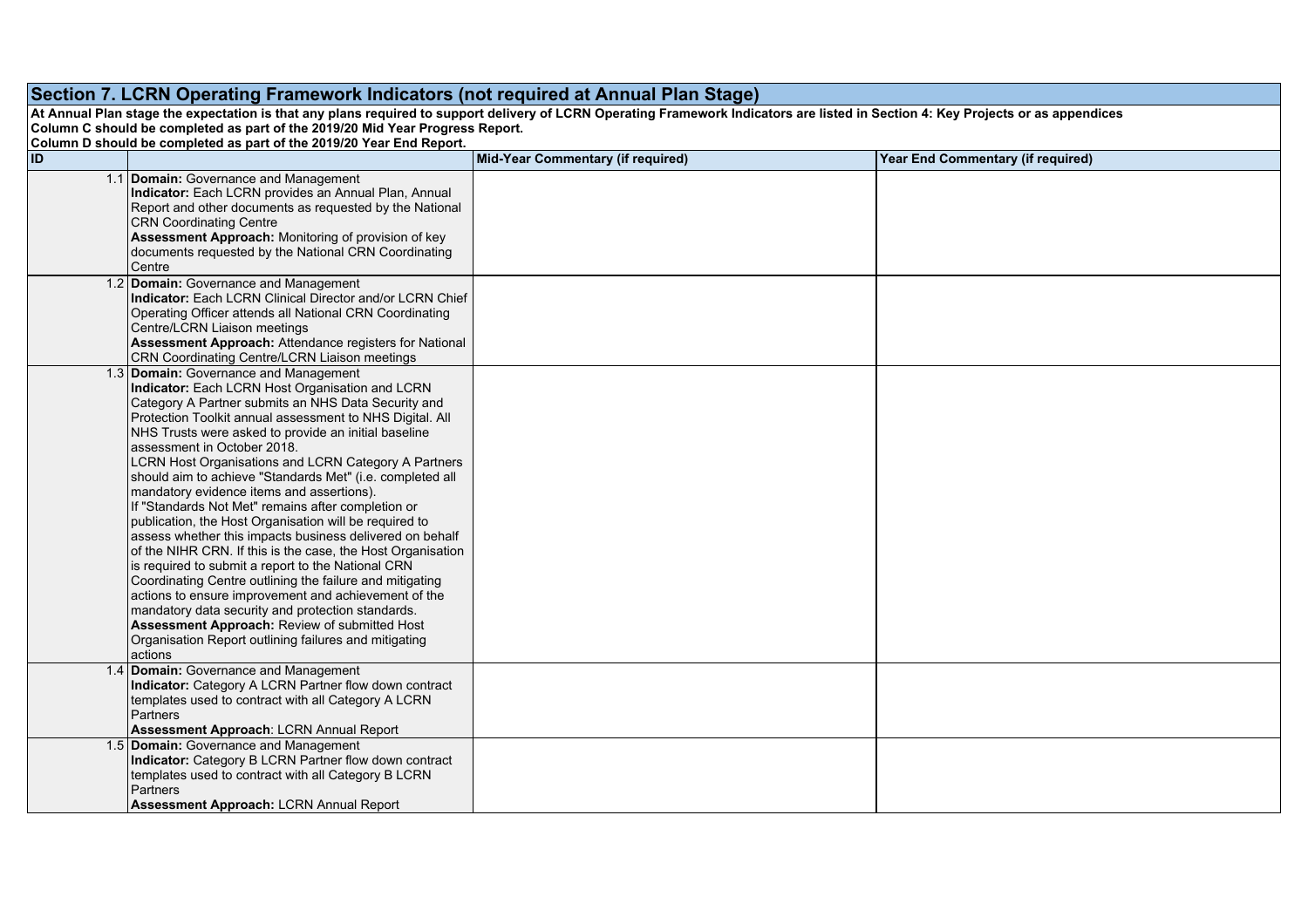## Section 7. LCRN Operating Framework Indicators (not required at Annual Plan Stage)

**At Annual Plan stage the expectation is that any plans required to support delivery of LCRN Operating Framework Indicators are listed in Section 4: Key Projects or as appendices**
**Column C should be completed as part of the 2019/20 Mid Year Progress Report.**
**Column D should be completed as part of the 2019/20 Year End Report.**

| ID | | Mid-Year Commentary (if required) | Year End Commentary (if required) |
|---|---|---|---|
| 1.1 | **Domain:** Governance and Management<br>**Indicator:** Each LCRN provides an Annual Plan, Annual Report and other documents as requested by the National CRN Coordinating Centre<br>**Assessment Approach:** Monitoring of provision of key documents requested by the National CRN Coordinating Centre | | |
| 1.2 | **Domain:** Governance and Management<br>**Indicator:** Each LCRN Clinical Director and/or LCRN Chief Operating Officer attends all National CRN Coordinating Centre/LCRN Liaison meetings<br>**Assessment Approach:** Attendance registers for National CRN Coordinating Centre/LCRN Liaison meetings | | |
| 1.3 | **Domain:** Governance and Management<br>**Indicator:** Each LCRN Host Organisation and LCRN Category A Partner submits an NHS Data Security and Protection Toolkit annual assessment to NHS Digital. All NHS Trusts were asked to provide an initial baseline assessment in October 2018.<br>LCRN Host Organisations and LCRN Category A Partners should aim to achieve "Standards Met" (i.e. completed all mandatory evidence items and assertions).<br>If "Standards Not Met" remains after completion or publication, the Host Organisation will be required to assess whether this impacts business delivered on behalf of the NIHR CRN. If this is the case, the Host Organisation is required to submit a report to the National CRN Coordinating Centre outlining the failure and mitigating actions to ensure improvement and achievement of the mandatory data security and protection standards.<br>**Assessment Approach:** Review of submitted Host Organisation Report outlining failures and mitigating actions | | |
| 1.4 | **Domain:** Governance and Management<br>**Indicator:** Category A LCRN Partner flow down contract templates used to contract with all Category A LCRN Partners<br>**Assessment Approach**: LCRN Annual Report | | |
| 1.5 | **Domain:** Governance and Management<br>**Indicator:** Category B LCRN Partner flow down contract templates used to contract with all Category B LCRN Partners<br>**Assessment Approach:** LCRN Annual Report | | |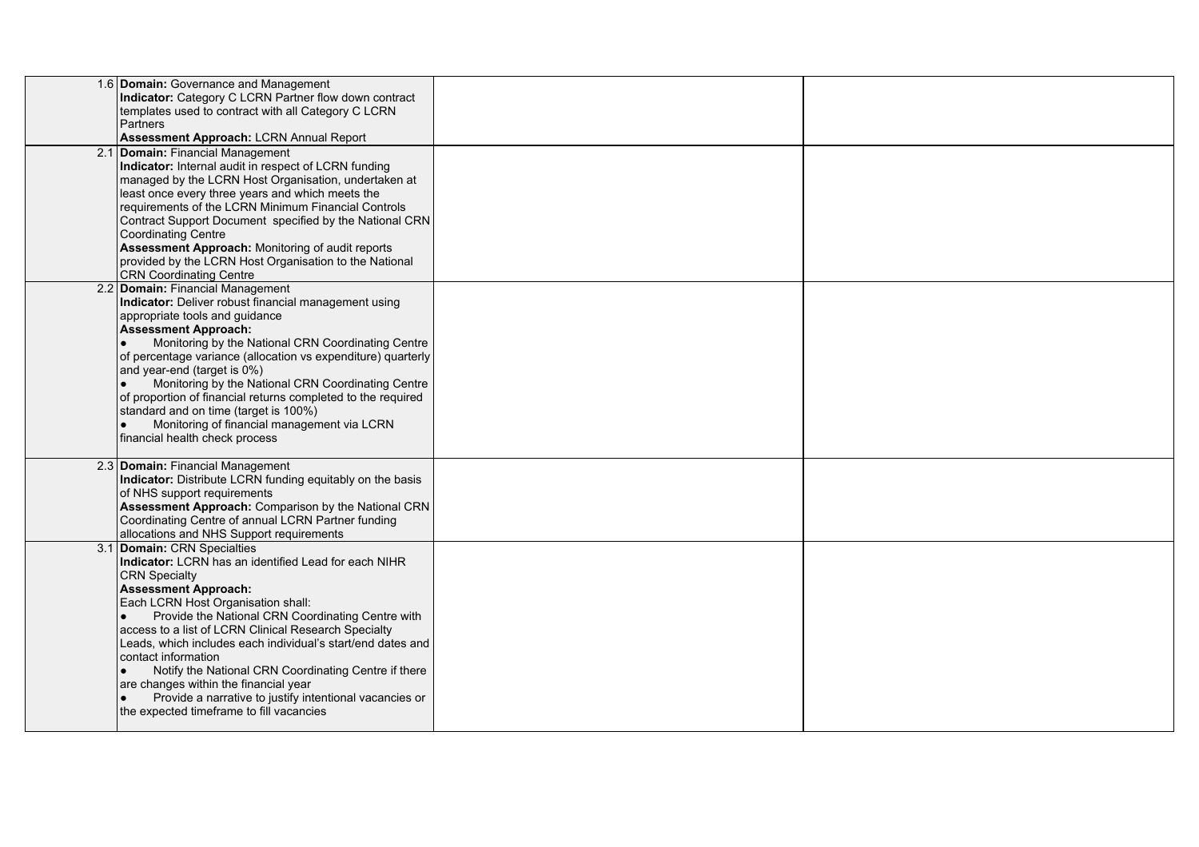| | | | |
|---|---|---|---|
| 1.6 | **Domain:** Governance and Management<br>**Indicator:** Category C LCRN Partner flow down contract templates used to contract with all Category C LCRN Partners<br>**Assessment Approach:** LCRN Annual Report | | |
| 2.1 | **Domain:** Financial Management<br>**Indicator:** Internal audit in respect of LCRN funding managed by the LCRN Host Organisation, undertaken at least once every three years and which meets the requirements of the LCRN Minimum Financial Controls Contract Support Document specified by the National CRN Coordinating Centre<br>**Assessment Approach:** Monitoring of audit reports provided by the LCRN Host Organisation to the National CRN Coordinating Centre | | |
| 2.2 | **Domain:** Financial Management<br>**Indicator:** Deliver robust financial management using appropriate tools and guidance<br>**Assessment Approach:**<br>● Monitoring by the National CRN Coordinating Centre of percentage variance (allocation vs expenditure) quarterly and year-end (target is 0%)<br>● Monitoring by the National CRN Coordinating Centre of proportion of financial returns completed to the required standard and on time (target is 100%)<br>● Monitoring of financial management via LCRN financial health check process | | |
| 2.3 | **Domain:** Financial Management<br>**Indicator:** Distribute LCRN funding equitably on the basis of NHS support requirements<br>**Assessment Approach:** Comparison by the National CRN Coordinating Centre of annual LCRN Partner funding allocations and NHS Support requirements | | |
| 3.1 | **Domain:** CRN Specialties<br>**Indicator:** LCRN has an identified Lead for each NIHR CRN Specialty<br>**Assessment Approach:**<br>Each LCRN Host Organisation shall:<br>● Provide the National CRN Coordinating Centre with access to a list of LCRN Clinical Research Specialty Leads, which includes each individual's start/end dates and contact information<br>● Notify the National CRN Coordinating Centre if there are changes within the financial year<br>● Provide a narrative to justify intentional vacancies or the expected timeframe to fill vacancies | | |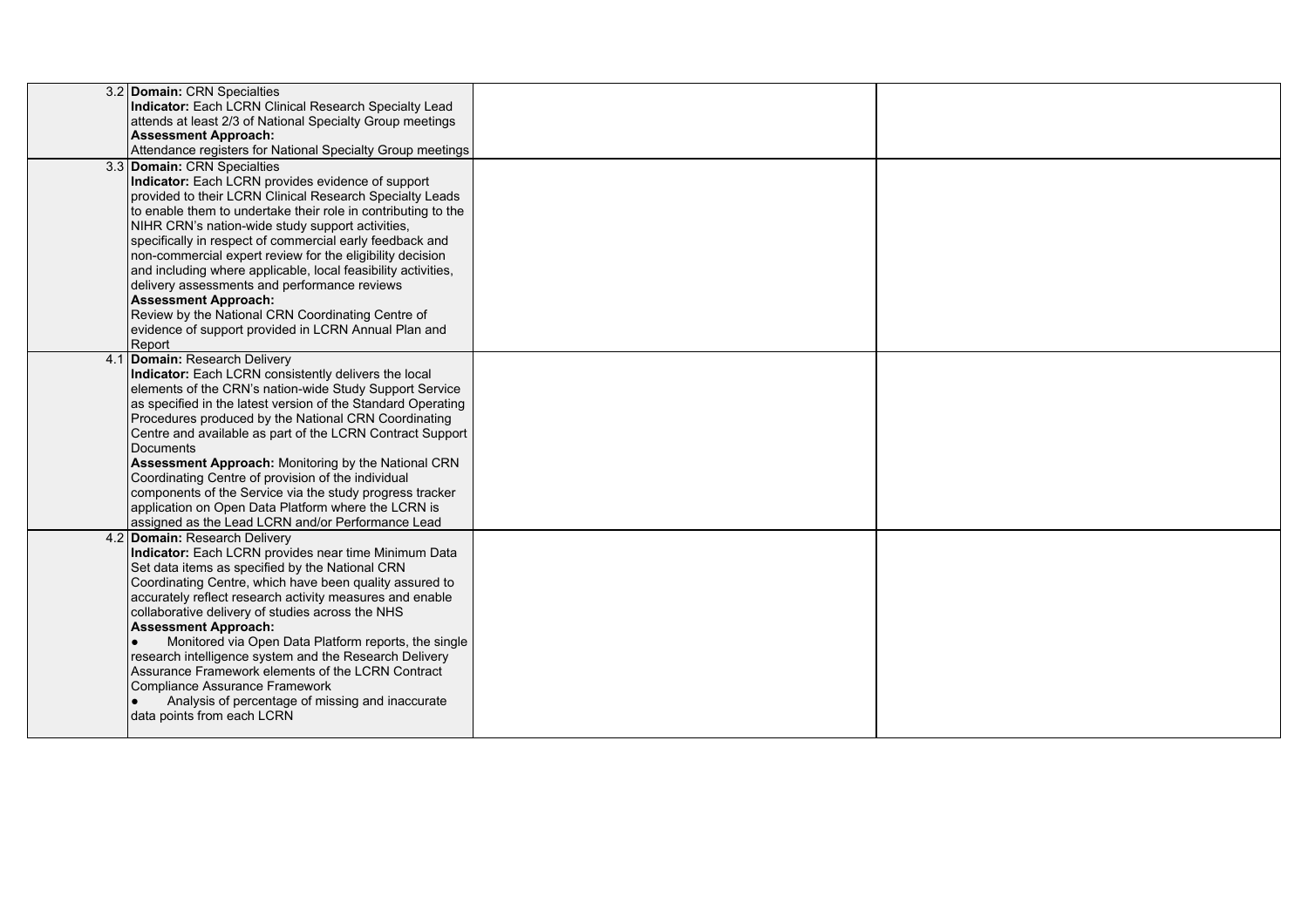| | | | |
|---|---|---|---|
| 3.2 | **Domain:** CRN Specialties<br>**Indicator:** Each LCRN Clinical Research Specialty Lead attends at least 2/3 of National Specialty Group meetings<br>**Assessment Approach:**<br>Attendance registers for National Specialty Group meetings | | |
| 3.3 | **Domain:** CRN Specialties<br>**Indicator:** Each LCRN provides evidence of support provided to their LCRN Clinical Research Specialty Leads to enable them to undertake their role in contributing to the NIHR CRN's nation-wide study support activities, specifically in respect of commercial early feedback and non-commercial expert review for the eligibility decision and including where applicable, local feasibility activities, delivery assessments and performance reviews<br>**Assessment Approach:**<br>Review by the National CRN Coordinating Centre of evidence of support provided in LCRN Annual Plan and Report | | |
| 4.1 | **Domain:** Research Delivery<br>**Indicator:** Each LCRN consistently delivers the local elements of the CRN's nation-wide Study Support Service as specified in the latest version of the Standard Operating Procedures produced by the National CRN Coordinating Centre and available as part of the LCRN Contract Support Documents<br>**Assessment Approach:** Monitoring by the National CRN Coordinating Centre of provision of the individual components of the Service via the study progress tracker application on Open Data Platform where the LCRN is assigned as the Lead LCRN and/or Performance Lead | | |
| 4.2 | **Domain:** Research Delivery<br>**Indicator:** Each LCRN provides near time Minimum Data Set data items as specified by the National CRN Coordinating Centre, which have been quality assured to accurately reflect research activity measures and enable collaborative delivery of studies across the NHS<br>**Assessment Approach:**<br>● Monitored via Open Data Platform reports, the single research intelligence system and the Research Delivery Assurance Framework elements of the LCRN Contract Compliance Assurance Framework<br>● Analysis of percentage of missing and inaccurate data points from each LCRN | | |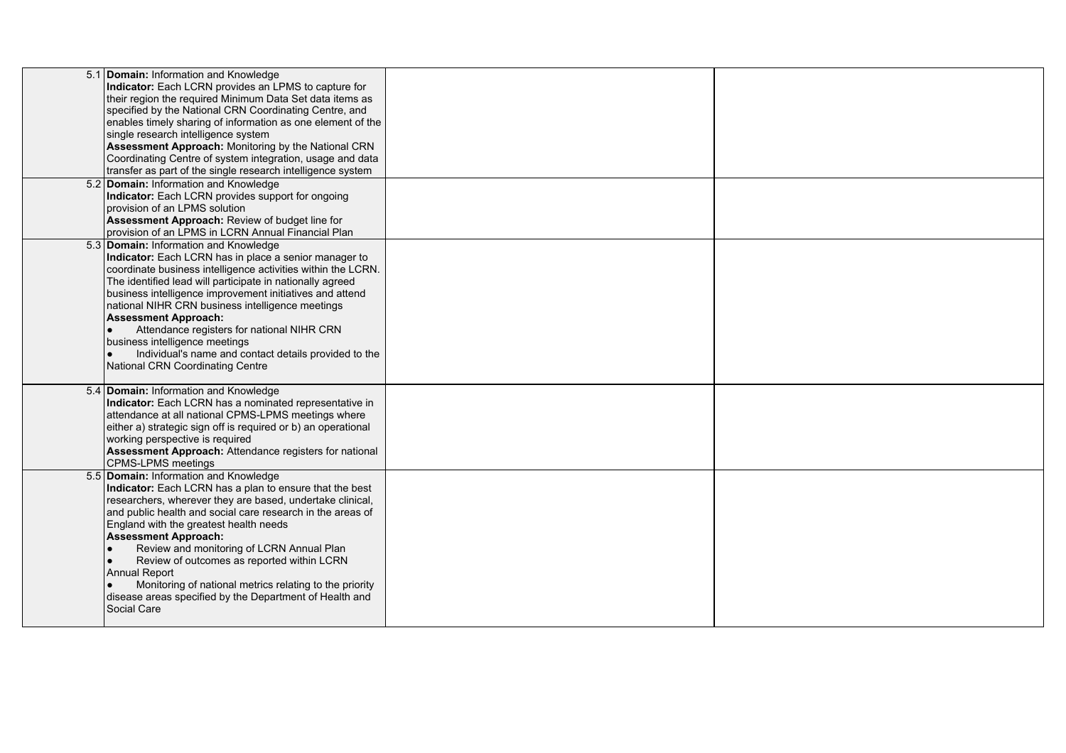| | | | |
|---|---|---|---|
| 5.1 | **Domain:** Information and Knowledge<br>**Indicator:** Each LCRN provides an LPMS to capture for their region the required Minimum Data Set data items as specified by the National CRN Coordinating Centre, and enables timely sharing of information as one element of the single research intelligence system<br>**Assessment Approach:** Monitoring by the National CRN Coordinating Centre of system integration, usage and data transfer as part of the single research intelligence system | | |
| 5.2 | **Domain:** Information and Knowledge<br>**Indicator:** Each LCRN provides support for ongoing provision of an LPMS solution<br>**Assessment Approach:** Review of budget line for provision of an LPMS in LCRN Annual Financial Plan | | |
| 5.3 | **Domain:** Information and Knowledge<br>**Indicator:** Each LCRN has in place a senior manager to coordinate business intelligence activities within the LCRN. The identified lead will participate in nationally agreed business intelligence improvement initiatives and attend national NIHR CRN business intelligence meetings<br>**Assessment Approach:**<br>● Attendance registers for national NIHR CRN business intelligence meetings<br>● Individual's name and contact details provided to the National CRN Coordinating Centre | | |
| 5.4 | **Domain:** Information and Knowledge<br>**Indicator:** Each LCRN has a nominated representative in attendance at all national CPMS-LPMS meetings where either a) strategic sign off is required or b) an operational working perspective is required<br>**Assessment Approach:** Attendance registers for national CPMS-LPMS meetings | | |
| 5.5 | **Domain:** Information and Knowledge<br>**Indicator:** Each LCRN has a plan to ensure that the best researchers, wherever they are based, undertake clinical, and public health and social care research in the areas of England with the greatest health needs<br>**Assessment Approach:**<br>● Review and monitoring of LCRN Annual Plan<br>● Review of outcomes as reported within LCRN Annual Report<br>● Monitoring of national metrics relating to the priority disease areas specified by the Department of Health and Social Care | | |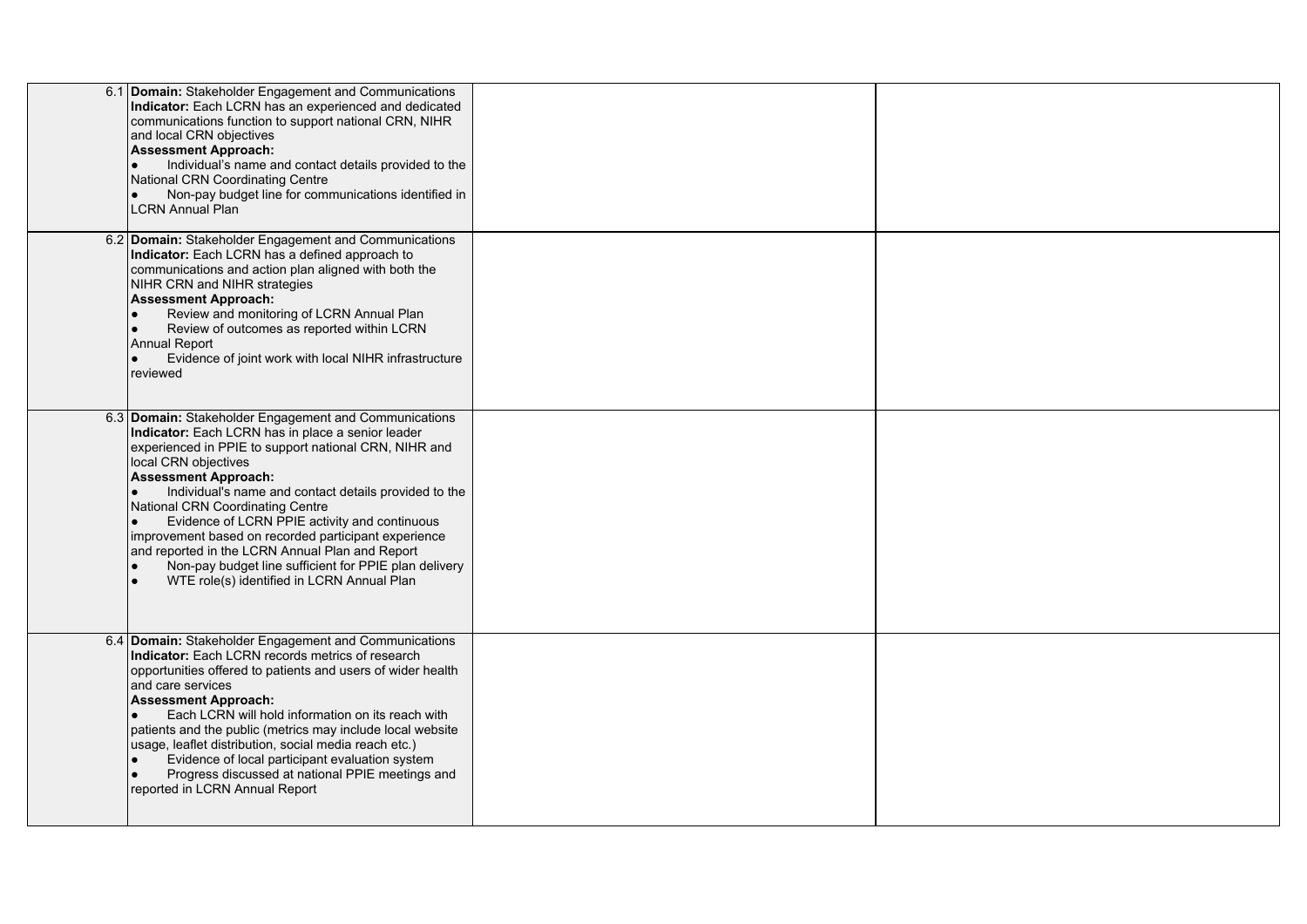| | | | |
|---|---|---|---|
| 6.1 | **Domain:** Stakeholder Engagement and Communications<br>**Indicator:** Each LCRN has an experienced and dedicated communications function to support national CRN, NIHR and local CRN objectives<br>**Assessment Approach:**<br>● Individual's name and contact details provided to the National CRN Coordinating Centre<br>● Non-pay budget line for communications identified in LCRN Annual Plan | | |
| 6.2 | **Domain:** Stakeholder Engagement and Communications<br>**Indicator:** Each LCRN has a defined approach to communications and action plan aligned with both the NIHR CRN and NIHR strategies<br>**Assessment Approach:**<br>● Review and monitoring of LCRN Annual Plan<br>● Review of outcomes as reported within LCRN Annual Report<br>● Evidence of joint work with local NIHR infrastructure reviewed | | |
| 6.3 | **Domain:** Stakeholder Engagement and Communications<br>**Indicator:** Each LCRN has in place a senior leader experienced in PPIE to support national CRN, NIHR and local CRN objectives<br>**Assessment Approach:**<br>● Individual's name and contact details provided to the National CRN Coordinating Centre<br>● Evidence of LCRN PPIE activity and continuous improvement based on recorded participant experience and reported in the LCRN Annual Plan and Report<br>● Non-pay budget line sufficient for PPIE plan delivery<br>● WTE role(s) identified in LCRN Annual Plan | | |
| 6.4 | **Domain:** Stakeholder Engagement and Communications<br>**Indicator:** Each LCRN records metrics of research opportunities offered to patients and users of wider health and care services<br>**Assessment Approach:**<br>● Each LCRN will hold information on its reach with patients and the public (metrics may include local website usage, leaflet distribution, social media reach etc.)<br>● Evidence of local participant evaluation system<br>● Progress discussed at national PPIE meetings and reported in LCRN Annual Report | | |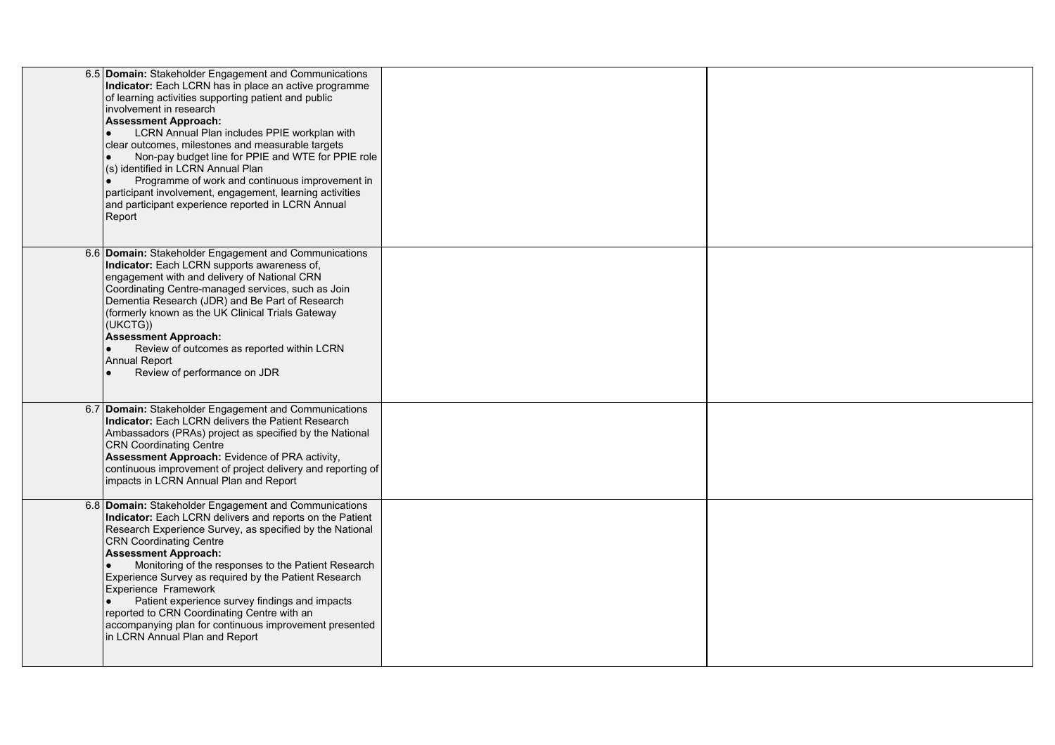| | | | |
|---|---|---|---|
| 6.5 | **Domain:** Stakeholder Engagement and Communications<br>**Indicator:** Each LCRN has in place an active programme of learning activities supporting patient and public involvement in research<br>**Assessment Approach:**<br>● LCRN Annual Plan includes PPIE workplan with clear outcomes, milestones and measurable targets<br>● Non-pay budget line for PPIE and WTE for PPIE role (s) identified in LCRN Annual Plan<br>● Programme of work and continuous improvement in participant involvement, engagement, learning activities and participant experience reported in LCRN Annual Report | | |
| 6.6 | **Domain:** Stakeholder Engagement and Communications<br>**Indicator:** Each LCRN supports awareness of, engagement with and delivery of National CRN Coordinating Centre-managed services, such as Join Dementia Research (JDR) and Be Part of Research (formerly known as the UK Clinical Trials Gateway (UKCTG))<br>**Assessment Approach:**<br>● Review of outcomes as reported within LCRN Annual Report<br>● Review of performance on JDR | | |
| 6.7 | **Domain:** Stakeholder Engagement and Communications<br>**Indicator:** Each LCRN delivers the Patient Research Ambassadors (PRAs) project as specified by the National CRN Coordinating Centre<br>**Assessment Approach:** Evidence of PRA activity, continuous improvement of project delivery and reporting of impacts in LCRN Annual Plan and Report | | |
| 6.8 | **Domain:** Stakeholder Engagement and Communications<br>**Indicator:** Each LCRN delivers and reports on the Patient Research Experience Survey, as specified by the National CRN Coordinating Centre<br>**Assessment Approach:**<br>● Monitoring of the responses to the Patient Research Experience Survey as required by the Patient Research Experience Framework<br>● Patient experience survey findings and impacts reported to CRN Coordinating Centre with an accompanying plan for continuous improvement presented in LCRN Annual Plan and Report | | |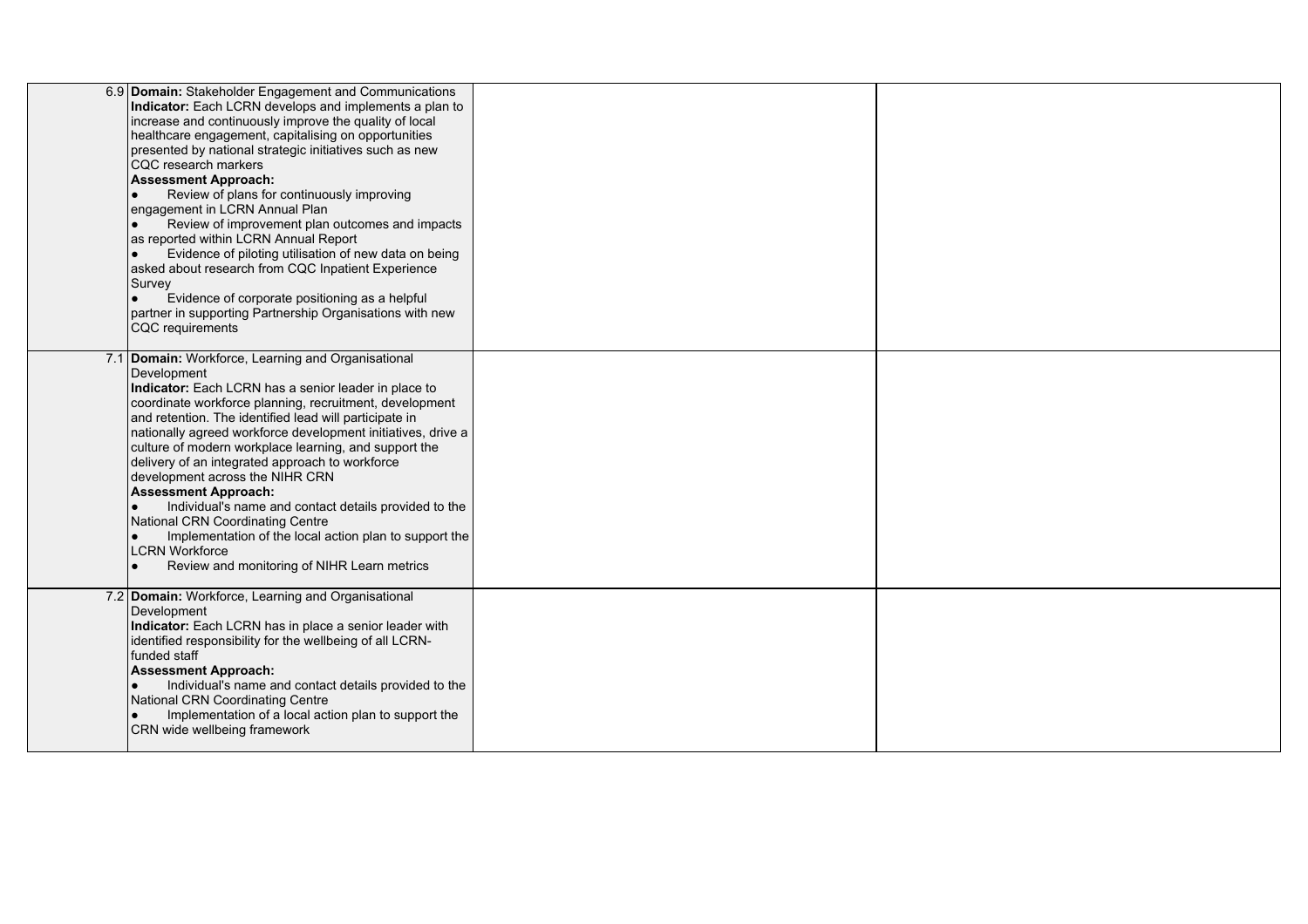| | | | |
|---|---|---|---|
| 6.9 | **Domain:** Stakeholder Engagement and Communications<br>**Indicator:** Each LCRN develops and implements a plan to increase and continuously improve the quality of local healthcare engagement, capitalising on opportunities presented by national strategic initiatives such as new CQC research markers<br>**Assessment Approach:**<br>● Review of plans for continuously improving engagement in LCRN Annual Plan<br>● Review of improvement plan outcomes and impacts as reported within LCRN Annual Report<br>● Evidence of piloting utilisation of new data on being asked about research from CQC Inpatient Experience Survey<br>● Evidence of corporate positioning as a helpful partner in supporting Partnership Organisations with new CQC requirements | | |
| 7.1 | **Domain:** Workforce, Learning and Organisational Development<br>**Indicator:** Each LCRN has a senior leader in place to coordinate workforce planning, recruitment, development and retention. The identified lead will participate in nationally agreed workforce development initiatives, drive a culture of modern workplace learning, and support the delivery of an integrated approach to workforce development across the NIHR CRN<br>**Assessment Approach:**<br>● Individual's name and contact details provided to the National CRN Coordinating Centre<br>● Implementation of the local action plan to support the LCRN Workforce<br>● Review and monitoring of NIHR Learn metrics | | |
| 7.2 | **Domain:** Workforce, Learning and Organisational Development<br>**Indicator:** Each LCRN has in place a senior leader with identified responsibility for the wellbeing of all LCRN-funded staff<br>**Assessment Approach:**<br>● Individual's name and contact details provided to the National CRN Coordinating Centre<br>● Implementation of a local action plan to support the CRN wide wellbeing framework | | |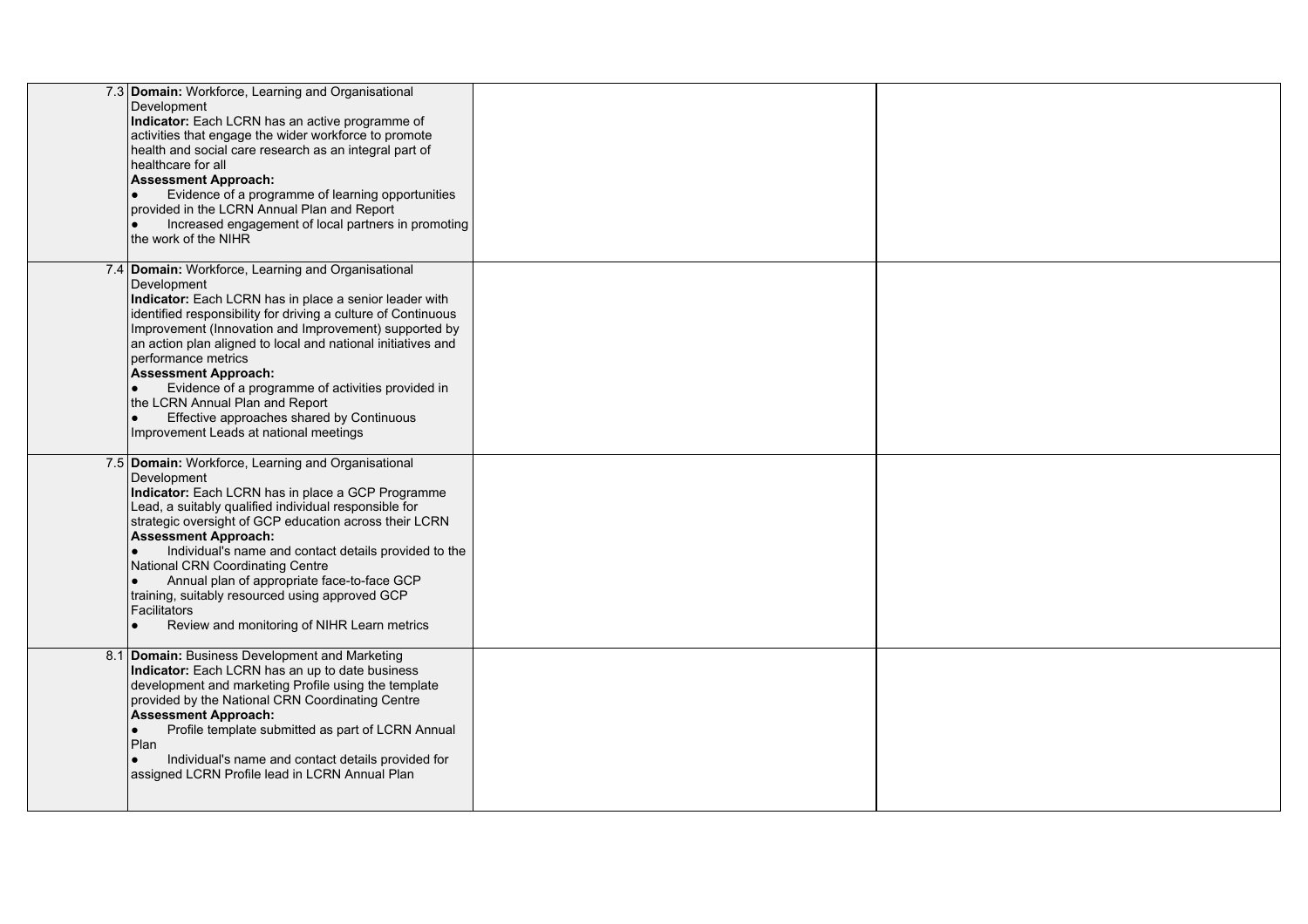| | | | |
|---|---|---|---|
| 7.3 | **Domain:** Workforce, Learning and Organisational Development<br>**Indicator:** Each LCRN has an active programme of activities that engage the wider workforce to promote health and social care research as an integral part of healthcare for all<br>**Assessment Approach:**<br>● Evidence of a programme of learning opportunities provided in the LCRN Annual Plan and Report<br>● Increased engagement of local partners in promoting the work of the NIHR | | |
| 7.4 | **Domain:** Workforce, Learning and Organisational Development<br>**Indicator:** Each LCRN has in place a senior leader with identified responsibility for driving a culture of Continuous Improvement (Innovation and Improvement) supported by an action plan aligned to local and national initiatives and performance metrics<br>**Assessment Approach:**<br>● Evidence of a programme of activities provided in the LCRN Annual Plan and Report<br>● Effective approaches shared by Continuous Improvement Leads at national meetings | | |
| 7.5 | **Domain:** Workforce, Learning and Organisational Development<br>**Indicator:** Each LCRN has in place a GCP Programme Lead, a suitably qualified individual responsible for strategic oversight of GCP education across their LCRN<br>**Assessment Approach:**<br>● Individual's name and contact details provided to the National CRN Coordinating Centre<br>● Annual plan of appropriate face-to-face GCP training, suitably resourced using approved GCP Facilitators<br>● Review and monitoring of NIHR Learn metrics | | |
| 8.1 | **Domain:** Business Development and Marketing<br>**Indicator:** Each LCRN has an up to date business development and marketing Profile using the template provided by the National CRN Coordinating Centre<br>**Assessment Approach:**<br>● Profile template submitted as part of LCRN Annual Plan<br>● Individual's name and contact details provided for assigned LCRN Profile lead in LCRN Annual Plan | | |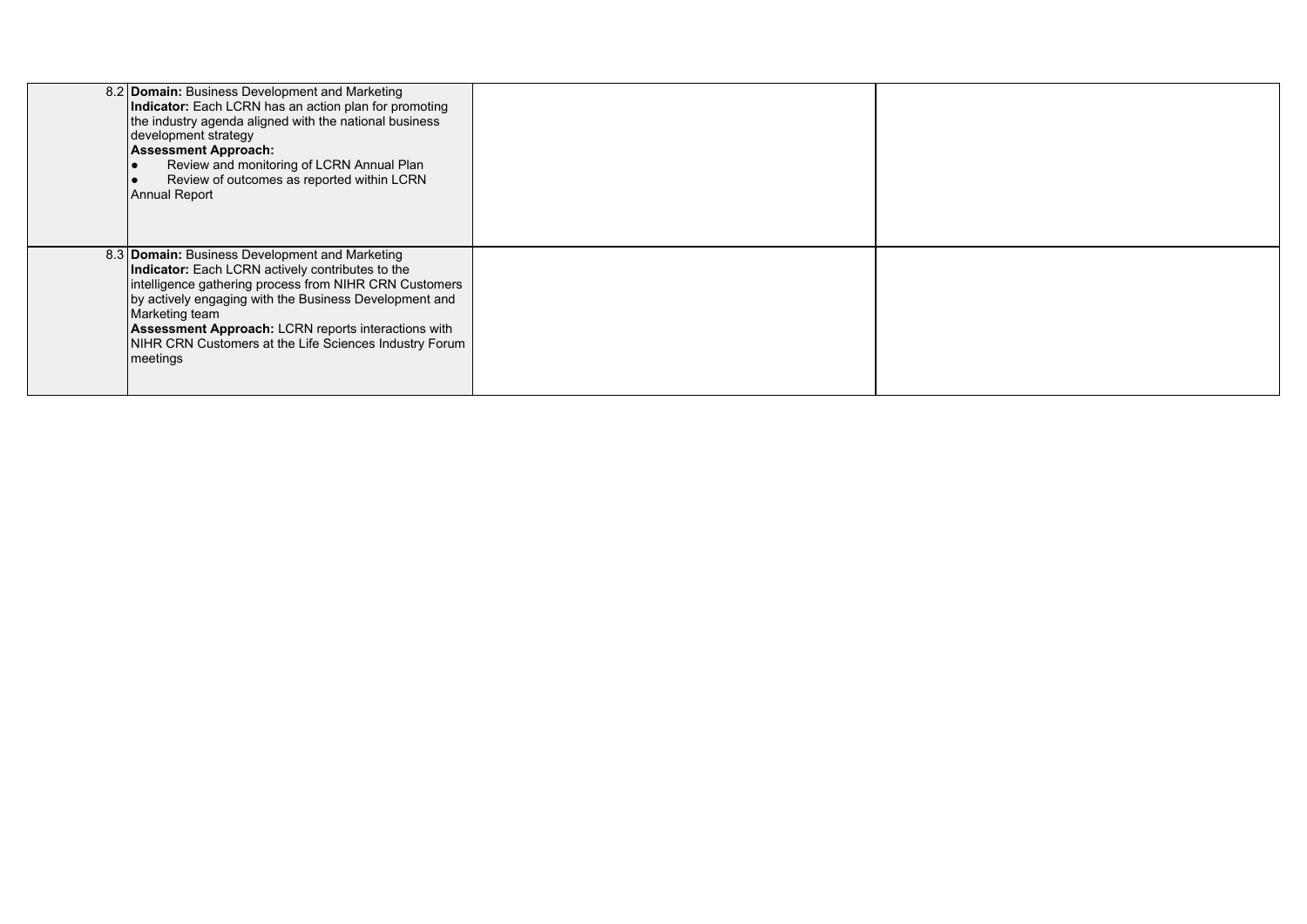| | | | |
|---|---|---|---|
| 8.2 | **Domain:** Business Development and Marketing<br>**Indicator:** Each LCRN has an action plan for promoting the industry agenda aligned with the national business development strategy<br>**Assessment Approach:**<br>● Review and monitoring of LCRN Annual Plan<br>● Review of outcomes as reported within LCRN Annual Report | | |
| 8.3 | **Domain:** Business Development and Marketing<br>**Indicator:** Each LCRN actively contributes to the intelligence gathering process from NIHR CRN Customers by actively engaging with the Business Development and Marketing team<br>**Assessment Approach:** LCRN reports interactions with NIHR CRN Customers at the Life Sciences Industry Forum meetings | | |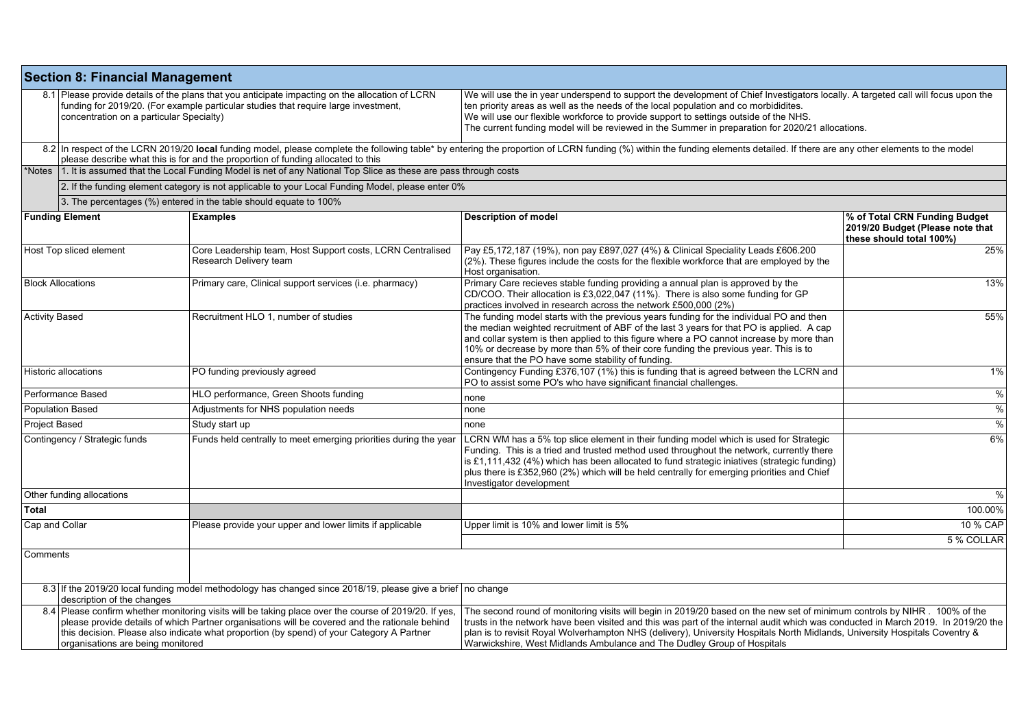## Section 8: Financial Management

| | | |
|---|---|---|
| 8.1 | Please provide details of the plans that you anticipate impacting on the allocation of LCRN funding for 2019/20. (For example particular studies that require large investment, concentration on a particular Specialty) | We will use the in year underspend to support the development of Chief Investigators locally. A targeted call will focus upon the ten priority areas as well as the needs of the local population and co morbididites. We will use our flexible workforce to provide support to settings outside of the NHS. The current funding model will be reviewed in the Summer in preparation for 2020/21 allocations. |
| 8.2 | In respect of the LCRN 2019/20 **local** funding model, please complete the following table* by entering the proportion of LCRN funding (%) within the funding elements detailed. If there are any other elements to the model please describe what this is for and the proportion of funding allocated to this | |

*Notes
1. It is assumed that the Local Funding Model is net of any National Top Slice as these are pass through costs
2. If the funding element category is not applicable to your Local Funding Model, please enter 0%
3. The percentages (%) entered in the table should equate to 100%

| Funding Element | Examples | Description of model | % of Total CRN Funding Budget 2019/20 Budget (Please note that these should total 100%) |
|---|---|---|---|
| Host Top sliced element | Core Leadership team, Host Support costs, LCRN Centralised Research Delivery team | Pay £5,172,187 (19%), non pay £897,027 (4%) & Clinical Speciality Leads £606.200 (2%). These figures include the costs for the flexible workforce that are employed by the Host organisation. | 25% |
| Block Allocations | Primary care, Clinical support services (i.e. pharmacy) | Primary Care recieves stable funding providing a annual plan is approved by the CD/COO. Their allocation is £3,022,047 (11%). There is also some funding for GP practices involved in research across the network £500,000 (2%) | 13% |
| Activity Based | Recruitment HLO 1, number of studies | The funding model starts with the previous years funding for the individual PO and then the median weighted recruitment of ABF of the last 3 years for that PO is applied. A cap and collar system is then applied to this figure where a PO cannot increase by more than 10% or decrease by more than 5% of their core funding the previous year. This is to ensure that the PO have some stability of funding. | 55% |
| Historic allocations | PO funding previously agreed | Contingency Funding £376,107 (1%) this is funding that is agreed between the LCRN and PO to assist some PO's who have significant financial challenges. | 1% |
| Performance Based | HLO performance, Green Shoots funding | none | % |
| Population Based | Adjustments for NHS population needs | none | % |
| Project Based | Study start up | none | % |
| Contingency / Strategic funds | Funds held centrally to meet emerging priorities during the year | LCRN WM has a 5% top slice element in their funding model which is used for Strategic Funding. This is a tried and trusted method used throughout the network, currently there is £1,111,432 (4%) which has been allocated to fund strategic iniatives (strategic funding) plus there is £352,960 (2%) which will be held centrally for emerging priorities and Chief Investigator development | 6% |
| Other funding allocations | | | % |
| **Total** | | | 100.00% |
| Cap and Collar | Please provide your upper and lower limits if applicable | Upper limit is 10% and lower limit is 5% | 10 % CAP |
| | | | 5 % COLLAR |
| Comments | | | |

| | | |
|---|---|---|
| 8.3 | If the 2019/20 local funding model methodology has changed since 2018/19, please give a brief description of the changes | no change |
| 8.4 | Please confirm whether monitoring visits will be taking place over the course of 2019/20. If yes, please provide details of which Partner organisations will be covered and the rationale behind this decision. Please also indicate what proportion (by spend) of your Category A Partner organisations are being monitored | The second round of monitoring visits will begin in 2019/20 based on the new set of minimum controls by NIHR . 100% of the trusts in the network have been visited and this was part of the internal audit which was conducted in March 2019. In 2019/20 the plan is to revisit Royal Wolverhampton NHS (delivery), University Hospitals North Midlands, University Hospitals Coventry & Warwickshire, West Midlands Ambulance and The Dudley Group of Hospitals |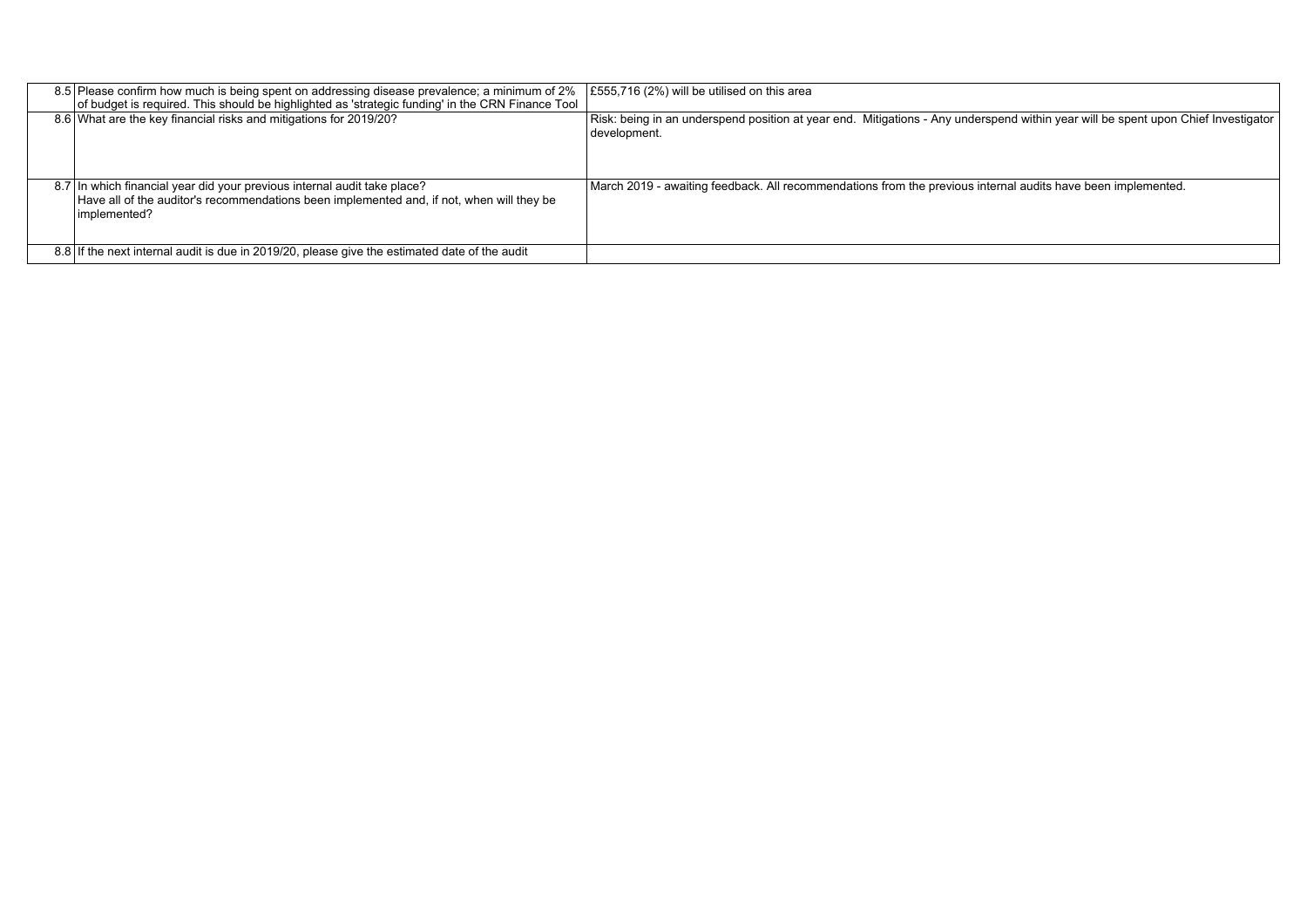| | | |
|---|---|---|
| 8.5 | Please confirm how much is being spent on addressing disease prevalence; a minimum of 2% of budget is required. This should be highlighted as 'strategic funding' in the CRN Finance Tool | £555,716 (2%) will be utilised on this area |
| 8.6 | What are the key financial risks and mitigations for 2019/20? | Risk: being in an underspend position at year end. Mitigations - Any underspend within year will be spent upon Chief Investigator development. |
| 8.7 | In which financial year did your previous internal audit take place?<br>Have all of the auditor's recommendations been implemented and, if not, when will they be implemented? | March 2019 - awaiting feedback. All recommendations from the previous internal audits have been implemented. |
| 8.8 | If the next internal audit is due in 2019/20, please give the estimated date of the audit | |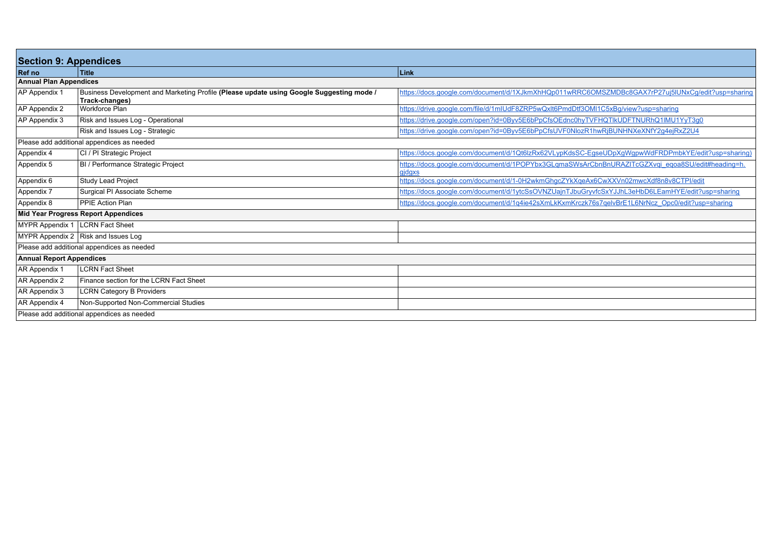## Section 9: Appendices

| Ref no | Title | Link |
|---|---|---|
| **Annual Plan Appendices** | | |
| AP Appendix 1 | Business Development and Marketing Profile **(Please update using Google Suggesting mode / Track-changes)** | https://docs.google.com/document/d/1XJkmXhHQp011wRRC6OMSZMDBc8GAX7rP27uj5lUNxCg/edit?usp=sharing |
| AP Appendix 2 | Workforce Plan | https://drive.google.com/file/d/1mIUdF8ZRP5wQxlt6PmdDtf3OMI1C5xBg/view?usp=sharing |
| AP Appendix 3 | Risk and Issues Log - Operational | https://drive.google.com/open?id=0Byv5E6bPpCfsOEdnc0hyTVFHQTlkUDFTNURhQ1lMU1YyT3g0 |
| | Risk and Issues Log - Strategic | https://drive.google.com/open?id=0Byv5E6bPpCfsUVF0NlozR1hwRjBUNHNXeXNfY2g4ejRxZ2U4 |
| Please add additional appendices as needed | | |
| Appendix 4 | CI / PI Strategic Project | https://docs.google.com/document/d/1Qt6lzRx62VLypKdsSC-EgseUDpXgWgpwWdFRDPmbkYE/edit?usp=sharing) |
| Appendix 5 | BI / Performance Strategic Project | https://docs.google.com/document/d/1POPYbx3GLqmaSWsArCbnBnURAZlTcGZXvqi_eqoa8SU/edit#heading=h.gjdgxs |
| Appendix 6 | Study Lead Project | https://docs.google.com/document/d/1-0H2wkmGhgcZYkXqeAx6CwXXVn02mwcXdf8n8v8CTPI/edit |
| Appendix 7 | Surgical PI Associate Scheme | https://docs.google.com/document/d/1ytcSsOVNZUajnTJbuGryvfcSxYJJhL3eHbD6LEamHYE/edit?usp=sharing |
| Appendix 8 | PPIE Action Plan | https://docs.google.com/document/d/1q4ie42sXmLkKxmKrczk76s7qelvBrE1L6NrNcz_Opc0/edit?usp=sharing |
| **Mid Year Progress Report Appendices** | | |
| MYPR Appendix 1 | LCRN Fact Sheet | |
| MYPR Appendix 2 | Risk and Issues Log | |
| Please add additional appendices as needed | | |
| **Annual Report Appendices** | | |
| AR Appendix 1 | LCRN Fact Sheet | |
| AR Appendix 2 | Finance section for the LCRN Fact Sheet | |
| AR Appendix 3 | LCRN Category B Providers | |
| AR Appendix 4 | Non-Supported Non-Commercial Studies | |
| Please add additional appendices as needed | | |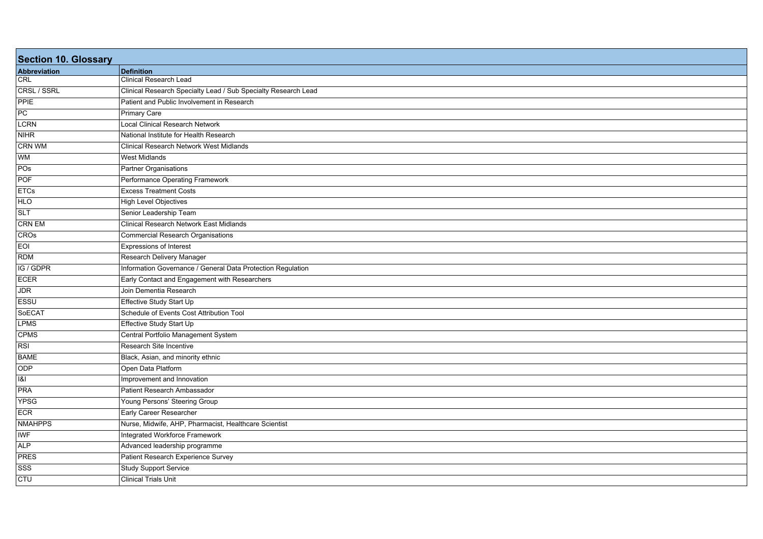## Section 10. Glossary

| Abbreviation | Definition |
|---|---|
| CRL | Clinical Research Lead |
| CRSL / SSRL | Clinical Research Specialty Lead / Sub Specialty Research Lead |
| PPIE | Patient and Public Involvement in Research |
| PC | Primary Care |
| LCRN | Local Clinical Research Network |
| NIHR | National Institute for Health Research |
| CRN WM | Clinical Research Network West Midlands |
| WM | West Midlands |
| POs | Partner Organisations |
| POF | Performance Operating Framework |
| ETCs | Excess Treatment Costs |
| HLO | High Level Objectives |
| SLT | Senior Leadership Team |
| CRN EM | Clinical Research Network East Midlands |
| CROs | Commercial Research Organisations |
| EOI | Expressions of Interest |
| RDM | Research Delivery Manager |
| IG / GDPR | Information Governance / General Data Protection Regulation |
| ECER | Early Contact and Engagement with Researchers |
| JDR | Join Dementia Research |
| ESSU | Effective Study Start Up |
| SoECAT | Schedule of Events Cost Attribution Tool |
| LPMS | Effective Study Start Up |
| CPMS | Central Portfolio Management System |
| RSI | Research Site Incentive |
| BAME | Black, Asian, and minority ethnic |
| ODP | Open Data Platform |
| I&I | Improvement and Innovation |
| PRA | Patient Research Ambassador |
| YPSG | Young Persons' Steering Group |
| ECR | Early Career Researcher |
| NMAHPPS | Nurse, Midwife, AHP, Pharmacist, Healthcare Scientist |
| IWF | Integrated Workforce Framework |
| ALP | Advanced leadership programme |
| PRES | Patient Research Experience Survey |
| SSS | Study Support Service |
| CTU | Clinical Trials Unit |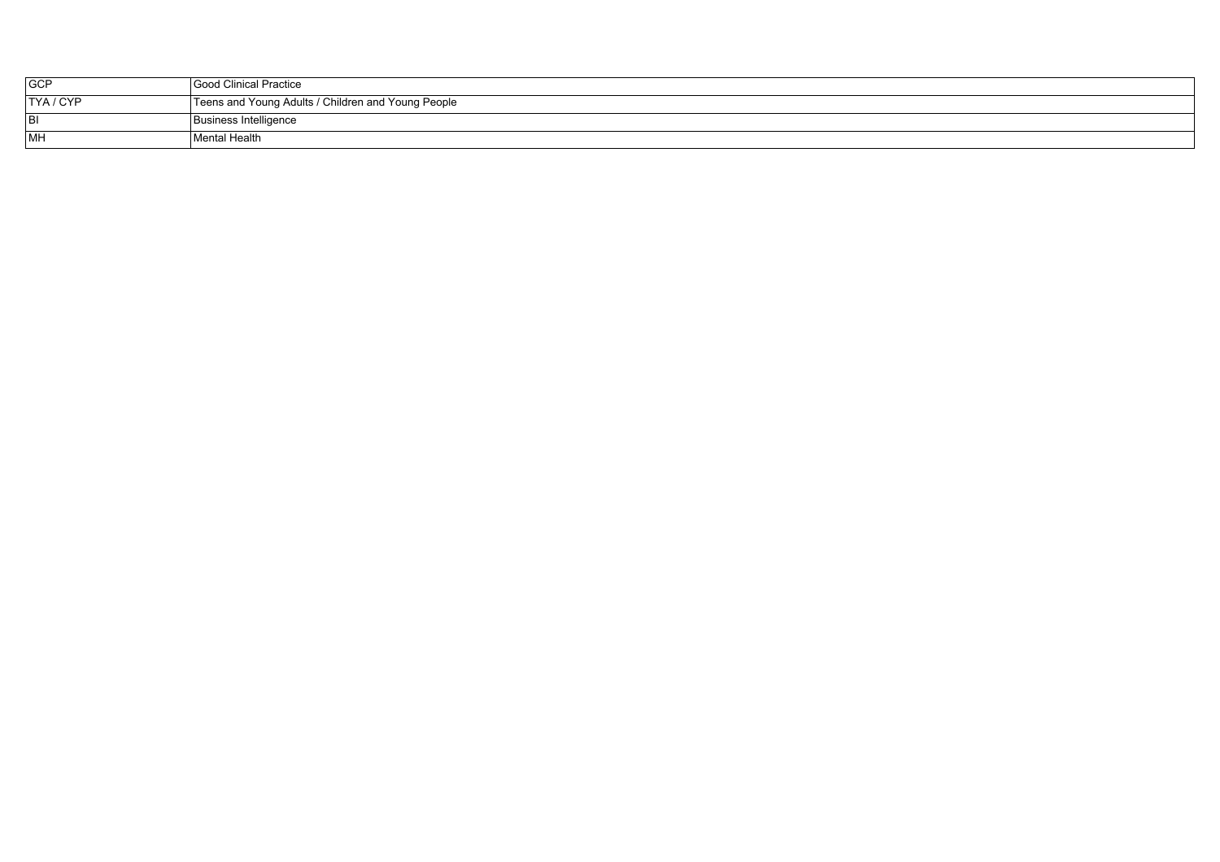| GCP | Good Clinical Practice |
|---|---|
| TYA / CYP | Teens and Young Adults / Children and Young People |
| BI | Business Intelligence |
| MH | Mental Health |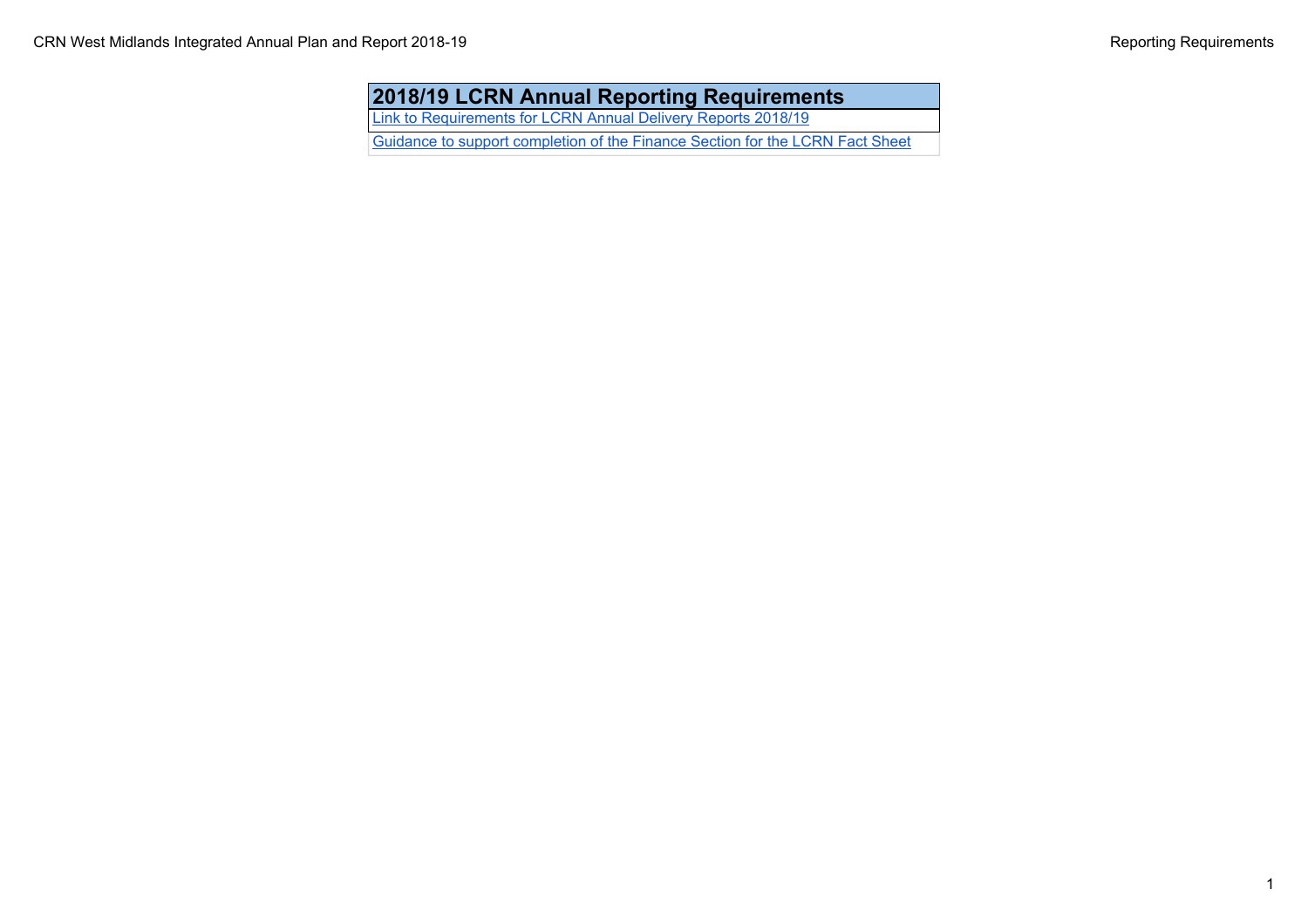| 2018/19 LCRN Annual Reporting Requirements |
| --- |
| Link to Requirements for LCRN Annual Delivery Reports 2018/19 |
| Guidance to support completion of the Finance Section for the LCRN Fact Sheet |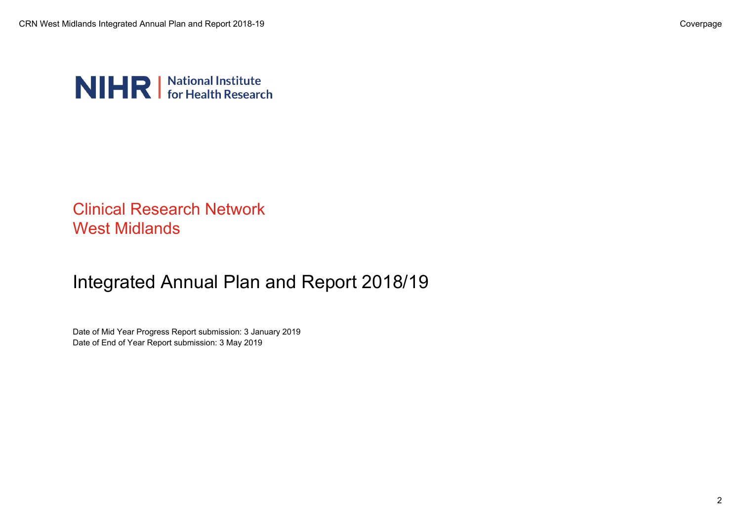NIHR | National Institute for Health Research

# Clinical Research Network West Midlands

## Integrated Annual Plan and Report 2018/19

Date of Mid Year Progress Report submission: 3 January 2019
Date of End of Year Report submission: 3 May 2019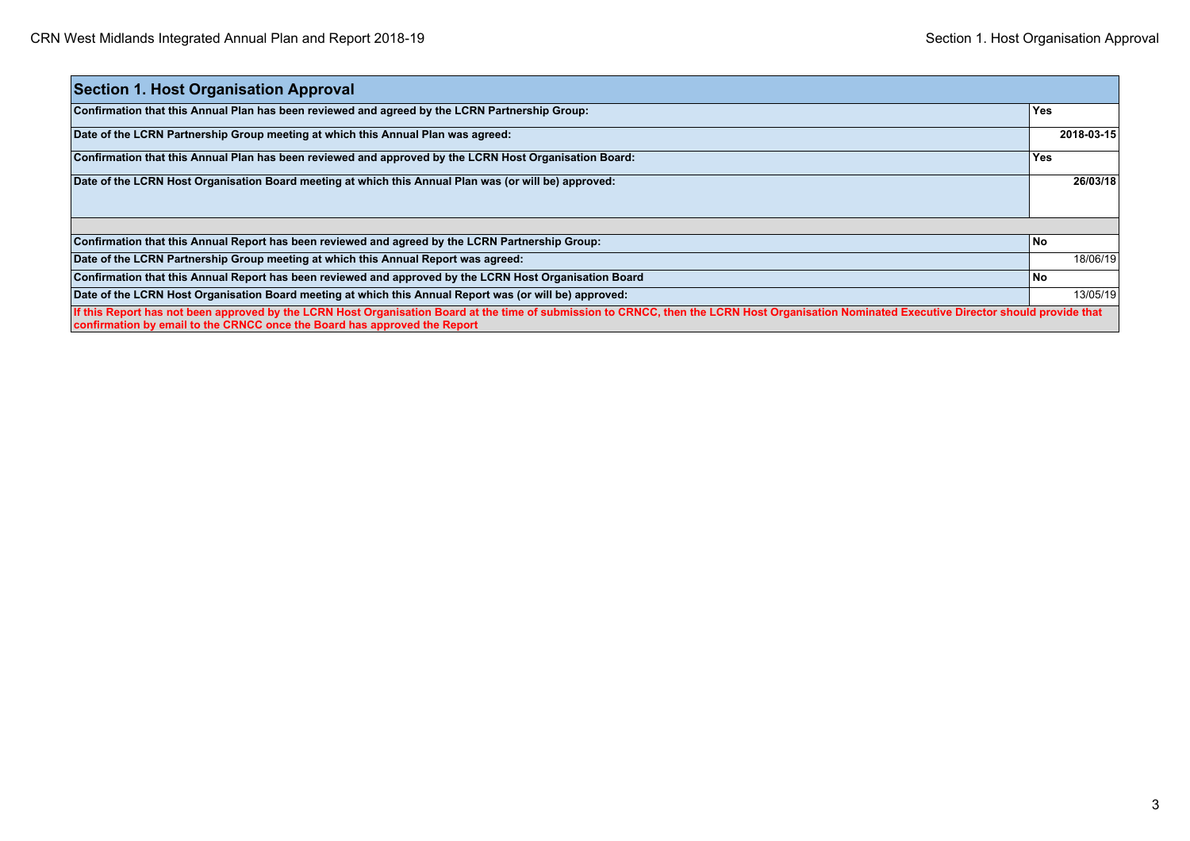## Section 1. Host Organisation Approval

| Section 1. Host Organisation Approval | |
|---|---|
| **Confirmation that this Annual Plan has been reviewed and agreed by the LCRN Partnership Group:** | **Yes** |
| **Date of the LCRN Partnership Group meeting at which this Annual Plan was agreed:** | **2018-03-15** |
| **Confirmation that this Annual Plan has been reviewed and approved by the LCRN Host Organisation Board:** | **Yes** |
| **Date of the LCRN Host Organisation Board meeting at which this Annual Plan was (or will be) approved:** | **26/03/18** |
| | |
| **Confirmation that this Annual Report has been reviewed and agreed by the LCRN Partnership Group:** | **No** |
| **Date of the LCRN Partnership Group meeting at which this Annual Report was agreed:** | 18/06/19 |
| **Confirmation that this Annual Report has been reviewed and approved by the LCRN Host Organisation Board** | **No** |
| **Date of the LCRN Host Organisation Board meeting at which this Annual Report was (or will be) approved:** | 13/05/19 |
| **If this Report has not been approved by the LCRN Host Organisation Board at the time of submission to CRNCC, then the LCRN Host Organisation Nominated Executive Director should provide that confirmation by email to the CRNCC once the Board has approved the Report** | |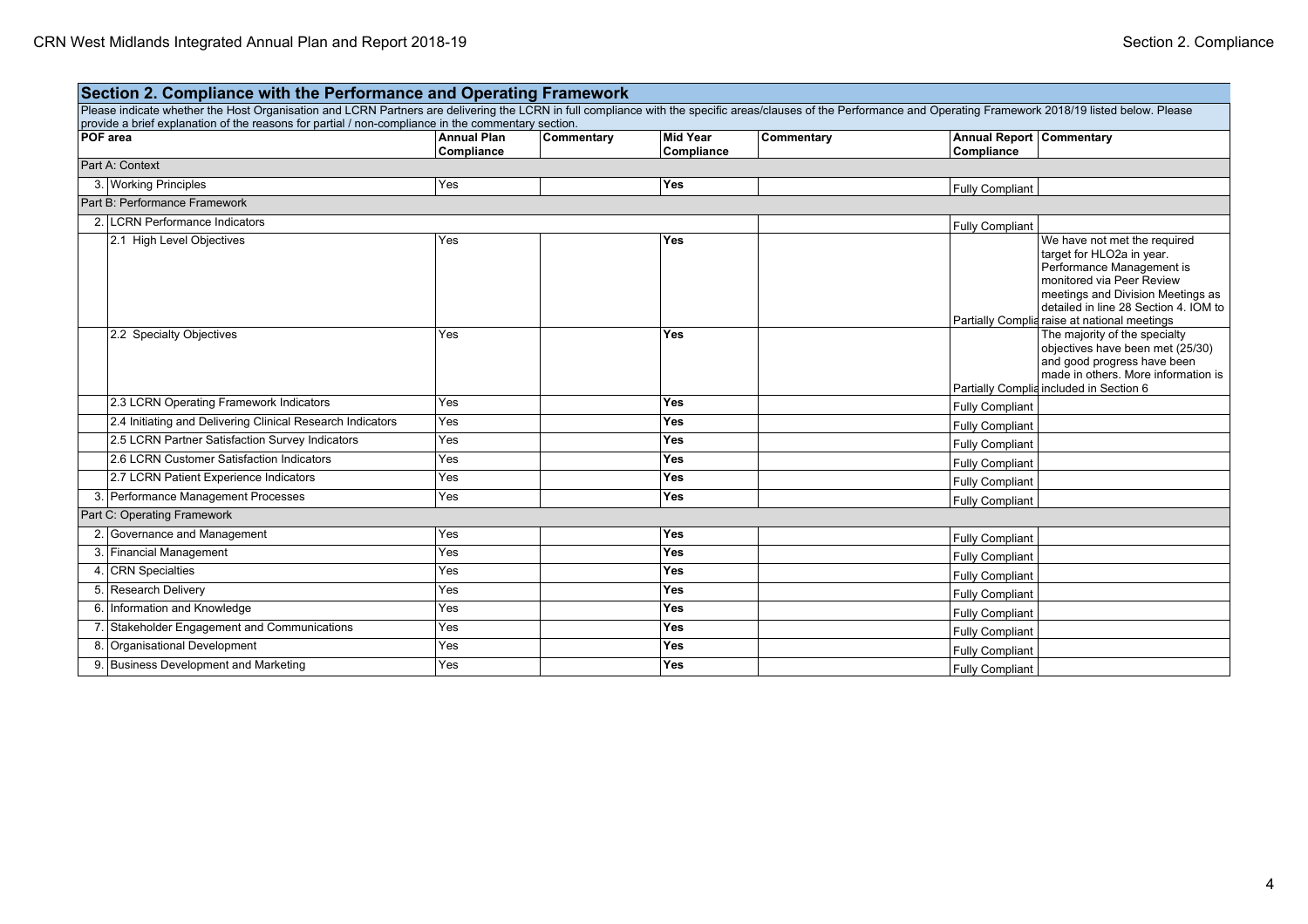## Section 2. Compliance with the Performance and Operating Framework

Please indicate whether the Host Organisation and LCRN Partners are delivering the LCRN in full compliance with the specific areas/clauses of the Performance and Operating Framework 2018/19 listed below. Please provide a brief explanation of the reasons for partial / non-compliance in the commentary section.

| POF area | | Annual Plan Compliance | Commentary | Mid Year Compliance | Commentary | Annual Report Compliance | Commentary |
|---|---|---|---|---|---|---|---|
| Part A: Context | | | | | | | |
| 3. | Working Principles | Yes | | **Yes** | | Fully Compliant | |
| Part B: Performance Framework | | | | | | | |
| 2. | LCRN Performance Indicators | | | | | Fully Compliant | |
| | 2.1 High Level Objectives | Yes | | **Yes** | | Partially Complia | We have not met the required target for HLO2a in year. Performance Management is monitored via Peer Review meetings and Division Meetings as detailed in line 28 Section 4. IOM to raise at national meetings |
| | 2.2 Specialty Objectives | Yes | | **Yes** | | Partially Complia | The majority of the specialty objectives have been met (25/30) and good progress have been made in others. More information is included in Section 6 |
| | 2.3 LCRN Operating Framework Indicators | Yes | | **Yes** | | Fully Compliant | |
| | 2.4 Initiating and Delivering Clinical Research Indicators | Yes | | **Yes** | | Fully Compliant | |
| | 2.5 LCRN Partner Satisfaction Survey Indicators | Yes | | **Yes** | | Fully Compliant | |
| | 2.6 LCRN Customer Satisfaction Indicators | Yes | | **Yes** | | Fully Compliant | |
| | 2.7 LCRN Patient Experience Indicators | Yes | | **Yes** | | Fully Compliant | |
| 3. | Performance Management Processes | Yes | | **Yes** | | Fully Compliant | |
| Part C: Operating Framework | | | | | | | |
| 2. | Governance and Management | Yes | | **Yes** | | Fully Compliant | |
| 3. | Financial Management | Yes | | **Yes** | | Fully Compliant | |
| 4. | CRN Specialties | Yes | | **Yes** | | Fully Compliant | |
| 5. | Research Delivery | Yes | | **Yes** | | Fully Compliant | |
| 6. | Information and Knowledge | Yes | | **Yes** | | Fully Compliant | |
| 7. | Stakeholder Engagement and Communications | Yes | | **Yes** | | Fully Compliant | |
| 8. | Organisational Development | Yes | | **Yes** | | Fully Compliant | |
| 9. | Business Development and Marketing | Yes | | **Yes** | | Fully Compliant | |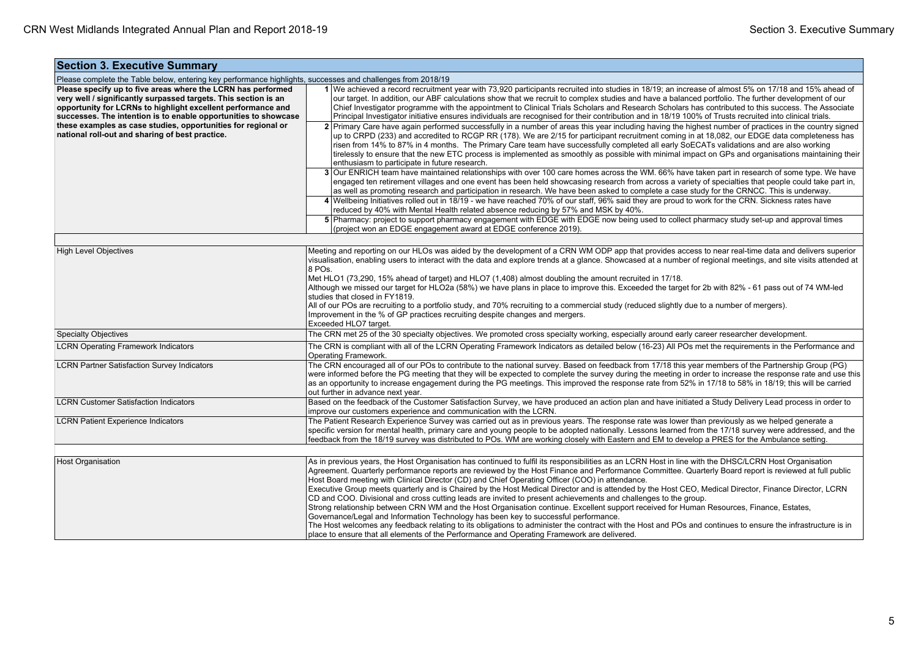## Section 3. Executive Summary

Please complete the Table below, entering key performance highlights, successes and challenges from 2018/19

| | | |
|---|---|---|
| **Please specify up to five areas where the LCRN has performed very well / significantly surpassed targets. This section is an opportunity for LCRNs to highlight excellent performance and successes. The intention is to enable opportunities to showcase these examples as case studies, opportunities for regional or national roll-out and sharing of best practice.** | 1 | We achieved a record recruitment year with 73,920 participants recruited into studies in 18/19; an increase of almost 5% on 17/18 and 15% ahead of our target. In addition, our ABF calculations show that we recruit to complex studies and have a balanced portfolio. The further development of our Chief Investigator programme with the appointment to Clinical Trials Scholars and Research Scholars has contributed to this success. The Associate Principal Investigator initiative ensures individuals are recognised for their contribution and in 18/19 100% of Trusts recruited into clinical trials. |
| | 2 | Primary Care have again performed successfully in a number of areas this year including having the highest number of practices in the country signed up to CRPD (233) and accredited to RCGP RR (178). We are 2/15 for participant recruitment coming in at 18,082, our EDGE data completeness has risen from 14% to 87% in 4 months. The Primary Care team have successfully completed all early SoECATs validations and are also working tirelessly to ensure that the new ETC process is implemented as smoothly as possible with minimal impact on GPs and organisations maintaining their enthusiasm to participate in future research. |
| | 3 | Our ENRICH team have maintained relationships with over 100 care homes across the WM. 66% have taken part in research of some type. We have engaged ten retirement villages and one event has been held showcasing research from across a variety of specialties that people could take part in, as well as promoting research and participation in research. We have been asked to complete a case study for the CRNCC. This is underway. |
| | 4 | Wellbeing Initiatives rolled out in 18/19 - we have reached 70% of our staff, 96% said they are proud to work for the CRN. Sickness rates have reduced by 40% with Mental Health related absence reducing by 57% and MSK by 40%. |
| | 5 | Pharmacy: project to support pharmacy engagement with EDGE with EDGE now being used to collect pharmacy study set-up and approval times (project won an EDGE engagement award at EDGE conference 2019). |

| | |
|---|---|
| High Level Objectives | Meeting and reporting on our HLOs was aided by the development of a CRN WM ODP app that provides access to near real-time data and delivers superior visualisation, enabling users to interact with the data and explore trends at a glance. Showcased at a number of regional meetings, and site visits attended at 8 POs.<br>Met HLO1 (73,290, 15% ahead of target) and HLO7 (1,408) almost doubling the amount recruited in 17/18.<br>Although we missed our target for HLO2a (58%) we have plans in place to improve this. Exceeded the target for 2b with 82% - 61 pass out of 74 WM-led studies that closed in FY1819.<br>All of our POs are recruiting to a portfolio study, and 70% recruiting to a commercial study (reduced slightly due to a number of mergers).<br>Improvement in the % of GP practices recruiting despite changes and mergers.<br>Exceeded HLO7 target. |
| Specialty Objectives | The CRN met 25 of the 30 specialty objectives. We promoted cross specialty working, especially around early career researcher development. |
| LCRN Operating Framework Indicators | The CRN is compliant with all of the LCRN Operating Framework Indicators as detailed below (16-23) All POs met the requirements in the Performance and Operating Framework. |
| LCRN Partner Satisfaction Survey Indicators | The CRN encouraged all of our POs to contribute to the national survey. Based on feedback from 17/18 this year members of the Partnership Group (PG) were informed before the PG meeting that they will be expected to complete the survey during the meeting in order to increase the response rate and use this as an opportunity to increase engagement during the PG meetings. This improved the response rate from 52% in 17/18 to 58% in 18/19; this will be carried out further in advance next year. |
| LCRN Customer Satisfaction Indicators | Based on the feedback of the Customer Satisfaction Survey, we have produced an action plan and have initiated a Study Delivery Lead process in order to improve our customers experience and communication with the LCRN. |
| LCRN Patient Experience Indicators | The Patient Research Experience Survey was carried out as in previous years. The response rate was lower than previously as we helped generate a specific version for mental health, primary care and young people to be adopted nationally. Lessons learned from the 17/18 survey were addressed, and the feedback from the 18/19 survey was distributed to POs. WM are working closely with Eastern and EM to develop a PRES for the Ambulance setting. |

| | |
|---|---|
| Host Organisation | As in previous years, the Host Organisation has continued to fulfil its responsibilities as an LCRN Host in line with the DHSC/LCRN Host Organisation Agreement. Quarterly performance reports are reviewed by the Host Finance and Performance Committee. Quarterly Board report is reviewed at full public Host Board meeting with Clinical Director (CD) and Chief Operating Officer (COO) in attendance.<br>Executive Group meets quarterly and is Chaired by the Host Medical Director and is attended by the Host CEO, Medical Director, Finance Director, LCRN CD and COO. Divisional and cross cutting leads are invited to present achievements and challenges to the group.<br>Strong relationship between CRN WM and the Host Organisation continue. Excellent support received for Human Resources, Finance, Estates, Governance/Legal and Information Technology has been key to successful performance.<br>The Host welcomes any feedback relating to its obligations to administer the contract with the Host and POs and continues to ensure the infrastructure is in place to ensure that all elements of the Performance and Operating Framework are delivered. |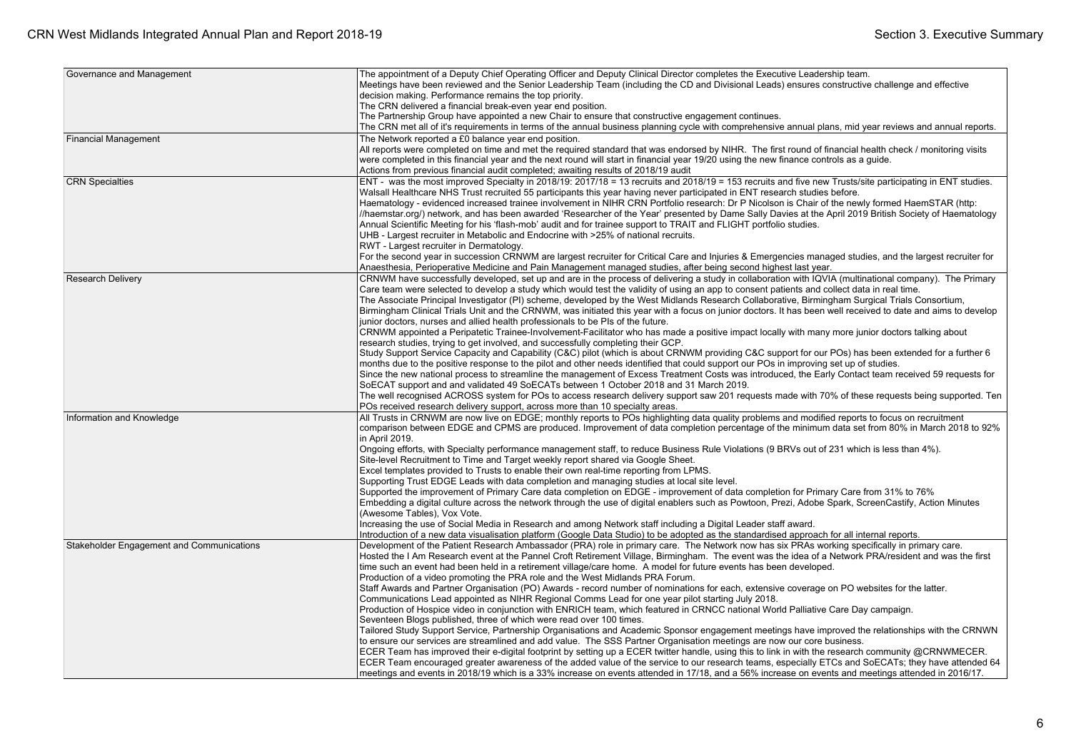| | |
|---|---|
| Governance and Management | The appointment of a Deputy Chief Operating Officer and Deputy Clinical Director completes the Executive Leadership team.<br>Meetings have been reviewed and the Senior Leadership Team (including the CD and Divisional Leads) ensures constructive challenge and effective decision making. Performance remains the top priority.<br>The CRN delivered a financial break-even year end position.<br>The Partnership Group have appointed a new Chair to ensure that constructive engagement continues.<br>The CRN met all of it's requirements in terms of the annual business planning cycle with comprehensive annual plans, mid year reviews and annual reports. |
| Financial Management | The Network reported a £0 balance year end position.<br>All reports were completed on time and met the required standard that was endorsed by NIHR. The first round of financial health check / monitoring visits were completed in this financial year and the next round will start in financial year 19/20 using the new finance controls as a guide.<br>Actions from previous financial audit completed; awaiting results of 2018/19 audit |
| CRN Specialties | ENT - was the most improved Specialty in 2018/19: 2017/18 = 13 recruits and 2018/19 = 153 recruits and five new Trusts/site participating in ENT studies. Walsall Healthcare NHS Trust recruited 55 participants this year having never participated in ENT research studies before.<br>Haematology - evidenced increased trainee involvement in NIHR CRN Portfolio research: Dr P Nicolson is Chair of the newly formed HaemSTAR (http://haemstar.org/) network, and has been awarded 'Researcher of the Year' presented by Dame Sally Davies at the April 2019 British Society of Haematology Annual Scientific Meeting for his 'flash-mob' audit and for trainee support to TRAIT and FLIGHT portfolio studies.<br>UHB - Largest recruiter in Metabolic and Endocrine with >25% of national recruits.<br>RWT - Largest recruiter in Dermatology.<br>For the second year in succession CRNWM are largest recruiter for Critical Care and Injuries & Emergencies managed studies, and the largest recruiter for Anaesthesia, Perioperative Medicine and Pain Management managed studies, after being second highest last year. |
| Research Delivery | CRNWM have successfully developed, set up and are in the process of delivering a study in collaboration with IQVIA (multinational company). The Primary Care team were selected to develop a study which would test the validity of using an app to consent patients and collect data in real time.<br>The Associate Principal Investigator (PI) scheme, developed by the West Midlands Research Collaborative, Birmingham Surgical Trials Consortium, Birmingham Clinical Trials Unit and the CRNWM, was initiated this year with a focus on junior doctors. It has been well received to date and aims to develop junior doctors, nurses and allied health professionals to be PIs of the future.<br>CRNWM appointed a Peripatetic Trainee-Involvement-Facilitator who has made a positive impact locally with many more junior doctors talking about research studies, trying to get involved, and successfully completing their GCP.<br>Study Support Service Capacity and Capability (C&C) pilot (which is about CRNWM providing C&C support for our POs) has been extended for a further 6 months due to the positive response to the pilot and other needs identified that could support our POs in improving set up of studies.<br>Since the new national process to streamline the management of Excess Treatment Costs was introduced, the Early Contact team received 59 requests for SoECAT support and and validated 49 SoECATs between 1 October 2018 and 31 March 2019.<br>The well recognised ACROSS system for POs to access research delivery support saw 201 requests made with 70% of these requests being supported. Ten POs received research delivery support, across more than 10 specialty areas. |
| Information and Knowledge | All Trusts in CRNWM are now live on EDGE; monthly reports to POs highlighting data quality problems and modified reports to focus on recruitment comparison between EDGE and CPMS are produced. Improvement of data completion percentage of the minimum data set from 80% in March 2018 to 92% in April 2019.<br>Ongoing efforts, with Specialty performance management staff, to reduce Business Rule Violations (9 BRVs out of 231 which is less than 4%).<br>Site-level Recruitment to Time and Target weekly report shared via Google Sheet.<br>Excel templates provided to Trusts to enable their own real-time reporting from LPMS.<br>Supporting Trust EDGE Leads with data completion and managing studies at local site level.<br>Supported the improvement of Primary Care data completion on EDGE - improvement of data completion for Primary Care from 31% to 76%<br>Embedding a digital culture across the network through the use of digital enablers such as Powtoon, Prezi, Adobe Spark, ScreenCastify, Action Minutes (Awesome Tables), Vox Vote.<br>Increasing the use of Social Media in Research and among Network staff including a Digital Leader staff award.<br>Introduction of a new data visualisation platform (Google Data Studio) to be adopted as the standardised approach for all internal reports. |
| Stakeholder Engagement and Communications | Development of the Patient Research Ambassador (PRA) role in primary care. The Network now has six PRAs working specifically in primary care.<br>Hosted the I Am Research event at the Pannel Croft Retirement Village, Birmingham. The event was the idea of a Network PRA/resident and was the first time such an event had been held in a retirement village/care home. A model for future events has been developed.<br>Production of a video promoting the PRA role and the West Midlands PRA Forum.<br>Staff Awards and Partner Organisation (PO) Awards - record number of nominations for each, extensive coverage on PO websites for the latter.<br>Communications Lead appointed as NIHR Regional Comms Lead for one year pilot starting July 2018.<br>Production of Hospice video in conjunction with ENRICH team, which featured in CRNCC national World Palliative Care Day campaign.<br>Seventeen Blogs published, three of which were read over 100 times.<br>Tailored Study Support Service, Partnership Organisations and Academic Sponsor engagement meetings have improved the relationships with the CRNWN to ensure our services are streamlined and add value. The SSS Partner Organisation meetings are now our core business.<br>ECER Team has improved their e-digital footprint by setting up a ECER twitter handle, using this to link in with the research community @CRNWMECER.<br>ECER Team encouraged greater awareness of the added value of the service to our research teams, especially ETCs and SoECATs; they have attended 64 meetings and events in 2018/19 which is a 33% increase on events attended in 17/18, and a 56% increase on events and meetings attended in 2016/17. |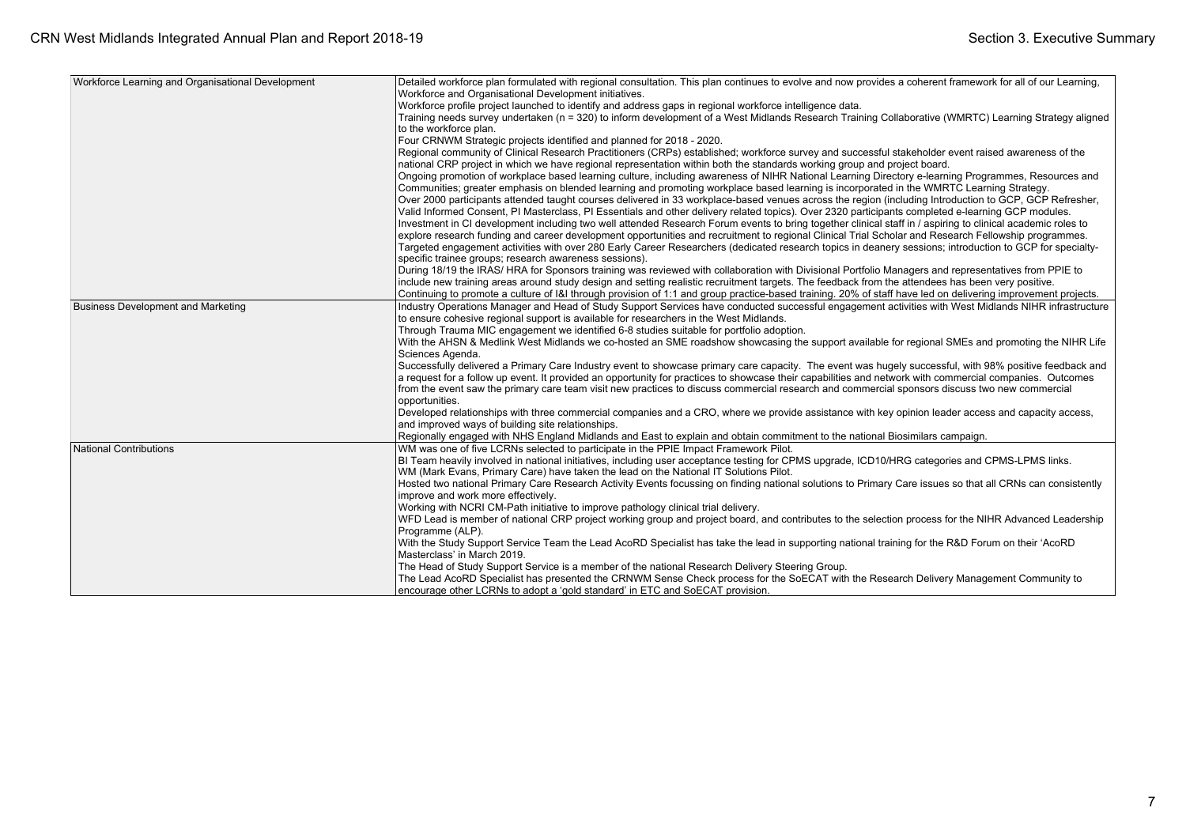| | |
|---|---|
| Workforce Learning and Organisational Development | Detailed workforce plan formulated with regional consultation. This plan continues to evolve and now provides a coherent framework for all of our Learning, Workforce and Organisational Development initiatives.<br>Workforce profile project launched to identify and address gaps in regional workforce intelligence data.<br>Training needs survey undertaken (n = 320) to inform development of a West Midlands Research Training Collaborative (WMRTC) Learning Strategy aligned to the workforce plan.<br>Four CRNWM Strategic projects identified and planned for 2018 - 2020.<br>Regional community of Clinical Research Practitioners (CRPs) established; workforce survey and successful stakeholder event raised awareness of the national CRP project in which we have regional representation within both the standards working group and project board.<br>Ongoing promotion of workplace based learning culture, including awareness of NIHR National Learning Directory e-learning Programmes, Resources and Communities; greater emphasis on blended learning and promoting workplace based learning is incorporated in the WMRTC Learning Strategy.<br>Over 2000 participants attended taught courses delivered in 33 workplace-based venues across the region (including Introduction to GCP, GCP Refresher, Valid Informed Consent, PI Masterclass, PI Essentials and other delivery related topics). Over 2320 participants completed e-learning GCP modules.<br>Investment in CI development including two well attended Research Forum events to bring together clinical staff in / aspiring to clinical academic roles to explore research funding and career development opportunities and recruitment to regional Clinical Trial Scholar and Research Fellowship programmes.<br>Targeted engagement activities with over 280 Early Career Researchers (dedicated research topics in deanery sessions; introduction to GCP for specialty-specific trainee groups; research awareness sessions).<br>During 18/19 the IRAS/ HRA for Sponsors training was reviewed with collaboration with Divisional Portfolio Managers and representatives from PPIE to include new training areas around study design and setting realistic recruitment targets. The feedback from the attendees has been very positive.<br>Continuing to promote a culture of I&I through provision of 1:1 and group practice-based training. 20% of staff have led on delivering improvement projects. |
| Business Development and Marketing | Industry Operations Manager and Head of Study Support Services have conducted successful engagement activities with West Midlands NIHR infrastructure to ensure cohesive regional support is available for researchers in the West Midlands.<br>Through Trauma MIC engagement we identified 6-8 studies suitable for portfolio adoption.<br>With the AHSN & Medlink West Midlands we co-hosted an SME roadshow showcasing the support available for regional SMEs and promoting the NIHR Life Sciences Agenda.<br>Successfully delivered a Primary Care Industry event to showcase primary care capacity. The event was hugely successful, with 98% positive feedback and a request for a follow up event. It provided an opportunity for practices to showcase their capabilities and network with commercial companies. Outcomes from the event saw the primary care team visit new practices to discuss commercial research and commercial sponsors discuss two new commercial opportunities.<br>Developed relationships with three commercial companies and a CRO, where we provide assistance with key opinion leader access and capacity access, and improved ways of building site relationships.<br>Regionally engaged with NHS England Midlands and East to explain and obtain commitment to the national Biosimilars campaign. |
| National Contributions | WM was one of five LCRNs selected to participate in the PPIE Impact Framework Pilot.<br>BI Team heavily involved in national initiatives, including user acceptance testing for CPMS upgrade, ICD10/HRG categories and CPMS-LPMS links.<br>WM (Mark Evans, Primary Care) have taken the lead on the National IT Solutions Pilot.<br>Hosted two national Primary Care Research Activity Events focussing on finding national solutions to Primary Care issues so that all CRNs can consistently improve and work more effectively.<br>Working with NCRI CM-Path initiative to improve pathology clinical trial delivery.<br>WFD Lead is member of national CRP project working group and project board, and contributes to the selection process for the NIHR Advanced Leadership Programme (ALP).<br>With the Study Support Service Team the Lead AcoRD Specialist has take the lead in supporting national training for the R&D Forum on their 'AcoRD Masterclass' in March 2019.<br>The Head of Study Support Service is a member of the national Research Delivery Steering Group.<br>The Lead AcoRD Specialist has presented the CRNWM Sense Check process for the SoECAT with the Research Delivery Management Community to encourage other LCRNs to adopt a 'gold standard' in ETC and SoECAT provision. |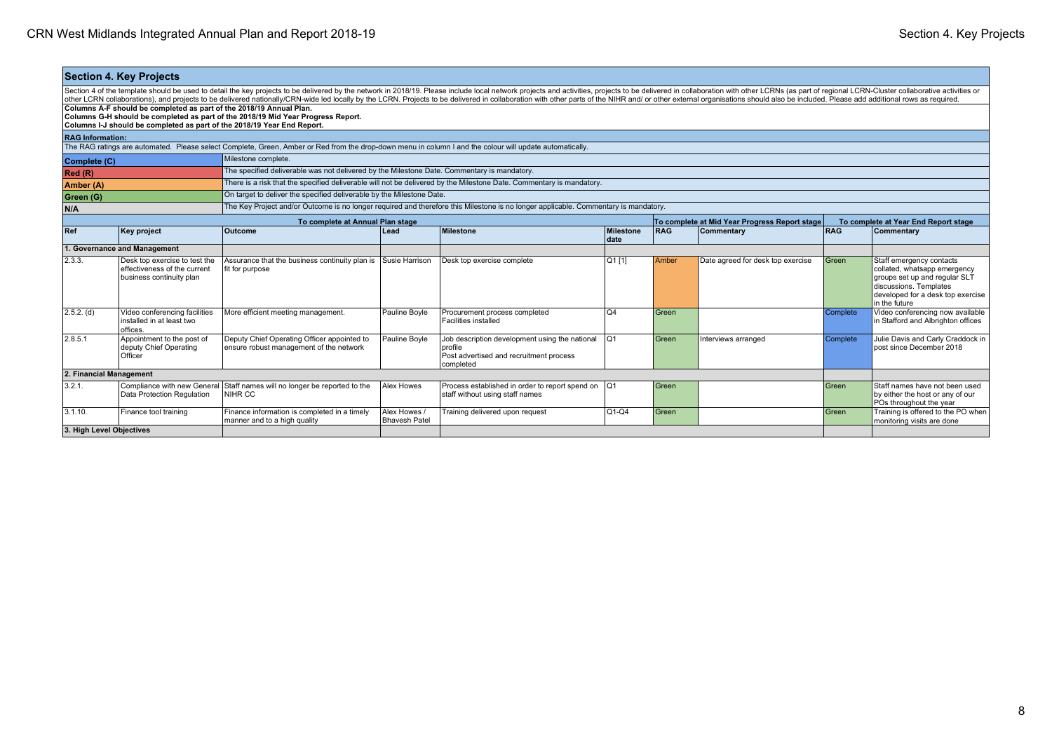## Section 4. Key Projects

Section 4 of the template should be used to detail the key projects to be delivered by the network in 2018/19. Please include local network projects and activities, projects to be delivered in collaboration with other LCRNs (as part of regional LCRN-Cluster collaborative activities or other LCRN collaborations), and projects to be delivered nationally/CRN-wide led locally by the LCRN. Projects to be delivered in collaboration with other parts of the NIHR and/ or other external organisations should also be included. Please add additional rows as required.

**Columns A-F should be completed as part of the 2018/19 Annual Plan.**
**Columns G-H should be completed as part of the 2018/19 Mid Year Progress Report.**
**Columns I-J should be completed as part of the 2018/19 Year End Report.**

**RAG Information:**

The RAG ratings are automated. Please select Complete, Green, Amber or Red from the drop-down menu in column I and the colour will update automatically.

| | |
|---|---|
| **Complete (C)** | Milestone complete. |
| **Red (R)** | The specified deliverable was not delivered by the Milestone Date. Commentary is mandatory. |
| **Amber (A)** | There is a risk that the specified deliverable will not be delivered by the Milestone Date. Commentary is mandatory. |
| **Green (G)** | On target to deliver the specified deliverable by the Milestone Date. |
| **N/A** | The Key Project and/or Outcome is no longer required and therefore this Milestone is no longer applicable. Commentary is mandatory. |

| To complete at Annual Plan stage | | | | | | To complete at Mid Year Progress Report stage | | To complete at Year End Report stage | |
|---|---|---|---|---|---|---|---|---|---|
| **Ref** | **Key project** | **Outcome** | **Lead** | **Milestone** | **Milestone date** | **RAG** | **Commentary** | **RAG** | **Commentary** |
| **1. Governance and Management** | | | | | | | | | |
| 2.3.3. | Desk top exercise to test the effectiveness of the current business continuity plan | Assurance that the business continuity plan is fit for purpose | Susie Harrison | Desk top exercise complete | Q1 [1] | Amber | Date agreed for desk top exercise | Green | Staff emergency contacts collated, whatsapp emergency groups set up and regular SLT discussions. Templates developed for a desk top exercise in the future |
| 2.5.2. (d) | Video conferencing facilities installed in at least two offices. | More efficient meeting management. | Pauline Boyle | Procurement process completed<br>Facilities installed | Q4 | Green | | Complete | Video conferencing now available in Stafford and Albrighton offices |
| 2.8.5.1 | Appointment to the post of deputy Chief Operating Officer | Deputy Chief Operating Officer appointed to ensure robust management of the network | Pauline Boyle | Job description development using the national profile<br>Post advertised and recruitment process completed | Q1 | Green | Interviews arranged | Complete | Julie Davis and Carly Craddock in post since December 2018 |
| **2. Financial Management** | | | | | | | | | |
| 3.2.1. | Compliance with new General Data Protection Regulation | Staff names will no longer be reported to the NIHR CC | Alex Howes | Process established in order to report spend on staff without using staff names | Q1 | Green | | Green | Staff names have not been used by either the host or any of our POs throughout the year |
| 3.1.10. | Finance tool training | Finance information is completed in a timely manner and to a high quality | Alex Howes / Bhavesh Patel | Training delivered upon request | Q1-Q4 | Green | | Green | Training is offered to the PO when monitoring visits are done |
| **3. High Level Objectives** | | | | | | | | | |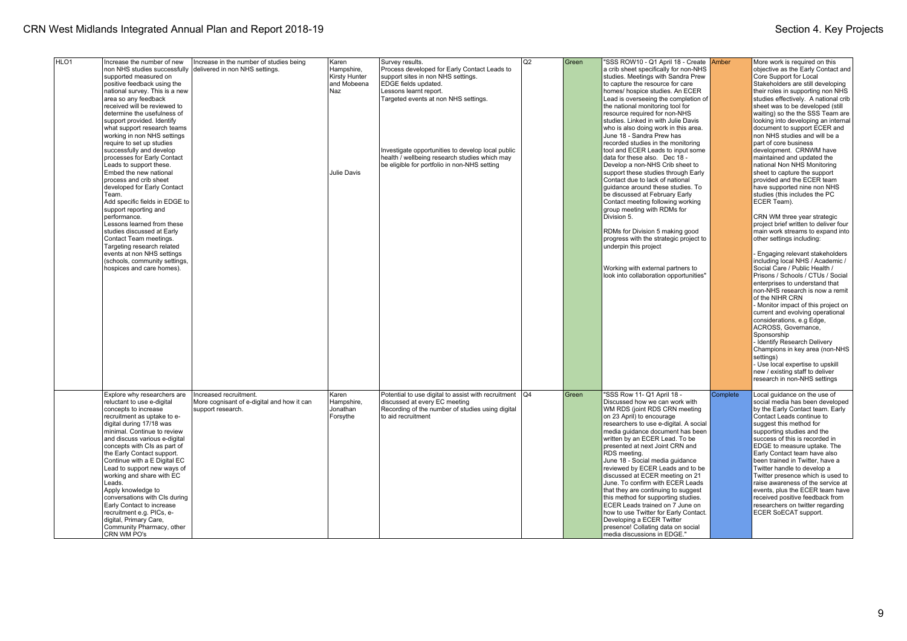| HLO1 | Increase the number of new non NHS studies successfully supported measured on positive feedback using the national survey. This is a new area so any feedback received will be reviewed to determine the usefulness of support provided. Identify what support research teams working in non NHS settings require to set up studies successfully and develop processes for Early Contact Leads to support these. Embed the new national process and crib sheet developed for Early Contact Team. Add specific fields in EDGE to support reporting and performance. Lessons learned from these studies discussed at Early Contact Team meetings. Targeting research related events at non NHS settings (schools, community settings, hospices and care homes). | Increase in the number of studies being delivered in non NHS settings. | Karen Hampshire, Kirsty Hunter and Mobeena Naz<br><br>Julie Davis | Survey results. Process developed for Early Contact Leads to support sites in non NHS settings. EDGE fields updated. Lessons learnt report. Targeted events at non NHS settings.<br><br>Investigate opportunities to develop local public health / wellbeing research studies which may be eligible for portfolio in non-NHS setting | Q2 | Green | "SSS ROW10 - Q1 April 18 - Create a crib sheet specifically for non-NHS studies. Meetings with Sandra Prew to capture the resource for care homes/ hospice studies. An ECER Lead is overseeing the completion of the national monitoring tool for resource required for non-NHS studies. Linked in with Julie Davis who is also doing work in this area. June 18 - Sandra Prew has recorded studies in the monitoring tool and ECER Leads to input some data for these also. Dec 18 - Develop a non-NHS Crib sheet to support these studies through Early Contact due to lack of national guidance around these studies. To be discussed at February Early Contact meeting following working group meeting with RDMs for Division 5.<br><br>RDMs for Division 5 making good progress with the strategic project to underpin this project<br><br>Working with external partners to look into collaboration opportunities" | Amber | More work is required on this objective as the Early Contact and Core Support for Local Stakeholders are still developing their roles in supporting non NHS studies effectively. A national crib sheet was to be developed (still waiting) so the SSS Team are looking into developing an internal document to support ECER and non NHS studies and will be a part of core business development. CRNWM have maintained and updated the national Non NHS Monitoring sheet to capture the support provided and the ECER team have supported nine non NHS studies (this includes the PC ECER Team).<br><br>CRN WM three year strategic project brief written to deliver four main work streams to expand into other settings including:<br><br>- Engaging relevant stakeholders including local NHS / Academic / Social Care / Public Health / Prisons / Schools / CTUs / Social enterprises to understand that non-NHS research is now a remit of the NIHR CRN<br>- Monitor impact of this project on current and evolving operational considerations, e.g Edge, ACROSS, Governance, Sponsorship<br>- Identify Research Delivery Champions in key area (non-NHS settings)<br>- Use local expertise to upskill new / existing staff to deliver research in non-NHS settings |
|---|---|---|---|---|---|---|---|---|---|
| | Explore why researchers are reluctant to use e-digital concepts to increase recruitment as uptake to e-digital during 17/18 was minimal. Continue to review and discuss various e-digital concepts with CIs as part of the Early Contact support. Continue with a E Digital EC Lead to support new ways of working and share with EC Leads. Apply knowledge to conversations with CIs during Early Contact to increase recruitment e.g. PICs, e-digital, Primary Care, Community Pharmacy, other CRN WM PO's | Increased recruitment. More cognisant of e-digital and how it can support research. | Karen Hampshire, Jonathan Forsythe | Potential to use digital to assist with recruitment discussed at every EC meeting Recording of the number of studies using digital to aid recruitment | Q4 | Green | "SSS Row 11- Q1 April 18 - Discussed how we can work with WM RDS (joint RDS CRN meeting on 23 April) to encourage researchers to use e-digital. A social media guidance document has been written by an ECER Lead. To be presented at next Joint CRN and RDS meeting. June 18 - Social media guidance reviewed by ECER Leads and to be discussed at ECER meeting on 21 June. To confirm with ECER Leads that they are continuing to suggest this method for supporting studies. ECER Leads trained on 7 June on how to use Twitter for Early Contact. Developing a ECER Twitter presence! Collating data on social media discussions in EDGE." | Complete | Local guidance on the use of social media has been developed by the Early Contact team. Early Contact Leads continue to suggest this method for supporting studies and the success of this is recorded in EDGE to measure uptake. The Early Contact team have also been trained in Twitter, have a Twitter handle to develop a Twitter presence which is used to raise awareness of the service at events, plus the ECER team have received positive feedback from researchers on twitter regarding ECER SoECAT support. |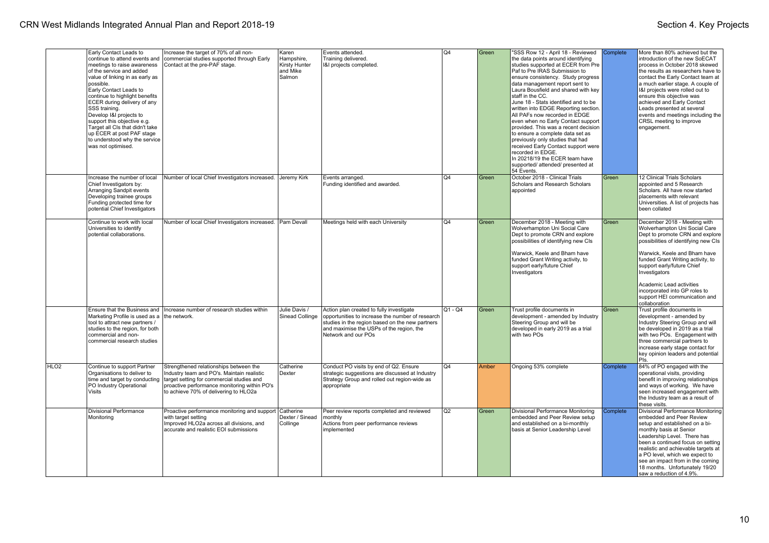| | | | | | | | | | |
|---|---|---|---|---|---|---|---|---|---|
| | Early Contact Leads to continue to attend events and meetings to raise awareness of the service and added value of linking in as early as possible.<br>Early Contact Leads to continue to highlight benefits ECER during delivery of any SSS training.<br>Develop I&I projects to support this objective e.g. Target all CIs that didn't take up ECER at post PAF stage to understood why the service was not optimised. | Increase the target of 70% of all non-commercial studies supported through Early Contact at the pre-PAF stage. | Karen Hampshire, Kirsty Hunter and Mike Salmon | Events attended.<br>Training delivered.<br>I&I projects completed. | Q4 | Green | "SSS Row 12 - April 18 - Reviewed the data points around identifying studies supported at ECER from Pre Paf to Pre IRAS Submission to ensure consistency. Study progress data management report sent to Laura Bousfield and shared with key staff in the CC.<br>June 18 - Stats identified and to be written into EDGE Reporting section. All PAFs now recorded in EDGE even when no Early Contact support provided. This was a recent decision to ensure a complete data set as previously only studies that had received Early Contact support were recorded in EDGE.<br>In 20218/19 the ECER team have supported/ attended/ presented at 54 Events. | Complete | More than 80% achieved but the introduction of the new SoECAT process in October 2018 skewed the results as researchers have to contact the Early Contact team at a much earlier stage. A couple of I&I projects were rolled out to ensure this objective was achieved and Early Contact Leads presented at several events and meetings including the CRSL meeting to improve engagement. |
| | Increase the number of local Chief Investigators by:<br>Arranging Sandpit events<br>Developing trainee groups<br>Funding protected time for potential Chief Investigators | Number of local Chief Investigators increased. | Jeremy Kirk | Events arranged.<br>Funding identified and awarded. | Q4 | Green | October 2018 - Clinical Trials Scholars and Research Scholars appointed | Green | 12 Clinical Trials Scholars appointed and 5 Research Scholars. All have now started placements with relevant Universities. A list of projects has been collated |
| | Continue to work with local Universities to identify potential collaborations. | Number of local Chief Investigators increased. | Pam Devall | Meetings held with each University | Q4 | Green | December 2018 - Meeting with Wolverhampton Uni Social Care Dept to promote CRN and explore possibilities of identifying new CIs<br><br>Warwick, Keele and Bham have funded Grant Writing activity, to support early/future Chief Investigators | Green | December 2018 - Meeting with Wolverhampton Uni Social Care Dept to promote CRN and explore possibilities of identifying new CIs<br><br>Warwick, Keele and Bham have funded Grant Writing activity, to support early/future Chief Investigators<br><br>Academic Lead activities incorporated into GP roles to support HEI communication and collaboration |
| | Ensure that the Business and Marketing Profile is used as a tool to attract new partners / studies to the region, for both commercial and non-commercial research studies | Increase number of research studies within the network. | Julie Davis / Sinead Collinge | Action plan created to fully investigate opportunities to increase the number of research studies in the region based on the new partners and maximise the USPs of the region, the Network and our POs | Q1 - Q4 | Green | Trust profile documents in development - amended by Industry Steering Group and will be developed in early 2019 as a trial with two POs | Green | Trust profile documents in development - amended by Industry Steering Group and will be developed in 2019 as a trial with two POs. Engagement with three commercial partners to increase early stage contact for key opinion leaders and potential PIs. |
| HLO2 | Continue to support Partner Organisations to deliver to time and target by conducting PO Industry Operational Visits | Strengthened relationships between the Industry team and PO's. Maintain realistic target setting for commercial studies and proactive performance monitoring within PO's to achieve 70% of delivering to HLO2a | Catherine Dexter | Conduct PO visits by end of Q2. Ensure strategic suggestions are discussed at Industry Strategy Group and rolled out region-wide as appropriate | Q4 | Amber | Ongoing 53% complete | Complete | 84% of PO engaged with the operational visits, providing benefit in improving relationships and ways of working. We have seen increased engagement with the Industry team as a result of these visits. |
| | Divisional Performance Monitoring | Proactive performance monitoring and support with target setting<br>Improved HLO2a across all divisions, and accurate and realistic EOI submissions | Catherine Dexter / Sinead Collinge | Peer review reports completed and reviewed monthly<br>Actions from peer performance reviews implemented | Q2 | Green | Divisional Performance Monitoring embedded and Peer Review setup and established on a bi-monthly basis at Senior Leadership Level | Complete | Divisional Performance Monitoring embedded and Peer Review setup and established on a bi-monthly basis at Senior Leadership Level. There has been a continued focus on setting realistic and achievable targets at a PO level, which we expect to see an impact from in the coming 18 months. Unfortunately 19/20 saw a reduction of 4.9%. |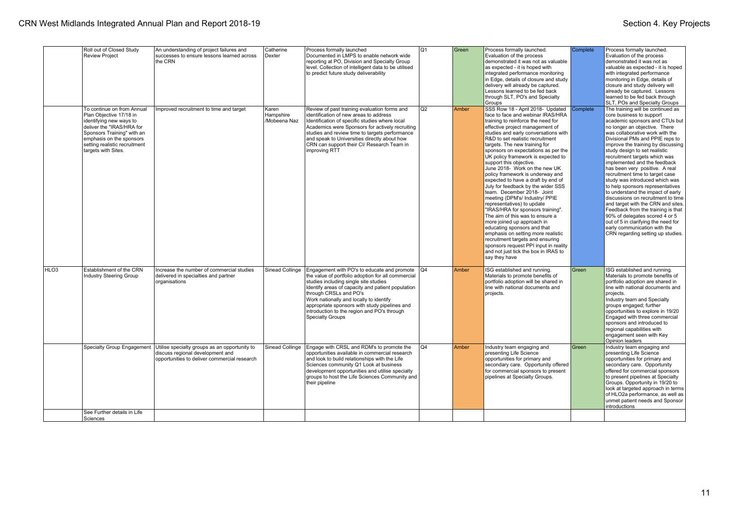| | Roll out of Closed Study Review Project | An understanding of project failures and successes to ensure lessons learned across the CRN | Catherine Dexter | Process formally launched Documented in LMPS to enable network wide reporting at PO, Division and Specialty Group level. Collection of intelligent data to be utilised to predict future study deliverability | Q1 | Green | Process formally launched. Evaluation of the process demonstrated it was not as valuable as expected - it is hoped with integrated performance monitoring in Edge, details of closure and study delivery will already be captured. Lessons learned to be fed back through SLT, PO's and Specialty Groups | Complete | Process formally launched. Evaluation of the process demonstrated it was not as valuable as expected - it is hoped with integrated performance monitoring in Edge, details of closure and study delivery will already be captured. Lessons learned to be fed back through SLT, POs and Specialty Groups |
|---|---|---|---|---|---|---|---|---|---|
| | To continue on from Annual Plan Objective 17/18 in identifying new ways to deliver the "IRAS/HRA for Sponsors Training" with an emphasis on the sponsors setting realistic recruitment targets with Sites. | Improved recruitment to time and target | Karen Hampshire /Mobeena Naz | Review of past training evaluation forms and identification of new areas to address Identification of specific studies where local Academics were Sponsors for actively recruiting studies and review time to targets performance and speak to Universities directly about how CRN can support their CI/ Research Team in improving RTT | Q2 | Amber | SSS Row 18 - April 2018- Updated face to face and webinar IRAS/HRA training to reinforce the need for effective project management of studies and early conversations with R&D to set realistic recruitment targets. The new training for sponsors on expectations as per the UK policy framework is expected to support this objective. June 2018- Work on the new UK policy framework is underway and expected to have a draft by end of July for feedback by the wider SSS team. December 2018- Joint meeting (DPM's/ Industry/ PPIE representatives) to update "IRAS/HRA for sponsors training". The aim of this was to ensure a more joined up approach in educating sponsors and that emphasis on setting more realistic recruitment targets and ensuring sponsors request PPI input in reality and not just tick the box in IRAS to say they have | Complete | The training will be continued as core business to support academic sponsors and CTUs but no longer an objective. There was collaborative work with the Divisional PMs and PPIE reps to improve the training by discussing study design to set realistic recruitment targets which was implemented and the feedback has been very positive. A real recruitment time to target case study was introduced which was to help sponsors representatives to understand the impact of early discussions on recruitment to time and target with the CRN and sites. Feedback from the training is that 90% of delegates scored 4 or 5 out of 5 in clarifying the need for early communication with the CRN regarding setting up studies. |
| HLO3 | Establishment of the CRN Industry Steering Group | Increase the number of commercial studies delivered in specialties and partner organisations | Sinead Collinge | Engagement with PO's to educate and promote the value of portfolio adoption for all commercial studies including single site studies Identify areas of capacity and patient population through CRSLs and PO's Work nationally and locally to identify appropriate sponsors with study pipelines and introduction to the region and PO's through Specialty Groups | Q4 | Amber | ISG established and running. Materials to promote benefits of portfolio adoption will be shared in line with national documents and projects. | Green | ISG established and running. Materials to promote benefits of portfolio adoption are shared in line with national documents and projects. Industry team and Specialty groups engaged; further opportunities to explore in 19/20 Engaged with three commercial sponsors and introduced to regional capabilities with engagement seen with Key Opinion leaders |
| | Specialty Group Engagement | Utilise specialty groups as an opportunity to discuss regional development and opportunities to deliver commercial research | Sinead Collinge | Engage with CRSL and RDM's to promote the opportunities available in commercial research and look to build relationships with the Life Sciences community Q1 Look at business development opportunities and utilise specialty groups to host the Life Sciences Community and their pipeline | Q4 | Amber | Industry team engaging and presenting Life Science opportunities for primary and secondary care. Opportunity offered for commercial sponsors to present pipelines at Specialty Groups. | Green | Industry team engaging and presenting Life Science opportunities for primary and secondary care. Opportunity offered for commercial sponsors to present pipelines at Specialty Groups. Opportunity in 19/20 to look at targeted approach in terms of HLO2a performance, as well as unmet patient needs and Sponsor introductions |
| | See Further details in Life Sciences | | | | | | | | |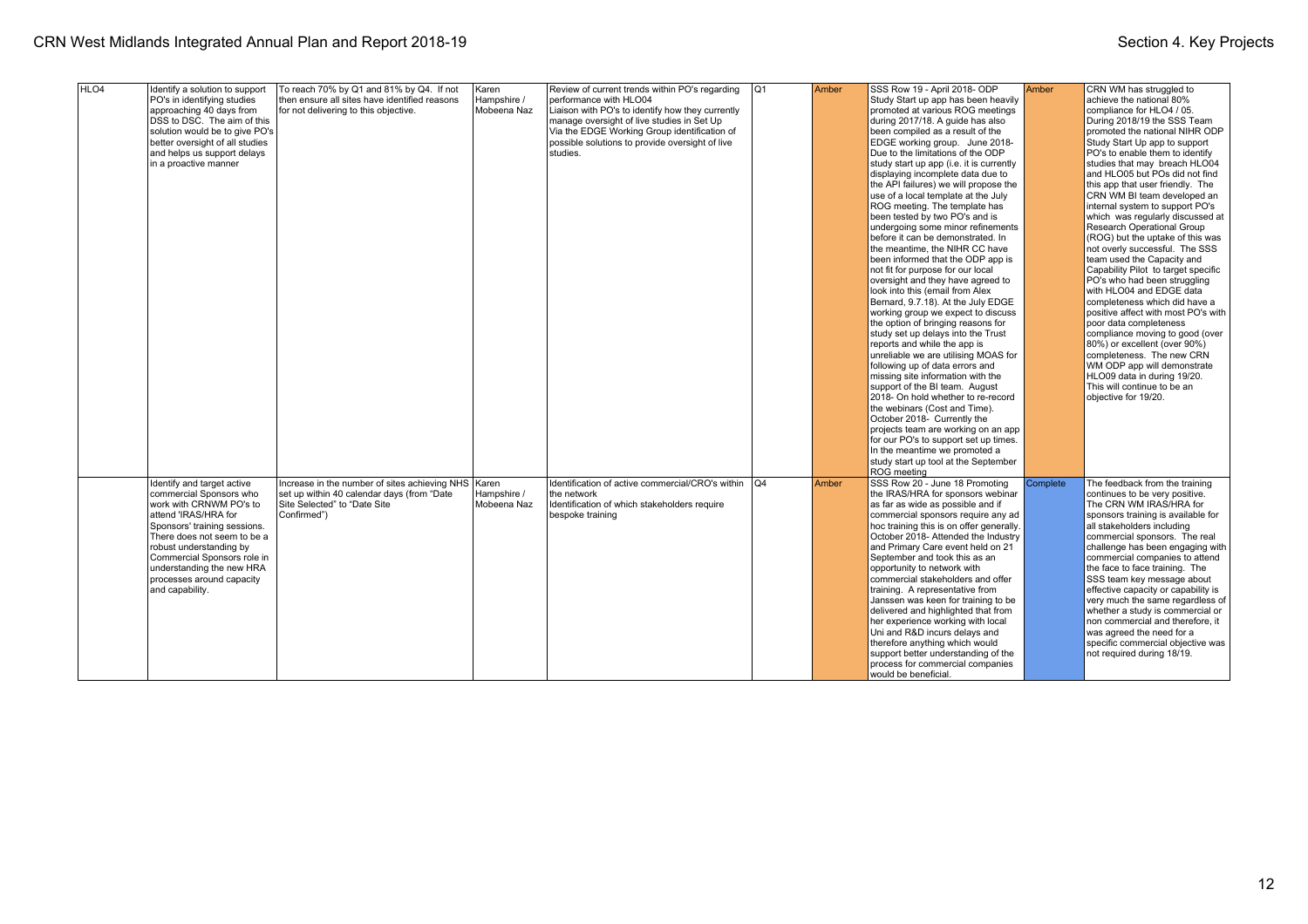| HLO4 | Identify a solution to support PO's in identifying studies approaching 40 days from DSS to DSC. The aim of this solution would be to give PO's better oversight of all studies and helps us support delays in a proactive manner | To reach 70% by Q1 and 81% by Q4. If not then ensure all sites have identified reasons for not delivering to this objective. | Karen Hampshire / Mobeena Naz | Review of current trends within PO's regarding performance with HLO04<br>Liaison with PO's to identify how they currently manage oversight of live studies in Set Up<br>Via the EDGE Working Group identification of possible solutions to provide oversight of live studies. | Q1 | Amber | SSS Row 19 - April 2018- ODP Study Start up app has been heavily promoted at various ROG meetings during 2017/18. A guide has also been compiled as a result of the EDGE working group. June 2018- Due to the limitations of the ODP study start up app (i.e. it is currently displaying incomplete data due to the API failures) we will propose the use of a local template at the July ROG meeting. The template has been tested by two PO's and is undergoing some minor refinements before it can be demonstrated. In the meantime, the NIHR CC have been informed that the ODP app is not fit for purpose for our local oversight and they have agreed to look into this (email from Alex Bernard, 9.7.18). At the July EDGE working group we expect to discuss the option of bringing reasons for study set up delays into the Trust reports and while the app is unreliable we are utilising MOAS for following up of data errors and missing site information with the support of the BI team. August 2018- On hold whether to re-record the webinars (Cost and Time). October 2018- Currently the projects team are working on an app for our PO's to support set up times. In the meantime we promoted a study start up tool at the September ROG meeting | Amber | CRN WM has struggled to achieve the national 80% compliance for HLO4 / 05. During 2018/19 the SSS Team promoted the national NIHR ODP Study Start Up app to support PO's to enable them to identify studies that may breach HLO04 and HLO05 but POs did not find this app that user friendly. The CRN WM BI team developed an internal system to support PO's which was regularly discussed at Research Operational Group (ROG) but the uptake of this was not overly successful. The SSS team used the Capacity and Capability Pilot to target specific PO's who had been struggling with HLO04 and EDGE data completeness which did have a positive affect with most PO's with poor data completeness compliance moving to good (over 80%) or excellent (over 90%) completeness. The new CRN WM ODP app will demonstrate HLO09 data in during 19/20. This will continue to be an objective for 19/20. |
|---|---|---|---|---|---|---|---|---|---|
| | Identify and target active commercial Sponsors who work with CRNWM PO's to attend 'IRAS/HRA for Sponsors' training sessions. There does not seem to be a robust understanding by Commercial Sponsors role in understanding the new HRA processes around capacity and capability. | Increase in the number of sites achieving NHS set up within 40 calendar days (from "Date Site Selected" to "Date Site Confirmed") | Karen Hampshire / Mobeena Naz | Identification of active commercial/CRO's within the network<br>Identification of which stakeholders require bespoke training | Q4 | Amber | SSS Row 20 - June 18 Promoting the IRAS/HRA for sponsors webinar as far as wide as possible and if commercial sponsors require any ad hoc training this is on offer generally. October 2018- Attended the Industry and Primary Care event held on 21 September and took this as an opportunity to network with commercial stakeholders and offer training. A representative from Janssen was keen for training to be delivered and highlighted that from her experience working with local Uni and R&D incurs delays and therefore anything which would support better understanding of the process for commercial companies would be beneficial. | Complete | The feedback from the training continues to be very positive. The CRN WM IRAS/HRA for sponsors training is available for all stakeholders including commercial sponsors. The real challenge has been engaging with commercial companies to attend the face to face training. The SSS team key message about effective capacity or capability is very much the same regardless of whether a study is commercial or non commercial and therefore, it was agreed the need for a specific commercial objective was not required during 18/19. |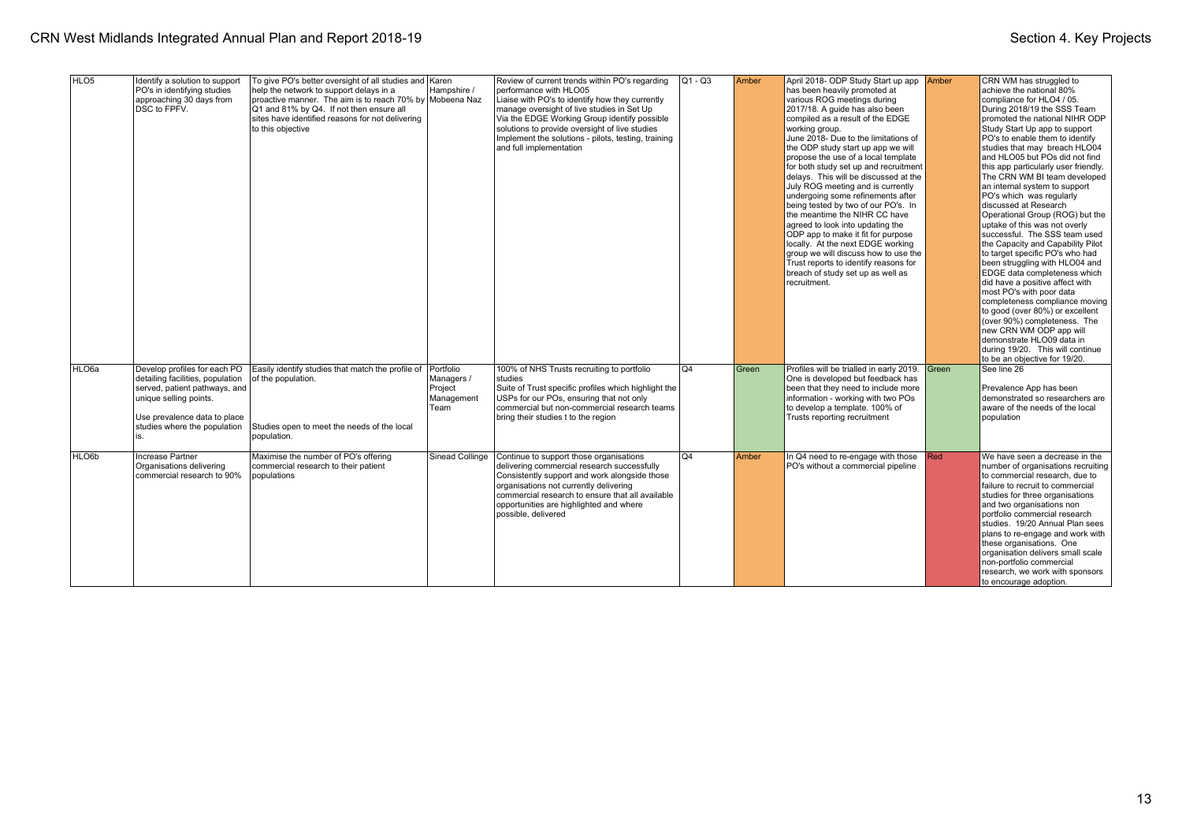| HLO5 | Identify a solution to support PO's in identifying studies approaching 30 days from DSC to FPFV. | To give PO's better oversight of all studies and help the network to support delays in a proactive manner. The aim is to reach 70% by Q1 and 81% by Q4. If not then ensure all sites have identified reasons for not delivering to this objective | Karen Hampshire / Mobeena Naz | Review of current trends within PO's regarding performance with HLO05<br>Liaise with PO's to identify how they currently manage oversight of live studies in Set Up<br>Via the EDGE Working Group identify possible solutions to provide oversight of live studies<br>Implement the solutions - pilots, testing, training and full implementation | Q1 - Q3 | Amber | April 2018- ODP Study Start up app has been heavily promoted at various ROG meetings during 2017/18. A guide has also been compiled as a result of the EDGE working group.<br>June 2018- Due to the limitations of the ODP study start up app we will propose the use of a local template for both study set up and recruitment delays. This will be discussed at the July ROG meeting and is currently undergoing some refinements after being tested by two of our PO's. In the meantime the NIHR CC have agreed to look into updating the ODP app to make it fit for purpose locally. At the next EDGE working group we will discuss how to use the Trust reports to identify reasons for breach of study set up as well as recruitment. | Amber | CRN WM has struggled to achieve the national 80% compliance for HLO4 / 05. During 2018/19 the SSS Team promoted the national NIHR ODP Study Start Up app to support PO's to enable them to identify studies that may breach HLO04 and HLO05 but POs did not find this app particularly user friendly. The CRN WM BI team developed an internal system to support PO's which was regularly discussed at Research Operational Group (ROG) but the uptake of this was not overly successful. The SSS team used the Capacity and Capability Pilot to target specific PO's who had been struggling with HLO04 and EDGE data completeness which did have a positive affect with most PO's with poor data completeness compliance moving to good (over 80%) or excellent (over 90%) completeness. The new CRN WM ODP app will demonstrate HLO09 data in during 19/20. This will continue to be an objective for 19/20. |
|---|---|---|---|---|---|---|---|---|---|
| HLO6a | Develop profiles for each PO detailing facilities, population served, patient pathways, and unique selling points.<br><br>Use prevalence data to place studies where the population is. | Easily identify studies that match the profile of of the population.<br><br>Studies open to meet the needs of the local population. | Portfolio Managers / Project Management Team | 100% of NHS Trusts recruiting to portfolio studies<br>Suite of Trust specific profiles which highlight the USPs for our POs, ensuring that not only commercial but non-commercial research teams bring their studies t to the region | Q4 | Green | Profiles will be trialled in early 2019. One is developed but feedback has been that they need to include more information - working with two POs to develop a template. 100% of Trusts reporting recruitment | Green | See line 26<br><br>Prevalence App has been demonstrated so researchers are aware of the needs of the local population |
| HLO6b | Increase Partner Organisations delivering commercial research to 90% | Maximise the number of PO's offering commercial research to their patient populations | Sinead Collinge | Continue to support those organisations delivering commercial research successfully<br>Consistently support and work alongside those organisations not currently delivering commercial research to ensure that all available opportunities are highlighted and where possible, delivered | Q4 | Amber | In Q4 need to re-engage with those PO's without a commercial pipeline | Red | We have seen a decrease in the number of organisations recruiting to commercial research, due to failure to recruit to commercial studies for three organisations and two organisations non portfolio commercial research studies. 19/20 Annual Plan sees plans to re-engage and work with these organisations. One organisation delivers small scale non-portfolio commercial research, we work with sponsors to encourage adoption. |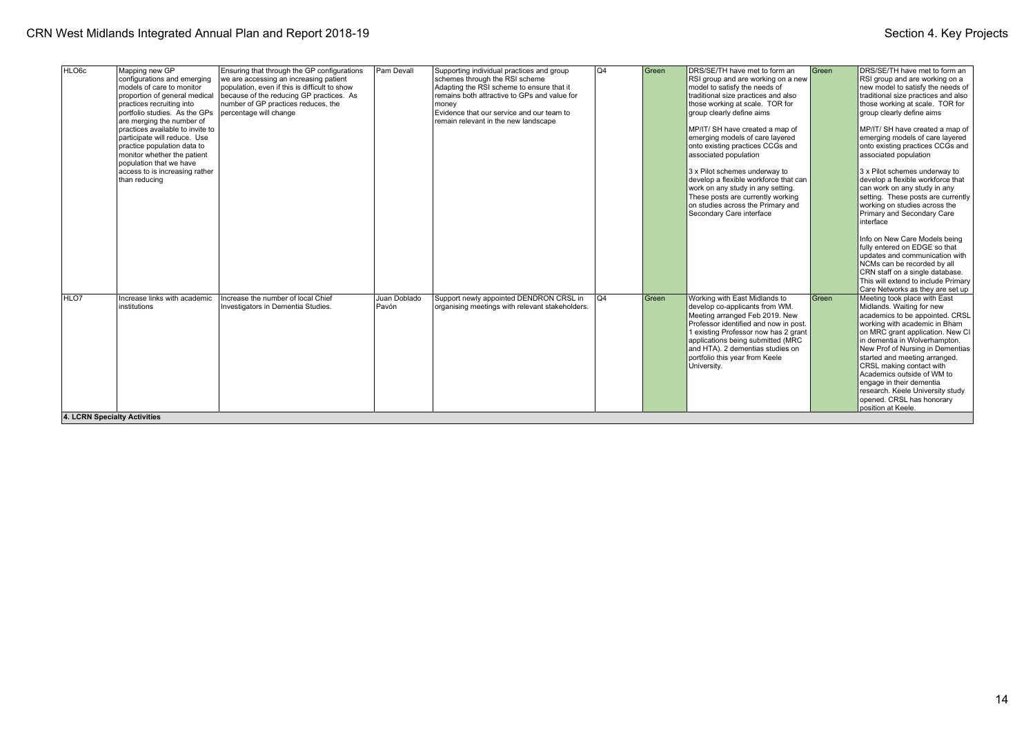| HLO6c | Mapping new GP configurations and emerging models of care to monitor proportion of general medical practices recruiting into portfolio studies. As the GPs are merging the number of practices available to invite to participate will reduce. Use practice population data to monitor whether the patient population that we have access to is increasing rather than reducing | Ensuring that through the GP configurations we are accessing an increasing patient population, even if this is difficult to show because of the reducing GP practices. As number of GP practices reduces, the percentage will change | Pam Devall | Supporting individual practices and group schemes through the RSI scheme<br>Adapting the RSI scheme to ensure that it remains both attractive to GPs and value for money<br>Evidence that our service and our team to remain relevant in the new landscape | Q4 | Green | DRS/SE/TH have met to form an RSI group and are working on a new model to satisfy the needs of traditional size practices and also those working at scale. TOR for group clearly define aims<br><br>MP/IT/ SH have created a map of emerging models of care layered onto existing practices CCGs and associated population<br><br>3 x Pilot schemes underway to develop a flexible workforce that can work on any study in any setting. These posts are currently working on studies across the Primary and Secondary Care interface | Green | DRS/SE/TH have met to form an RSI group and are working on a new model to satisfy the needs of traditional size practices and also those working at scale. TOR for group clearly define aims<br><br>MP/IT/ SH have created a map of emerging models of care layered onto existing practices CCGs and associated population<br><br>3 x Pilot schemes underway to develop a flexible workforce that can work on any study in any setting. These posts are currently working on studies across the Primary and Secondary Care interface<br><br>Info on New Care Models being fully entered on EDGE so that updates and communication with NCMs can be recorded by all CRN staff on a single database. This will extend to include Primary Care Networks as they are set up |
|---|---|---|---|---|---|---|---|---|---|
| HLO7 | Increase links with academic institutions | Increase the number of local Chief Investigators in Dementia Studies. | Juan Doblado Pavón | Support newly appointed DENDRON CRSL in organising meetings with relevant stakeholders. | Q4 | Green | Working with East Midlands to develop co-applicants from WM. Meeting arranged Feb 2019. New Professor identified and now in post. 1 existing Professor now has 2 grant applications being submitted (MRC and HTA). 2 dementias studies on portfolio this year from Keele University. | Green | Meeting took place with East Midlands. Waiting for new academics to be appointed. CRSL working with academic in Bham on MRC grant application. New CI in dementia in Wolverhampton. New Prof of Nursing in Dementias started and meeting arranged. CRSL making contact with Academics outside of WM to engage in their dementia research. Keele University study opened. CRSL has honorary position at Keele. |
| **4. LCRN Specialty Activities** | | | | | | | | | |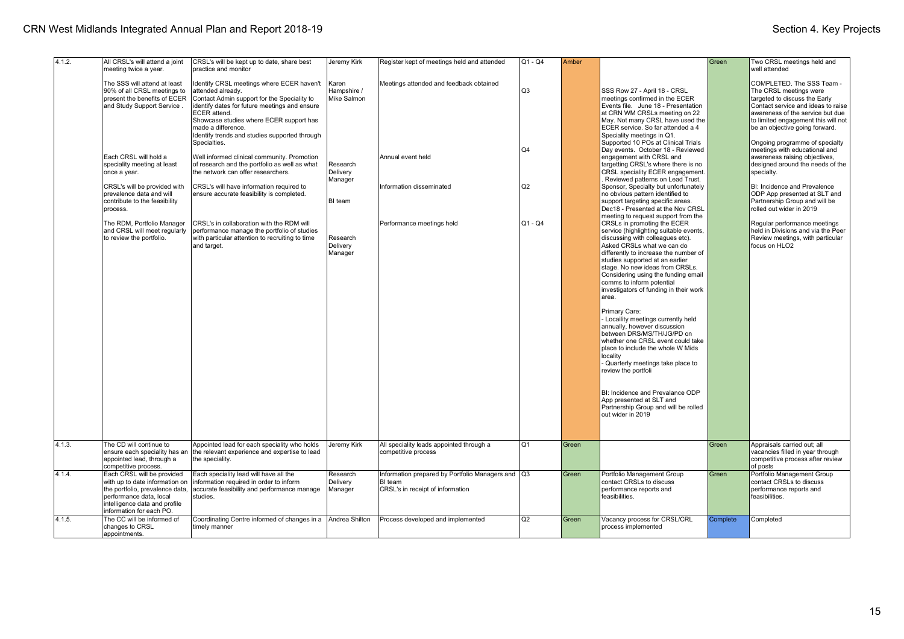| 4.1.2. | All CRSL's will attend a joint meeting twice a year.<br><br>The SSS will attend at least 90% of all CRSL meetings to present the benefits of ECER and Study Support Service .<br><br>Each CRSL will hold a speciality meeting at least once a year.<br><br>CRSL's will be provided with prevalence data and will contribute to the feasibility process.<br><br>The RDM, Portfolio Manager and CRSL will meet regularly to review the portfolio. | CRSL's will be kept up to date, share best practice and monitor<br><br>Identify CRSL meetings where ECER haven't attended already.<br>Contact Admin support for the Speciality to identify dates for future meetings and ensure ECER attend.<br>Showcase studies where ECER support has made a difference.<br>Identify trends and studies supported through Specialties.<br><br>Well informed clinical community. Promotion of research and the portfolio as well as what the network can offer researchers.<br><br>CRSL's will have information required to ensure accurate feasibility is completed.<br><br>CRSL's in collaboration with the RDM will performance manage the portfolio of studies with particular attention to recruiting to time and target. | Jeremy Kirk<br><br>Karen Hampshire / Mike Salmon<br><br>Research Delivery Manager<br><br>BI team<br><br>Research Delivery Manager | Register kept of meetings held and attended<br><br>Meetings attended and feedback obtained<br><br>Annual event held<br><br>Information disseminated<br><br>Performance meetings held | Q1 - Q4<br><br>Q3<br><br>Q4<br><br>Q2<br><br>Q1 - Q4 | Amber | SSS Row 27 - April 18 - CRSL meetings confirmed in the ECER Events file. June 18 - Presentation at CRN WM CRSLs meeting on 22 May. Not many CRSL have used the ECER service. So far attended a 4 Speciality meetings in Q1. Supported 10 POs at Clinical Trials Day events. October 18 - Reviewed engagement with CRSL and targetting CRSL's where there is no CRSL speciality ECER engagement. . Reviewed patterns on Lead Trust, Sponsor, Specialty but unfortunately no obvious pattern identified to support targeting specific areas. Dec18 - Presented at the Nov CRSL meeting to request support from the CRSLs in promoting the ECER service (highlighting suitable events, discussing with colleagues etc). Asked CRSLs what we can do differently to increase the number of studies supported at an earlier stage. No new ideas from CRSLs. Considering using the funding email comms to inform potential investigators of funding in their work area.<br><br>Primary Care:<br>- Locaility meetings currently held annually, however discussion between DRS/MS/TH/JG/PD on whether one CRSL event could take place to include the whole W Mids locality<br>- Quarterly meetings take place to review the portfoli<br><br>BI: Incidence and Prevalance ODP App presented at SLT and Partnership Group and will be rolled out wider in 2019 | Green | Two CRSL meetings held and well attended<br><br>COMPLETED. The SSS Team - The CRSL meetings were targeted to discuss the Early Contact service and ideas to raise awareness of the service but due to limited engagement this will not be an objective going forward.<br><br>Ongoing programme of specialty meetings with educational and awareness raising objectives, designed around the needs of the specialty.<br><br>BI: Incidence and Prevalence ODP App presented at SLT and Partnership Group and will be rolled out wider in 2019<br><br>Regular performance meetings held in Divisions and via the Peer Review meetings, with particular focus on HLO2 |
|---|---|---|---|---|---|---|---|---|---|
| 4.1.3. | The CD will continue to ensure each speciality has an appointed lead, through a competitive process. | Appointed lead for each speciality who holds the relevant experience and expertise to lead the speciality. | Jeremy Kirk | All speciality leads appointed through a competitive process | Q1 | Green | | Green | Appraisals carried out; all vacancies filled in year through competitive process after review of posts |
| 4.1.4. | Each CRSL will be provided with up to date information on the portfolio, prevalence data, performance data, local intelligence data and profile information for each PO. | Each speciality lead will have all the information required in order to inform accurate feasibility and performance manage studies. | Research Delivery Manager | Information prepared by Portfolio Managers and BI team<br>CRSL's in receipt of information | Q3 | Green | Portfolio Management Group contact CRSLs to discuss performance reports and feasibilities. | Green | Portfolio Management Group contact CRSLs to discuss performance reports and feasibilities. |
| 4.1.5. | The CC will be informed of changes to CRSL appointments. | Coordinating Centre informed of changes in a timely manner | Andrea Shilton | Process developed and implemented | Q2 | Green | Vacancy process for CRSL/CRL process implemented | Complete | Completed |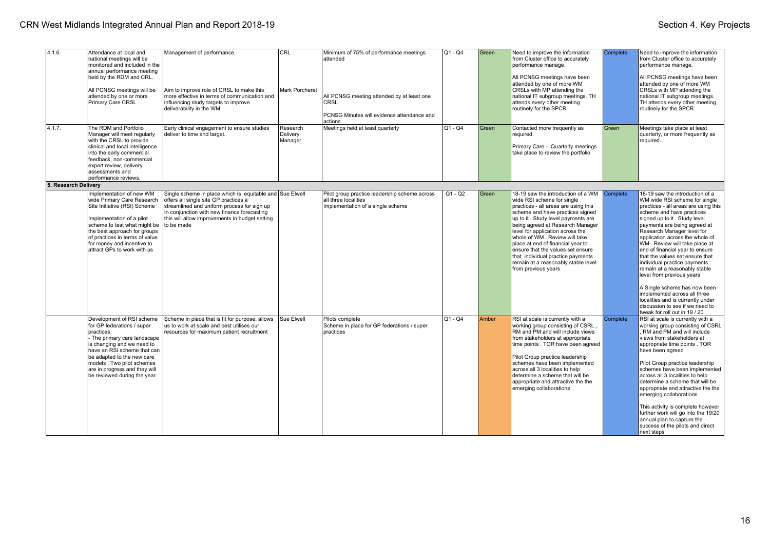| 4.1.6. | Attendance at local and national meetings will be monitored and included in the annual performance meeting held by the RDM and CRL.<br><br>All PCNSG meetings will be attended by one or more Primary Care CRSL | Management of performance.<br><br>Aim to improve role of CRSL to make this more effective in terms of communication and influencing study targets to improve deliverability in the WM | CRL<br><br>Mark Porcheret | Minimum of 75% of performance meetings attended<br><br>All PCNSG meeting attended by at least one CRSL<br><br>PCNSG Minutes will evidence attendance and actions | Q1 - Q4 | Green | Need to improve the information from Cluster office to accurately performance manage.<br><br>All PCNSG meetings have been attended by one of more WM CRSLs with MP attending the national IT subgroup meetings. TH attends every other meeting routinely for the SPCR | Complete | Need to improve the information from Cluster office to accurately performance manage.<br><br>All PCNSG meetings have been attended by one of more WM CRSLs with MP attending the national IT subgroup meetings. TH attends every other meeting routinely for the SPCR |
|---|---|---|---|---|---|---|---|---|---|
| 4.1.7. | The RDM and Portfolio Manager will meet regularly with the CRSL to provide clinical and local intelligence into the early commercial feedback, non-commercial expert review, delivery assessments and performance reviews. | Early clinical engagement to ensure studies deliver to time and target. | Research Delivery Manager | Meetings held at least quarterly | Q1 - Q4 | Green | Contacted more frequently as required.<br><br>Primary Care - Quarterly meetings take place to review the portfolio | Green | Meetings take place at least quarterly, or more frequently as required. |
| **5. Research Delivery** | | | | | | | | | |
| | Implementation of new WM wide Primary Care Research Site Initiative (RSI) Scheme<br><br>Implementation of a pilot scheme to test what might be the best approach for groups of practices in terms of value for money and incentive to attract GPs to work with us | Single scheme in place which is equitable and offers all single site GP practices a streamlined and uniform process for sign up In conjunction with new finance forecasting this will allow improvements in budget setting to be made | Sue Elwell | Pilot group practice leadership scheme across all three localities Implementation of a single scheme | Q1 - Q2 | Green | 18-19 saw the introduction of a WM wide RSI scheme for single practices - all areas are using this scheme and have practices signed up to it . Study level payments are being agreed at Research Manager level for application across the whole of WM . Review will take place at end of financial year to ensure that the values set ensure that individual practice payments remain at a reasonably stable level from previous years | Complete | 18-19 saw the introduction of a WM wide RSI scheme for single practices - all areas are using this scheme and have practices signed up to it . Study level payments are being agreed at Research Manager level for application across the whole of WM . Review will take place at end of financial year to ensure that the values set ensure that individual practice payments remain at a reasonably stable level from previous years<br><br>A Single scheme has now been implemented across all three localities and is currently under discussion to see if we need to tweak for roll out in 19 / 20 |
| | Development of RSI scheme for GP federations / super practices<br>- The primary care landscape is changing and we need to have an RSI scheme that can be adapted to the new care models . Two pilot schemes are in progress and they will be reviewed during the year | Scheme in place that is fit for purpose, allows us to work at scale and best utilises our resources for maximum patient recruitment | Sue Elwell | Pilots complete<br>Scheme in place for GP federations / super practices | Q1 - Q4 | Amber | RSI at scale is currently with a working group consisting of CSRL , RM and PM and will include views from stakeholders at appropriate time points . TOR have been agreed<br><br>Pilot Group practice leadership schemes have been implemented across all 3 localities to help determine a scheme that will be appropriate and attractive the the emerging collaborations | Complete | RSI at scale is currently with a working group consisting of CSRL , RM and PM and will include views from stakeholders at appropriate time points . TOR have been agreed<br><br>Pilot Group practice leadership schemes have been implemented across all 3 localities to help determine a scheme that will be appropriate and attractive the the emerging collaborations<br><br>This activity is complete however further work will go into the 19/20 annual plan to capture the success of the pilots and direct next steps |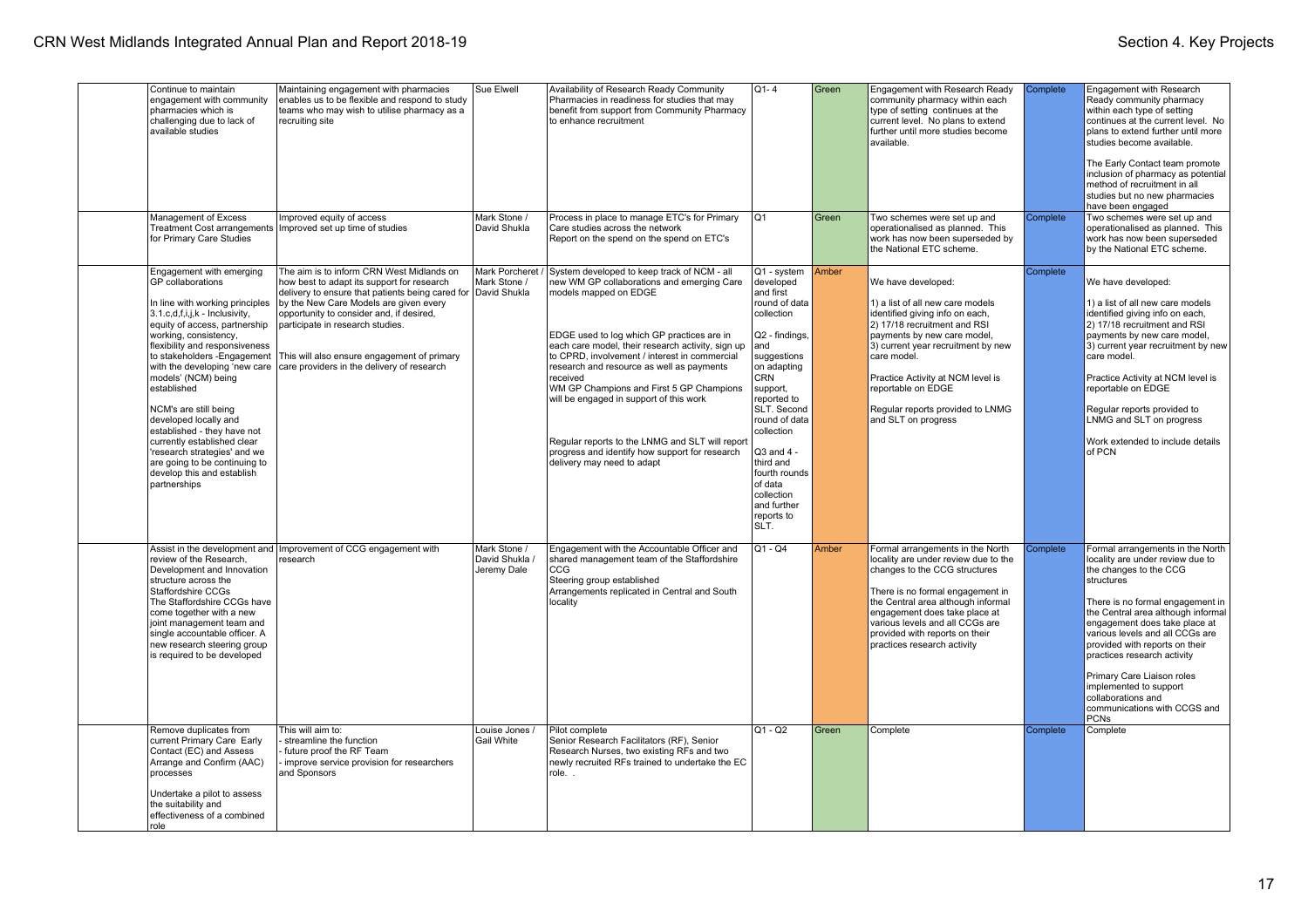| | | | | | | | | |
|---|---|---|---|---|---|---|---|---|
| | Continue to maintain engagement with community pharmacies which is challenging due to lack of available studies | Maintaining engagement with pharmacies enables us to be flexible and respond to study teams who may wish to utilise pharmacy as a recruiting site | Sue Elwell | Availability of Research Ready Community Pharmacies in readiness for studies that may benefit from support from Community Pharmacy to enhance recruitment | Q1- 4 | Green | Engagement with Research Ready community pharmacy within each type of setting continues at the current level. No plans to extend further until more studies become available. | Complete | Engagement with Research Ready community pharmacy within each type of setting continues at the current level. No plans to extend further until more studies become available.<br><br>The Early Contact team promote inclusion of pharmacy as potential method of recruitment in all studies but no new pharmacies have been engaged |
| | Management of Excess Treatment Cost arrangements for Primary Care Studies | Improved equity of access<br>Improved set up time of studies | Mark Stone / David Shukla | Process in place to manage ETC's for Primary Care studies across the network<br>Report on the spend on the spend on ETC's | Q1 | Green | Two schemes were set up and operationalised as planned. This work has now been superseded by the National ETC scheme. | Complete | Two schemes were set up and operationalised as planned. This work has now been superseded by the National ETC scheme. |
| | Engagement with emerging GP collaborations<br><br>In line with working principles 3.1.c,d,f,i,j,k - Inclusivity, equity of access, partnership working, consistency, flexibility and responsiveness to stakeholders -Engagement with the developing 'new care models' (NCM) being established<br><br>NCM's are still being developed locally and established - they have not currently established clear 'research strategies' and we are going to be continuing to develop this and establish partnerships | The aim is to inform CRN West Midlands on how best to adapt its support for research delivery to ensure that patients being cared for by the New Care Models are given every opportunity to consider and, if desired, participate in research studies.<br><br>This will also ensure engagement of primary care providers in the delivery of research | Mark Porcheret / Mark Stone / David Shukla | System developed to keep track of NCM - all new WM GP collaborations and emerging Care models mapped on EDGE<br><br>EDGE used to log which GP practices are in each care model, their research activity, sign up to CPRD, involvement / interest in commercial research and resource as well as payments received<br>WM GP Champions and First 5 GP Champions will be engaged in support of this work<br><br>Regular reports to the LNMG and SLT will report progress and identify how support for research delivery may need to adapt | Q1 - system developed and first round of data collection<br><br>Q2 - findings, and suggestions on adapting CRN support, reported to SLT. Second round of data collection<br><br>Q3 and 4 - third and fourth rounds of data collection and further reports to SLT. | Amber | We have developed:<br><br>1) a list of all new care models identified giving info on each,<br>2) 17/18 recruitment and RSI payments by new care model,<br>3) current year recruitment by new care model.<br><br>Practice Activity at NCM level is reportable on EDGE<br><br>Regular reports provided to LNMG and SLT on progress | Complete | We have developed:<br><br>1) a list of all new care models identified giving info on each,<br>2) 17/18 recruitment and RSI payments by new care model,<br>3) current year recruitment by new care model.<br><br>Practice Activity at NCM level is reportable on EDGE<br><br>Regular reports provided to LNMG and SLT on progress<br><br>Work extended to include details of PCN |
| | Assist in the development and review of the Research, Development and Innovation structure across the Staffordshire CCGs<br>The Staffordshire CCGs have come together with a new joint management team and single accountable officer. A new research steering group is required to be developed | Improvement of CCG engagement with research | Mark Stone / David Shukla / Jeremy Dale | Engagement with the Accountable Officer and shared management team of the Staffordshire CCG<br>Steering group established<br>Arrangements replicated in Central and South locality | Q1 - Q4 | Amber | Formal arrangements in the North locality are under review due to the changes to the CCG structures<br><br>There is no formal engagement in the Central area although informal engagement does take place at various levels and all CCGs are provided with reports on their practices research activity | Complete | Formal arrangements in the North locality are under review due to the changes to the CCG structures<br><br>There is no formal engagement in the Central area although informal engagement does take place at various levels and all CCGs are provided with reports on their practices research activity<br><br>Primary Care Liaison roles implemented to support collaborations and communications with CCGS and PCNs |
| | Remove duplicates from current Primary Care Early Contact (EC) and Assess Arrange and Confirm (AAC) processes<br><br>Undertake a pilot to assess the suitability and effectiveness of a combined role | This will aim to:<br>- streamline the function<br>- future proof the RF Team<br>- improve service provision for researchers and Sponsors | Louise Jones / Gail White | Pilot complete<br>Senior Research Facilitators (RF), Senior Research Nurses, two existing RFs and two newly recruited RFs trained to undertake the EC role. . | Q1 - Q2 | Green | Complete | Complete | Complete |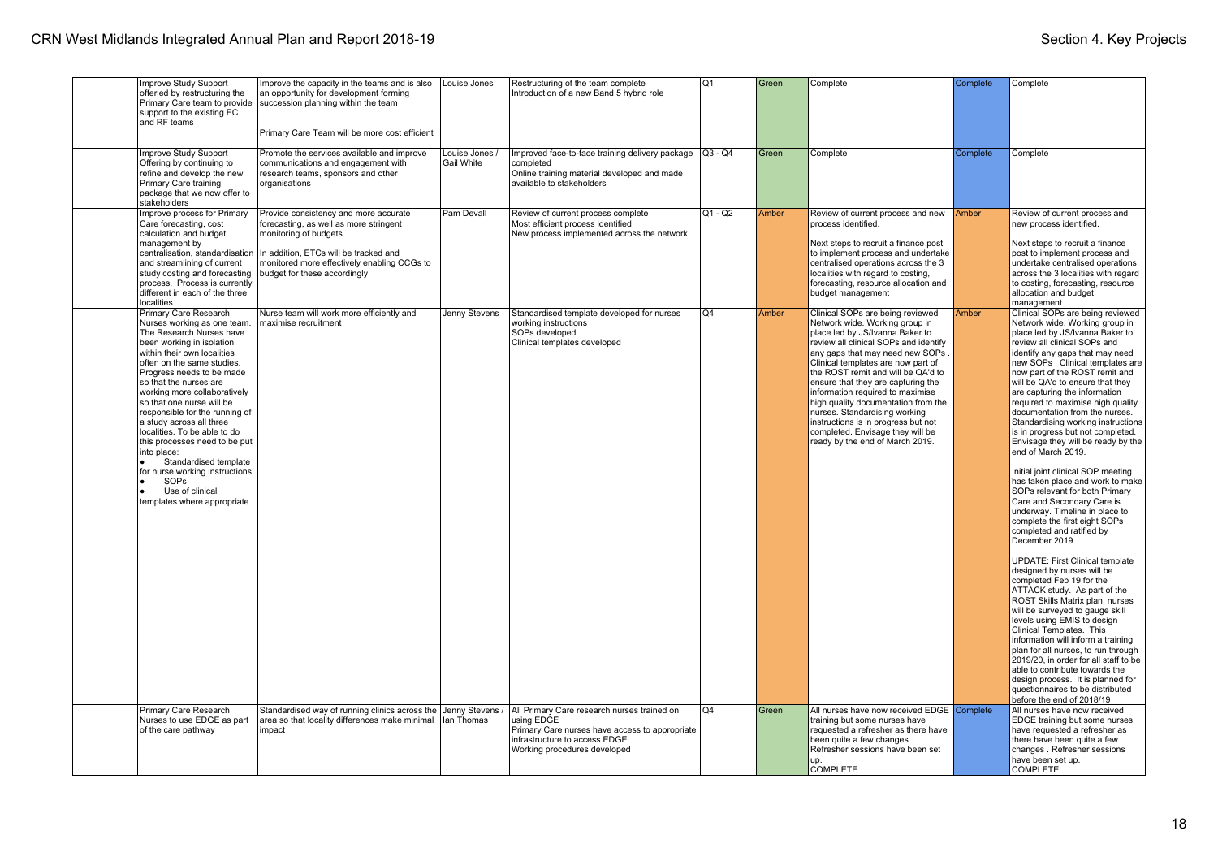| | | | | | | | | |
|---|---|---|---|---|---|---|---|---|
| | Improve Study Support offeried by restructuring the Primary Care team to provide support to the existing EC and RF teams | Improve the capacity in the teams and is also an opportunity for development forming succession planning within the team<br><br>Primary Care Team will be more cost efficient | Louise Jones | Restructuring of the team complete<br>Introduction of a new Band 5 hybrid role | Q1 | Green | Complete | Complete | Complete |
| | Improve Study Support Offering by continuing to refine and develop the new Primary Care training package that we now offer to stakeholders | Promote the services available and improve communications and engagement with research teams, sponsors and other organisations | Louise Jones / Gail White | Improved face-to-face training delivery package completed<br>Online training material developed and made available to stakeholders | Q3 - Q4 | Green | Complete | Complete | Complete |
| | Improve process for Primary Care forecasting, cost calculation and budget management by centralisation, standardisation and streamlining of current study costing and forecasting process. Process is currently different in each of the three localities | Provide consistency and more accurate forecasting, as well as more stringent monitoring of budgets.<br>In addition, ETCs will be tracked and monitored more effectively enabling CCGs to budget for these accordingly | Pam Devall | Review of current process complete<br>Most efficient process identified<br>New process implemented across the network | Q1 - Q2 | Amber | Review of current process and new process identified.<br><br>Next steps to recruit a finance post to implement process and undertake centralised operations across the 3 localities with regard to costing, forecasting, resource allocation and budget management | Amber | Review of current process and new process identified.<br><br>Next steps to recruit a finance post to implement process and undertake centralised operations across the 3 localities with regard to costing, forecasting, resource allocation and budget management |
| | Primary Care Research Nurses working as one team. The Research Nurses have been working in isolation within their own localities often on the same studies. Progress needs to be made so that the nurses are working more collaboratively so that one nurse will be responsible for the running of a study across all three localities. To be able to do this processes need to be put into place:<br>• Standardised template for nurse working instructions<br>• SOPs<br>• Use of clinical templates where appropriate | Nurse team will work more efficiently and maximise recruitment | Jenny Stevens | Standardised template developed for nurses working instructions<br>SOPs developed<br>Clinical templates developed | Q4 | Amber | Clinical SOPs are being reviewed Network wide. Working group in place led by JS/Ivanna Baker to review all clinical SOPs and identify any gaps that may need new SOPs . Clinical templates are now part of the ROST remit and will be QA'd to ensure that they are capturing the information required to maximise high quality documentation from the nurses. Standardising working instructions is in progress but not completed. Envisage they will be ready by the end of March 2019. | Amber | Clinical SOPs are being reviewed Network wide. Working group in place led by JS/Ivanna Baker to review all clinical SOPs and identify any gaps that may need new SOPs . Clinical templates are now part of the ROST remit and will be QA'd to ensure that they are capturing the information required to maximise high quality documentation from the nurses. Standardising working instructions is in progress but not completed. Envisage they will be ready by the end of March 2019.<br><br>Initial joint clinical SOP meeting has taken place and work to make SOPs relevant for both Primary Care and Secondary Care is underway. Timeline in place to complete the first eight SOPs completed and ratified by December 2019<br><br>UPDATE: First Clinical template designed by nurses will be completed Feb 19 for the ATTACK study. As part of the ROST Skills Matrix plan, nurses will be surveyed to gauge skill levels using EMIS to design Clinical Templates. This information will inform a training plan for all nurses, to run through 2019/20, in order for all staff to be able to contribute towards the design process. It is planned for questionnaires to be distributed before the end of 2018/19 |
| | Primary Care Research Nurses to use EDGE as part of the care pathway | Standardised way of running clinics across the area so that locality differences make minimal impact | Jenny Stevens / Ian Thomas | All Primary Care research nurses trained on using EDGE<br>Primary Care nurses have access to appropriate infrastructure to access EDGE<br>Working procedures developed | Q4 | Green | All nurses have now received EDGE training but some nurses have requested a refresher as there have been quite a few changes . Refresher sessions have been set up.<br>COMPLETE | Complete | All nurses have now received EDGE training but some nurses have requested a refresher as there have been quite a few changes . Refresher sessions have been set up.<br>COMPLETE |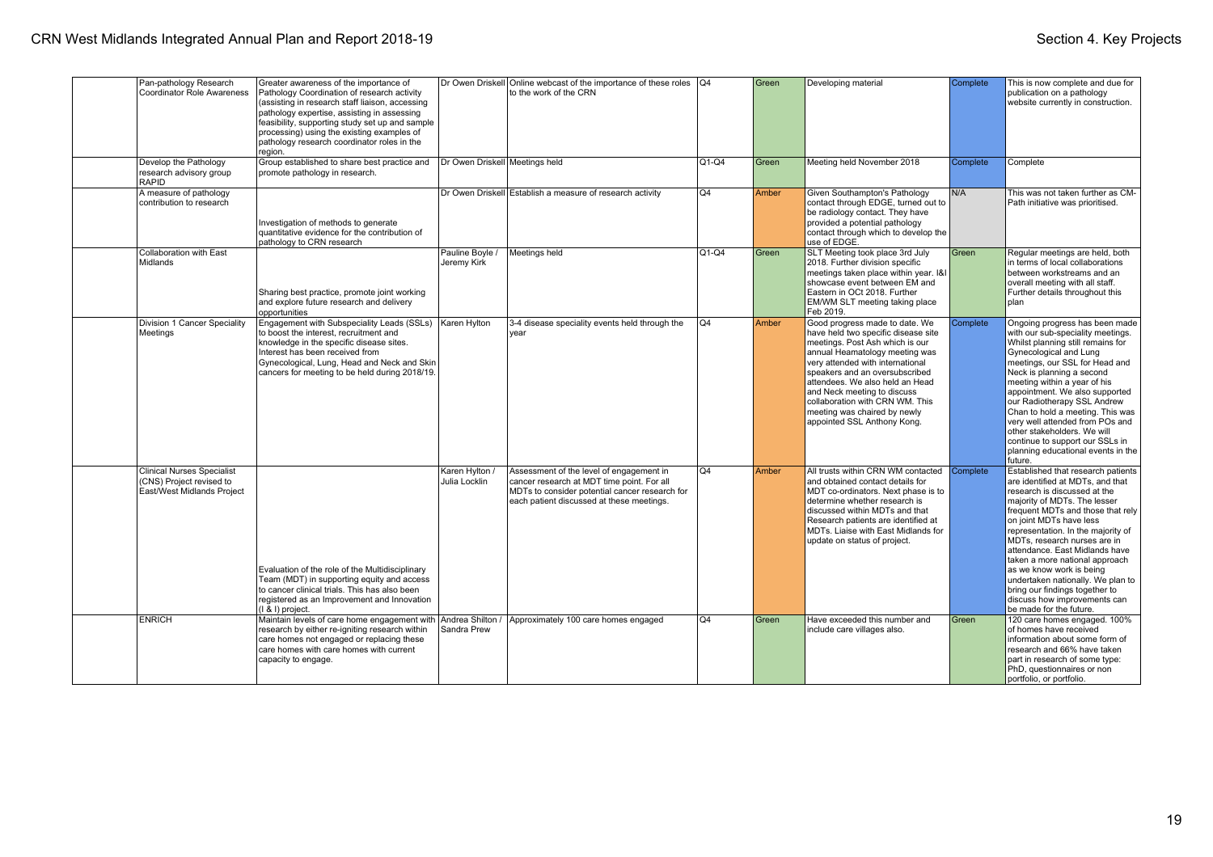| | | | | | | | | | |
|---|---|---|---|---|---|---|---|---|---|
| | Pan-pathology Research Coordinator Role Awareness | Greater awareness of the importance of Pathology Coordination of research activity (assisting in research staff liaison, accessing pathology expertise, assisting in assessing feasibility, supporting study set up and sample processing) using the existing examples of pathology research coordinator roles in the region. | Dr Owen Driskell | Online webcast of the importance of these roles to the work of the CRN | Q4 | Green | Developing material | Complete | This is now complete and due for publication on a pathology website currently in construction. |
| | Develop the Pathology research advisory group RAPID | Group established to share best practice and promote pathology in research. | Dr Owen Driskell | Meetings held | Q1-Q4 | Green | Meeting held November 2018 | Complete | Complete |
| | A measure of pathology contribution to research | Investigation of methods to generate quantitative evidence for the contribution of pathology to CRN research | Dr Owen Driskell | Establish a measure of research activity | Q4 | Amber | Given Southampton's Pathology contact through EDGE, turned out to be radiology contact. They have provided a potential pathology contact through which to develop the use of EDGE. | N/A | This was not taken further as CM-Path initiative was prioritised. |
| | Collaboration with East Midlands | Sharing best practice, promote joint working and explore future research and delivery opportunities | Pauline Boyle / Jeremy Kirk | Meetings held | Q1-Q4 | Green | SLT Meeting took place 3rd July 2018. Further division specific meetings taken place within year. I&I showcase event between EM and Eastern in OCt 2018. Further EM/WM SLT meeting taking place Feb 2019. | Green | Regular meetings are held, both in terms of local collaborations between workstreams and an overall meeting with all staff. Further details throughout this plan |
| | Division 1 Cancer Speciality Meetings | Engagement with Subspeciality Leads (SSLs) to boost the interest, recruitment and knowledge in the specific disease sites. Interest has been received from Gynecological, Lung, Head and Neck and Skin cancers for meeting to be held during 2018/19. | Karen Hylton | 3-4 disease speciality events held through the year | Q4 | Amber | Good progress made to date. We have held two specific disease site meetings. Post Ash which is our annual Heamatology meeting was very attended with international speakers and an oversubscribed attendees. We also held an Head and Neck meeting to discuss collaboration with CRN WM. This meeting was chaired by newly appointed SSL Anthony Kong. | Complete | Ongoing progress has been made with our sub-speciality meetings. Whilst planning still remains for Gynecological and Lung meetings, our SSL for Head and Neck is planning a second meeting within a year of his appointment. We also supported our Radiotherapy SSL Andrew Chan to hold a meeting. This was very well attended from POs and other stakeholders. We will continue to support our SSLs in planning educational events in the future. |
| | Clinical Nurses Specialist (CNS) Project revised to East/West Midlands Project | Evaluation of the role of the Multidisciplinary Team (MDT) in supporting equity and access to cancer clinical trials. This has also been registered as an Improvement and Innovation (I & I) project. | Karen Hylton / Julia Locklin | Assessment of the level of engagement in cancer research at MDT time point. For all MDTs to consider potential cancer research for each patient discussed at these meetings. | Q4 | Amber | All trusts within CRN WM contacted and obtained contact details for MDT co-ordinators. Next phase is to determine whether research is discussed within MDTs and that Research patients are identified at MDTs. Liaise with East Midlands for update on status of project. | Complete | Established that research patients are identified at MDTs, and that research is discussed at the majority of MDTs. The lesser frequent MDTs and those that rely on joint MDTs have less representation. In the majority of MDTs, research nurses are in attendance. East Midlands have taken a more national approach as we know work is being undertaken nationally. We plan to bring our findings together to discuss how improvements can be made for the future. |
| | ENRICH | Maintain levels of care home engagement with research by either re-igniting research within care homes not engaged or replacing these care homes with care homes with current capacity to engage. | Andrea Shilton / Sandra Prew | Approximately 100 care homes engaged | Q4 | Green | Have exceeded this number and include care villages also. | Green | 120 care homes engaged. 100% of homes have received information about some form of research and 66% have taken part in research of some type: PhD, questionnaires or non portfolio, or portfolio. |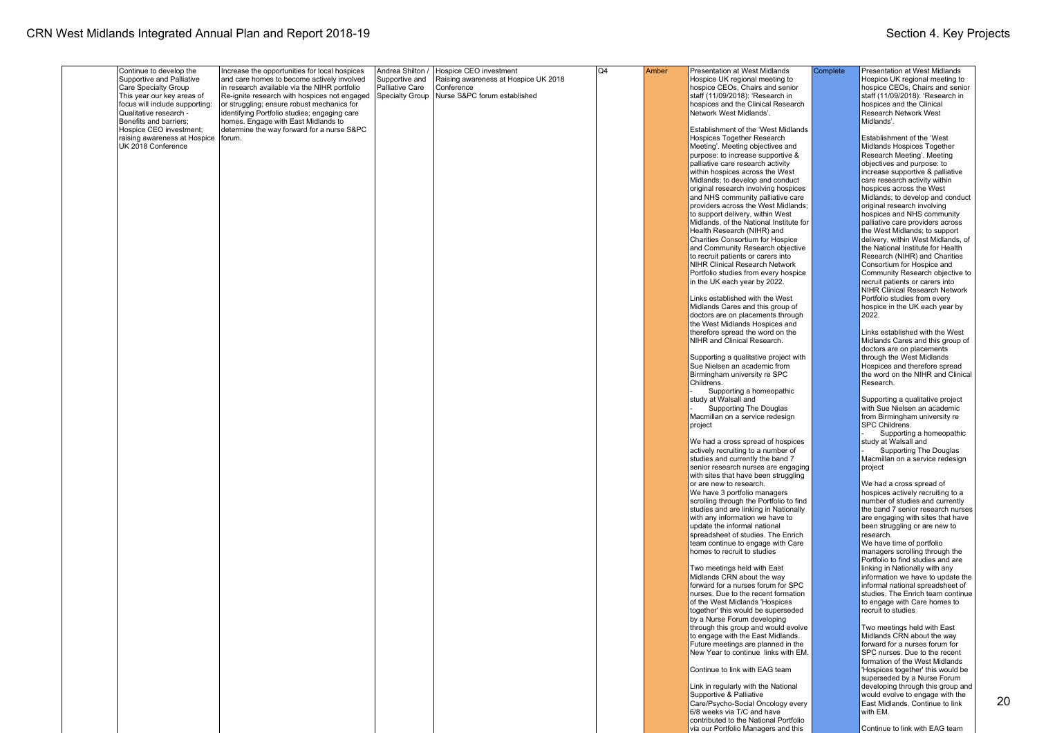| | Continue to develop the Supportive and Palliative Care Specialty Group This year our key areas of focus will include supporting: Qualitative research - Benefits and barriers; Hospice CEO investment; raising awareness at Hospice UK 2018 Conference | Increase the opportunities for local hospices and care homes to become actively involved in research available via the NIHR portfolio Re-ignite research with hospices not engaged or struggling; ensure robust mechanics for identifying Portfolio studies; engaging care homes. Engage with East Midlands to determine the way forward for a nurse S&PC forum. | Andrea Shilton / Supportive and Palliative Care Specialty Group | Hospice CEO investment Raising awareness at Hospice UK 2018 Conference Nurse S&PC forum established | Q4 | Amber | Presentation at West Midlands Hospice UK regional meeting to hospice CEOs, Chairs and senior staff (11/09/2018): 'Research in hospices and the Clinical Research Network West Midlands'.<br><br>Establishment of the 'West Midlands Hospices Together Research Meeting'. Meeting objectives and purpose: to increase supportive & palliative care research activity within hospices across the West Midlands; to develop and conduct original research involving hospices and NHS community palliative care providers across the West Midlands; to support delivery, within West Midlands, of the National Institute for Health Research (NIHR) and Charities Consortium for Hospice and Community Research objective to recruit patients or carers into NIHR Clinical Research Network Portfolio studies from every hospice in the UK each year by 2022.<br><br>Links established with the West Midlands Cares and this group of doctors are on placements through the West Midlands Hospices and therefore spread the word on the NIHR and Clinical Research.<br><br>Supporting a qualitative project with Sue Nielsen an academic from Birmingham university re SPC Childrens.<br>- Supporting a homeopathic study at Walsall and<br>- Supporting The Douglas Macmillan on a service redesign project<br><br>We had a cross spread of hospices actively recruiting to a number of studies and currently the band 7 senior research nurses are engaging with sites that have been struggling or are new to research.<br>We have 3 portfolio managers scrolling through the Portfolio to find studies and are linking in Nationally with any information we have to update the informal national spreadsheet of studies. The Enrich team continue to engage with Care homes to recruit to studies<br><br>Two meetings held with East Midlands CRN about the way forward for a nurses forum for SPC nurses. Due to the recent formation of the West Midlands 'Hospices together' this would be superseded by a Nurse Forum developing through this group and would evolve to engage with the East Midlands. Future meetings are planned in the New Year to continue links with EM.<br><br>Continue to link with EAG team<br><br>Link in regularly with the National Supportive & Palliative Care/Psycho-Social Oncology every 6/8 weeks via T/C and have contributed to the National Portfolio via our Portfolio Managers and this | Complete | Presentation at West Midlands Hospice UK regional meeting to hospice CEOs, Chairs and senior staff (11/09/2018): 'Research in hospices and the Clinical Research Network West Midlands'.<br><br>Establishment of the 'West Midlands Hospices Together Research Meeting'. Meeting objectives and purpose: to increase supportive & palliative care research activity within hospices across the West Midlands; to develop and conduct original research involving hospices and NHS community palliative care providers across the West Midlands; to support delivery, within West Midlands, of the National Institute for Health Research (NIHR) and Charities Consortium for Hospice and Community Research objective to recruit patients or carers into NIHR Clinical Research Network Portfolio studies from every hospice in the UK each year by 2022.<br><br>Links established with the West Midlands Cares and this group of doctors are on placements through the West Midlands Hospices and therefore spread the word on the NIHR and Clinical Research.<br><br>Supporting a qualitative project with Sue Nielsen an academic from Birmingham university re SPC Childrens.<br>- Supporting a homeopathic study at Walsall and<br>- Supporting The Douglas Macmillan on a service redesign project<br><br>We had a cross spread of hospices actively recruiting to a number of studies and currently the band 7 senior research nurses are engaging with sites that have been struggling or are new to research.<br>We have time of portfolio managers scrolling through the Portfolio to find studies and are linking in Nationally with any information we have to update the informal national spreadsheet of studies. The Enrich team continue to engage with Care homes to recruit to studies<br><br>Two meetings held with East Midlands CRN about the way forward for a nurses forum for SPC nurses. Due to the recent formation of the West Midlands 'Hospices together' this would be superseded by a Nurse Forum developing through this group and would evolve to engage with the East Midlands. Continue to link with EM.<br><br>Continue to link with EAG team |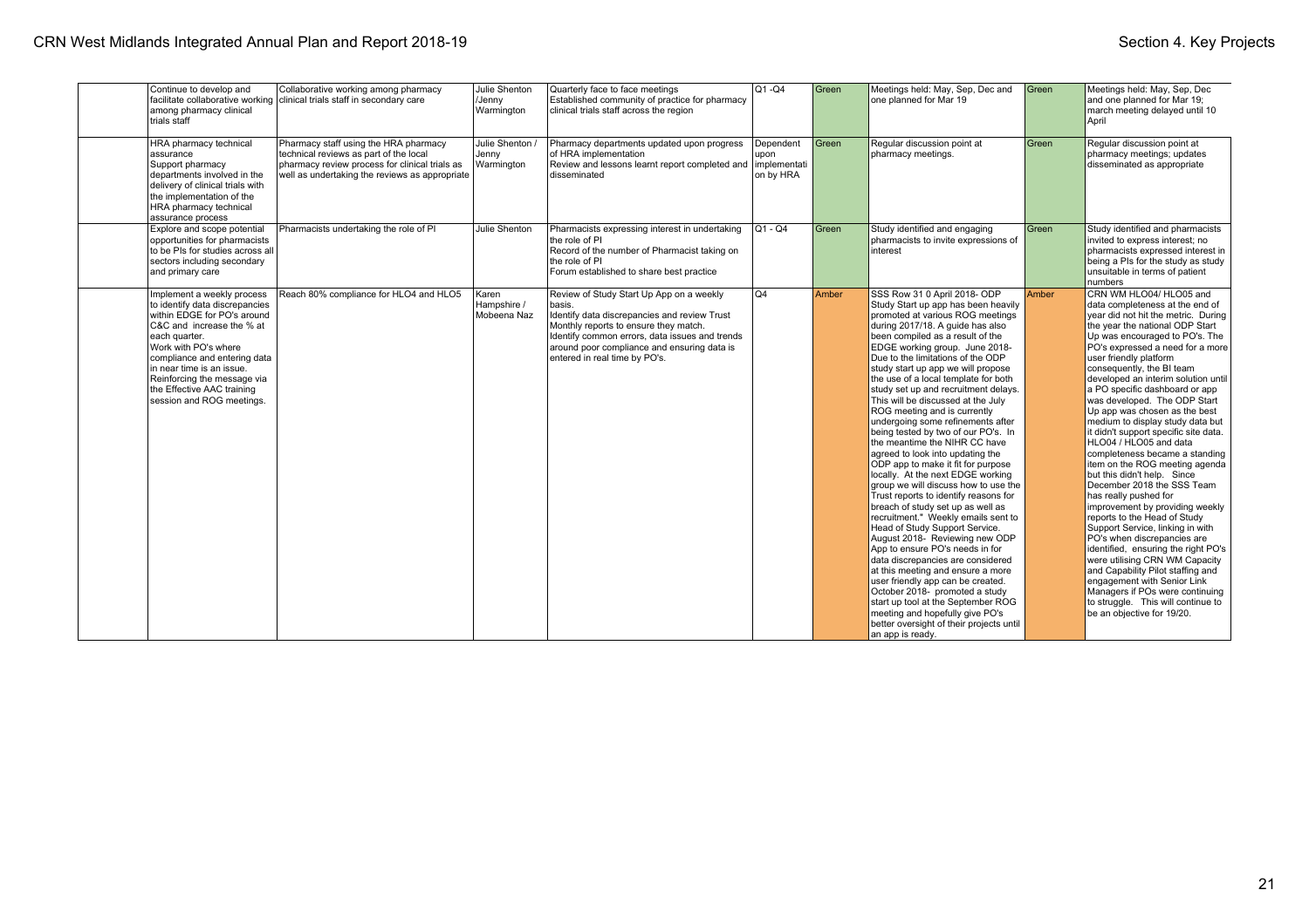| | | | | | | | | |
|---|---|---|---|---|---|---|---|---|
| | Continue to develop and facilitate collaborative working among pharmacy clinical trials staff | Collaborative working among pharmacy clinical trials staff in secondary care | Julie Shenton /Jenny Warmington | Quarterly face to face meetings<br>Established community of practice for pharmacy clinical trials staff across the region | Q1 -Q4 | Green | Meetings held: May, Sep, Dec and one planned for Mar 19 | Green | Meetings held: May, Sep, Dec and one planned for Mar 19; march meeting delayed until 10 April |
| | HRA pharmacy technical assurance<br>Support pharmacy departments involved in the delivery of clinical trials with the implementation of the HRA pharmacy technical assurance process | Pharmacy staff using the HRA pharmacy technical reviews as part of the local pharmacy review process for clinical trials as well as undertaking the reviews as appropriate | Julie Shenton / Jenny Warmington | Pharmacy departments updated upon progress of HRA implementation<br>Review and lessons learnt report completed and disseminated | Dependent upon implementation by HRA | Green | Regular discussion point at pharmacy meetings. | Green | Regular discussion point at pharmacy meetings; updates disseminated as appropriate |
| | Explore and scope potential opportunities for pharmacists to be PIs for studies across all sectors including secondary and primary care | Pharmacists undertaking the role of PI | Julie Shenton | Pharmacists expressing interest in undertaking the role of PI<br>Record of the number of Pharmacist taking on the role of PI<br>Forum established to share best practice | Q1 - Q4 | Green | Study identified and engaging pharmacists to invite expressions of interest | Green | Study identified and pharmacists invited to express interest; no pharmacists expressed interest in being a PIs for the study as study unsuitable in terms of patient numbers |
| | Implement a weekly process to identify data discrepancies within EDGE for PO's around C&C and increase the % at each quarter.<br>Work with PO's where compliance and entering data in near time is an issue.<br>Reinforcing the message via the Effective AAC training session and ROG meetings. | Reach 80% compliance for HLO4 and HLO5 | Karen Hampshire / Mobeena Naz | Review of Study Start Up App on a weekly basis.<br>Identify data discrepancies and review Trust Monthly reports to ensure they match.<br>Identify common errors, data issues and trends around poor compliance and ensuring data is entered in real time by PO's. | Q4 | Amber | SSS Row 31 0 April 2018- ODP Study Start up app has been heavily promoted at various ROG meetings during 2017/18. A guide has also been compiled as a result of the EDGE working group. June 2018- Due to the limitations of the ODP study start up app we will propose the use of a local template for both study set up and recruitment delays. This will be discussed at the July ROG meeting and is currently undergoing some refinements after being tested by two of our PO's. In the meantime the NIHR CC have agreed to look into updating the ODP app to make it fit for purpose locally. At the next EDGE working group we will discuss how to use the Trust reports to identify reasons for breach of study set up as well as recruitment." Weekly emails sent to Head of Study Support Service. August 2018- Reviewing new ODP App to ensure PO's needs in for data discrepancies are considered at this meeting and ensure a more user friendly app can be created. October 2018- promoted a study start up tool at the September ROG meeting and hopefully give PO's better oversight of their projects until an app is ready. | Amber | CRN WM HLO04/ HLO05 and data completeness at the end of year did not hit the metric. During the year the national ODP Start Up was encouraged to PO's. The PO's expressed a need for a more user friendly platform consequently, the BI team developed an interim solution until a PO specific dashboard or app was developed. The ODP Start Up app was chosen as the best medium to display study data but it didn't support specific site data. HLO04 / HLO05 and data completeness became a standing item on the ROG meeting agenda but this didn't help. Since December 2018 the SSS Team has really pushed for improvement by providing weekly reports to the Head of Study Support Service, linking in with PO's when discrepancies are identified, ensuring the right PO's were utilising CRN WM Capacity and Capability Pilot staffing and engagement with Senior Link Managers if POs were continuing to struggle. This will continue to be an objective for 19/20. |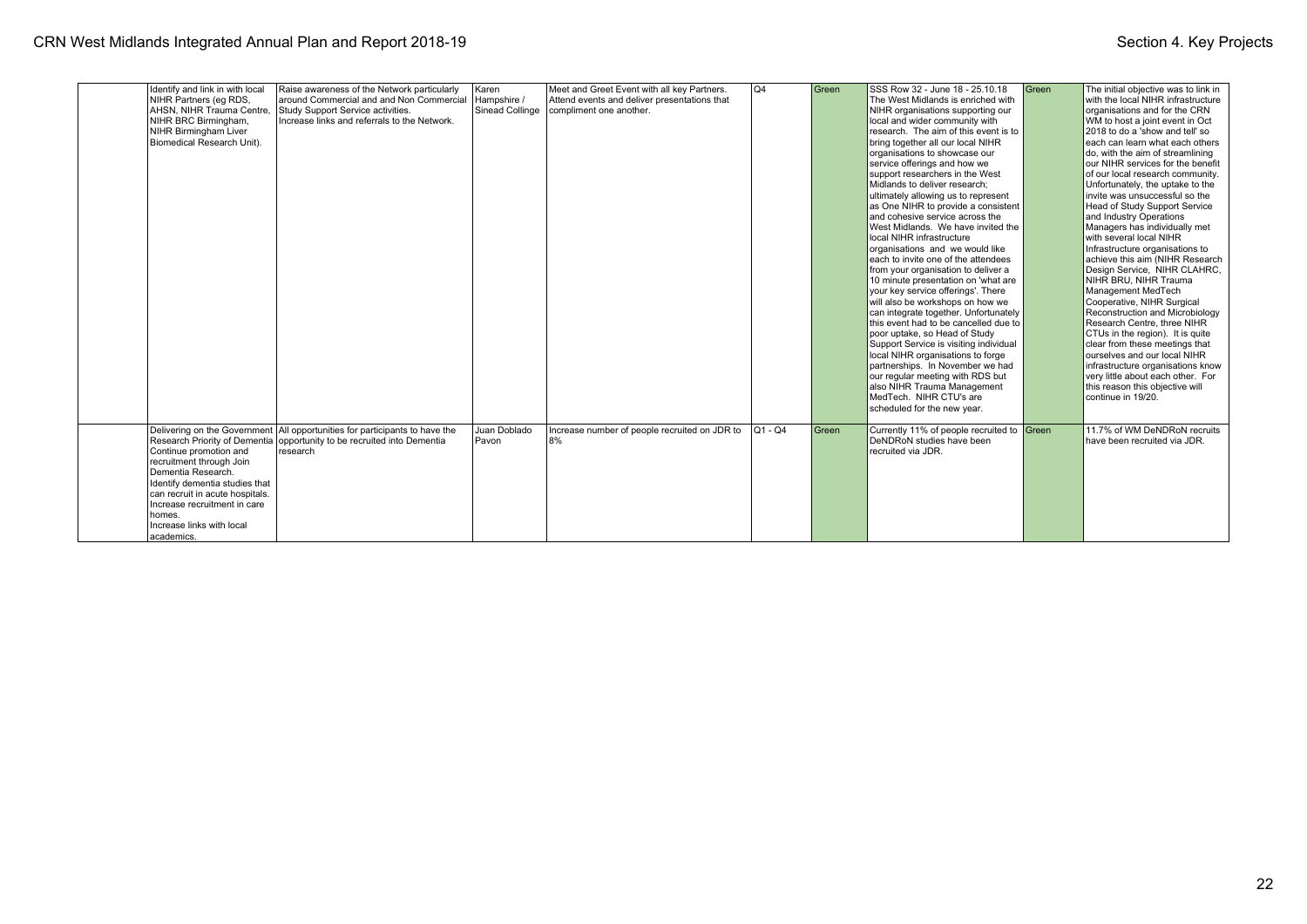| | | | | | | | | | |
|---|---|---|---|---|---|---|---|---|---|
| | Identify and link in with local NIHR Partners (eg RDS, AHSN, NIHR Trauma Centre, NIHR BRC Birmingham, NIHR Birmingham Liver Biomedical Research Unit). | Raise awareness of the Network particularly around Commercial and and Non Commercial Study Support Service activities. Increase links and referrals to the Network. | Karen Hampshire / Sinead Collinge | Meet and Greet Event with all key Partners. Attend events and deliver presentations that compliment one another. | Q4 | Green | SSS Row 32 - June 18 - 25.10.18 The West Midlands is enriched with NIHR organisations supporting our local and wider community with research. The aim of this event is to bring together all our local NIHR organisations to showcase our service offerings and how we support researchers in the West Midlands to deliver research; ultimately allowing us to represent as One NIHR to provide a consistent and cohesive service across the West Midlands. We have invited the local NIHR infrastructure organisations and we would like each to invite one of the attendees from your organisation to deliver a 10 minute presentation on 'what are your key service offerings'. There will also be workshops on how we can integrate together. Unfortunately this event had to be cancelled due to poor uptake, so Head of Study Support Service is visiting individual local NIHR organisations to forge partnerships. In November we had our regular meeting with RDS but also NIHR Trauma Management MedTech. NIHR CTU's are scheduled for the new year. | Green | The initial objective was to link in with the local NIHR infrastructure organisations and for the CRN WM to host a joint event in Oct 2018 to do a 'show and tell' so each can learn what each others do, with the aim of streamlining our NIHR services for the benefit of our local research community. Unfortunately, the uptake to the invite was unsuccessful so the Head of Study Support Service and Industry Operations Managers has individually met with several local NIHR Infrastructure organisations to achieve this aim (NIHR Research Design Service, NIHR CLAHRC, NIHR BRU, NIHR Trauma Management MedTech Cooperative, NIHR Surgical Reconstruction and Microbiology Research Centre, three NIHR CTUs in the region). It is quite clear from these meetings that ourselves and our local NIHR infrastructure organisations know very little about each other. For this reason this objective will continue in 19/20. |
| | Delivering on the Government Research Priority of Dementia Continue promotion and recruitment through Join Dementia Research. Identify dementia studies that can recruit in acute hospitals. Increase recruitment in care homes. Increase links with local academics. | All opportunities for participants to have the opportunity to be recruited into Dementia research | Juan Doblado Pavon | Increase number of people recruited on JDR to 8% | Q1 - Q4 | Green | Currently 11% of people recruited to DeNDRoN studies have been recruited via JDR. | Green | 11.7% of WM DeNDRoN recruits have been recruited via JDR. |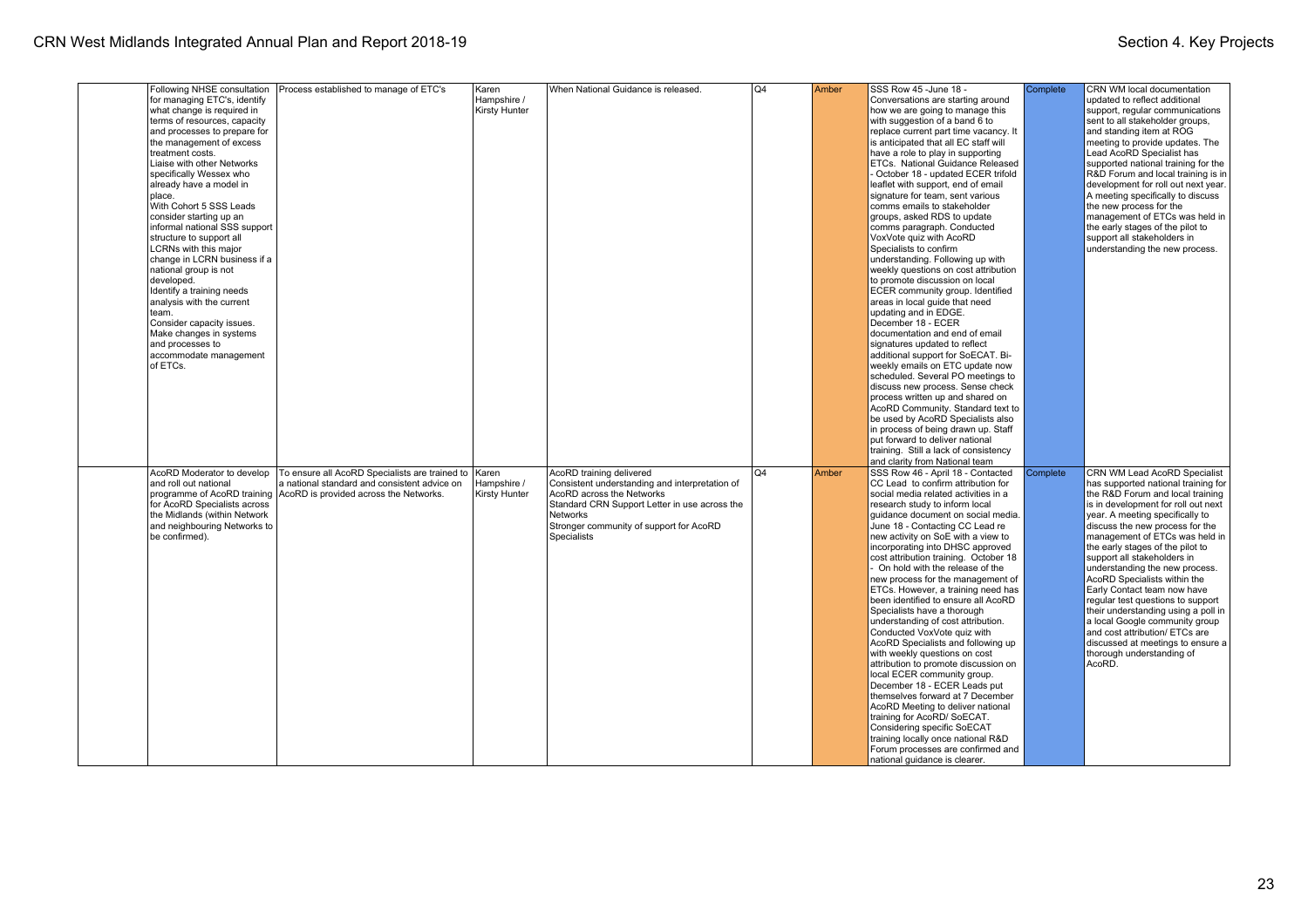| | | | | | | | | | |
|---|---|---|---|---|---|---|---|---|---|
| | Following NHSE consultation for managing ETC's, identify what change is required in terms of resources, capacity and processes to prepare for the management of excess treatment costs.<br>Liaise with other Networks specifically Wessex who already have a model in place.<br>With Cohort 5 SSS Leads consider starting up an informal national SSS support structure to support all LCRNs with this major change in LCRN business if a national group is not developed.<br>Identify a training needs analysis with the current team.<br>Consider capacity issues.<br>Make changes in systems and processes to accommodate management of ETCs. | Process established to manage of ETC's | Karen Hampshire / Kirsty Hunter | When National Guidance is released. | Q4 | Amber | SSS Row 45 -June 18 - Conversations are starting around how we are going to manage this with suggestion of a band 6 to replace current part time vacancy. It is anticipated that all EC staff will have a role to play in supporting ETCs. National Guidance Released - October 18 - updated ECER trifold leaflet with support, end of email signature for team, sent various comms emails to stakeholder groups, asked RDS to update comms paragraph. Conducted VoxVote quiz with AcoRD Specialists to confirm understanding. Following up with weekly questions on cost attribution to promote discussion on local ECER community group. Identified areas in local guide that need updating and in EDGE.<br>December 18 - ECER documentation and end of email signatures updated to reflect additional support for SoECAT. Bi-weekly emails on ETC update now scheduled. Several PO meetings to discuss new process. Sense check process written up and shared on AcoRD Community. Standard text to be used by AcoRD Specialists also in process of being drawn up. Staff put forward to deliver national training. Still a lack of consistency and clarity from National team | Complete | CRN WM local documentation updated to reflect additional support, regular communications sent to all stakeholder groups, and standing item at ROG meeting to provide updates. The Lead AcoRD Specialist has supported national training for the R&D Forum and local training is in development for roll out next year. A meeting specifically to discuss the new process for the management of ETCs was held in the early stages of the pilot to support all stakeholders in understanding the new process. |
| | AcoRD Moderator to develop and roll out national programme of AcoRD training for AcoRD Specialists across the Midlands (within Network and neighbouring Networks to be confirmed). | To ensure all AcoRD Specialists are trained to a national standard and consistent advice on AcoRD is provided across the Networks. | Karen Hampshire / Kirsty Hunter | AcoRD training delivered<br>Consistent understanding and interpretation of AcoRD across the Networks<br>Standard CRN Support Letter in use across the Networks<br>Stronger community of support for AcoRD Specialists | Q4 | Amber | SSS Row 46 - April 18 - Contacted CC Lead to confirm attribution for social media related activities in a research study to inform local guidance document on social media. June 18 - Contacting CC Lead re new activity on SoE with a view to incorporating into DHSC approved cost attribution training. October 18 - On hold with the release of the new process for the management of ETCs. However, a training need has been identified to ensure all AcoRD Specialists have a thorough understanding of cost attribution. Conducted VoxVote quiz with AcoRD Specialists and following up with weekly questions on cost attribution to promote discussion on local ECER community group.<br>December 18 - ECER Leads put themselves forward at 7 December AcoRD Meeting to deliver national training for AcoRD/ SoECAT. Considering specific SoECAT training locally once national R&D Forum processes are confirmed and national guidance is clearer. | Complete | CRN WM Lead AcoRD Specialist has supported national training for the R&D Forum and local training is in development for roll out next year. A meeting specifically to discuss the new process for the management of ETCs was held in the early stages of the pilot to support all stakeholders in understanding the new process. AcoRD Specialists within the Early Contact team now have regular test questions to support their understanding using a poll in a local Google community group and cost attribution/ ETCs are discussed at meetings to ensure a thorough understanding of AcoRD. |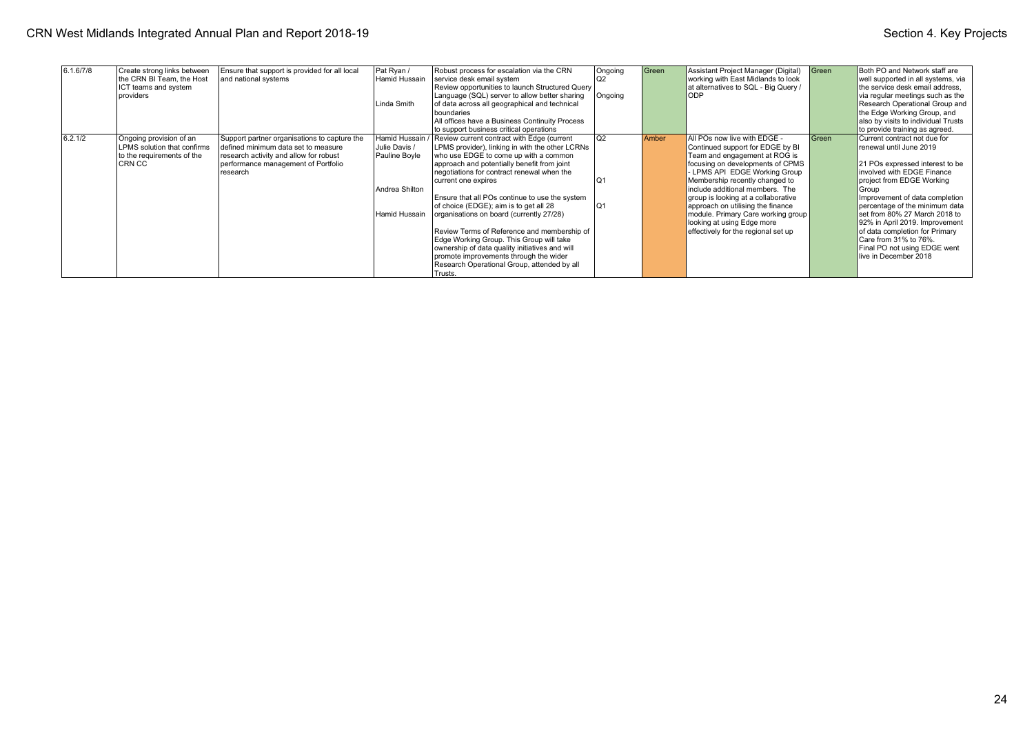| 6.1.6/7/8 | Create strong links between the CRN BI Team, the Host ICT teams and system providers | Ensure that support is provided for all local and national systems | Pat Ryan / Hamid Hussain<br><br>Linda Smith | Robust process for escalation via the CRN service desk email system<br>Review opportunities to launch Structured Query Language (SQL) server to allow better sharing of data across all geographical and technical boundaries<br>All offices have a Business Continuity Process to support business critical operations | Ongoing<br>Q2<br><br>Ongoing | Green | Assistant Project Manager (Digital) working with East Midlands to look at alternatives to SQL - Big Query / ODP | Green | Both PO and Network staff are well supported in all systems, via the service desk email address, via regular meetings such as the Research Operational Group and the Edge Working Group, and also by visits to individual Trusts to provide training as agreed. |
|---|---|---|---|---|---|---|---|---|---|
| 6.2.1/2 | Ongoing provision of an LPMS solution that confirms to the requirements of the CRN CC | Support partner organisations to capture the defined minimum data set to measure research activity and allow for robust performance management of Portfolio research | Hamid Hussain / Julie Davis / Pauline Boyle<br><br>Andrea Shilton<br><br>Hamid Hussain | Review current contract with Edge (current LPMS provider), linking in with the other LCRNs who use EDGE to come up with a common approach and potentially benefit from joint negotiations for contract renewal when the current one expires<br><br>Ensure that all POs continue to use the system of choice (EDGE); aim is to get all 28 organisations on board (currently 27/28)<br><br>Review Terms of Reference and membership of Edge Working Group. This Group will take ownership of data quality initiatives and will promote improvements through the wider Research Operational Group, attended by all Trusts. | Q2<br><br>Q1<br><br>Q1 | Amber | All POs now live with EDGE - Continued support for EDGE by BI Team and engagement at ROG is focusing on developments of CPMS - LPMS API EDGE Working Group Membership recently changed to include additional members. The group is looking at a collaborative approach on utilising the finance module. Primary Care working group looking at using Edge more effectively for the regional set up | Green | Current contract not due for renewal until June 2019<br><br>21 POs expressed interest to be involved with EDGE Finance project from EDGE Working Group<br>Improvement of data completion percentage of the minimum data set from 80% 27 March 2018 to 92% in April 2019. Improvement of data completion for Primary Care from 31% to 76%.<br>Final PO not using EDGE went live in December 2018 |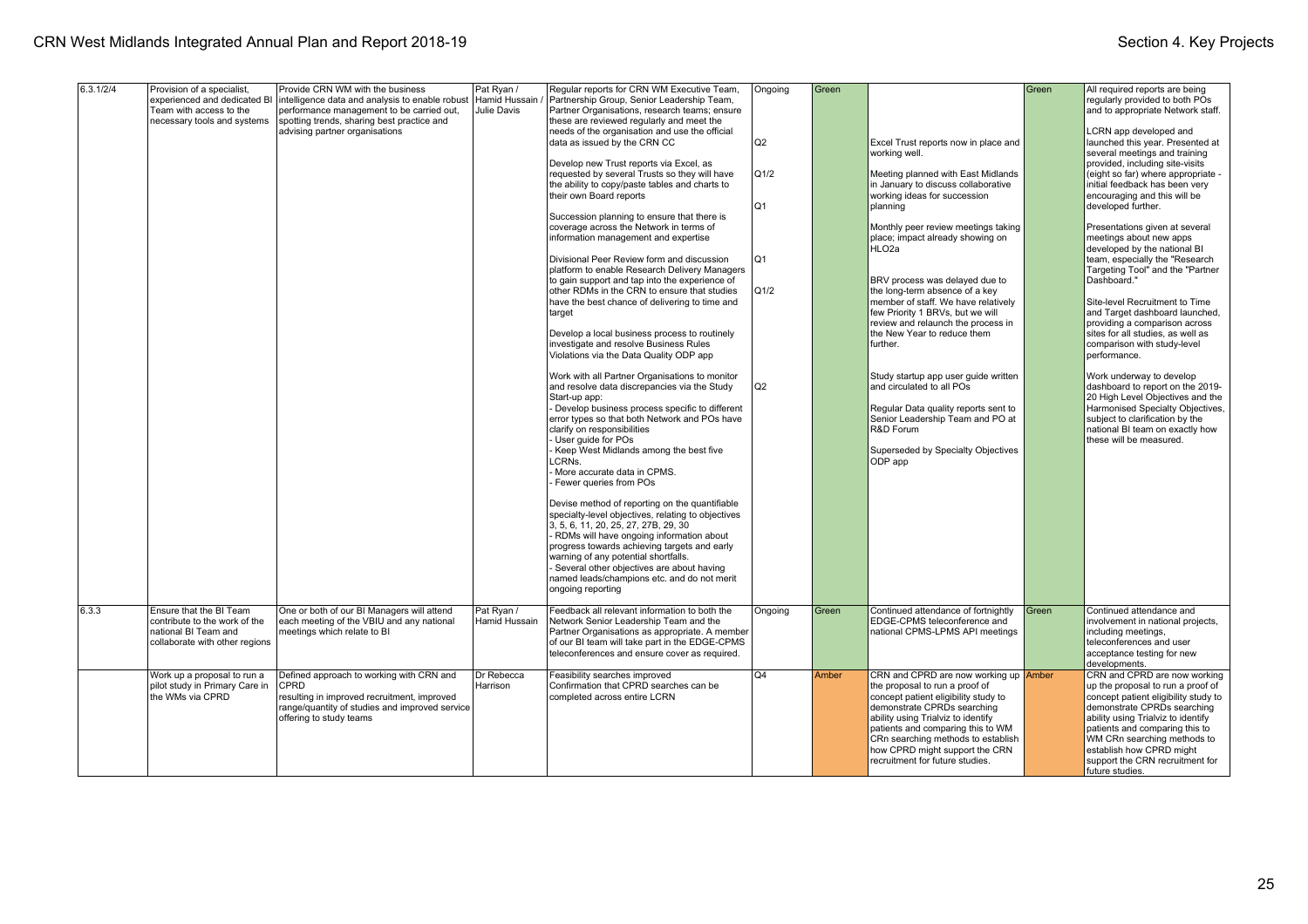| 6.3.1/2/4 | Provision of a specialist, experienced and dedicated BI Team with access to the necessary tools and systems | Provide CRN WM with the business intelligence data and analysis to enable robust performance management to be carried out, spotting trends, sharing best practice and advising partner organisations | Pat Ryan / Hamid Hussain / Julie Davis | Regular reports for CRN WM Executive Team, Partnership Group, Senior Leadership Team, Partner Organisations, research teams; ensure these are reviewed regularly and meet the needs of the organisation and use the official data as issued by the CRN CC<br><br>Develop new Trust reports via Excel, as requested by several Trusts so they will have the ability to copy/paste tables and charts to their own Board reports<br><br>Succession planning to ensure that there is coverage across the Network in terms of information management and expertise<br><br>Divisional Peer Review form and discussion platform to enable Research Delivery Managers to gain support and tap into the experience of other RDMs in the CRN to ensure that studies have the best chance of delivering to time and target<br><br>Develop a local business process to routinely investigate and resolve Business Rules Violations via the Data Quality ODP app<br><br>Work with all Partner Organisations to monitor and resolve data discrepancies via the Study Start-up app:<br>- Develop business process specific to different error types so that both Network and POs have clarify on responsibilities<br>- User guide for POs<br>- Keep West Midlands among the best five LCRNs.<br>- More accurate data in CPMS.<br>- Fewer queries from POs<br><br>Devise method of reporting on the quantifiable specialty-level objectives, relating to objectives 3, 5, 6, 11, 20, 25, 27, 27B, 29, 30<br>- RDMs will have ongoing information about progress towards achieving targets and early warning of any potential shortfalls.<br>- Several other objectives are about having named leads/champions etc. and do not merit ongoing reporting | Ongoing<br><br>Q2<br><br>Q1/2<br><br>Q1<br><br>Q1<br><br>Q1/2<br><br>Q2 | Green | Excel Trust reports now in place and working well.<br><br>Meeting planned with East Midlands in January to discuss collaborative working ideas for succession planning<br><br>Monthly peer review meetings taking place; impact already showing on HLO2a<br><br>BRV process was delayed due to the long-term absence of a key member of staff. We have relatively few Priority 1 BRVs, but we will review and relaunch the process in the New Year to reduce them further.<br><br>Study startup app user guide written and circulated to all POs<br><br>Regular Data quality reports sent to Senior Leadership Team and PO at R&D Forum<br><br>Superseded by Specialty Objectives ODP app | Green | All required reports are being regularly provided to both POs and to appropriate Network staff.<br><br>LCRN app developed and launched this year. Presented at several meetings and training provided, including site-visits (eight so far) where appropriate - initial feedback has been very encouraging and this will be developed further.<br><br>Presentations given at several meetings about new apps developed by the national BI team, especially the "Research Targeting Tool" and the "Partner Dashboard."<br><br>Site-level Recruitment to Time and Target dashboard launched, providing a comparison across sites for all studies, as well as comparison with study-level performance.<br><br>Work underway to develop dashboard to report on the 2019-20 High Level Objectives and the Harmonised Specialty Objectives, subject to clarification by the national BI team on exactly how these will be measured. |
|---|---|---|---|---|---|---|---|---|---|
| 6.3.3 | Ensure that the BI Team contribute to the work of the national BI Team and collaborate with other regions | One or both of our BI Managers will attend each meeting of the VBIU and any national meetings which relate to BI | Pat Ryan / Hamid Hussain | Feedback all relevant information to both the Network Senior Leadership Team and the Partner Organisations as appropriate. A member of our BI team will take part in the EDGE-CPMS teleconferences and ensure cover as required. | Ongoing | Green | Continued attendance of fortnightly EDGE-CPMS teleconference and national CPMS-LPMS API meetings | Green | Continued attendance and involvement in national projects, including meetings, teleconferences and user acceptance testing for new developments. |
| | Work up a proposal to run a pilot study in Primary Care in the WMs via CPRD | Defined approach to working with CRN and CPRD resulting in improved recruitment, improved range/quantity of studies and improved service offering to study teams | Dr Rebecca Harrison | Feasibility searches improved<br>Confirmation that CPRD searches can be completed across entire LCRN | Q4 | Amber | CRN and CPRD are now working up the proposal to run a proof of concept patient eligibility study to demonstrate CPRDs searching ability using Trialviz to identify patients and comparing this to WM CRn searching methods to establish how CPRD might support the CRN recruitment for future studies. | Amber | CRN and CPRD are now working up the proposal to run a proof of concept patient eligibility study to demonstrate CPRDs searching ability using Trialviz to identify patients and comparing this to WM CRn searching methods to establish how CPRD might support the CRN recruitment for future studies. |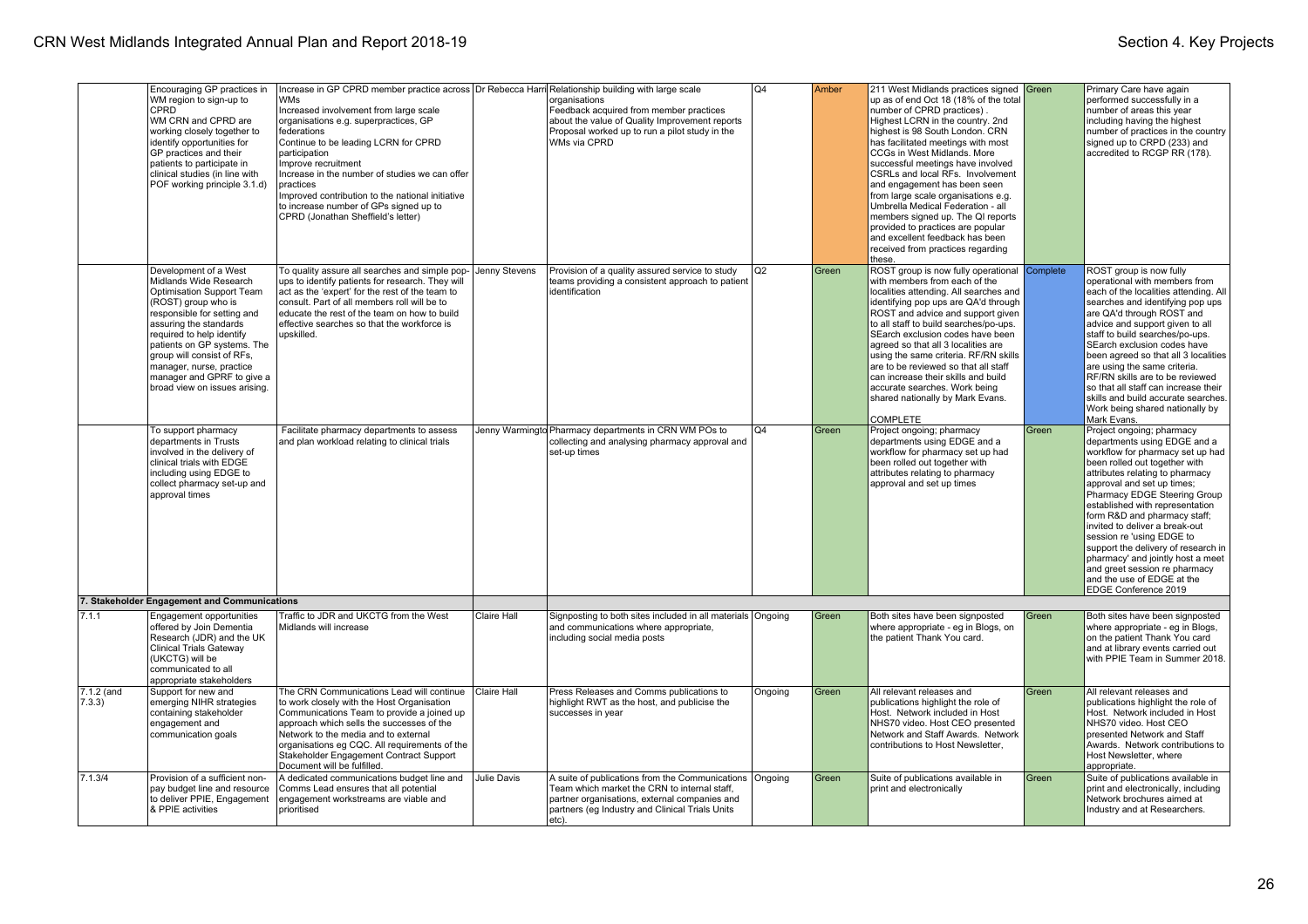| | | | | | | | | | |
|---|---|---|---|---|---|---|---|---|---|
| | Encouraging GP practices in WM region to sign-up to CPRD<br>WM CRN and CPRD are working closely together to identify opportunities for GP practices and their patients to participate in clinical studies (in line with POF working principle 3.1.d) | Increase in GP CPRD member practice across WMs<br>Increased involvement from large scale organisations e.g. superpractices, GP federations<br>Continue to be leading LCRN for CPRD participation<br>Improve recruitment<br>Increase in the number of studies we can offer practices<br>Improved contribution to the national initiative to increase number of GPs signed up to CPRD (Jonathan Sheffield's letter) | Dr Rebecca Harri | Relationship building with large scale organisations<br>Feedback acquired from member practices about the value of Quality Improvement reports<br>Proposal worked up to run a pilot study in the WMs via CPRD | Q4 | Amber | 211 West Midlands practices signed up as of end Oct 18 (18% of the total number of CPRD practices) . Highest LCRN in the country. 2nd highest is 98 South London. CRN has facilitated meetings with most CCGs in West Midlands. More successful meetings have involved CSRLs and local RFs. Involvement and engagement has been seen from large scale organisations e.g. Umbrella Medical Federation - all members signed up. The QI reports provided to practices are popular and excellent feedback has been received from practices regarding these. | Green | Primary Care have again performed successfully in a number of areas this year including having the highest number of practices in the country signed up to CRPD (233) and accredited to RCGP RR (178). |
| | Development of a West Midlands Wide Research Optimisation Support Team (ROST) group who is responsible for setting and assuring the standards required to help identify patients on GP systems. The group will consist of RFs, manager, nurse, practice manager and GPRF to give a broad view on issues arising. | To quality assure all searches and simple pop-ups to identify patients for research. They will act as the 'expert' for the rest of the team to consult. Part of all members roll will be to educate the rest of the team on how to build effective searches so that the workforce is upskilled. | Jenny Stevens | Provision of a quality assured service to study teams providing a consistent approach to patient identification | Q2 | Green | ROST group is now fully operational with members from each of the localities attending. All searches and identifying pop ups are QA'd through ROST and advice and support given to all staff to build searches/po-ups. SEarch exclusion codes have been agreed so that all 3 localities are using the same criteria. RF/RN skills are to be reviewed so that all staff can increase their skills and build accurate searches. Work being shared nationally by Mark Evans.<br>COMPLETE | Complete | ROST group is now fully operational with members from each of the localities attending. All searches and identifying pop ups are QA'd through ROST and advice and support given to all staff to build searches/po-ups. SEarch exclusion codes have been agreed so that all 3 localities are using the same criteria. RF/RN skills are to be reviewed so that all staff can increase their skills and build accurate searches. Work being shared nationally by Mark Evans. |
| | To support pharmacy departments in Trusts involved in the delivery of clinical trials with EDGE including using EDGE to collect pharmacy set-up and approval times | Facilitate pharmacy departments to assess and plan workload relating to clinical trials | Jenny Warmingto | Pharmacy departments in CRN WM POs to collecting and analysing pharmacy approval and set-up times | Q4 | Green | Project ongoing; pharmacy departments using EDGE and a workflow for pharmacy set up had been rolled out together with attributes relating to pharmacy approval and set up times | Green | Project ongoing; pharmacy departments using EDGE and a workflow for pharmacy set up had been rolled out together with attributes relating to pharmacy approval and set up times; Pharmacy EDGE Steering Group established with representation form R&D and pharmacy staff; invited to deliver a break-out session re 'using EDGE to support the delivery of research in pharmacy' and jointly host a meet and greet session re pharmacy and the use of EDGE at the EDGE Conference 2019 |
| **7. Stakeholder Engagement and Communications** | | | | | | | | | |
| 7.1.1 | Engagement opportunities offered by Join Dementia Research (JDR) and the UK Clinical Trials Gateway (UKCTG) will be communicated to all appropriate stakeholders | Traffic to JDR and UKCTG from the West Midlands will increase | Claire Hall | Signposting to both sites included in all materials and communications where appropriate, including social media posts | Ongoing | Green | Both sites have been signposted where appropriate - eg in Blogs, on the patient Thank You card. | Green | Both sites have been signposted where appropriate - eg in Blogs, on the patient Thank You card and at library events carried out with PPIE Team in Summer 2018. |
| 7.1.2 (and 7.3.3) | Support for new and emerging NIHR strategies containing stakeholder engagement and communication goals | The CRN Communications Lead will continue to work closely with the Host Organisation Communications Team to provide a joined up approach which sells the successes of the Network to the media and to external organisations eg CQC. All requirements of the Stakeholder Engagement Contract Support Document will be fulfilled. | Claire Hall | Press Releases and Comms publications to highlight RWT as the host, and publicise the successes in year | Ongoing | Green | All relevant releases and publications highlight the role of Host. Network included in Host NHS70 video. Host CEO presented Network and Staff Awards. Network contributions to Host Newsletter, | Green | All relevant releases and publications highlight the role of Host. Network included in Host NHS70 video. Host CEO presented Network and Staff Awards. Network contributions to Host Newsletter, where appropriate. |
| 7.1.3/4 | Provision of a sufficient non-pay budget line and resource to deliver PPIE, Engagement & PPIE activities | A dedicated communications budget line and Comms Lead ensures that all potential engagement workstreams are viable and prioritised | Julie Davis | A suite of publications from the Communications Team which market the CRN to internal staff, partner organisations, external companies and partners (eg Industry and Clinical Trials Units etc). | Ongoing | Green | Suite of publications available in print and electronically | Green | Suite of publications available in print and electronically, including Network brochures aimed at Industry and at Researchers. |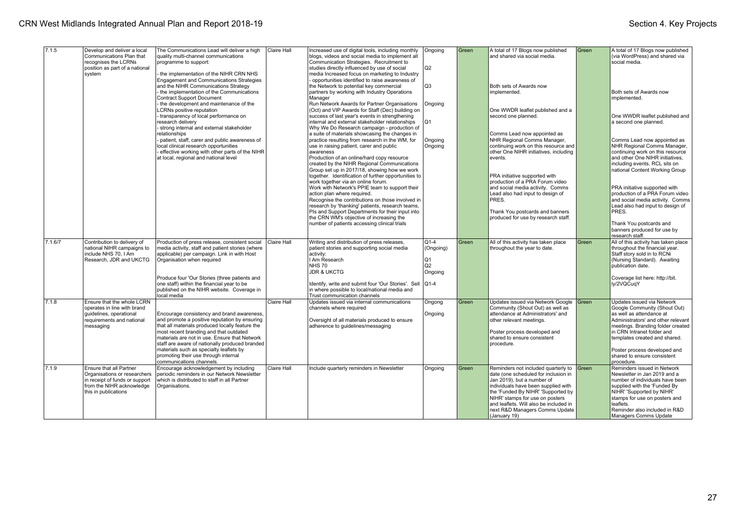| 7.1.5 | Develop and deliver a local Communications Plan that recognises the LCRNs position as part of a national system | The Communications Lead will deliver a high quality multi-channel communications programme to support:<br><br>- the implementation of the NIHR CRN NHS Engagement and Communications Strategies and the NIHR Communications Strategy<br>- the implementation of the Communications Contract Support Document<br>- the development and maintenance of the LCRNs positive reputation<br>- transparency of local performance on research delivery<br>- strong internal and external stakeholder relationships<br>- patient, staff, carer and public awareness of local clinical research opportunities<br>- effective working with other parts of the NIHR at local, regional and national level | Claire Hall | Increased use of digital tools, including monthly blogs, videos and social media to implement all Communication Strategies. Recruitment to studies directly influenced by use of social media Increased focus on marketing to Industry<br>- opportunities identified to raise awareness of the Network to potential key commercial partners by working with Industry Operations Manager<br>Run Network Awards for Partner Organisations (Oct) and VIP Awards for Staff (Dec) building on success of last year's events in strengthening internal and external stakeholder relationships<br>Why We Do Research campaign - production of a suite of materials showcasing the changes in practice resulting from research in the WM, for use in raising patient, carer and public awareness<br>Production of an online/hard copy resource created by the NIHR Regional Communications Group set up in 2017/18, showing how we work together. Identification of further opportunities to work together via an online forum.<br>Work with Network's PPIE team to support their action plan where required.<br>Recognise the contributions on those involved in research by 'thanking' patients, research teams, PIs and Support Departments for their input into the CRN WM's objective of increasing the number of patients accessing clinical trials | Ongoing<br><br>Q2<br><br>Q3<br><br>Ongoing<br><br>Q1<br><br>Ongoing<br>Ongoing | Green | A total of 17 Blogs now published and shared via social media.<br><br>Both sets of Awards now implemented.<br><br>One WWDR leaflet published and a second one planned.<br><br>Comms Lead now appointed as NHR Regional Comms Manager, continuing work on this resource and other One NIHR initiatives, including events.<br><br>PRA initiative supported with production of a PRA Forum video and social media activity. Comms Lead also had input to design of PRES.<br><br>Thank You postcards and banners produced for use by research staff. | Green | A total of 17 Blogs now published (via WordPress) and shared via social media.<br><br>Both sets of Awards now implemented.<br><br>One WWDR leaflet published and a second one planned.<br><br>Comms Lead now appointed as NHR Regional Comms Manager, continuing work on this resource and other One NIHR initiatives, including events. RCL sits on national Content Working Group<br><br>PRA initiative supported with production of a PRA Forum video and social media activity. Comms Lead also had input to design of PRES.<br><br>Thank You postcards and banners produced for use by research staff. |
|---|---|---|---|---|---|---|---|---|---|
| 7.1.6/7 | Contribution to delivery of national NIHR campaigns to include NHS 70, I Am Research, JDR and UKCTG | Production of press release, consistent social media activity, staff and patient stories (where applicable) per campaign. Link in with Host Organisation when required<br><br>Produce four 'Our Stories (three patients and one staff) within the financial year to be published on the NIHR website. Coverage in local media | Claire Hall | Writing and distribution of press releases, patient stories and supporting social media activity:<br>I Am Research<br>NHS 70<br>JDR & UKCTG<br><br>Identify, write and submit four 'Our Stories'. Sell in where possible to local/national media and Trust communication channels | Q1-4 (Ongoing)<br>Q1<br>Q2<br>Ongoing<br><br>Q1-4 | Green | All of this activity has taken place throughout the year to date. | Green | All of this activity has taken place throughout the financial year. Staff story sold in to RCNi (Nursing Standard). Awaiting publication date.<br><br>Coverage list here: http://bit.ly/2VQCuqY |
| 7.1.8 | Ensure that the whole LCRN operates in line with brand guidelines, operational requirements and national messaging | Encourage consistency and brand awareness, and promote a positive reputation by ensuring that all materials produced locally feature the most recent branding and that outdated materials are not in use. Ensure that Network staff are aware of nationally produced branded materials such as specialty leaflets by promoting their use through internal communications channels. | Claire Hall | Updates issued via internal communications channels where required<br><br>Oversight of all materials produced to ensure adherence to guidelines/messaging | Ongong<br><br>Ongoing | Green | Updates issued via Network Google Community (Shout Out) as well as attendance at Administrators' and other relevant meetings.<br><br>Poster process developed and shared to ensure consistent procedure. | Green | Updates issued via Network Google Community (Shout Out) as well as attendance at Administrators' and other relevant meetings. Branding folder created in CRN Intranet folder and templates created and shared.<br><br>Poster process developed and shared to ensure consistent procedure. |
| 7.1.9 | Ensure that all Partner Organisations or researchers in receipt of funds or support from the NIHR acknowledge this in publications | Encourage acknowledgement by including periodic reminders in our Network Newsletter which is distributed to staff in all Partner Organisations. | Claire Hall | Include quarterly reminders in Newsletter | Ongoing | Green | Reminders not included quarterly to date (one scheduled for inclusion in Jan 2019), but a number of individuals have been supplied with the 'Funded By NIHR' 'Supported by NIHR' stamps for use on posters and leaflets. Will also be included in next R&D Managers Comms Update (January 19) | Green | Reminders issued in Network Newsletter in Jan 2019 and a number of individuals have been supplied with the 'Funded By NIHR' 'Supported by NIHR' stamps for use on posters and leaflets.<br>Reminder also included in R&D Managers Comms Update |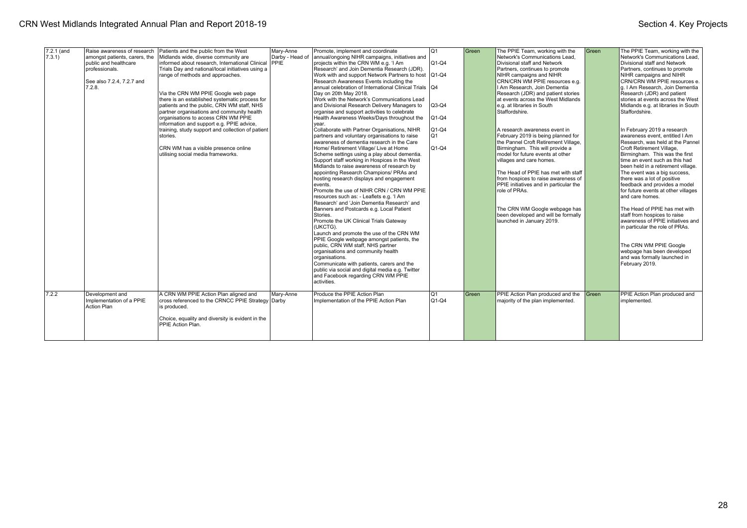| 7.2.1 (and 7.3.1) | Raise awareness of research amongst patients, carers, the public and healthcare professionals.<br><br>See also 7.2.4, 7.2.7 and 7.2.8. | Patients and the public from the West Midlands wide, diverse community are informed about research, International Clinical Trials Day and national/local initiatives using a range of methods and approaches.<br><br>Via the CRN WM PPIE Google web page there is an established systematic process for patients and the public, CRN WM staff, NHS partner organisations and community health organisations to access CRN WM PPIE information and support e.g. PPIE advice, training, study support and collection of patient stories.<br><br>CRN WM has a visible presence online utilising social media frameworks. | Mary-Anne Darby - Head of PPIE | Promote, implement and coordinate annual/ongoing NIHR campaigns, initiatives and projects within the CRN WM e.g. 'I Am Research' and Join Dementia Research (JDR).<br>Work with and support Network Partners to host Research Awareness Events including the annual celebration of International Clinical Trials Day on 20th May 2018.<br>Work with the Network's Communications Lead and Divisional Research Delivery Managers to organise and support activities to celebrate Health Awareness Weeks/Days throughout the year.<br>Collaborate with Partner Organisations, NIHR partners and voluntary organisations to raise awareness of dementia research in the Care Home/ Retirement Village/ Live at Home Scheme settings using a play about dementia.<br>Support staff working in Hospices in the West Midlands to raise awareness of research by appointing Research Champions/ PRAs and hosting research displays and engagement events.<br>Promote the use of NIHR CRN / CRN WM PPIE resources such as: - Leaflets e.g. 'I Am Research' and 'Join Dementia Research' and Banners and Postcards e.g. Local Patient Stories.<br>Promote the UK Clinical Trials Gateway (UKCTG).<br>Launch and promote the use of the CRN WM PPIE Google webpage amongst patients, the public, CRN WM staff, NHS partner organisations and community health organisations.<br>Communicate with patients, carers and the public via social and digital media e.g. Twitter and Facebook regarding CRN WM PPIE activities. | Q1<br><br>Q1-Q4<br><br>Q1-Q4<br><br>Q4<br><br>Q3-Q4<br><br>Q1-Q4<br><br>Q1-Q4<br>Q1<br><br>Q1-Q4 | Green | The PPIE Team, working with the Network's Communications Lead, Divisional staff and Network Partners, continues to promote NIHR campaigns and NIHR CRN/CRN WM PPIE resources e.g. I Am Research, Join Dementia Research (JDR) and patient stories at events across the West Midlands e.g. at libraries in South Staffordshire.<br><br>A research awareness event in February 2019 is being planned for the Pannel Croft Retirement Village, Birmingham. This will provide a model for future events at other villages and care homes.<br><br>The Head of PPIE has met with staff from hospices to raise awareness of PPIE initiatives and in particular the role of PRAs.<br><br>The CRN WM Google webpage has been developed and will be formally launched in January 2019. | Green | The PPIE Team, working with the Network's Communications Lead, Divisional staff and Network Partners, continues to promote NIHR campaigns and NIHR CRN/CRN WM PPIE resources e.g. I Am Research, Join Dementia Research (JDR) and patient stories at events across the West Midlands e.g. at libraries in South Staffordshire.<br><br>In February 2019 a research awareness event, entitled I Am Research, was held at the Pannel Croft Retirement Village, Birmingham. This was the first time an event such as this had been held in a retirement village. The event was a big success, there was a lot of positive feedback and provides a model for future events at other villages and care homes.<br><br>The Head of PPIE has met with staff from hospices to raise awareness of PPIE initiatives and in particular the role of PRAs.<br><br>The CRN WM PPIE Google webpage has been developed and was formally launched in February 2019. |
|---|---|---|---|---|---|---|---|---|---|
| 7.2.2 | Development and Implementation of a PPIE Action Plan | A CRN WM PPIE Action Plan aligned and cross referenced to the CRNCC PPIE Strategy is produced.<br><br>Choice, equality and diversity is evident in the PPIE Action Plan. | Mary-Anne Darby | Produce the PPIE Action Plan<br>Implementation of the PPIE Action Plan | Q1<br>Q1-Q4 | Green | PPIE Action Plan produced and the majority of the plan implemented. | Green | PPIE Action Plan produced and implemented. |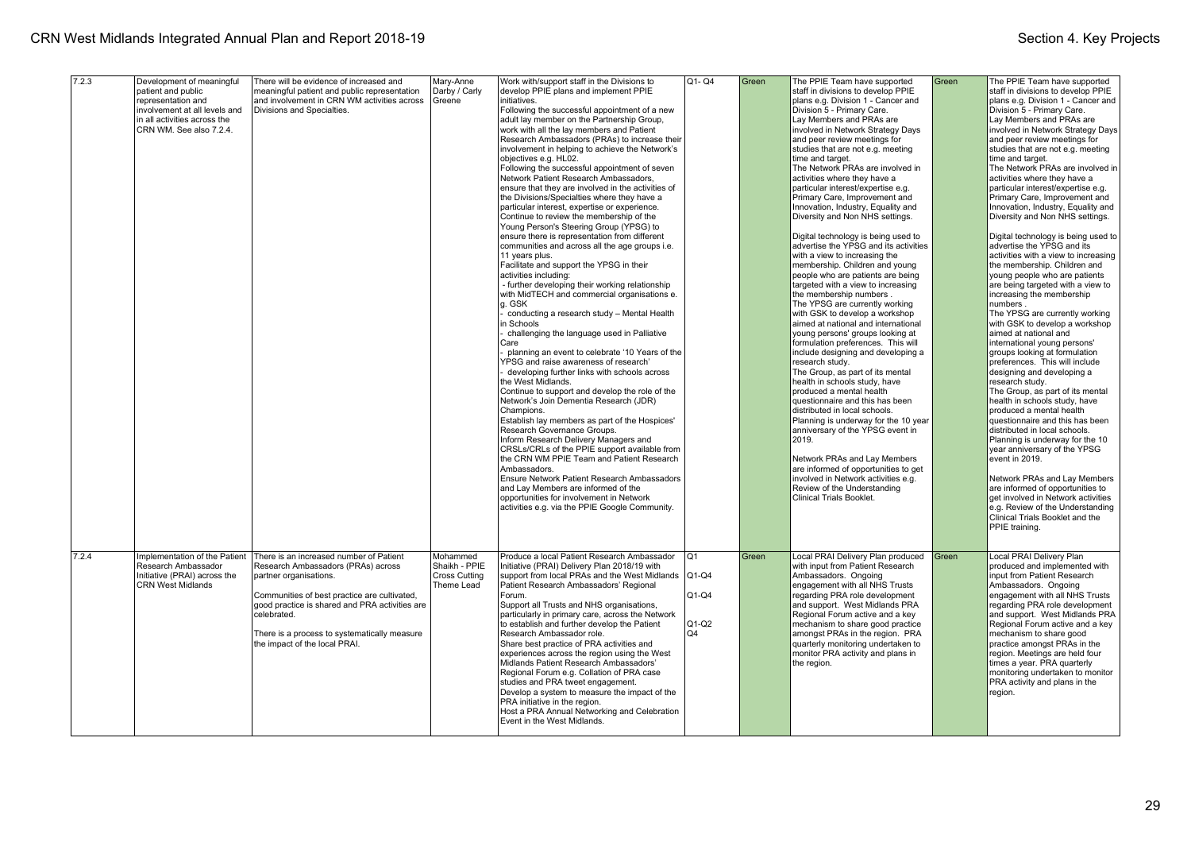| 7.2.3 | Development of meaningful patient and public representation and involvement at all levels and in all activities across the CRN WM. See also 7.2.4. | There will be evidence of increased and meaningful patient and public representation and involvement in CRN WM activities across Divisions and Specialties. | Mary-Anne Darby / Carly Greene | Work with/support staff in the Divisions to develop PPIE plans and implement PPIE initiatives.<br>Following the successful appointment of a new adult lay member on the Partnership Group, work with all the lay members and Patient Research Ambassadors (PRAs) to increase their involvement in helping to achieve the Network's objectives e.g. HL02.<br>Following the successful appointment of seven Network Patient Research Ambassadors, ensure that they are involved in the activities of the Divisions/Specialties where they have a particular interest, expertise or experience.<br>Continue to review the membership of the Young Person's Steering Group (YPSG) to ensure there is representation from different communities and across all the age groups i.e. 11 years plus.<br>Facilitate and support the YPSG in their activities including:<br>- further developing their working relationship with MidTECH and commercial organisations e.g. GSK<br>- conducting a research study – Mental Health in Schools<br>- challenging the language used in Palliative Care<br>- planning an event to celebrate '10 Years of the YPSG and raise awareness of research'<br>- developing further links with schools across the West Midlands.<br>Continue to support and develop the role of the Network's Join Dementia Research (JDR) Champions.<br>Establish lay members as part of the Hospices' Research Governance Groups.<br>Inform Research Delivery Managers and CRSLs/CRLs of the PPIE support available from the CRN WM PPIE Team and Patient Research Ambassadors.<br>Ensure Network Patient Research Ambassadors and Lay Members are informed of the opportunities for involvement in Network activities e.g. via the PPIE Google Community. | Q1- Q4 | Green | The PPIE Team have supported staff in divisions to develop PPIE plans e.g. Division 1 - Cancer and Division 5 - Primary Care.<br>Lay Members and PRAs are involved in Network Strategy Days and peer review meetings for studies that are not e.g. meeting time and target.<br>The Network PRAs are involved in activities where they have a particular interest/expertise e.g. Primary Care, Improvement and Innovation, Industry, Equality and Diversity and Non NHS settings.<br><br>Digital technology is being used to advertise the YPSG and its activities with a view to increasing the membership. Children and young people who are patients are being targeted with a view to increasing the membership numbers .<br>The YPSG are currently working with GSK to develop a workshop aimed at national and international young persons' groups looking at formulation preferences. This will include designing and developing a research study.<br>The Group, as part of its mental health in schools study, have produced a mental health questionnaire and this has been distributed in local schools.<br>Planning is underway for the 10 year anniversary of the YPSG event in 2019.<br><br>Network PRAs and Lay Members are informed of opportunities to get involved in Network activities e.g. Review of the Understanding Clinical Trials Booklet. | Green | The PPIE Team have supported staff in divisions to develop PPIE plans e.g. Division 1 - Cancer and Division 5 - Primary Care.<br>Lay Members and PRAs are involved in Network Strategy Days and peer review meetings for studies that are not e.g. meeting time and target.<br>The Network PRAs are involved in activities where they have a particular interest/expertise e.g. Primary Care, Improvement and Innovation, Industry, Equality and Diversity and Non NHS settings.<br><br>Digital technology is being used to advertise the YPSG and its activities with a view to increasing the membership. Children and young people who are patients are being targeted with a view to increasing the membership numbers .<br>The YPSG are currently working with GSK to develop a workshop aimed at national and international young persons' groups looking at formulation preferences. This will include designing and developing a research study.<br>The Group, as part of its mental health in schools study, have produced a mental health questionnaire and this has been distributed in local schools.<br>Planning is underway for the 10 year anniversary of the YPSG event in 2019.<br><br>Network PRAs and Lay Members are informed of opportunities to get involved in Network activities e.g. Review of the Understanding Clinical Trials Booklet and the PPIE training. |
|---|---|---|---|---|---|---|---|---|---|
| 7.2.4 | Implementation of the Patient Research Ambassador Initiative (PRAI) across the CRN West Midlands | There is an increased number of Patient Research Ambassadors (PRAs) across partner organisations.<br><br>Communities of best practice are cultivated, good practice is shared and PRA activities are celebrated.<br><br>There is a process to systematically measure the impact of the local PRAI. | Mohammed Shaikh - PPIE Cross Cutting Theme Lead | Produce a local Patient Research Ambassador Initiative (PRAI) Delivery Plan 2018/19 with support from local PRAs and the West Midlands Patient Research Ambassadors' Regional Forum.<br>Support all Trusts and NHS organisations, particularly in primary care, across the Network to establish and further develop the Patient Research Ambassador role.<br>Share best practice of PRA activities and experiences across the region using the West Midlands Patient Research Ambassadors' Regional Forum e.g. Collation of PRA case studies and PRA tweet engagement.<br>Develop a system to measure the impact of the PRA initiative in the region.<br>Host a PRA Annual Networking and Celebration Event in the West Midlands. | Q1<br><br>Q1-Q4<br><br>Q1-Q4<br><br>Q1-Q2<br>Q4 | Green | Local PRAI Delivery Plan produced with input from Patient Research Ambassadors. Ongoing engagement with all NHS Trusts regarding PRA role development and support. West Midlands PRA Regional Forum active and a key mechanism to share good practice amongst PRAs in the region. PRA quarterly monitoring undertaken to monitor PRA activity and plans in the region. | Green | Local PRAI Delivery Plan produced and implemented with input from Patient Research Ambassadors. Ongoing engagement with all NHS Trusts regarding PRA role development and support. West Midlands PRA Regional Forum active and a key mechanism to share good practice amongst PRAs in the region. Meetings are held four times a year. PRA quarterly monitoring undertaken to monitor PRA activity and plans in the region. |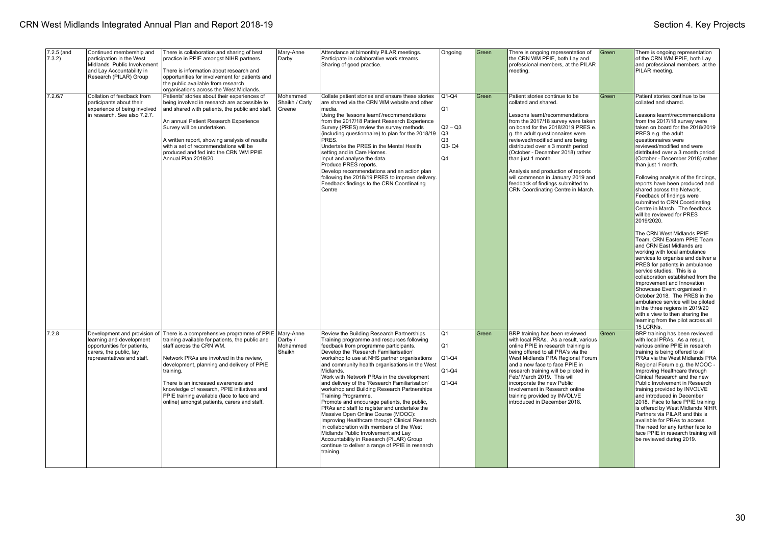| 7.2.5 (and 7.3.2) | Continued membership and participation in the West Midlands Public Involvement and Lay Accountability in Research (PILAR) Group | There is collaboration and sharing of best practice in PPIE amongst NIHR partners.<br><br>There is information about research and opportunities for involvement for patients and the public available from research organisations across the West Midlands. | Mary-Anne Darby | Attendance at bimonthly PILAR meetings.<br>Participate in collaborative work streams.<br>Sharing of good practice. | Ongoing | Green | There is ongoing representation of the CRN WM PPIE, both Lay and professional members, at the PILAR meeting. | Green | There is ongoing representation of the CRN WM PPIE, both Lay and professional members, at the PILAR meeting. |
|---|---|---|---|---|---|---|---|---|---|
| 7.2.6/7 | Collation of feedback from participants about their experience of being involved in research. See also 7.2.7. | Patients' stories about their experiences of being involved in research are accessible to and shared with patients, the public and staff.<br><br>An annual Patient Research Experience Survey will be undertaken.<br><br>A written report, showing analysis of results with a set of recommendations will be produced and fed into the CRN WM PPIE Annual Plan 2019/20. | Mohammed Shaikh / Carly Greene | Collate patient stories and ensure these stories are shared via the CRN WM website and other media.<br>Using the 'lessons learnt'/recommendations from the 2017/18 Patient Research Experience Survey (PRES) review the survey methods (including questionnaire) to plan for the 2018/19 PRES.<br>Undertake the PRES in the Mental Health setting and in Care Homes.<br>Input and analyse the data.<br>Produce PRES reports.<br>Develop recommendations and an action plan following the 2018/19 PRES to improve delivery.<br>Feedback findings to the CRN Coordinating Centre | Q1-Q4<br><br>Q1<br><br>Q2 – Q3<br>Q3<br>Q3<br>Q3- Q4<br><br>Q4 | Green | Patient stories continue to be collated and shared.<br><br>Lessons learnt/recommendations from the 2017/18 survey were taken on board for the 2018/2019 PRES e. g. the adult questionnaires were reviewed/modified and are being distributed over a 3 month period (October - December 2018) rather than just 1 month.<br><br>Analysis and production of reports will commence in January 2019 and feedback of findings submitted to CRN Coordinating Centre in March. | Green | Patient stories continue to be collated and shared.<br><br>Lessons learnt/recommendations from the 2017/18 survey were taken on board for the 2018/2019 PRES e.g. the adult questionnaires were reviewed/modified and were distributed over a 3 month period (October - December 2018) rather than just 1 month.<br><br>Following analysis of the findings, reports have been produced and shared across the Network. Feedback of findings were submitted to CRN Coordinating Centre in March. The feedback will be reviewed for PRES 2019/2020.<br><br>The CRN West Midlands PPIE Team, CRN Eastern PPIE Team and CRN East Midlands are working with local ambulance services to organise and deliver a PRES for patients in ambulance service studies. This is a collaboration established from the Improvement and Innovation Showcase Event organised in October 2018. The PRES in the ambulance service will be piloted in the three regions in 2019/20 with a view to then sharing the learning from the pilot across all 15 LCRNs. |
| 7.2.8 | Development and provision of learning and development opportunities for patients, carers, the public, lay representatives and staff. | There is a comprehensive programme of PPIE training available for patients, the public and staff across the CRN WM.<br><br>Network PRAs are involved in the review, development, planning and delivery of PPIE training.<br><br>There is an increased awareness and knowledge of research, PPIE initiatives and PPIE training available (face to face and online) amongst patients, carers and staff. | Mary-Anne Darby / Mohammed Shaikh | Review the Building Research Partnerships Training programme and resources following feedback from programme participants.<br>Develop the 'Research Familiarisation' workshop to use at NHS partner organisations and community health organisations in the West Midlands.<br>Work with Network PRAs in the development and delivery of the 'Research Familiarisation' workshop and Building Research Partnerships Training Programme.<br>Promote and encourage patients, the public, PRAs and staff to register and undertake the Massive Open Online Course (MOOC): Improving Healthcare through Clinical Research.<br>In collaboration with members of the West Midlands Public Involvement and Lay Accountability in Research (PILAR) Group continue to deliver a range of PPIE in research training. | Q1<br><br>Q1<br><br>Q1-Q4<br><br>Q1-Q4<br><br>Q1-Q4 | Green | BRP training has been reviewed with local PRAs. As a result, various online PPIE in research training is being offered to all PRA's via the West Midlands PRA Regional Forum and a new face to face PPIE in research training will be piloted in Feb/ March 2019. This will incorporate the new Public Involvement in Research online training provided by INVOLVE introduced in December 2018. | Green | BRP training has been reviewed with local PRAs. As a result, various online PPIE in research training is being offered to all PRAs via the West Midlands PRA Regional Forum e.g. the MOOC - Improving Healthcare through Clinical Research and the new Public Involvement in Research training provided by INVOLVE and introduced in December 2018. Face to face PPIE training is offered by West Midlands NIHR Partners via PILAR and this is available for PRAs to access. The need for any further face to face PPIE in research training will be reviewed during 2019. |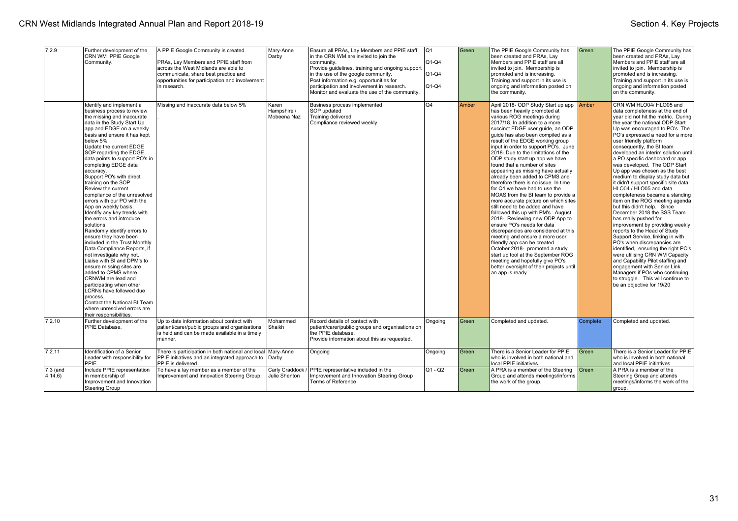| 7.2.9 | Further development of the CRN WM PPIE Google Community. | A PPIE Google Community is created.<br><br>PRAs, Lay Members and PPIE staff from across the West Midlands are able to communicate, share best practice and opportunities for participation and involvement in research. | Mary-Anne Darby | Ensure all PRAs, Lay Members and PPIE staff in the CRN WM are invited to join the community.<br>Provide guidelines, training and ongoing support in the use of the google community.<br>Post information e.g. opportunities for participation and involvement in research.<br>Monitor and evaluate the use of the community. | Q1<br><br>Q1-Q4<br><br>Q1-Q4<br><br>Q1-Q4 | Green | The PPIE Google Community has been created and PRAs, Lay Members and PPIE staff are all invited to join. Membership is promoted and is increasing. Training and support in its use is ongoing and information posted on the community. | Green | The PPIE Google Community has been created and PRAs, Lay Members and PPIE staff are all invited to join. Membership is promoted and is increasing. Training and support in its use is ongoing and information posted on the community. |
|---|---|---|---|---|---|---|---|---|---|
| | Identify and implement a business process to review the missing and inaccurate data in the Study Start Up app and EDGE on a weekly basis and ensure it has kept below 5%.<br>Update the current EDGE SOP regarding the EDGE data points to support PO's in completing EDGE data accuracy.<br>Support PO's with direct training on the SOP.<br>Review the current compliance of the unresolved errors with our PO with the App on weekly basis.<br>Identify any key trends with the errors and introduce solutions.<br>Randomly identify errors to ensure they have been included in the Trust Monthly Data Compliance Reports, if not investigate why not.<br>Liaise with BI and DPM's to ensure missing sites are added to CPMS where CRNWM are lead and participating when other LCRNs have followed due process.<br>Contact the National BI Team where unresolved errors are their responsibilities. | Missing and inaccurate data below 5%<br>. | Karen Hampshire / Mobeena Naz | Business process implemented<br>SOP updated<br>Training delivered<br>Compliance reviewed weekly | Q4 | Amber | April 2018- ODP Study Start up app has been heavily promoted at various ROG meetings during 2017/18. In addition to a more succinct EDGE user guide, an ODP guide has also been compiled as a result of the EDGE working group input in order to support PO's. June 2018- Due to the limitations of the ODP study start up app we have found that a number of sites appearing as missing have actually already been added to CPMS and therefore there is no issue. In time for Q1 we have had to use the MOAS from the BI team to provide a more accurate picture on which sites still need to be added and have followed this up with PM's. August 2018- Reviewing new ODP App to ensure PO's needs for data discrepancies are considered at this meeting and ensure a more user friendly app can be created.<br>October 2018- promoted a study start up tool at the September ROG meeting and hopefully give PO's better oversight of their projects until an app is ready. | Amber | CRN WM HLO04/ HLO05 and data completeness at the end of year did not hit the metric. During the year the national ODP Start Up was encouraged to PO's. The PO's expressed a need for a more user friendly platform consequently, the BI team developed an interim solution until a PO specific dashboard or app was developed. The ODP Start Up app was chosen as the best medium to display study data but it didn't support specific site data. HLO04 / HLO05 and data completeness became a standing item on the ROG meeting agenda but this didn't help. Since December 2018 the SSS Team has really pushed for improvement by providing weekly reports to the Head of Study Support Service, linking in with PO's when discrepancies are identified, ensuring the right PO's were utilising CRN WM Capacity and Capability Pilot staffing and engagement with Senior Link Managers if POs who continuing to struggle. This will continue to be an objective for 19/20 |
| 7.2.10 | Further development of the PPIE Database. | Up to date information about contact with patient/carer/public groups and organisations is held and can be made available in a timely manner. | Mohammed Shaikh | Record details of contact with patient/carer/public groups and organisations on the PPIE database.<br>Provide information about this as requested. | Ongoing | Green | Completed and updated. | Complete | Completed and updated. |
| 7.2.11 | Identification of a Senior Leader with responsibility for PPIE. | There is participation in both national and local PPIE initiatives and an integrated approach to PPIE is delivered. | Mary-Anne Darby | Ongoing | Ongoing | Green | There is a Senior Leader for PPIE who is involved in both national and local PPIE initiatives. | Green | There is a Senior Leader for PPIE who is involved in both national and local PPIE initiatives. |
| 7.3 (and 4.14.6) | Include PPIE representation in membership of Improvement and Innovation Steering Group | To have a lay member as a member of the Improvement and Innovation Steering Group | Carly Craddock / Julie Shenton | PPIE representative included in the Improvement and Innovation Steering Group Terms of Reference | Q1 - Q2 | Green | A PRA is a member of the Steering Group and attends meetings/informs the work of the group. | Green | A PRA is a member of the Steering Group and attends meetings/informs the work of the group. |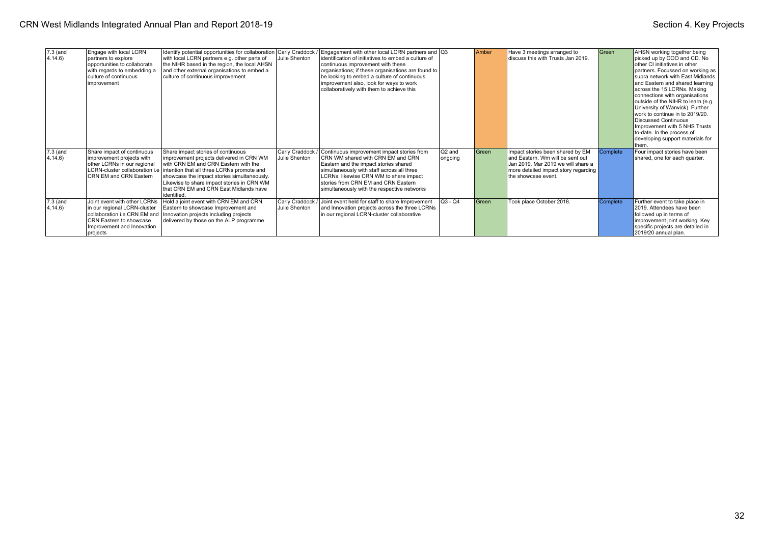| 7.3 (and 4.14.6) | Engage with local LCRN partners to explore opportunities to collaborate with regards to embedding a culture of continuous improvement | Identify potential opportunities for collaboration with local LCRN partners e.g. other parts of the NIHR based in the region, the local AHSN and other external organisations to embed a culture of continuous improvement | Carly Craddock / Julie Shenton | Engagement with other local LCRN partners and identification of initiatives to embed a culture of continuous improvement with these organisations; if these organisations are found to be looking to embed a culture of continuous improvement also, look for ways to work collaboratively with them to achieve this | Q3 | Amber | Have 3 meetings arranged to discuss this with Trusts Jan 2019. | Green | AHSN working together being picked up by COO and CD. No other CI initiatives in other partners. Focussed on working as supra network with East Midlands and Eastern and shared learning across the 15 LCRNs. Making connections with organisations outside of the NIHR to learn (e.g. University of Warwick). Further work to continue in to 2019/20. Discussed Continuous Improvement with 5 NHS Trusts to-date. In the process of developing support materials for them. |
|---|---|---|---|---|---|---|---|---|---|
| 7.3 (and 4.14.6) | Share impact of continuous improvement projects with other LCRNs in our regional LCRN-cluster collaboration i.e CRN EM and CRN Eastern | Share impact stories of continuous improvement projects delivered in CRN WM with CRN EM and CRN Eastern with the intention that all three LCRNs promote and showcase the impact stories simultaneously. Likewise to share impact stories in CRN WM that CRN EM and CRN East Midlands have identified. | Carly Craddock / Julie Shenton | Continuous improvement impact stories from CRN WM shared with CRN EM and CRN Eastern and the impact stories shared simultaneously with staff across all three LCRNs; likewise CRN WM to share impact stories from CRN EM and CRN Eastern simultaneously with the respective networks | Q2 and ongoing | Green | Impact stories been shared by EM and Eastern. Wm will be sent out Jan 2019. Mar 2019 we will share a more detailed impact story regarding the showcase event. | Complete | Four impact stories have been shared, one for each quarter. |
| 7.3 (and 4.14.6) | Joint event with other LCRNs in our regional LCRN-cluster collaboration i.e CRN EM and CRN Eastern to showcase Improvement and Innovation projects | Hold a joint event with CRN EM and CRN Eastern to showcase Improvement and Innovation projects including projects delivered by those on the ALP programme | Carly Craddock / Julie Shenton | Joint event held for staff to share Improvement and Innovation projects across the three LCRNs in our regional LCRN-cluster collaborative | Q3 - Q4 | Green | Took place October 2018. | Complete | Further event to take place in 2019. Attendees have been followed up in terms of improvement joint working. Key specific projects are detailed in 2019/20 annual plan. |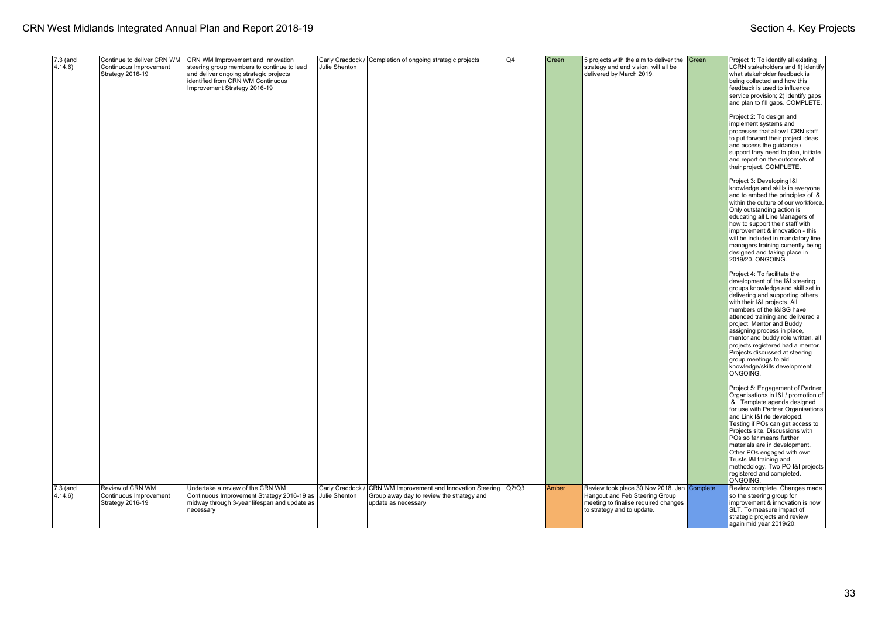| 7.3 (and 4.14.6) | Continue to deliver CRN WM Continuous Improvement Strategy 2016-19 | CRN WM Improvement and Innovation steering group members to continue to lead and deliver ongoing strategic projects identified from CRN WM Continuous Improvement Strategy 2016-19 | Carly Craddock / Julie Shenton | Completion of ongoing strategic projects | Q4 | Green | 5 projects with the aim to deliver the strategy and end vision, will all be delivered by March 2019. | Green | Project 1: To identify all existing LCRN stakeholders and 1) identify what stakeholder feedback is being collected and how this feedback is used to influence service provision; 2) identify gaps and plan to fill gaps. COMPLETE.<br><br>Project 2: To design and implement systems and processes that allow LCRN staff to put forward their project ideas and access the guidance / support they need to plan, initiate and report on the outcome/s of their project. COMPLETE.<br><br>Project 3: Developing I&I knowledge and skills in everyone and to embed the principles of I&I within the culture of our workforce. Only outstanding action is educating all Line Managers of how to support their staff with improvement & innovation - this will be included in mandatory line managers training currently being designed and taking place in 2019/20. ONGOING.<br><br>Project 4: To facilitate the development of the I&I steering groups knowledge and skill set in delivering and supporting others with their I&I projects. All members of the I&ISG have attended training and delivered a project. Mentor and Buddy assigning process in place, mentor and buddy role written, all projects registered had a mentor. Projects discussed at steering group meetings to aid knowledge/skills development. ONGOING.<br><br>Project 5: Engagement of Partner Organisations in I&I / promotion of I&I. Template agenda designed for use with Partner Organisations and Link I&I rle developed. Testing if POs can get access to Projects site. Discussions with POs so far means further materials are in development. Other POs engaged with own Trusts I&I training and methodology. Two PO I&I projects registered and completed. ONGOING. |
|---|---|---|---|---|---|---|---|---|---|
| 7.3 (and 4.14.6) | Review of CRN WM Continuous Improvement Strategy 2016-19 | Undertake a review of the CRN WM Continuous Improvement Strategy 2016-19 as midway through 3-year lifespan and update as necessary | Carly Craddock / Julie Shenton | CRN WM Improvement and Innovation Steering Group away day to review the strategy and update as necessary | Q2/Q3 | Amber | Review took place 30 Nov 2018. Jan Hangout and Feb Steering Group meeting to finalise required changes to strategy and to update. | Complete | Review complete. Changes made so the steering group for improvement & innovation is now SLT. To measure impact of strategic projects and review again mid year 2019/20. |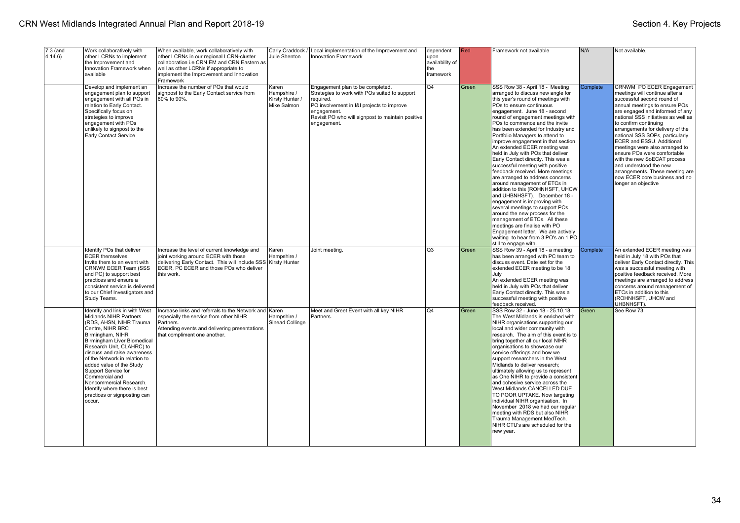| 7.3 (and 4.14.6) | Work collaboratively with other LCRNs to implement the Improvement and Innovation Framework when available | When available, work collaboratively with other LCRNs in our regional LCRN-cluster collaboration i.e CRN EM and CRN Eastern as well as other LCRNs if appropriate to implement the Improvement and Innovation Framework | Carly Craddock / Julie Shenton | Local implementation of the Improvement and Innovation Framework | dependent upon availability of the framework | Red | Framework not available | N/A | Not available. |
|---|---|---|---|---|---|---|---|---|---|
| | Develop and implement an engagement plan to support engagement with all POs in relation to Early Contact. Specifically focus on strategies to improve engagement with POs unlikely to signpost to the Early Contact Service. | Increase the number of POs that would signpost to the Early Contact service from 80% to 90%. | Karen Hampshire / Kirsty Hunter / Mike Salmon | Engagement plan to be completed. Strategies to work with POs suited to support required. PO involvement in I&I projects to improve engagement. Revisit PO who will signpost to maintain positive engagement. | Q4 | Green | SSS Row 38 - April 18 - Meeting arranged to discuss new angle for this year's round of meetings with POs to ensure continuous engagement. June 18 - second round of engagement meetings with POs to commence and the invite has been extended for Industry and Portfolio Managers to attend to improve engagement in that section. An extended ECER meeting was held in July with POs that deliver Early Contact directly. This was a successful meeting with positive feedback received. More meetings are arranged to address concerns around management of ETCs in addition to this (ROHNHSFT, UHCW and UHBNHSFT). December 18 - engagement is improving with several meetings to support POs around the new process for the management of ETCs. All these meetings are finalise with PO Engagement letter. We are actively waiting to hear from 3 PO's an 1 PO still to engage with. | Complete | CRNWM PO ECER Engagement meetings will continue after a successful second round of annual meetings to ensure POs are engaged and informed of any national SSS initiatives as well as to confirm continuing arrangements for delivery of the national SSS SOPs, particularly ECER and ESSU. Additional meetings were also arranged to ensure POs were comfortable with the new SoECAT process and understood the new arrangements. These meeting are now ECER core business and no longer an objective |
| | Identify POs that deliver ECER themselves. Invite them to an event with CRNWM ECER Team (SSS and PC) to support best practices and ensure a consistent service is delivered to our Chief Investigators and Study Teams. | Increase the level of current knowledge and joint working around ECER with those delivering Early Contact. This will include SSS ECER, PC ECER and those POs who deliver this work. | Karen Hampshire / Kirsty Hunter | Joint meeting. | Q3 | Green | SSS Row 39 - April 18 - a meeting has been arranged with PC team to discuss event. Date set for the extended ECER meeting to be 18 July<br>An extended ECER meeting was held in July with POs that deliver Early Contact directly. This was a successful meeting with positive feedback received. | Complete | An extended ECER meeting was held in July 18 with POs that deliver Early Contact directly. This was a successful meeting with positive feedback received. More meetings are arranged to address concerns around management of ETCs in addition to this (ROHNHSFT, UHCW and UHBNHSFT). |
| | Identify and link in with West Midlands NIHR Partners (RDS, AHSN, NIHR Trauma Centre, NIHR BRC Birmingham, NIHR Birmingham Liver Biomedical Research Unit, CLAHRC) to discuss and raise awareness of the Network in relation to added value of the Study Support Service for Commercial and Noncommercial Research. Identify where there is best practices or signposting can occur. | Increase links and referrals to the Network and especially the service from other NIHR Partners.<br>Attending events and delivering presentations that compliment one another. | Karen Hampshire / Sinead Collinge | Meet and Greet Event with all key NIHR Partners. | Q4 | Green | SSS Row 32 - June 18 - 25.10.18 The West Midlands is enriched with NIHR organisations supporting our local and wider community with research. The aim of this event is to bring together all our local NIHR organisations to showcase our service offerings and how we support researchers in the West Midlands to deliver research; ultimately allowing us to represent as One NIHR to provide a consistent and cohesive service across the West Midlands CANCELLED DUE TO POOR UPTAKE. Now targeting individual NIHR organisation. In November 2018 we had our regular meeting with RDS but also NIHR Trauma Management MedTech. NIHR CTU's are scheduled for the new year. | Green | See Row 73 |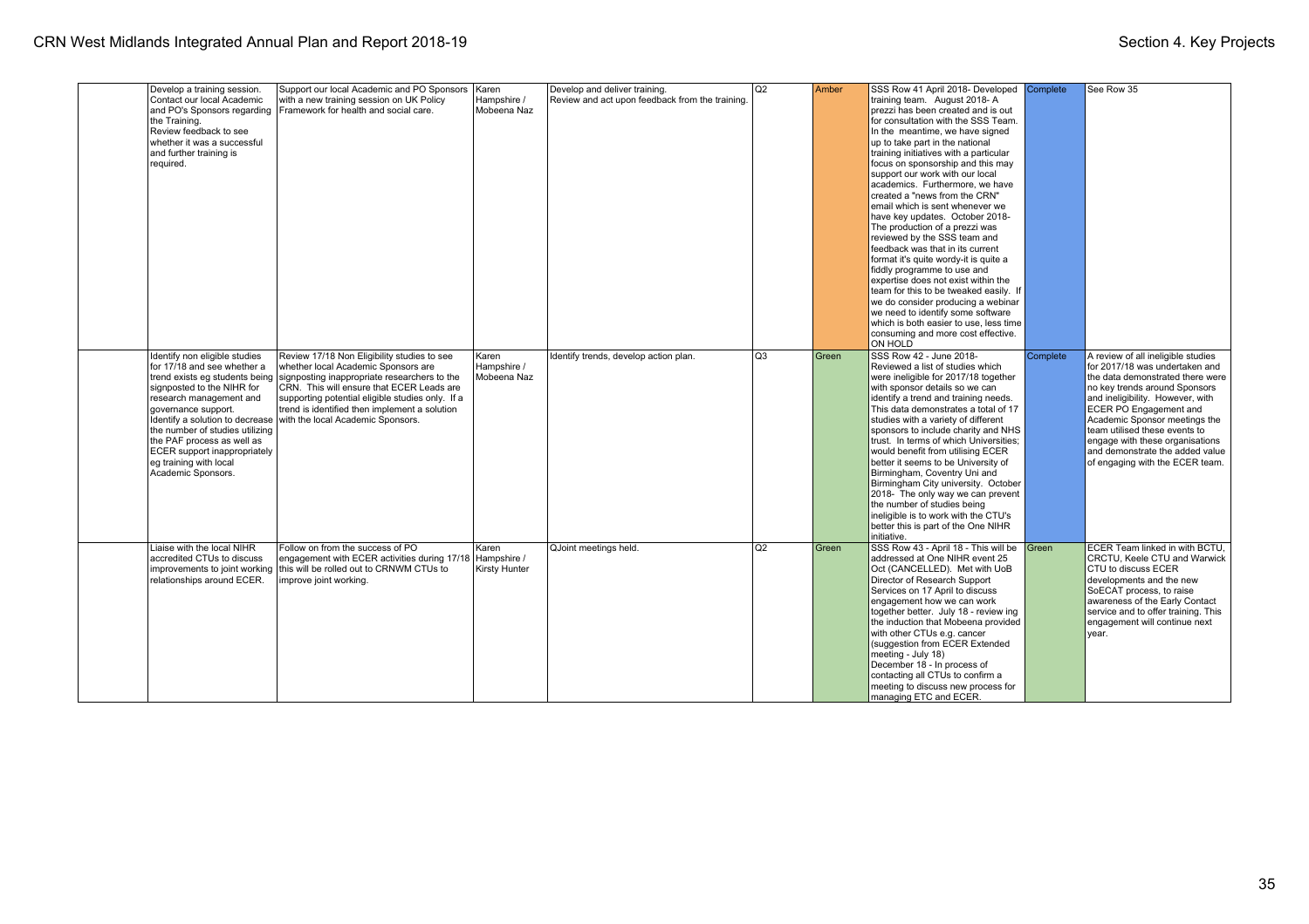| | | | | | | | | | |
|---|---|---|---|---|---|---|---|---|---|
| | Develop a training session. Contact our local Academic and PO's Sponsors regarding the Training. Review feedback to see whether it was a successful and further training is required. | Support our local Academic and PO Sponsors with a new training session on UK Policy Framework for health and social care. | Karen Hampshire / Mobeena Naz | Develop and deliver training. Review and act upon feedback from the training. | Q2 | Amber | SSS Row 41 April 2018- Developed training team. August 2018- A prezzi has been created and is out for consultation with the SSS Team. In the meantime, we have signed up to take part in the national training initiatives with a particular focus on sponsorship and this may support our work with our local academics. Furthermore, we have created a "news from the CRN" email which is sent whenever we have key updates. October 2018- The production of a prezzi was reviewed by the SSS team and feedback was that in its current format it's quite wordy-it is quite a fiddly programme to use and expertise does not exist within the team for this to be tweaked easily. If we do consider producing a webinar we need to identify some software which is both easier to use, less time consuming and more cost effective. ON HOLD | Complete | See Row 35 |
| | Identify non eligible studies for 17/18 and see whether a trend exists eg students being signposted to the NIHR for research management and governance support. Identify a solution to decrease the number of studies utilizing the PAF process as well as ECER support inappropriately eg training with local Academic Sponsors. | Review 17/18 Non Eligibility studies to see whether local Academic Sponsors are signposting inappropriate researchers to the CRN. This will ensure that ECER Leads are supporting potential eligible studies only. If a trend is identified then implement a solution with the local Academic Sponsors. | Karen Hampshire / Mobeena Naz | Identify trends, develop action plan. | Q3 | Green | SSS Row 42 - June 2018- Reviewed a list of studies which were ineligible for 2017/18 together with sponsor details so we can identify a trend and training needs. This data demonstrates a total of 17 studies with a variety of different sponsors to include charity and NHS trust. In terms of which Universities; would benefit from utilising ECER better it seems to be University of Birmingham, Coventry Uni and Birmingham City university. October 2018- The only way we can prevent the number of studies being ineligible is to work with the CTU's better this is part of the One NIHR initiative. | Complete | A review of all ineligible studies for 2017/18 was undertaken and the data demonstrated there were no key trends around Sponsors and ineligibility. However, with ECER PO Engagement and Academic Sponsor meetings the team utilised these events to engage with these organisations and demonstrate the added value of engaging with the ECER team. |
| | Liaise with the local NIHR accredited CTUs to discuss improvements to joint working relationships around ECER. | Follow on from the success of PO engagement with ECER activities during 17/18 this will be rolled out to CRNWM CTUs to improve joint working. | Karen Hampshire / Kirsty Hunter | QJoint meetings held. | Q2 | Green | SSS Row 43 - April 18 - This will be addressed at One NIHR event 25 Oct (CANCELLED). Met with UoB Director of Research Support Services on 17 April to discuss engagement how we can work together better. July 18 - review ing the induction that Mobeena provided with other CTUs e.g. cancer (suggestion from ECER Extended meeting - July 18) December 18 - In process of contacting all CTUs to confirm a meeting to discuss new process for managing ETC and ECER. | Green | ECER Team linked in with BCTU, CRCTU, Keele CTU and Warwick CTU to discuss ECER developments and the new SoECAT process, to raise awareness of the Early Contact service and to offer training. This engagement will continue next year. |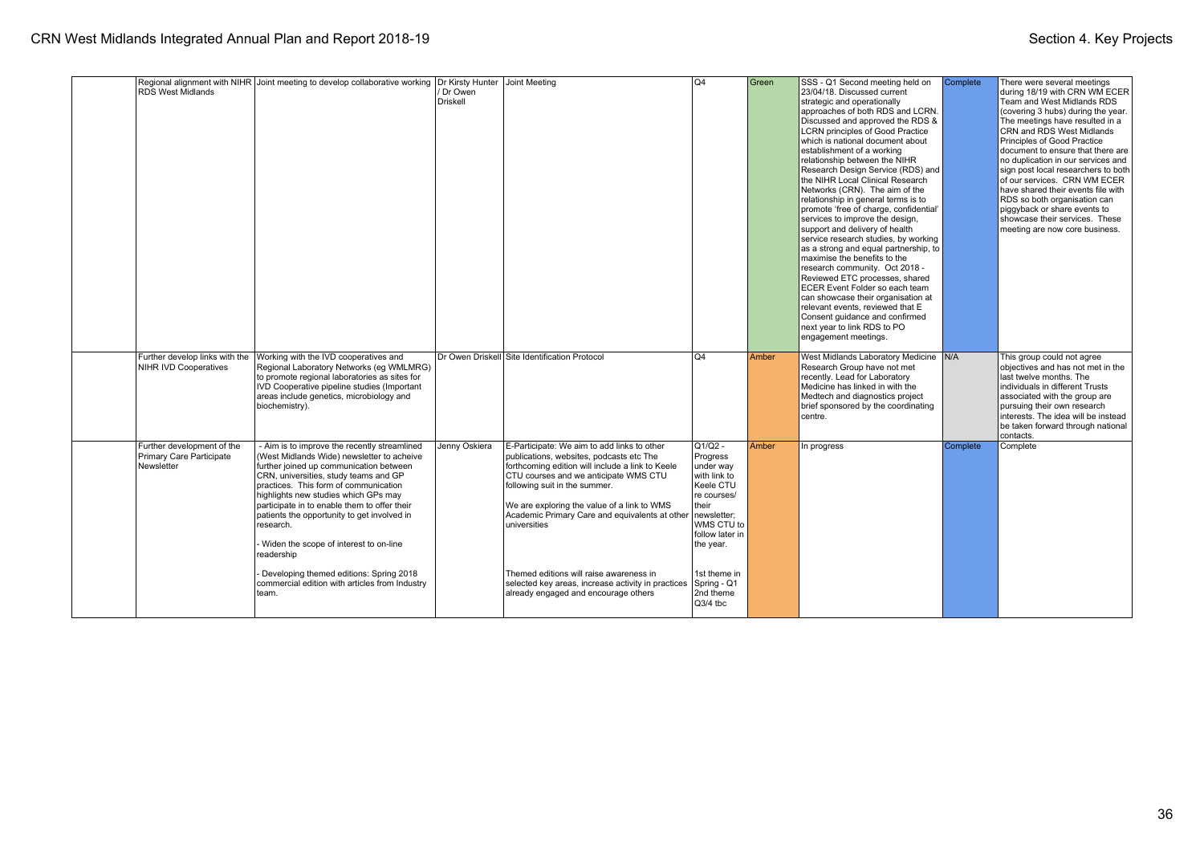| | | | | | | | | | |
|---|---|---|---|---|---|---|---|---|---|
| | Regional alignment with NIHR RDS West Midlands | Joint meeting to develop collaborative working | Dr Kirsty Hunter / Dr Owen Driskell | Joint Meeting | Q4 | Green | SSS - Q1 Second meeting held on 23/04/18. Discussed current strategic and operationally approaches of both RDS and LCRN. Discussed and approved the RDS & LCRN principles of Good Practice which is national document about establishment of a working relationship between the NIHR Research Design Service (RDS) and the NIHR Local Clinical Research Networks (CRN). The aim of the relationship in general terms is to promote 'free of charge, confidential' services to improve the design, support and delivery of health service research studies, by working as a strong and equal partnership, to maximise the benefits to the research community. Oct 2018 - Reviewed ETC processes, shared ECER Event Folder so each team can showcase their organisation at relevant events, reviewed that E Consent guidance and confirmed next year to link RDS to PO engagement meetings. | Complete | There were several meetings during 18/19 with CRN WM ECER Team and West Midlands RDS (covering 3 hubs) during the year. The meetings have resulted in a CRN and RDS West Midlands Principles of Good Practice document to ensure that there are no duplication in our services and sign post local researchers to both of our services. CRN WM ECER have shared their events file with RDS so both organisation can piggyback or share events to showcase their services. These meeting are now core business. |
| | Further develop links with the NIHR IVD Cooperatives | Working with the IVD cooperatives and Regional Laboratory Networks (eg WMLMRG) to promote regional laboratories as sites for IVD Cooperative pipeline studies (Important areas include genetics, microbiology and biochemistry). | Dr Owen Driskell | Site Identification Protocol | Q4 | Amber | West Midlands Laboratory Medicine Research Group have not met recently. Lead for Laboratory Medicine has linked in with the Medtech and diagnostics project brief sponsored by the coordinating centre. | N/A | This group could not agree objectives and has not met in the last twelve months. The individuals in different Trusts associated with the group are pursuing their own research interests. The idea will be instead be taken forward through national contacts. |
| | Further development of the Primary Care Participate Newsletter | - Aim is to improve the recently streamlined (West Midlands Wide) newsletter to acheive further joined up communication between CRN, universities, study teams and GP practices. This form of communication highlights new studies which GPs may participate in to enable them to offer their patients the opportunity to get involved in research.<br>- Widen the scope of interest to on-line readership<br>- Developing themed editions: Spring 2018 commercial edition with articles from Industry team. | Jenny Oskiera | E-Participate: We aim to add links to other publications, websites, podcasts etc The forthcoming edition will include a link to Keele CTU courses and we anticipate WMS CTU following suit in the summer.<br>We are exploring the value of a link to WMS Academic Primary Care and equivalents at other universities<br>Themed editions will raise awareness in selected key areas, increase activity in practices already engaged and encourage others | Q1/Q2 - Progress under way with link to Keele CTU re courses/ their newsletter; WMS CTU to follow later in the year.<br>1st theme in Spring - Q1 2nd theme Q3/4 tbc | Amber | In progress | Complete | Complete |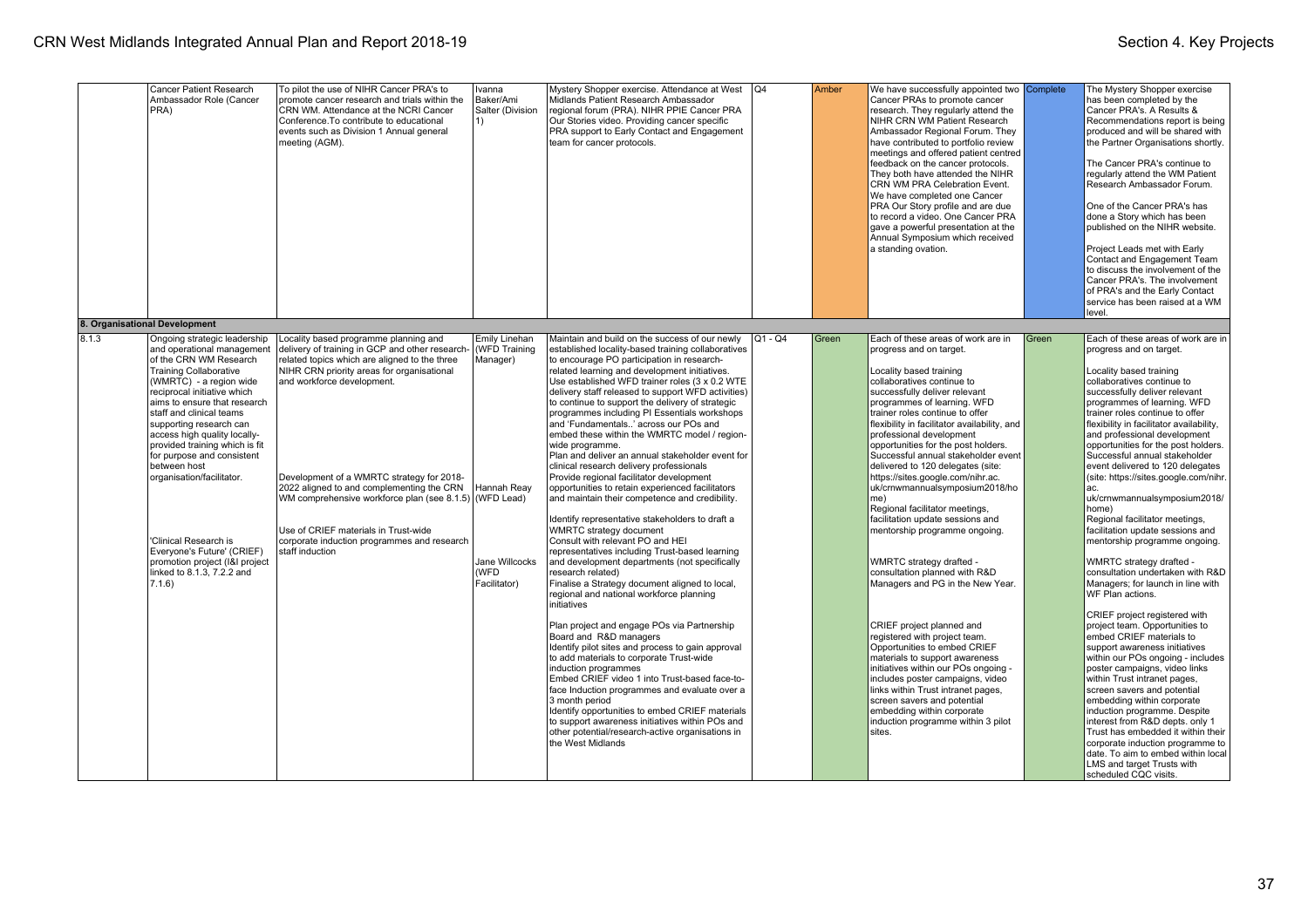| | Cancer Patient Research Ambassador Role (Cancer PRA) | To pilot the use of NIHR Cancer PRA's to promote cancer research and trials within the CRN WM. Attendance at the NCRI Cancer Conference.To contribute to educational events such as Division 1 Annual general meeting (AGM). | Ivanna Baker/Ami Salter (Division 1) | Mystery Shopper exercise. Attendance at West Midlands Patient Research Ambassador regional forum (PRA). NIHR PPIE Cancer PRA Our Stories video. Providing cancer specific PRA support to Early Contact and Engagement team for cancer protocols. | Q4 | Amber | We have successfully appointed two Cancer PRAs to promote cancer research. They regularly attend the NIHR CRN WM Patient Research Ambassador Regional Forum. They have contributed to portfolio review meetings and offered patient centred feedback on the cancer protocols. They both have attended the NIHR CRN WM PRA Celebration Event. We have completed one Cancer PRA Our Story profile and are due to record a video. One Cancer PRA gave a powerful presentation at the Annual Symposium which received a standing ovation. | Complete | The Mystery Shopper exercise has been completed by the Cancer PRA's. A Results & Recommendations report is being produced and will be shared with the Partner Organisations shortly.<br><br>The Cancer PRA's continue to regularly attend the WM Patient Research Ambassador Forum.<br><br>One of the Cancer PRA's has done a Story which has been published on the NIHR website.<br><br>Project Leads met with Early Contact and Engagement Team to discuss the involvement of the Cancer PRA's. The involvement of PRA's and the Early Contact service has been raised at a WM level. |
|---|---|---|---|---|---|---|---|---|---|
| **8. Organisational Development** | | | | | | | | | |
| 8.1.3 | Ongoing strategic leadership and operational management of the CRN WM Research Training Collaborative (WMRTC) - a region wide reciprocal initiative which aims to ensure that research staff and clinical teams supporting research can access high quality locally-provided training which is fit for purpose and consistent between host organisation/facilitator.<br><br>'Clinical Research is Everyone's Future' (CRIEF) promotion project (I&I project linked to 8.1.3, 7.2.2 and 7.1.6) | Locality based programme planning and delivery of training in GCP and other research-related topics which are aligned to the three NIHR CRN priority areas for organisational and workforce development.<br><br>Development of a WMRTC strategy for 2018-2022 aligned to and complementing the CRN WM comprehensive workforce plan (see 8.1.5)<br><br>Use of CRIEF materials in Trust-wide corporate induction programmes and research staff induction | Emily Linehan (WFD Training Manager)<br><br>Hannah Reay (WFD Lead)<br><br>Jane Willcocks (WFD Facilitator) | Maintain and build on the success of our newly established locality-based training collaboratives to encourage PO participation in research-related learning and development initiatives.<br>Use established WFD trainer roles (3 x 0.2 WTE delivery staff released to support WFD activities) to continue to support the delivery of strategic programmes including PI Essentials workshops and 'Fundamentals..' across our POs and embed these within the WMRTC model / region-wide programme.<br>Plan and deliver an annual stakeholder event for clinical research delivery professionals<br>Provide regional facilitator development opportunities to retain experienced facilitators and maintain their competence and credibility.<br><br>Identify representative stakeholders to draft a WMRTC strategy document<br>Consult with relevant PO and HEI representatives including Trust-based learning and development departments (not specifically research related)<br>Finalise a Strategy document aligned to local, regional and national workforce planning initiatives<br><br>Plan project and engage POs via Partnership Board and R&D managers<br>Identify pilot sites and process to gain approval to add materials to corporate Trust-wide induction programmes<br>Embed CRIEF video 1 into Trust-based face-to-face Induction programmes and evaluate over a 3 month period<br>Identify opportunities to embed CRIEF materials to support awareness initiatives within POs and other potential/research-active organisations in the West Midlands | Q1 - Q4 | Green | Each of these areas of work are in progress and on target.<br><br>Locality based training collaboratives continue to successfully deliver relevant programmes of learning. WFD trainer roles continue to offer flexibility in facilitator availability, and professional development opportunities for the post holders. Successful annual stakeholder event delivered to 120 delegates (site: https://sites.google.com/nihr.ac.uk/crnwmannualsymposium2018/home)<br>Regional facilitator meetings, facilitation update sessions and mentorship programme ongoing.<br><br>WMRTC strategy drafted - consultation planned with R&D Managers and PG in the New Year.<br><br>CRIEF project planned and registered with project team. Opportunities to embed CRIEF materials to support awareness initiatives within our POs ongoing - includes poster campaigns, video links within Trust intranet pages, screen savers and potential embedding within corporate induction programme within 3 pilot sites. | Green | Each of these areas of work are in progress and on target.<br><br>Locality based training collaboratives continue to successfully deliver relevant programmes of learning. WFD trainer roles continue to offer flexibility in facilitator availability, and professional development opportunities for the post holders. Successful annual stakeholder event delivered to 120 delegates (site: https://sites.google.com/nihr.ac.uk/crnwmannualsymposium2018/home)<br>Regional facilitator meetings, facilitation update sessions and mentorship programme ongoing.<br><br>WMRTC strategy drafted - consultation undertaken with R&D Managers; for launch in line with WF Plan actions.<br><br>CRIEF project registered with project team. Opportunities to embed CRIEF materials to support awareness initiatives within our POs ongoing - includes poster campaigns, video links within Trust intranet pages, screen savers and potential embedding within corporate induction programme. Despite interest from R&D depts. only 1 Trust has embedded it within their corporate induction programme to date. To aim to embed within local LMS and target Trusts with scheduled CQC visits. |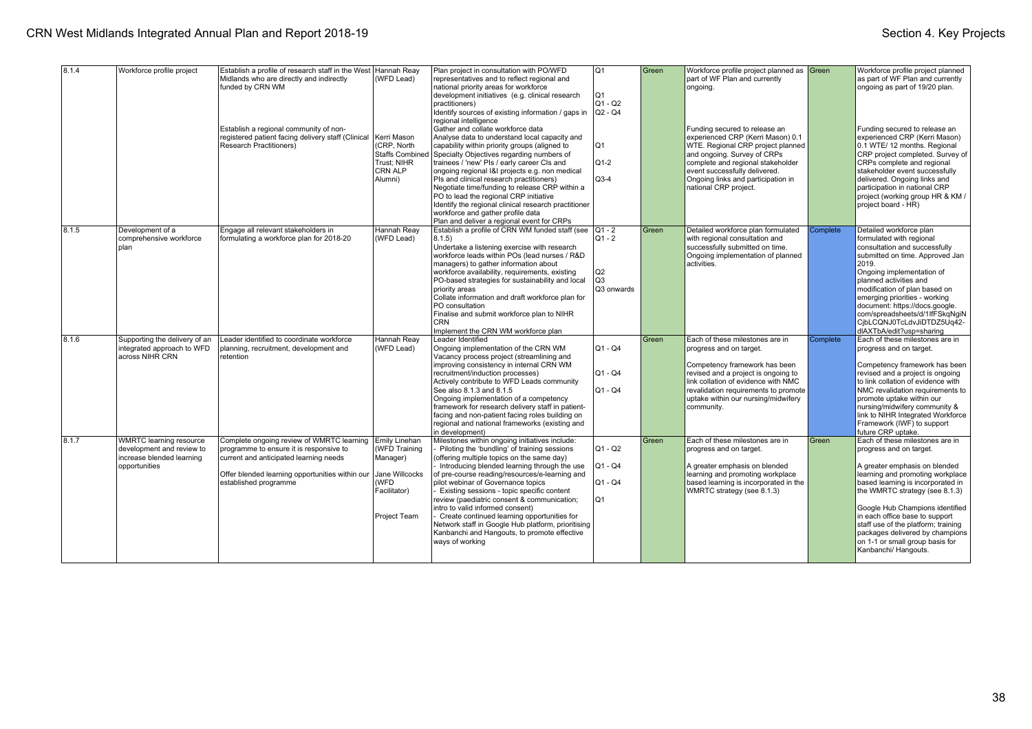| 8.1.4 | Workforce profile project | Establish a profile of research staff in the West Midlands who are directly and indirectly funded by CRN WM<br><br>Establish a regional community of non-registered patient facing delivery staff (Clinical Research Practitioners) | Hannah Reay (WFD Lead)<br><br>Kerri Mason (CRP, North Staffs Combined Trust; NIHR CRN ALP Alumni) | Plan project in consultation with PO/WFD representatives and to reflect regional and national priority areas for workforce development initiatives (e.g. clinical research practitioners)<br>Identify sources of existing information / gaps in regional intelligence<br>Gather and collate workforce data<br>Analyse data to understand local capacity and capability within priority groups (aligned to Specialty Objectives regarding numbers of trainees / 'new' PIs / early career CIs and ongoing regional I&I projects e.g. non medical PIs and clinical research practitioners)<br>Negotiate time/funding to release CRP within a PO to lead the regional CRP initiative<br>Identify the regional clinical research practitioner workforce and gather profile data<br>Plan and deliver a regional event for CRPs | Q1<br><br>Q1<br>Q1 - Q2<br>Q2 - Q4<br><br>Q1<br><br>Q1-2<br><br>Q3-4 | Green | Workforce profile project planned as part of WF Plan and currently ongoing.<br><br>Funding secured to release an experienced CRP (Kerri Mason) 0.1 WTE. Regional CRP project planned and ongoing. Survey of CRPs complete and regional stakeholder event successfully delivered. Ongoing links and participation in national CRP project. | Green | Workforce profile project planned as part of WF Plan and currently ongoing as part of 19/20 plan.<br><br>Funding secured to release an experienced CRP (Kerri Mason) 0.1 WTE/ 12 months. Regional CRP project completed. Survey of CRPs complete and regional stakeholder event successfully delivered. Ongoing links and participation in national CRP project (working group HR & KM / project board - HR) |
|---|---|---|---|---|---|---|---|---|---|
| 8.1.5 | Development of a comprehensive workforce plan | Engage all relevant stakeholders in formulating a workforce plan for 2018-20 | Hannah Reay (WFD Lead) | Establish a profile of CRN WM funded staff (see 8.1.5)<br>Undertake a listening exercise with research workforce leads within POs (lead nurses / R&D managers) to gather information about workforce availability, requirements, existing PO-based strategies for sustainability and local priority areas<br>Collate information and draft workforce plan for PO consultation<br>Finalise and submit workforce plan to NIHR CRN<br>Implement the CRN WM workforce plan | Q1 - 2<br>Q1 - 2<br><br>Q2<br>Q3<br>Q3 onwards | Green | Detailed workforce plan formulated with regional consultation and successfully submitted on time. Ongoing implementation of planned activities. | Complete | Detailed workforce plan formulated with regional consultation and successfully submitted on time. Approved Jan 2019.<br>Ongoing implementation of planned activities and modification of plan based on emerging priorities - working document: https://docs.google.com/spreadsheets/d/1lfFSkqNgiNCjbLCQNJ0TcLdvJiDTDZ5Uq42-dlAXTbA/edit?usp=sharing |
| 8.1.6 | Supporting the delivery of an integrated approach to WFD across NIHR CRN | Leader identified to coordinate workforce planning, recruitment, development and retention | Hannah Reay (WFD Lead) | Leader Identified<br>Ongoing implementation of the CRN WM Vacancy process project (streamlining and improving consistency in internal CRN WM recruitment/induction processes)<br>Actively contribute to WFD Leads community See also 8.1.3 and 8.1.5<br>Ongoing implementation of a competency framework for research delivery staff in patient-facing and non-patient facing roles building on regional and national frameworks (existing and in development) | Q1 - Q4<br><br>Q1 - Q4<br><br>Q1 - Q4 | Green | Each of these milestones are in progress and on target.<br><br>Competency framework has been revised and a project is ongoing to link collation of evidence with NMC revalidation requirements to promote uptake within our nursing/midwifery community. | Complete | Each of these milestones are in progress and on target.<br><br>Competency framework has been revised and a project is ongoing to link collation of evidence with NMC revalidation requirements to promote uptake within our nursing/midwifery community & link to NIHR Integrated Workforce Framework (IWF) to support future CRP uptake. |
| 8.1.7 | WMRTC learning resource development and review to increase blended learning opportunities | Complete ongoing review of WMRTC learning programme to ensure it is responsive to current and anticipated learning needs<br><br>Offer blended learning opportunities within our established programme | Emily Linehan (WFD Training Manager)<br><br>Jane Willcocks (WFD Facilitator)<br><br>Project Team | Milestones within ongoing initiatives include:<br>- Piloting the 'bundling' of training sessions (offering multiple topics on the same day)<br>- Introducing blended learning through the use of pre-course reading/resources/e-learning and pilot webinar of Governance topics<br>- Existing sessions - topic specific content review (paediatric consent & communication; intro to valid informed consent)<br>- Create continued learning opportunities for Network staff in Google Hub platform, prioritising Kanbanchi and Hangouts, to promote effective ways of working | Q1 - Q2<br><br>Q1 - Q4<br><br>Q1 - Q4<br><br>Q1 | Green | Each of these milestones are in progress and on target.<br><br>A greater emphasis on blended learning and promoting workplace based learning is incorporated in the WMRTC strategy (see 8.1.3) | Green | Each of these milestones are in progress and on target.<br><br>A greater emphasis on blended learning and promoting workplace based learning is incorporated in the WMRTC strategy (see 8.1.3)<br><br>Google Hub Champions identified in each office base to support staff use of the platform; training packages delivered by champions on 1-1 or small group basis for Kanbanchi/ Hangouts. |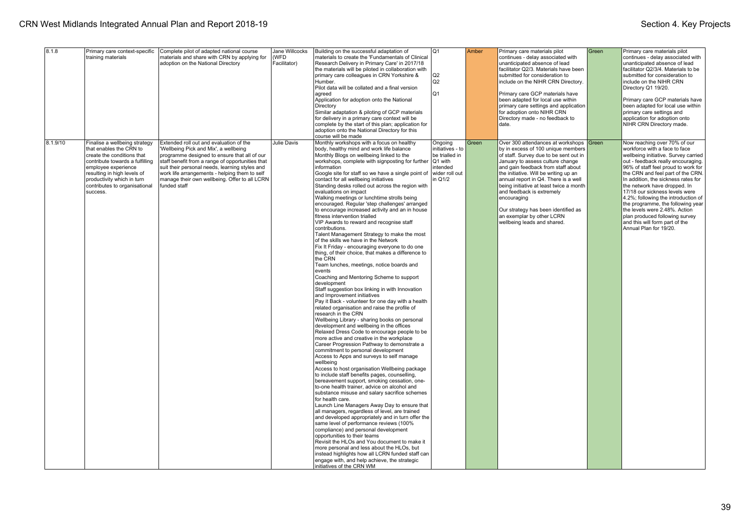| 8.1.8 | Primary care context-specific training materials | Complete pilot of adapted national course materials and share with CRN by applying for adoption on the National Directory | Jane Willcocks (WFD Facilitator) | Building on the successful adaptation of materials to create the 'Fundamentals of Clinical Research Delivery in Primary Care' in 2017/18 the materials will be piloted in collaboration with primary care colleagues in CRN Yorkshire & Humber.<br>Pilot data will be collated and a final version agreed<br>Application for adoption onto the National Directory<br>Similar adaptation & piloting of GCP materials for delivery in a primary care context will be complete by the start of this plan; application for adoption onto the National Directory for this course will be made | Q1<br><br><br>Q2<br>Q2<br><br>Q1 | Amber | Primary care materials pilot continues - delay associated with unanticipated absence of lead facilitator Q2/3. Materials have been submitted for consideration to include on the NIHR CRN Directory.<br><br>Primary care GCP materials have been adapted for local use within primary care settings and application for adoption onto NIHR CRN Directory made - no feedback to date. | Green | Primary care materials pilot continues - delay associated with unanticipated absence of lead facilitator Q2/3/4. Materials to be submitted for consideration to include on the NIHR CRN Directory Q1 19/20.<br><br>Primary care GCP materials have been adapted for local use within primary care settings and application for adoption onto NIHR CRN Directory made. |
|---|---|---|---|---|---|---|---|---|---|
| 8.1.9/10 | Finalise a wellbeing strategy that enables the CRN to create the conditions that contribute towards a fulfilling employee experience resulting in high levels of productivity which in turn contributes to organisational success. | Extended roll out and evaluation of the 'Wellbeing Pick and Mix', a wellbeing programme designed to ensure that all of our staff benefit from a range of opportunities that suit their personal needs, learning styles and work life arrangements - helping them to self manage their own wellbeing. Offer to all LCRN funded staff | Julie Davis | Monthly workshops with a focus on healthy body, healthy mind and work life balance<br>Monthly Blogs on wellbeing linked to the workshops, complete with signposting for further information<br>Google site for staff so we have a single point of contact for all wellbeing initiatives<br>Standing desks rolled out across the region with evaluations on impact<br>Walking meetings or lunchtime strolls being encouraged. Regular 'step challenges' arranged to encourage increased activity and an in house fitness intervention trialled<br>VIP Awards to reward and recognise staff contributions.<br>Talent Management Strategy to make the most of the skills we have in the Network<br>Fix It Friday - encouraging everyone to do one thing, of their choice, that makes a difference to the CRN<br>Team lunches, meetings, notice boards and events<br>Coaching and Mentoring Scheme to support development<br>Staff suggestion box linking in with Innovation and Improvement initiatives<br>Pay it Back - volunteer for one day with a health related organisation and raise the profile of research in the CRN<br>Wellbeing Library - sharing books on personal development and wellbeing in the offices<br>Relaxed Dress Code to encourage people to be more active and creative in the workplace<br>Career Progression Pathway to demonstrate a commitment to personal development<br>Access to Apps and surveys to self manage wellbeing<br>Access to host organisation Wellbeing package to include staff benefits pages, counselling, bereavement support, smoking cessation, one-to-one health trainer, advice on alcohol and substance misuse and salary sacrifice schemes for health care.<br>Launch Line Managers Away Day to ensure that all managers, regardless of level, are trained and developed appropriately and in turn offer the same level of performance reviews (100% compliance) and personal development opportunities to their teams<br>Revisit the HLOs and You document to make it more personal and less about the HLOs, but instead highlights how all LCRN funded staff can engage with, and help achieve, the strategic initiatives of the CRN WM | Ongoing initiatives - to be trialled in Q1 with intended wider roll out in Q1/2 | Green | Over 300 attendances at workshops by in excess of 100 unique members of staff. Survey due to be sent out in January to assess culture change and gain feedback from staff about the initiative. Will be writing up an annual report in Q4. There is a well being initiative at least twice a month and feedback is extremely encouraging<br><br>Our strategy has been identified as an exemplar by other LCRN wellbeing leads and shared. | Green | Now reaching over 70% of our workforce with a face to face wellbeing initiative. Survey carried out - feedback really encouraging. 96% of staff feel proud to work for the CRN and feel part of the CRN. In addition, the sickness rates for the network have dropped. In 17/18 our sickness levels were 4.2%; following the introduction of the programme, the following year the levels were 2.48%. Action plan produced following survey and this will form part of the Annual Plan for 19/20. |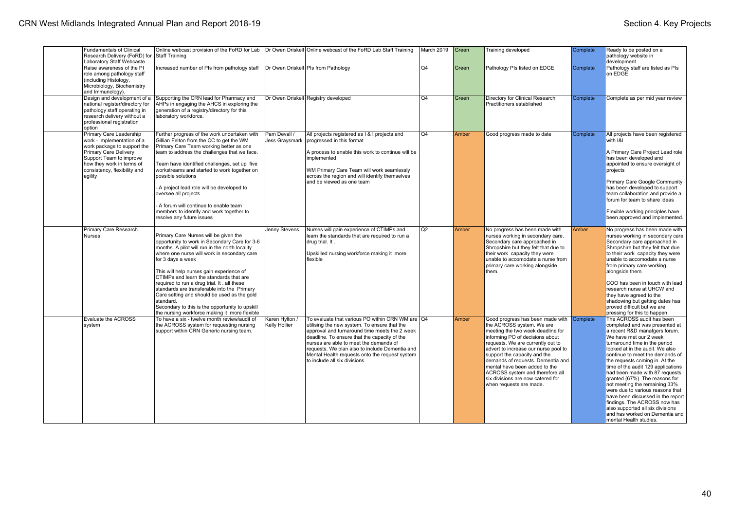| | | | | | | | | | |
|---|---|---|---|---|---|---|---|---|---|
| | Fundamentals of Clinical Research Delivery (FoRD) for Laboratory Staff Webcaste | Online webcast provision of the FoRD for Lab Staff Training | Dr Owen Driskell | Online webcast of the FoRD Lab Staff Training | March 2019 | Green | Training developed | Complete | Ready to be posted on a pathology website in development. |
| | Raise awareness of the PI role among pathology staff (including Histology, Microbiology, Biochemistry and Immunology). | Increased number of PIs from pathology staff | Dr Owen Driskell | PIs from Pathology | Q4 | Green | Pathology PIs listed on EDGE | Complete | Pathology staff are listed as PIs on EDGE |
| | Design and development of a national register/directory for pathology staff operating in research delivery without a professional registration option | Supporting the CRN lead for Pharmacy and AHPs in engaging the AHCS in exploring the generation of a registry/directory for this laboratory workforce. | Dr Owen Driskell | Registry developed | Q4 | Green | Directory for Clinical Research Practitioners established | Complete | Complete as per mid year review |
| | Primary Care Leadership work - Implementation of a work package to support the Primary Care Delivery Support Team to improve how they work in terms of consistency, flexibility and agility | Further progress of the work undertaken with Gillian Felton from the CC to get the WM Primary Care Team working better as one team to address the challenges that we face.<br><br>Team have identified challenges, set up five workstreams and started to work together on possible solutions<br><br>- A project lead role will be developed to oversee all projects<br><br>- A forum will continue to enable team members to identify and work together to resolve any future issues | Pam Devall / Jess Graysmark | All projects registered as I & I projects and progressed in this format<br><br>A process to enable this work to continue will be implemented<br><br>WM Primary Care Team will work seamlessly across the region and will identify themselves and be viewed as one team | Q4 | Amber | Good progress made to date | Complete | All projects have been registered with I&I<br><br>A Primary Care Project Lead role has been developed and appointed to ensure oversight of projects<br><br>Primary Care Google Community has been developed to support team collaboration and provide a forum for team to share ideas<br><br>Flexible working principles have been approved and implemented. |
| | Primary Care Research Nurses | Primary Care Nurses will be given the opportunity to work in Secondary Care for 3-6 months. A pilot will run in the north locality where one nurse will work in secondary care for 3 days a week<br><br>This will help nurses gain experience of CTIMPs and learn the standards that are required to run a drug trial. It . all these standards are transferable into the Primary Care setting and should be used as the gold standard.<br>Secondary to this is the opportunity to upskill the nursing workforce making it more flexible | Jenny Stevens | Nurses will gain experience of CTIMPs and learn the standards that are required to run a drug trial. It .<br><br>Upskilled nursing workforce making it more flexible | Q2 | Amber | No progress has been made with nurses working in secondary care. Secondary care approached in Shropshire but they felt that due to their work capacity they were unable to accomodate a nurse from primary care working alongside them. | Amber | No progress has been made with nurses working in secondary care. Secondary care approached in Shropshire but they felt that due to their work capacity they were unable to accomodate a nurse from primary care working alongside them.<br><br>COO has been in touch with lead research nurse at UHCW and they have agreed to the shadowing but getting dates has proved difficult but we are pressing for this to happen |
| | Evaluate the ACROSS system | To have a six - twelve month review/audit of the ACROSS system for requesting nursing support within CRN Generic nursing team. | Karen Hylton / Kelly Hollier | To evaluate that various PO within CRN WM are utilising the new system. To ensure that the approval and turnaround time meets the 2 week deadline. To ensure that the capacity of the nurses are able to meet the demands of requests. We plan also to include Dementia and Mental Health requests onto the request system to include all six divisions. | Q4 | Amber | Good progress has been made with the ACROSS system. We are meeting the two week deadline for informing PO of decisions about requests. We are currently out to advert to increase our nurse pool to support the capacity and the demands of requests. Dementia and mental health have been added to the ACROSS system and therefore all six divisions are now catered for when requests are made. | Complete | The ACROSS audit has been completed and was presented at a recent R&D manafgers forum. We have met our 2 week turnaround time in the period looked at in the audit. We also continue to meet the demands of the requests coming in. At the time of the audit 129 applications had been made with 87 requests granted (67%). The reasons for not meeting the remaining 33% were due to various reasons that have been discussed in the report findings. The ACROSS now has also supported all six divisions and has worked on Dementia and mental Health studies. |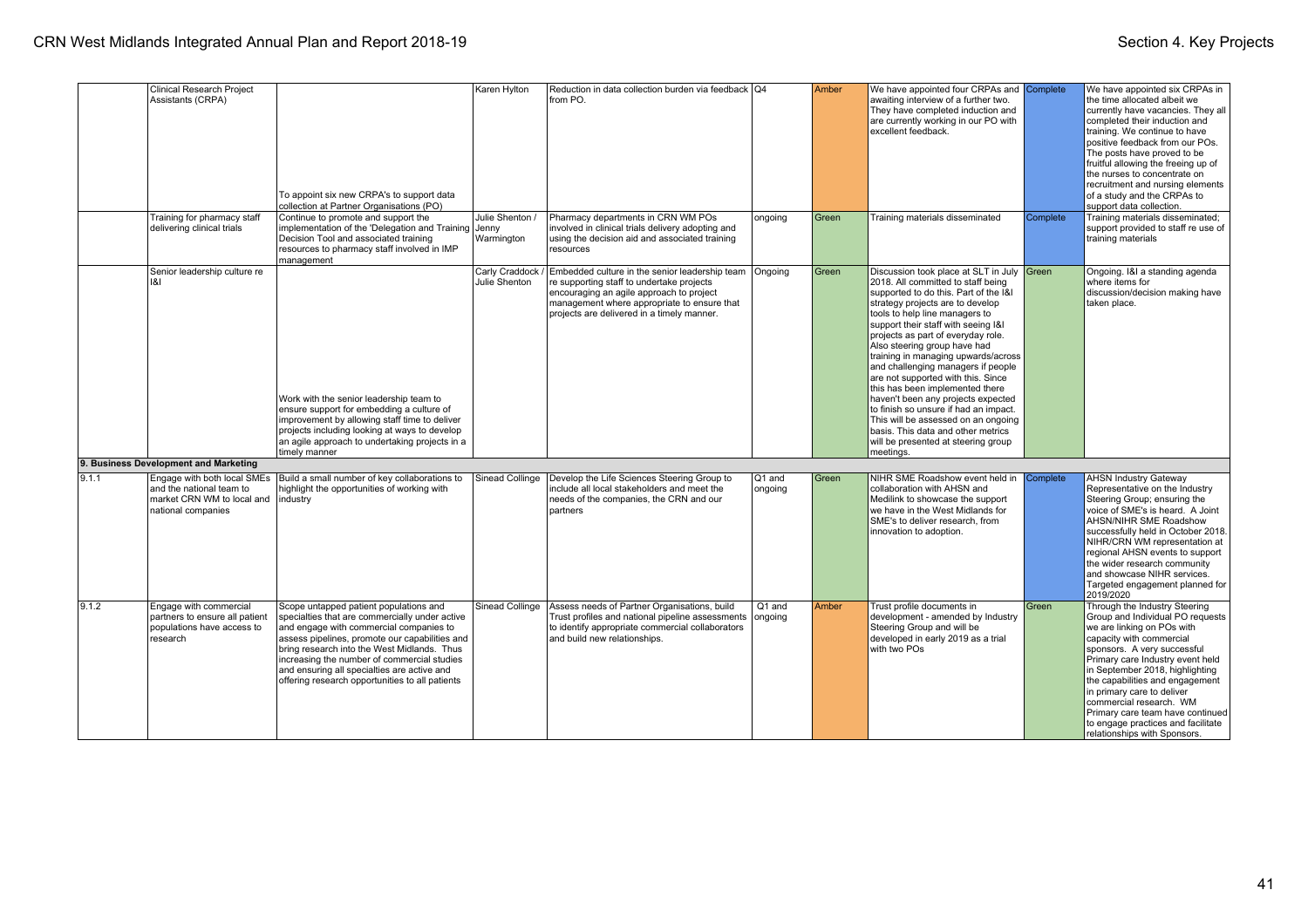| | | | | | | | | | |
|---|---|---|---|---|---|---|---|---|---|
| | Clinical Research Project Assistants (CRPA) | To appoint six new CRPA's to support data collection at Partner Organisations (PO) | Karen Hylton | Reduction in data collection burden via feedback from PO. | Q4 | Amber | We have appointed four CRPAs and awaiting interview of a further two. They have completed induction and are currently working in our PO with excellent feedback. | Complete | We have appointed six CRPAs in the time allocated albeit we currently have vacancies. They all completed their induction and training. We continue to have positive feedback from our POs. The posts have proved to be fruitful allowing the freeing up of the nurses to concentrate on recruitment and nursing elements of a study and the CRPAs to support data collection. |
| | Training for pharmacy staff delivering clinical trials | Continue to promote and support the implementation of the 'Delegation and Training Decision Tool and associated training resources to pharmacy staff involved in IMP management | Julie Shenton / Jenny Warmington | Pharmacy departments in CRN WM POs involved in clinical trials delivery adopting and using the decision aid and associated training resources | ongoing | Green | Training materials disseminated | Complete | Training materials disseminated; support provided to staff re use of training materials |
| | Senior leadership culture re I&I | Work with the senior leadership team to ensure support for embedding a culture of improvement by allowing staff time to deliver projects including looking at ways to develop an agile approach to undertaking projects in a timely manner | Carly Craddock / Julie Shenton | Embedded culture in the senior leadership team re supporting staff to undertake projects encouraging an agile approach to project management where appropriate to ensure that projects are delivered in a timely manner. | Ongoing | Green | Discussion took place at SLT in July 2018. All committed to staff being supported to do this. Part of the I&I strategy projects are to develop tools to help line managers to support their staff with seeing I&I projects as part of everyday role. Also steering group have had training in managing upwards/across and challenging managers if people are not supported with this. Since this has been implemented there haven't been any projects expected to finish so unsure if had an impact. This will be assessed on an ongoing basis. This data and other metrics will be presented at steering group meetings. | Green | Ongoing. I&I a standing agenda where items for discussion/decision making have taken place. |
| **9. Business Development and Marketing** | | | | | | | | | |
| 9.1.1 | Engage with both local SMEs and the national team to market CRN WM to local and national companies | Build a small number of key collaborations to highlight the opportunities of working with industry | Sinead Collinge | Develop the Life Sciences Steering Group to include all local stakeholders and meet the needs of the companies, the CRN and our partners | Q1 and ongoing | Green | NIHR SME Roadshow event held in collaboration with AHSN and Medilink to showcase the support we have in the West Midlands for SME's to deliver research, from innovation to adoption. | Complete | AHSN Industry Gateway Representative on the Industry Steering Group; ensuring the voice of SME's is heard. A Joint AHSN/NIHR SME Roadshow successfully held in October 2018. NIHR/CRN WM representation at regional AHSN events to support the wider research community and showcase NIHR services. Targeted engagement planned for 2019/2020 |
| 9.1.2 | Engage with commercial partners to ensure all patient populations have access to research | Scope untapped patient populations and specialties that are commercially under active and engage with commercial companies to assess pipelines, promote our capabilities and bring research into the West Midlands. Thus increasing the number of commercial studies and ensuring all specialties are active and offering research opportunities to all patients | Sinead Collinge | Assess needs of Partner Organisations, build Trust profiles and national pipeline assessments to identify appropriate commercial collaborators and build new relationships. | Q1 and ongoing | Amber | Trust profile documents in development - amended by Industry Steering Group and will be developed in early 2019 as a trial with two POs | Green | Through the Industry Steering Group and Individual PO requests we are linking on POs with capacity with commercial sponsors. A very successful Primary care Industry event held in September 2018, highlighting the capabilities and engagement in primary care to deliver commercial research. WM Primary care team have continued to engage practices and facilitate relationships with Sponsors. |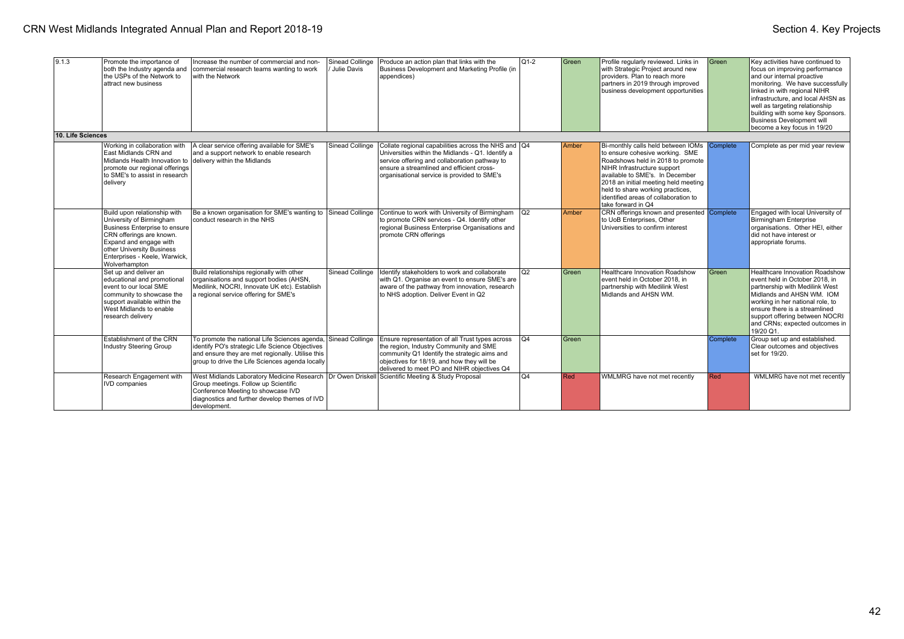| | | | | | | | | | |
|---|---|---|---|---|---|---|---|---|---|
| 9.1.3 | Promote the importance of both the Industry agenda and the USPs of the Network to attract new business | Increase the number of commercial and non-commercial research teams wanting to work with the Network | Sinead Collinge / Julie Davis | Produce an action plan that links with the Business Development and Marketing Profile (in appendices) | Q1-2 | Green | Profile regularly reviewed. Links in with Strategic Project around new providers. Plan to reach more partners in 2019 through improved business development opportunities | Green | Key activities have continued to focus on improving performance and our internal proactive monitoring. We have successfully linked in with regional NIHR infrastructure, and local AHSN as well as targeting relationship building with some key Sponsors. Business Development will become a key focus in 19/20 |
| **10. Life Sciences** | | | | | | | | | |
| | Working in collaboration with East Midlands CRN and Midlands Health Innovation to promote our regional offerings to SME's to assist in research delivery | A clear service offering available for SME's and a support network to enable research delivery within the Midlands | Sinead Collinge | Collate regional capabilities across the NHS and Universities within the Midlands - Q1. Identify a service offering and collaboration pathway to ensure a streamlined and efficient cross-organisational service is provided to SME's | Q4 | Amber | Bi-monthly calls held between IOMs to ensure cohesive working. SME Roadshows held in 2018 to promote NIHR Infrastructure support available to SME's. In December 2018 an initial meeting held meeting held to share working practices, identified areas of collaboration to take forward in Q4 | Complete | Complete as per mid year review |
| | Build upon relationship with University of Birmingham Business Enterprise to ensure CRN offerings are known. Expand and engage with other University Business Enterprises - Keele, Warwick, Wolverhampton | Be a known organisation for SME's wanting to conduct research in the NHS | Sinead Collinge | Continue to work with University of Birmingham to promote CRN services - Q4. Identify other regional Business Enterprise Organisations and promote CRN offerings | Q2 | Amber | CRN offerings known and presented to UoB Enterprises, Other Universities to confirm interest | Complete | Engaged with local University of Birmingham Enterprise organisations. Other HEI, either did not have interest or appropriate forums. |
| | Set up and deliver an educational and promotional event to our local SME community to showcase the support available within the West Midlands to enable research delivery | Build relationships regionally with other organisations and support bodies (AHSN, Medilink, NOCRI, Innovate UK etc). Establish a regional service offering for SME's | Sinead Collinge | Identify stakeholders to work and collaborate with Q1. Organise an event to ensure SME's are aware of the pathway from innovation, research to NHS adoption. Deliver Event in Q2 | Q2 | Green | Healthcare Innovation Roadshow event held in October 2018, in partnership with Medilink West Midlands and AHSN WM. | Green | Healthcare Innovation Roadshow event held in October 2018, in partnership with Medilink West Midlands and AHSN WM. IOM working in her national role, to ensure there is a streamlined support offering between NOCRI and CRNs; expected outcomes in 19/20 Q1. |
| | Establishment of the CRN Industry Steering Group | To promote the national Life Sciences agenda, identify PO's strategic Life Science Objectives and ensure they are met regionally. Utilise this group to drive the Life Sciences agenda locally | Sinead Collinge | Ensure representation of all Trust types across the region, Industry Community and SME community Q1 Identify the strategic aims and objectives for 18/19, and how they will be delivered to meet PO and NIHR objectives Q4 | Q4 | Green | | Complete | Group set up and established. Clear outcomes and objectives set for 19/20. |
| | Research Engagement with IVD companies | West Midlands Laboratory Medicine Research Group meetings. Follow up Scientific Conference Meeting to showcase IVD diagnostics and further develop themes of IVD development. | Dr Owen Driskell | Scientific Meeting & Study Proposal | Q4 | Red | WMLMRG have not met recently | Red | WMLMRG have not met recently |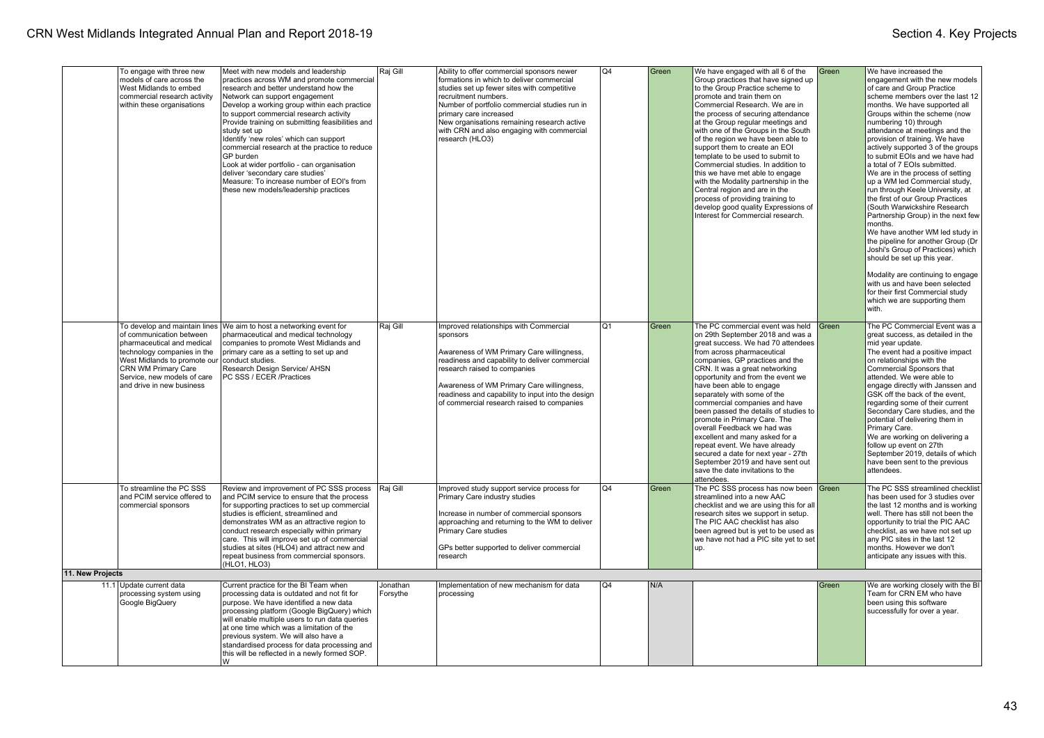| | | | | | | | | | |
|---|---|---|---|---|---|---|---|---|---|
| | To engage with three new models of care across the West Midlands to embed commercial research activity within these organisations | Meet with new models and leadership practices across WM and promote commercial research and better understand how the Network can support engagement<br>Develop a working group within each practice to support commercial research activity<br>Provide training on submitting feasibilities and study set up<br>Identify 'new roles' which can support commercial research at the practice to reduce GP burden<br>Look at wider portfolio - can organisation deliver 'secondary care studies'<br>Measure: To increase number of EOI's from these new models/leadership practices | Raj Gill | Ability to offer commercial sponsors newer formations in which to deliver commercial studies set up fewer sites with competitive recruitment numbers.<br>Number of portfolio commercial studies run in primary care increased<br>New organisations remaining research active with CRN and also engaging with commercial research (HLO3) | Q4 | Green | We have engaged with all 6 of the Group practices that have signed up to the Group Practice scheme to promote and train them on Commercial Research. We are in the process of securing attendance at the Group regular meetings and with one of the Groups in the South of the region we have been able to support them to create an EOI template to be used to submit to Commercial studies. In addition to this we have met able to engage with the Modality partnership in the Central region and are in the process of providing training to develop good quality Expressions of Interest for Commercial research. | Green | We have increased the engagement with the new models of care and Group Practice scheme members over the last 12 months. We have supported all Groups within the scheme (now numbering 10) through attendance at meetings and the provision of training. We have actively supported 3 of the groups to submit EOIs and we have had a total of 7 EOIs submitted.<br>We are in the process of setting up a WM led Commercial study, run through Keele University, at the first of our Group Practices (South Warwickshire Research Partnership Group) in the next few months.<br>We have another WM led study in the pipeline for another Group (Dr Joshi's Group of Practices) which should be set up this year.<br><br>Modality are continuing to engage with us and have been selected for their first Commercial study which we are supporting them with. |
| | To develop and maintain lines of communication between pharmaceutical and medical technology companies in the West Midlands to promote our CRN WM Primary Care Service, new models of care and drive in new business | We aim to host a networking event for pharmaceutical and medical technology companies to promote West Midlands and primary care as a setting to set up and conduct studies.<br>Research Design Service/ AHSN<br>PC SSS / ECER /Practices | Raj Gill | Improved relationships with Commercial sponsors<br><br>Awareness of WM Primary Care willingness, readiness and capability to deliver commercial research raised to companies<br><br>Awareness of WM Primary Care willingness, readiness and capability to input into the design of commercial research raised to companies | Q1 | Green | The PC commercial event was held on 29th September 2018 and was a great success. We had 70 attendees from across pharmaceutical companies, GP practices and the CRN. It was a great networking opportunity and from the event we have been able to engage separately with some of the commercial companies and have been passed the details of studies to promote in Primary Care. The overall Feedback we had was excellent and many asked for a repeat event. We have already secured a date for next year - 27th September 2019 and have sent out save the date invitations to the attendees. | Green | The PC Commercial Event was a great success, as detailed in the mid year update.<br>The event had a positive impact on relationships with the Commercial Sponsors that attended. We were able to engage directly with Janssen and GSK off the back of the event, regarding some of their current Secondary Care studies, and the potential of delivering them in Primary Care.<br>We are working on delivering a follow up event on 27th September 2019, details of which have been sent to the previous attendees. |
| | To streamline the PC SSS and PCIM service offered to commercial sponsors | Review and improvement of PC SSS process and PCIM service to ensure that the process for supporting practices to set up commercial studies is efficient, streamlined and demonstrates WM as an attractive region to conduct research especially within primary care. This will improve set up of commercial studies at sites (HLO4) and attract new and repeat business from commercial sponsors. (HLO1, HLO3) | Raj Gill | Improved study support service process for Primary Care industry studies<br><br>Increase in number of commercial sponsors approaching and returning to the WM to deliver Primary Care studies<br><br>GPs better supported to deliver commercial research | Q4 | Green | The PC SSS process has now been streamlined into a new AAC checklist and we are using this for all research sites we support in setup. The PIC AAC checklist has also been agreed but is yet to be used as we have not had a PIC site yet to set up. | Green | The PC SSS streamlined checklist has been used for 3 studies over the last 12 months and is working well. There has still not been the opportunity to trial the PIC AAC checklist, as we have not set up any PIC sites in the last 12 months. However we don't anticipate any issues with this. |
| **11. New Projects** | | | | | | | | | |
| 11.1 | Update current data processing system using Google BigQuery | Current practice for the BI Team when processing data is outdated and not fit for purpose. We have identified a new data processing platform (Google BigQuery) which will enable multiple users to run data queries at one time which was a limitation of the previous system. We will also have a standardised process for data processing and this will be reflected in a newly formed SOP. W | Jonathan Forsythe | Implementation of new mechanism for data processing | Q4 | N/A | | Green | We are working closely with the BI Team for CRN EM who have been using this software successfully for over a year. |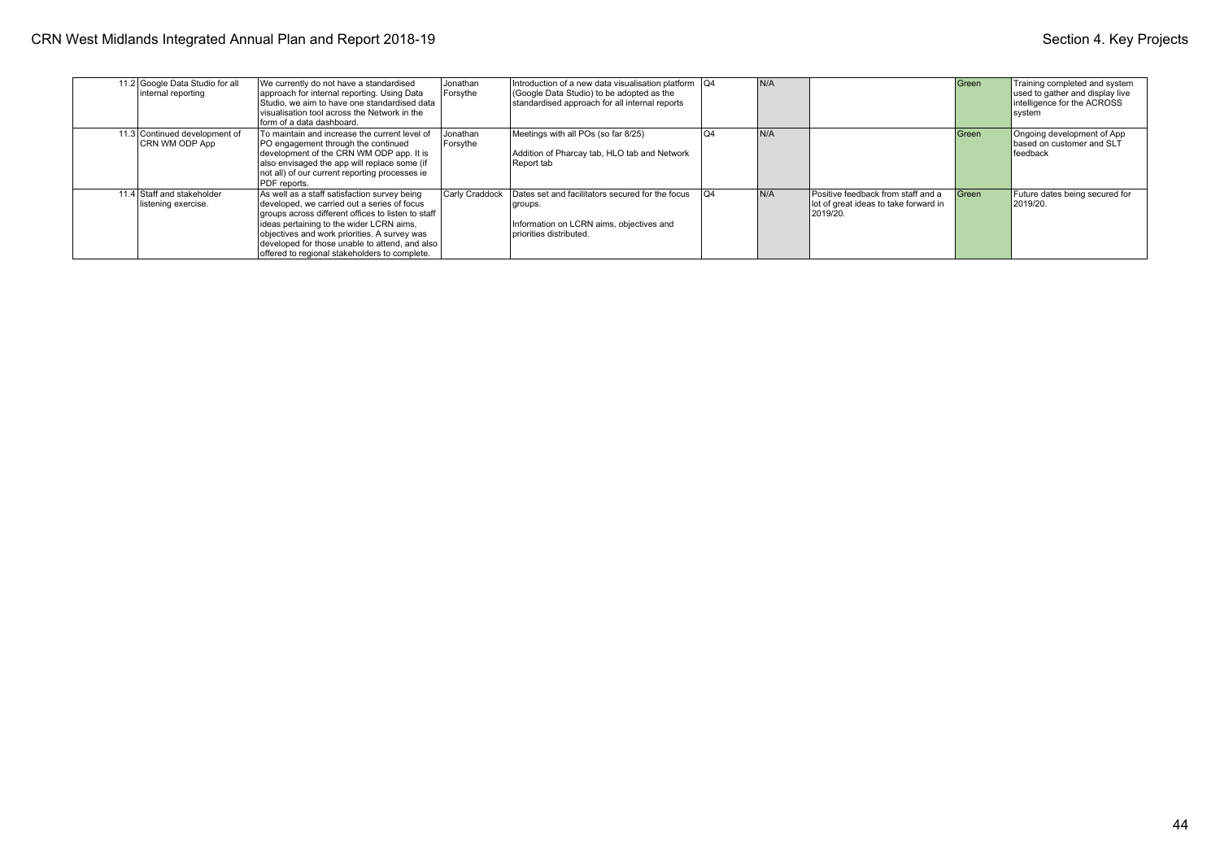| | | | | | | | | | |
|---|---|---|---|---|---|---|---|---|---|
| 11.2 | Google Data Studio for all internal reporting | We currently do not have a standardised approach for internal reporting. Using Data Studio, we aim to have one standardised data visualisation tool across the Network in the form of a data dashboard. | Jonathan Forsythe | Introduction of a new data visualisation platform (Google Data Studio) to be adopted as the standardised approach for all internal reports | Q4 | N/A | | Green | Training completed and system used to gather and display live intelligence for the ACROSS system |
| 11.3 | Continued development of CRN WM ODP App | To maintain and increase the current level of PO engagement through the continued development of the CRN WM ODP app. It is also envisaged the app will replace some (if not all) of our current reporting processes ie PDF reports. | Jonathan Forsythe | Meetings with all POs (so far 8/25)<br><br>Addition of Pharcay tab, HLO tab and Network Report tab | Q4 | N/A | | Green | Ongoing development of App based on customer and SLT feedback |
| 11.4 | Staff and stakeholder listening exercise. | As well as a staff satisfaction survey being developed, we carried out a series of focus groups across different offices to listen to staff ideas pertaining to the wider LCRN aims, objectives and work priorities. A survey was developed for those unable to attend, and also offered to regional stakeholders to complete. | Carly Craddock | Dates set and facilitators secured for the focus groups.<br><br>Information on LCRN aims, objectives and priorities distributed. | Q4 | N/A | Positive feedback from staff and a lot of great ideas to take forward in 2019/20. | Green | Future dates being secured for 2019/20. |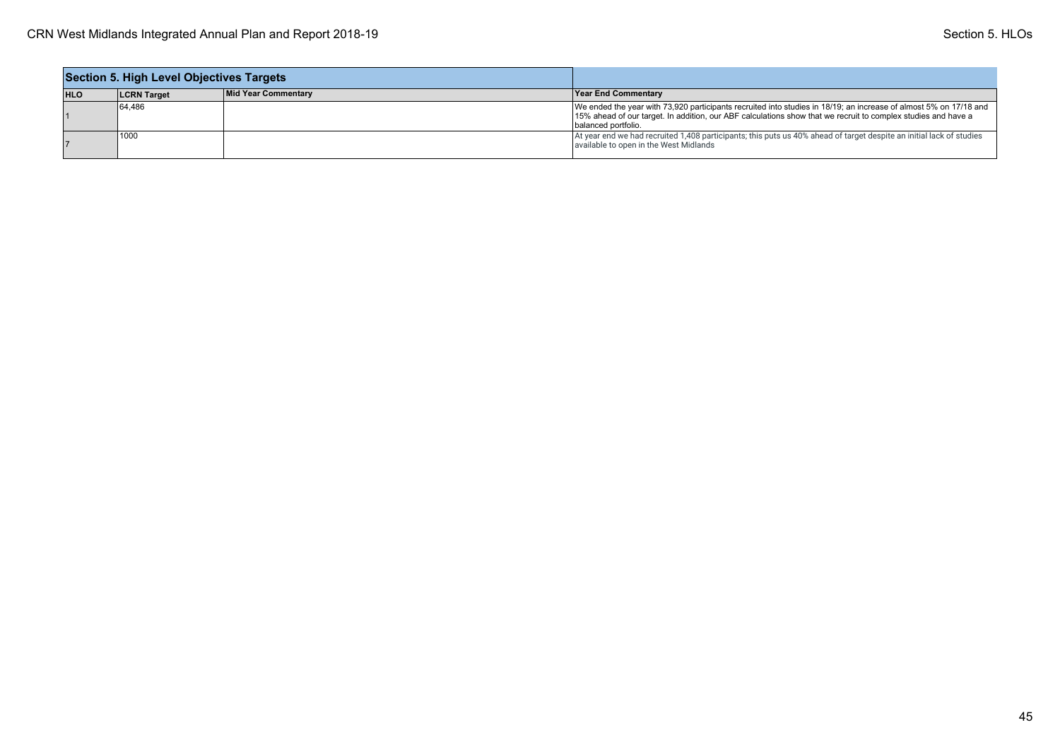## Section 5. High Level Objectives Targets

| HLO | LCRN Target | Mid Year Commentary | Year End Commentary |
|---|---|---|---|
| 1 | 64,486 | | We ended the year with 73,920 participants recruited into studies in 18/19; an increase of almost 5% on 17/18 and 15% ahead of our target. In addition, our ABF calculations show that we recruit to complex studies and have a balanced portfolio. |
| 7 | 1000 | | At year end we had recruited 1,408 participants; this puts us 40% ahead of target despite an initial lack of studies available to open in the West Midlands |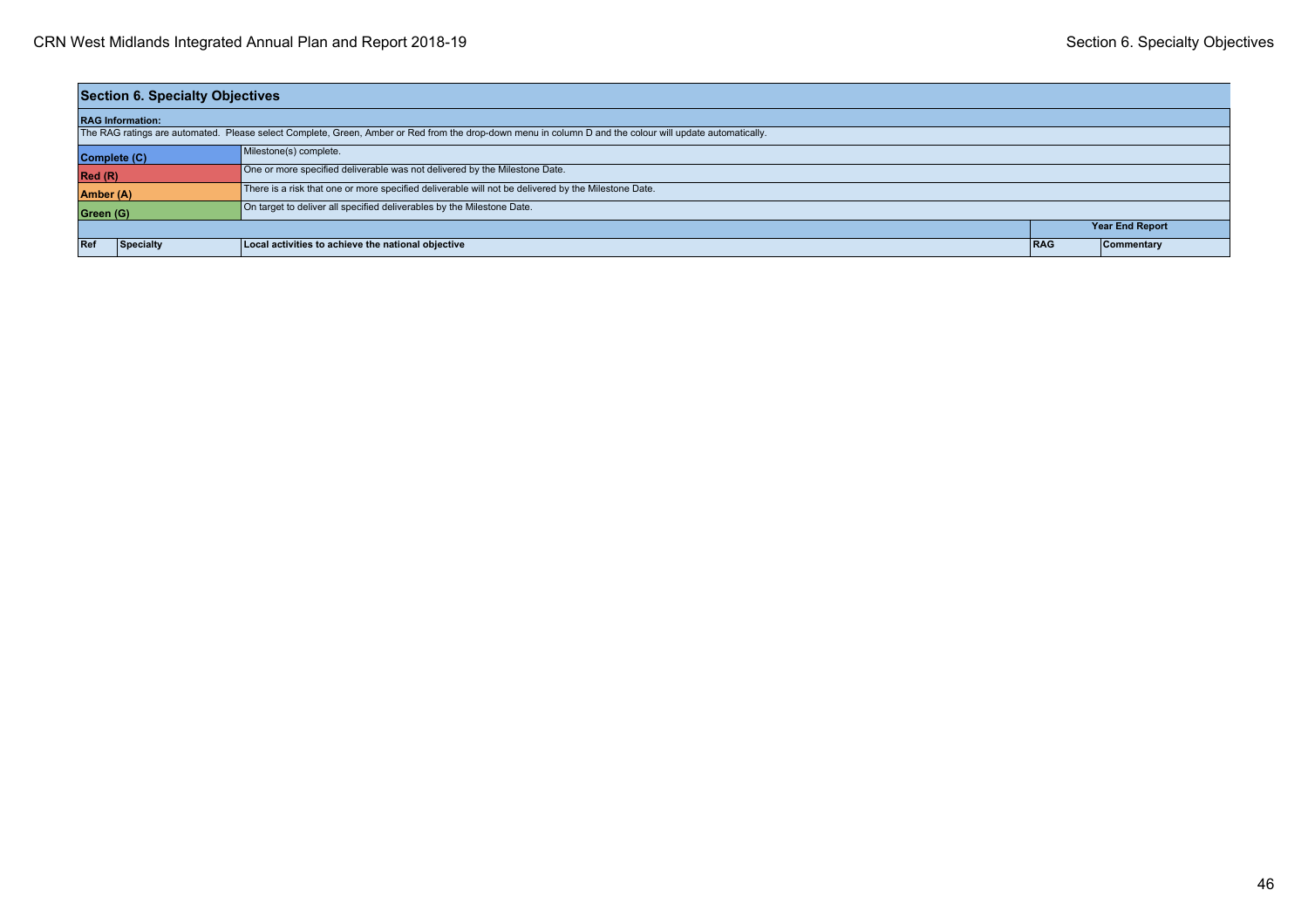## Section 6. Specialty Objectives

**RAG Information:**

The RAG ratings are automated. Please select Complete, Green, Amber or Red from the drop-down menu in column D and the colour will update automatically.

| | |
|---|---|
| **Complete (C)** | Milestone(s) complete. |
| **Red (R)** | One or more specified deliverable was not delivered by the Milestone Date. |
| **Amber (A)** | There is a risk that one or more specified deliverable will not be delivered by the Milestone Date. |
| **Green (G)** | On target to deliver all specified deliverables by the Milestone Date. |

| | | | **Year End Report** | |
|---|---|---|---|---|
| **Ref** | **Specialty** | **Local activities to achieve the national objective** | **RAG** | **Commentary** |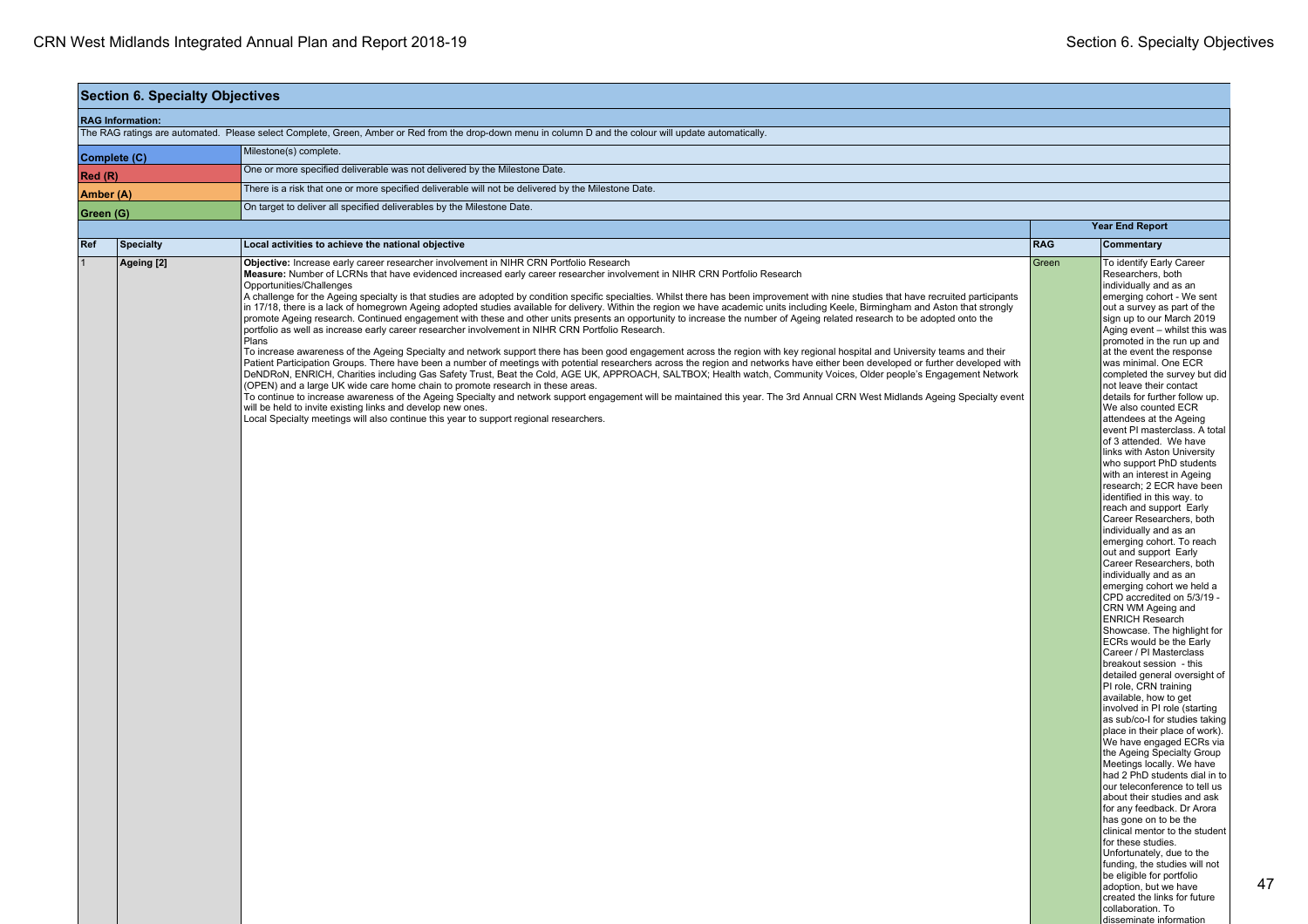## Section 6. Specialty Objectives

| **RAG Information:** | |
|---|---|
| The RAG ratings are automated. Please select Complete, Green, Amber or Red from the drop-down menu in column D and the colour will update automatically. | |
| **Complete (C)** | Milestone(s) complete. |
| **Red (R)** | One or more specified deliverable was not delivered by the Milestone Date. |
| **Amber (A)** | There is a risk that one or more specified deliverable will not be delivered by the Milestone Date. |
| **Green (G)** | On target to deliver all specified deliverables by the Milestone Date. |

| | | | Year End Report | |
|---|---|---|---|---|
| **Ref** | **Specialty** | **Local activities to achieve the national objective** | **RAG** | **Commentary** |
| 1 | Ageing [2] | **Objective:** Increase early career researcher involvement in NIHR CRN Portfolio Research<br>**Measure:** Number of LCRNs that have evidenced increased early career researcher involvement in NIHR CRN Portfolio Research<br>Opportunities/Challenges<br>A challenge for the Ageing specialty is that studies are adopted by condition specific specialties. Whilst there has been improvement with nine studies that have recruited participants in 17/18, there is a lack of homegrown Ageing adopted studies available for delivery. Within the region we have academic units including Keele, Birmingham and Aston that strongly promote Ageing research. Continued engagement with these and other units presents an opportunity to increase the number of Ageing related research to be adopted onto the portfolio as well as increase early career researcher involvement in NIHR CRN Portfolio Research.<br>Plans<br>To increase awareness of the Ageing Specialty and network support there has been good engagement across the region with key regional hospital and University teams and their Patient Participation Groups. There have been a number of meetings with potential researchers across the region and networks have either been developed or further developed with DeNDRoN, ENRICH, Charities including Gas Safety Trust, Beat the Cold, AGE UK, APPROACH, SALTBOX; Health watch, Community Voices, Older people's Engagement Network (OPEN) and a large UK wide care home chain to promote research in these areas.<br>To continue to increase awareness of the Ageing Specialty and network support engagement will be maintained this year. The 3rd Annual CRN West Midlands Ageing Specialty event will be held to invite existing links and develop new ones.<br>Local Specialty meetings will also continue this year to support regional researchers. | Green | To identify Early Career Researchers, both individually and as an emerging cohort - We sent out a survey as part of the sign up to our March 2019 Aging event – whilst this was promoted in the run up and at the event the response was minimal. One ECR completed the survey but did not leave their contact details for further follow up. We also counted ECR attendees at the Ageing event PI masterclass. A total of 3 attended. We have links with Aston University who support PhD students with an interest in Ageing research; 2 ECR have been identified in this way. to reach and support Early Career Researchers, both individually and as an emerging cohort. To reach out and support Early Career Researchers, both individually and as an emerging cohort we held a CPD accredited on 5/3/19 - CRN WM Ageing and ENRICH Research Showcase. The highlight for ECRs would be the Early Career / PI Masterclass breakout session - this detailed general oversight of PI role, CRN training available, how to get involved in PI role (starting as sub/co-I for studies taking place in their place of work). We have engaged ECRs via the Ageing Specialty Group Meetings locally. We have had 2 PhD students dial in to our teleconference to tell us about their studies and ask for any feedback. Dr Arora has gone on to be the clinical mentor to the student for these studies. Unfortunately, due to the funding, the studies will not be eligible for portfolio adoption, but we have created the links for future collaboration. To disseminate information |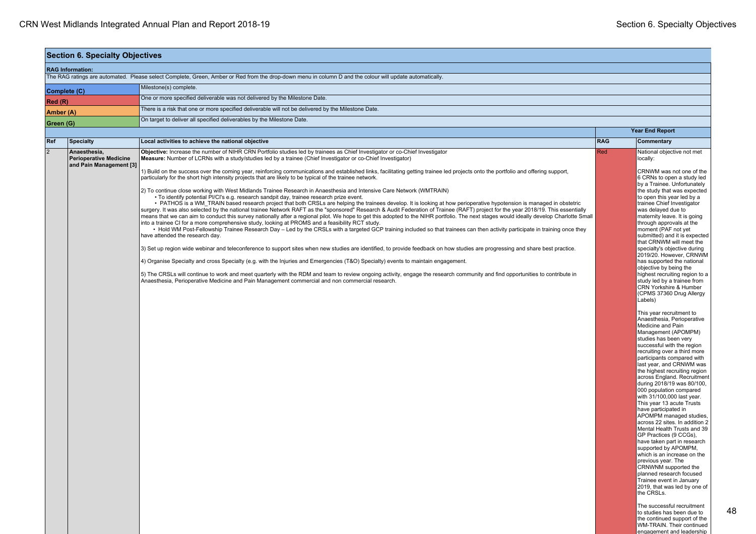## Section 6. Specialty Objectives

**RAG Information:**

The RAG ratings are automated. Please select Complete, Green, Amber or Red from the drop-down menu in column D and the colour will update automatically.

| | |
|---|---|
| **Complete (C)** | Milestone(s) complete. |
| **Red (R)** | One or more specified deliverable was not delivered by the Milestone Date. |
| **Amber (A)** | There is a risk that one or more specified deliverable will not be delivered by the Milestone Date. |
| **Green (G)** | On target to deliver all specified deliverables by the Milestone Date. |

| | | | Year End Report | |
|---|---|---|---|---|
| **Ref** | **Specialty** | **Local activities to achieve the national objective** | **RAG** | **Commentary** |
| 2 | **Anaesthesia, Perioperative Medicine and Pain Management [3]** | **Objective:** Increase the number of NIHR CRN Portfolio studies led by trainees as Chief Investigator or co-Chief Investigator<br>**Measure:** Number of LCRNs with a study/studies led by a trainee (Chief Investigator or co-Chief Investigator)<br><br>1) Build on the success over the coming year, reinforcing communications and established links, facilitating getting trainee led projects onto the portfolio and offering support, particularly for the short high intensity projects that are likely to be typical of the trainee network.<br><br>2) To continue close working with West Midlands Trainee Research in Anaesthesia and Intensive Care Network (WMTRAIN)<br>• To identify potential PI/CI's e.g. research sandpit day, trainee research prize event.<br>• PATHOS is a WM_TRAIN based research project that both CRSLs are helping the trainees develop. It is looking at how perioperative hypotension is managed in obstetric surgery. It was also selected by the national trainee Network RAFT as the "sponsored" Research & Audit Federation of Trainee (RAFT) project for the year 2018/19. This essentially means that we can aim to conduct this survey nationally after a regional pilot. We hope to get this adopted to the NIHR portfolio. The next stages would ideally develop Charlotte Small into a trainee CI for a more comprehensive study, looking at PROMS and a feasibility RCT study.<br>• Hold WM Post-Fellowship Trainee Research Day – Led by the CRSLs with a targeted GCP training included so that trainees can then activity participate in training once they have attended the research day.<br><br>3) Set up region wide webinar and teleconference to support sites when new studies are identified, to provide feedback on how studies are progressing and share best practice.<br><br>4) Organise Specialty and cross Specialty (e.g. with the Injuries and Emergencies (T&O) Specialty) events to maintain engagement.<br><br>5) The CRSLs will continue to work and meet quarterly with the RDM and team to review ongoing activity, engage the research community and find opportunities to contribute in Anaesthesia, Perioperative Medicine and Pain Management commercial and non commercial research. | Red | National objective not met locally:<br><br>CRNWM was not one of the 6 CRNs to open a study led by a Trainee. Unfortunately the study that was expected to open this year led by a trainee Chief Investigator was delayed due to maternity leave. It is going through approvals at the moment (PAF not yet submitted) and it is expected that CRNWM will meet the specialty's objective during 2019/20. However, CRNWM has supported the national objective by being the highest recruiting region to a study led by a trainee from CRN Yorkshire & Humber (CPMS 37360 Drug Allergy Labels)<br><br>This year recruitment to Anaesthesia, Perioperative Medicine and Pain Management (APOMPM) studies has been very successful with the region recruiting over a third more participants compared with last year, and CRNWM was the highest recruiting region across England. Recruitment during 2018/19 was 80/100, 000 population compared with 31/100,000 last year. This year 13 acute Trusts have participated in APOMPM managed studies, across 22 sites. In addition 2 Mental Health Trusts and 39 GP Practices (9 CCGs), have taken part in research supported by APOMPM, which is an increase on the previous year. The CRNWNM supported the planned research focused Trainee event in January 2019, that was led by one of the CRSLs.<br><br>The successful recruitment to studies has been due to the continued support of the WM-TRAIN. Their continued engagement and leadership |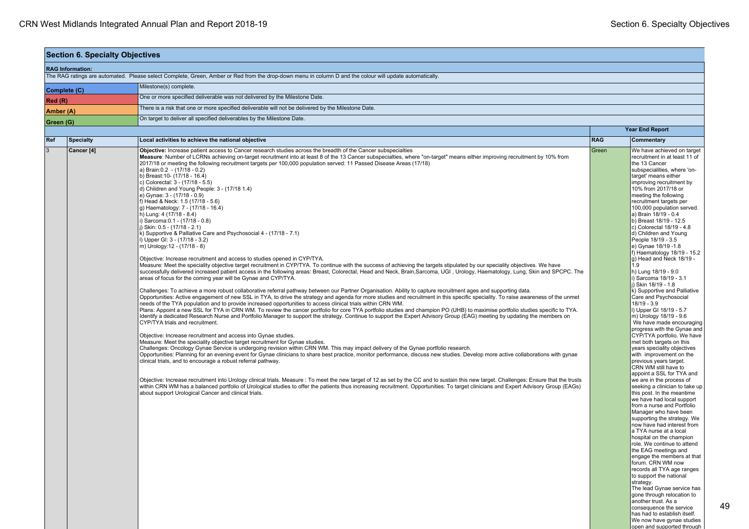## Section 6. Specialty Objectives

**RAG Information:**

The RAG ratings are automated. Please select Complete, Green, Amber or Red from the drop-down menu in column D and the colour will update automatically.

| | |
|---|---|
| **Complete (C)** | Milestone(s) complete. |
| **Red (R)** | One or more specified deliverable was not delivered by the Milestone Date. |
| **Amber (A)** | There is a risk that one or more specified deliverable will not be delivered by the Milestone Date. |
| **Green (G)** | On target to deliver all specified deliverables by the Milestone Date. |

| | | | Year End Report | |
|---|---|---|---|---|
| **Ref** | **Specialty** | **Local activities to achieve the national objective** | **RAG** | **Commentary** |
| 3 | **Cancer [4]** | **Objective:** Increase patient access to Cancer research studies across the breadth of the Cancer subspecialties<br>**Measure**: Number of LCRNs achieving on-target recruitment into at least 8 of the 13 Cancer subspecialties, where "on-target" means either improving recruitment by 10% from 2017/18 or meeting the following recruitment targets per 100,000 population served: 11 Passed Disease Areas (17/18)<br>a) Brain:0.2 - (17/18 - 0.2)<br>b) Breast:10- (17/18 - 16.4)<br>c) Colorectal: 3 - (17/18 - 5.5)<br>d) Children and Young People: 3 - (17/18 1.4)<br>e) Gynae: 3 - (17/18 - 0.9)<br>f) Head & Neck: 1.5 (17/18 - 5.6)<br>g) Haematology: 7 - (17/18 - 16.4)<br>h) Lung: 4 (17/18 - 8.4)<br>i) Sarcoma:0.1 - (17/18 - 0.8)<br>j) Skin: 0.5 - (17/18 - 2.1)<br>k) Supportive & Palliative Care and Psychosocial 4 - (17/18 - 7.1)<br>l) Upper GI: 3 - (17/18 - 3.2)<br>m) Urology:12 - (17/18 - 8)<br><br>Objective: Increase recruitment and access to studies opened in CYP/TYA.<br>Measure: Meet the speciality objective target recruitment in CYP/TYA. To continue with the success of achieving the targets stipulated by our speciality objectives. We have successfully delivered increased patient access in the following areas: Breast, Colorectal, Head and Neck, Brain,Sarcoma, UGI , Urology, Haematology, Lung, Skin and SPCPC. The areas of focus for the coming year will be Gynae and CYP/TYA.<br><br>Challenges: To achieve a more robust collaborative referral pathway between our Partner Organisation. Ability to capture recruitment ages and supporting data.<br>Opportunities: Active engagement of new SSL in TYA, to drive the strategy and agenda for more studies and recruitment in this specific speciality. To raise awareness of the unmet needs of the TYA population and to provide increased opportunities to access clinical trials within CRN WM.<br>Plans: Appoint a new SSL for TYA in CRN WM. To review the cancer portfolio for core TYA portfolio studies and champion PO (UHB) to maximise portfolio studies specific to TYA. Identify a dedicated Research Nurse and Portfolio Manager to support the strategy. Continue to support the Expert Advisory Group (EAG) meeting by updating the members on CYP/TYA trials and recruitment.<br><br>Objective: Increase recruitment and access into Gynae studies.<br>Measure: Meet the speciality objective target recruitment for Gynae studies.<br>Challenges: Oncology Gynae Service is undergoing revision within CRN WM. This may impact delivery of the Gynae portfolio research.<br>Opportunities: Planning for an evening event for Gynae clinicians to share best practice, monitor performance, discuss new studies. Develop more active collaborations with gynae clinical trials, and to encourage a robust referral pathway.<br><br>Objective: Increase recruitment into Urology clinical trials. Measure : To meet the new target of 12 as set by the CC and to sustain this new target. Challenges: Ensure that the trusts within CRN WM has a balanced portfolio of Urological studies to offer the patients thus increasing recruitment. Opportunities: To target clinicians and Expert Advisory Group (EAGs) about support Urological Cancer and clinical trials. | Green | We have achieved on target recruitment in at least 11 of the 13 Cancer subspecialities, where 'on-target' means either improving recruitment by 10% from 2017/18 or meeting the following recruitment targets per 100,000 population served.<br>a) Brain 18/19 - 0.4<br>b) Breast 18/19 - 12.5<br>c) Colorectal 18/19 - 4.8<br>d) Children and Young People 18/19 - 3.5<br>e) Gynae 18/19 -1.8<br>f) Haematology 18/19 - 15.2<br>g) Head and Neck 18/19 - 1.9<br>h) Lung 18/19 - 9.0<br>i) Sarcoma 18/19 - 3.1<br>j) Skin 18/19 - 1.8<br>k) Supportive and Palliative Care and Psychosocial 18/19 - 3.9<br>l) Upper GI 18/19 - 5.7<br>m) Urology 18/19 - 9.6<br>We have made encouraging progress with the Gynae and CYP/TYA portfolio. We have met both targets on this years speciality objectives with improvement on the previous years target. CRN WM still have to appoint a SSL for TYA and we are in the process of seeking a clinician to take up this post. In the meantime we have had local support from a nurse and Portfolio Manager who have been supporting the strategy. We now have had interest from a TYA nurse at a local hospital on the champion role. We continue to attend the EAG meetings and engage the members at that forum. CRN WM now records all TYA age ranges to support the national strategy.<br>The lead Gynae service has gone through relocation to another trust. As a consequence the service has had to establish itself. We now have gynae studies open and supported through |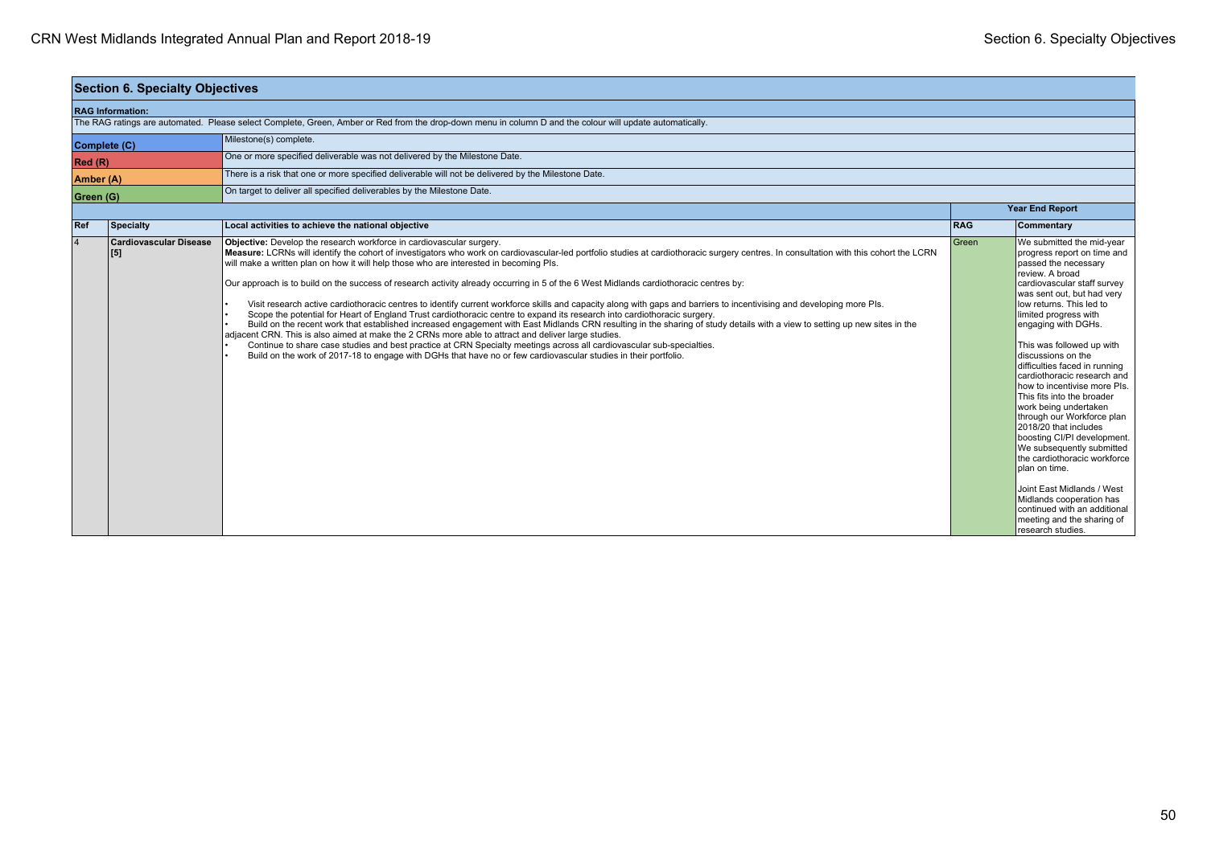## Section 6. Specialty Objectives

**RAG Information:**

The RAG ratings are automated. Please select Complete, Green, Amber or Red from the drop-down menu in column D and the colour will update automatically.

| | |
|---|---|
| **Complete (C)** | Milestone(s) complete. |
| **Red (R)** | One or more specified deliverable was not delivered by the Milestone Date. |
| **Amber (A)** | There is a risk that one or more specified deliverable will not be delivered by the Milestone Date. |
| **Green (G)** | On target to deliver all specified deliverables by the Milestone Date. |

| | | | **Year End Report** | |
|---|---|---|---|---|
| **Ref** | **Specialty** | **Local activities to achieve the national objective** | **RAG** | **Commentary** |
| 4 | **Cardiovascular Disease [5]** | **Objective:** Develop the research workforce in cardiovascular surgery.<br>**Measure:** LCRNs will identify the cohort of investigators who work on cardiovascular-led portfolio studies at cardiothoracic surgery centres. In consultation with this cohort the LCRN will make a written plan on how it will help those who are interested in becoming PIs.<br><br>Our approach is to build on the success of research activity already occurring in 5 of the 6 West Midlands cardiothoracic centres by:<br><br>• Visit research active cardiothoracic centres to identify current workforce skills and capacity along with gaps and barriers to incentivising and developing more PIs.<br>• Scope the potential for Heart of England Trust cardiothoracic centre to expand its research into cardiothoracic surgery.<br>• Build on the recent work that established increased engagement with East Midlands CRN resulting in the sharing of study details with a view to setting up new sites in the adjacent CRN. This is also aimed at make the 2 CRNs more able to attract and deliver large studies.<br>• Continue to share case studies and best practice at CRN Specialty meetings across all cardiovascular sub-specialties.<br>• Build on the work of 2017-18 to engage with DGHs that have no or few cardiovascular studies in their portfolio. | Green | We submitted the mid-year progress report on time and passed the necessary review. A broad cardiovascular staff survey was sent out, but had very low returns. This led to limited progress with engaging with DGHs.<br><br>This was followed up with discussions on the difficulties faced in running cardiothoracic research and how to incentivise more PIs. This fits into the broader work being undertaken through our Workforce plan 2018/20 that includes boosting CI/PI development. We subsequently submitted the cardiothoracic workforce plan on time.<br><br>Joint East Midlands / West Midlands cooperation has continued with an additional meeting and the sharing of research studies. |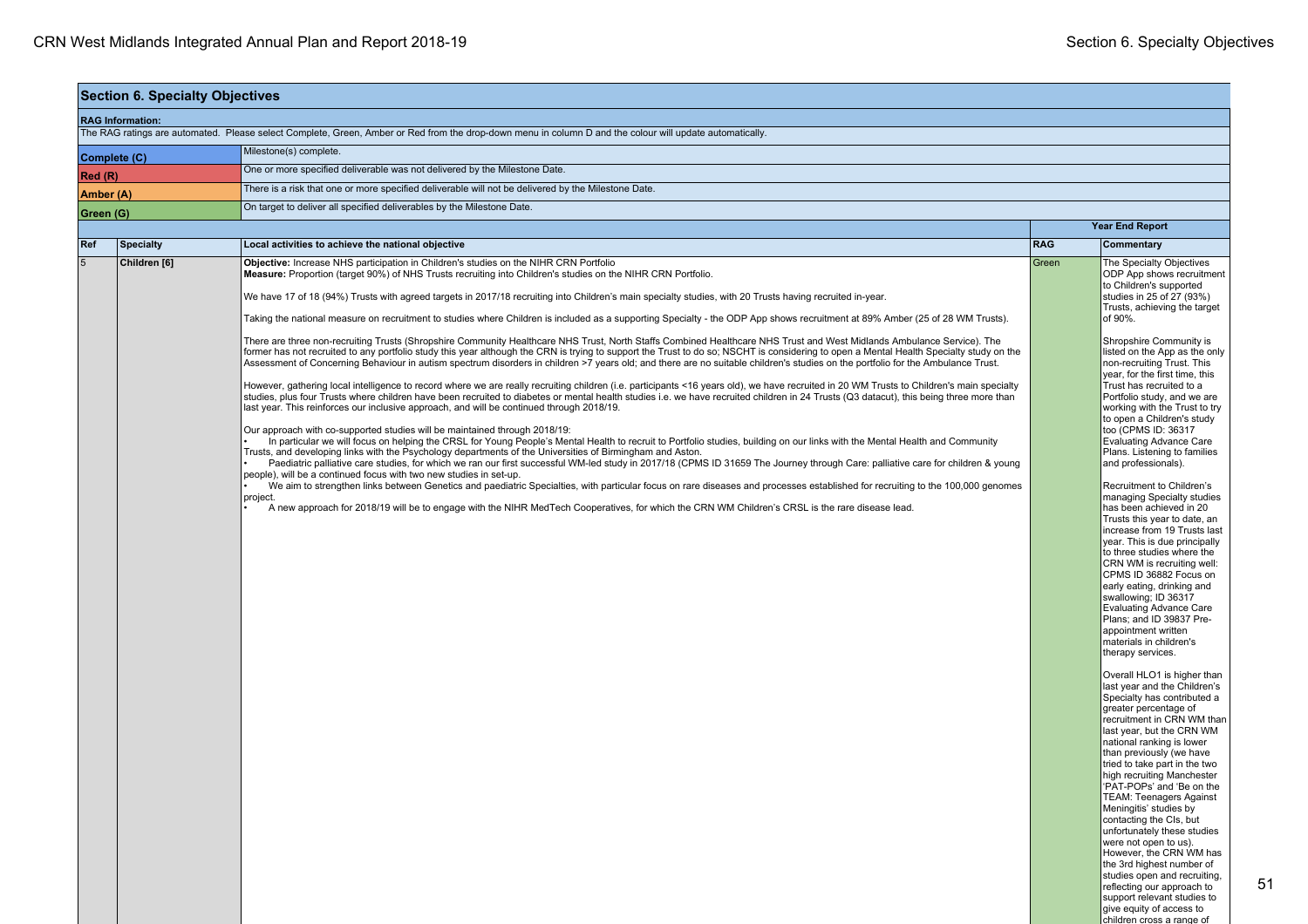## Section 6. Specialty Objectives

**RAG Information:**

The RAG ratings are automated. Please select Complete, Green, Amber or Red from the drop-down menu in column D and the colour will update automatically.

| | |
|---|---|
| **Complete (C)** | Milestone(s) complete. |
| **Red (R)** | One or more specified deliverable was not delivered by the Milestone Date. |
| **Amber (A)** | There is a risk that one or more specified deliverable will not be delivered by the Milestone Date. |
| **Green (G)** | On target to deliver all specified deliverables by the Milestone Date. |

| | | | Year End Report | |
|---|---|---|---|---|
| **Ref** | **Specialty** | **Local activities to achieve the national objective** | **RAG** | **Commentary** |
| 5 | **Children [6]** | **Objective:** Increase NHS participation in Children's studies on the NIHR CRN Portfolio<br>**Measure:** Proportion (target 90%) of NHS Trusts recruiting into Children's studies on the NIHR CRN Portfolio.<br><br>We have 17 of 18 (94%) Trusts with agreed targets in 2017/18 recruiting into Children's main specialty studies, with 20 Trusts having recruited in-year.<br><br>Taking the national measure on recruitment to studies where Children is included as a supporting Specialty - the ODP App shows recruitment at 89% Amber (25 of 28 WM Trusts).<br><br>There are three non-recruiting Trusts (Shropshire Community Healthcare NHS Trust, North Staffs Combined Healthcare NHS Trust and West Midlands Ambulance Service). The former has not recruited to any portfolio study this year although the CRN is trying to support the Trust to do so; NSCHT is considering to open a Mental Health Specialty study on the Assessment of Concerning Behaviour in autism spectrum disorders in children >7 years old; and there are no suitable children's studies on the portfolio for the Ambulance Trust.<br><br>However, gathering local intelligence to record where we are really recruiting children (i.e. participants <16 years old), we have recruited in 20 WM Trusts to Children's main specialty studies, plus four Trusts where children have been recruited to diabetes or mental health studies i.e. we have recruited children in 24 Trusts (Q3 datacut), this being three more than last year. This reinforces our inclusive approach, and will be continued through 2018/19.<br><br>Our approach with co-supported studies will be maintained through 2018/19:<br>• In particular we will focus on helping the CRSL for Young People's Mental Health to recruit to Portfolio studies, building on our links with the Mental Health and Community Trusts, and developing links with the Psychology departments of the Universities of Birmingham and Aston.<br>• Paediatric palliative care studies, for which we ran our first successful WM-led study in 2017/18 (CPMS ID 31659 The Journey through Care: palliative care for children & young people), will be a continued focus with two new studies in set-up.<br>• We aim to strengthen links between Genetics and paediatric Specialties, with particular focus on rare diseases and processes established for recruiting to the 100,000 genomes project.<br>• A new approach for 2018/19 will be to engage with the NIHR MedTech Cooperatives, for which the CRN WM Children's CRSL is the rare disease lead. | Green | The Specialty Objectives ODP App shows recruitment to Children's supported studies in 25 of 27 (93%) Trusts, achieving the target of 90%.<br><br>Shropshire Community is listed on the App as the only non-recruiting Trust. This year, for the first time, this Trust has recruited to a Portfolio study, and we are working with the Trust to try to open a Children's study too (CPMS ID: 36317 Evaluating Advance Care Plans. Listening to families and professionals).<br><br>Recruitment to Children's managing Specialty studies has been achieved in 20 Trusts this year to date, an increase from 19 Trusts last year. This is due principally to three studies where the CRN WM is recruiting well: CPMS ID 36882 Focus on early eating, drinking and swallowing; ID 36317 Evaluating Advance Care Plans; and ID 39837 Pre-appointment written materials in children's therapy services.<br><br>Overall HLO1 is higher than last year and the Children's Specialty has contributed a greater percentage of recruitment in CRN WM than last year, but the CRN WM national ranking is lower than previously (we have tried to take part in the two high recruiting Manchester 'PAT-POPs' and 'Be on the TEAM: Teenagers Against Meningitis' studies by contacting the CIs, but unfortunately these studies were not open to us). However, the CRN WM has the 3rd highest number of studies open and recruiting, reflecting our approach to support relevant studies to give equity of access to children cross a range of |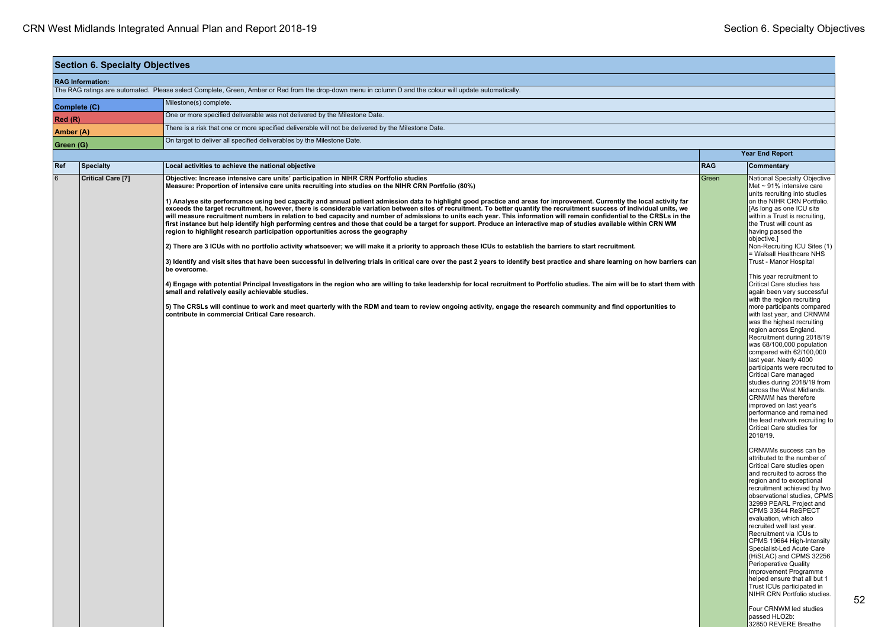## Section 6. Specialty Objectives

**RAG Information:**

The RAG ratings are automated. Please select Complete, Green, Amber or Red from the drop-down menu in column D and the colour will update automatically.

| | |
|---|---|
| **Complete (C)** | Milestone(s) complete. |
| **Red (R)** | One or more specified deliverable was not delivered by the Milestone Date. |
| **Amber (A)** | There is a risk that one or more specified deliverable will not be delivered by the Milestone Date. |
| **Green (G)** | On target to deliver all specified deliverables by the Milestone Date. |

| | | | Year End Report | |
|---|---|---|---|---|
| **Ref** | **Specialty** | **Local activities to achieve the national objective** | **RAG** | **Commentary** |
| 6 | **Critical Care [7]** | **Objective: Increase intensive care units' participation in NIHR CRN Portfolio studies**<br>**Measure: Proportion of intensive care units recruiting into studies on the NIHR CRN Portfolio (80%)**<br><br>**1) Analyse site performance using bed capacity and annual patient admission data to highlight good practice and areas for improvement. Currently the local activity far exceeds the target recruitment, however, there is considerable variation between sites of recruitment. To better quantify the recruitment success of individual units, we will measure recruitment numbers in relation to bed capacity and number of admissions to units each year. This information will remain confidential to the CRSLs in the first instance but help identify high performing centres and those that could be a target for support. Produce an interactive map of studies available within CRN WM region to highlight research participation opportunities across the geography**<br><br>**2) There are 3 ICUs with no portfolio activity whatsoever; we will make it a priority to approach these ICUs to establish the barriers to start recruitment.**<br><br>**3) Identify and visit sites that have been successful in delivering trials in critical care over the past 2 years to identify best practice and share learning on how barriers can be overcome.**<br><br>**4) Engage with potential Principal Investigators in the region who are willing to take leadership for local recruitment to Portfolio studies. The aim will be to start them with small and relatively easily achievable studies.**<br><br>**5) The CRSLs will continue to work and meet quarterly with the RDM and team to review ongoing activity, engage the research community and find opportunities to contribute in commercial Critical Care research.** | Green | National Specialty Objective Met ~ 91% intensive care units recruiting into studies on the NIHR CRN Portfolio. [As long as one ICU site within a Trust is recruiting, the Trust will count as having passed the objective.]<br>Non-Recruiting ICU Sites (1) = Walsall Healthcare NHS Trust - Manor Hospital<br><br>This year recruitment to Critical Care studies has again been very successful with the region recruiting more participants compared with last year, and CRNWM was the highest recruiting region across England. Recruitment during 2018/19 was 68/100,000 population compared with 62/100,000 last year. Nearly 4000 participants were recruited to Critical Care managed studies during 2018/19 from across the West Midlands. CRNWM has therefore improved on last year's performance and remained the lead network recruiting to Critical Care studies for 2018/19.<br><br>CRNWMs success can be attributed to the number of Critical Care studies open and recruited to across the region and to exceptional recruitment achieved by two observational studies, CPMS 32999 PEARL Project and CPMS 33544 ReSPECT evaluation, which also recruited well last year. Recruitment via ICUs to CPMS 19664 High-Intensity Specialist-Led Acute Care (HiSLAC) and CPMS 32256 Perioperative Quality Improvement Programme helped ensure that all but 1 Trust ICUs participated in NIHR CRN Portfolio studies.<br><br>Four CRNWM led studies passed HLO2b:<br>32850 REVERE Breathe |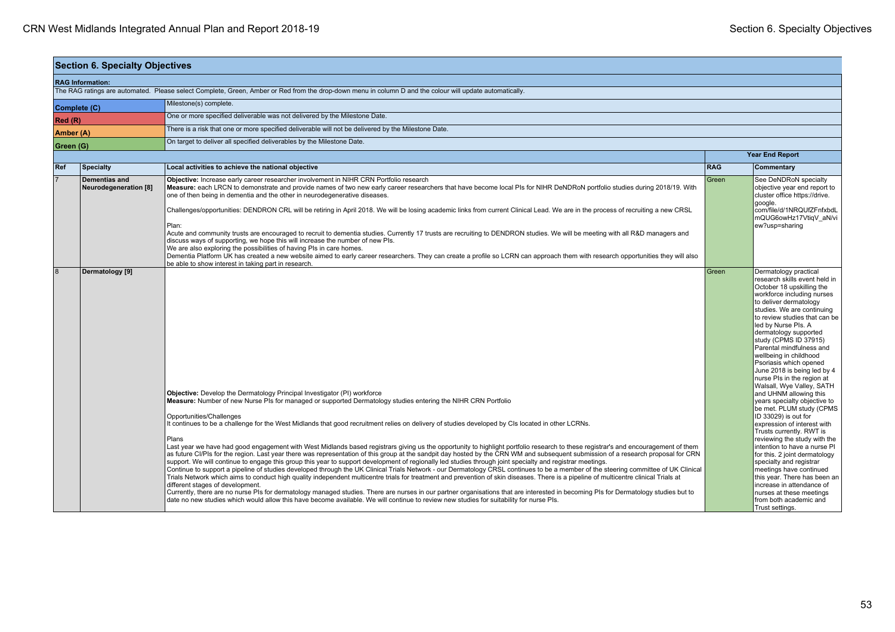## Section 6. Specialty Objectives

**RAG Information:**

The RAG ratings are automated. Please select Complete, Green, Amber or Red from the drop-down menu in column D and the colour will update automatically.

| | |
|---|---|
| **Complete (C)** | Milestone(s) complete. |
| **Red (R)** | One or more specified deliverable was not delivered by the Milestone Date. |
| **Amber (A)** | There is a risk that one or more specified deliverable will not be delivered by the Milestone Date. |
| **Green (G)** | On target to deliver all specified deliverables by the Milestone Date. |

| | | | Year End Report | |
|---|---|---|---|---|
| **Ref** | **Specialty** | **Local activities to achieve the national objective** | **RAG** | **Commentary** |
| 7 | **Dementias and Neurodegeneration [8]** | **Objective:** Increase early career researcher involvement in NIHR CRN Portfolio research<br>**Measure:** each LRCN to demonstrate and provide names of two new early career researchers that have become local PIs for NIHR DeNDRoN portfolio studies during 2018/19. With one of then being in dementia and the other in neurodegenerative diseases.<br><br>Challenges/opportunities: DENDRON CRL will be retiring in April 2018. We will be losing academic links from current Clinical Lead. We are in the process of recruiting a new CRSL<br><br>Plan:<br>Acute and community trusts are encouraged to recruit to dementia studies. Currently 17 trusts are recruiting to DENDRON studies. We will be meeting with all R&D managers and discuss ways of supporting, we hope this will increase the number of new PIs.<br>We are also exploring the possibilities of having PIs in care homes.<br>Dementia Platform UK has created a new website aimed to early career researchers. They can create a profile so LCRN can approach them with research opportunities they will also be able to show interest in taking part in research. | Green | See DeNDRoN specialty objective year end report to cluster office https://drive.google.com/file/d/1NRQUfZFnfxbdLmQUG6owHz17VtiqV_aN/view?usp=sharing |
| 8 | **Dermatology [9]** | **Objective:** Develop the Dermatology Principal Investigator (PI) workforce<br>**Measure:** Number of new Nurse PIs for managed or supported Dermatology studies entering the NIHR CRN Portfolio<br><br>Opportunities/Challenges<br>It continues to be a challenge for the West Midlands that good recruitment relies on delivery of studies developed by CIs located in other LCRNs.<br><br>Plans<br>Last year we have had good engagement with West Midlands based registrars giving us the opportunity to highlight portfolio research to these registrar's and encouragement of them as future CI/PIs for the region. Last year there was representation of this group at the sandpit day hosted by the CRN WM and subsequent submission of a research proposal for CRN support. We will continue to engage this group this year to support development of regionally led studies through joint specialty and registrar meetings.<br>Continue to support a pipeline of studies developed through the UK Clinical Trials Network - our Dermatology CRSL continues to be a member of the steering committee of UK Clinical Trials Network which aims to conduct high quality independent multicentre trials for treatment and prevention of skin diseases. There is a pipeline of multicentre clinical Trials at different stages of development.<br>Currently, there are no nurse PIs for dermatology managed studies. There are nurses in our partner organisations that are interested in becoming PIs for Dermatology studies but to date no new studies which would allow this have become available. We will continue to review new studies for suitability for nurse PIs. | Green | Dermatology practical research skills event held in October 18 upskilling the workforce including nurses to deliver dermatology studies. We are continuing to review studies that can be led by Nurse PIs. A dermatology supported study (CPMS ID 37915) Parental mindfulness and wellbeing in childhood Psoriasis which opened June 2018 is being led by 4 nurse PIs in the region at Walsall, Wye Valley, SATH and UHNM allowing this years specialty objective to be met. PLUM study (CPMS ID 33029) is out for expression of interest with Trusts currently. RWT is reviewing the study with the intention to have a nurse PI for this. 2 joint dermatology specialty and registrar meetings have continued this year. There has been an increase in attendance of nurses at these meetings from both academic and Trust settings. |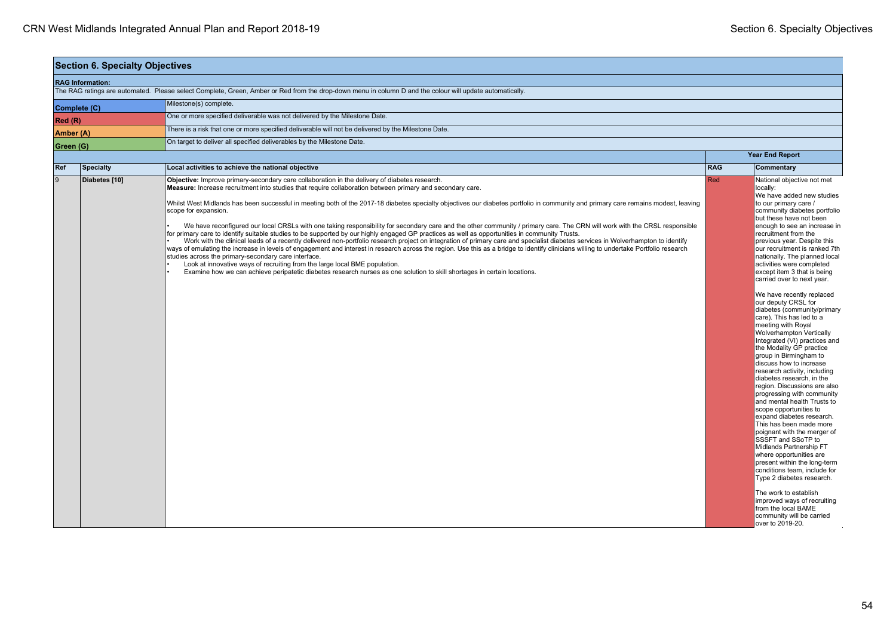## Section 6. Specialty Objectives

**RAG Information:**

The RAG ratings are automated. Please select Complete, Green, Amber or Red from the drop-down menu in column D and the colour will update automatically.

| | |
|---|---|
| **Complete (C)** | Milestone(s) complete. |
| **Red (R)** | One or more specified deliverable was not delivered by the Milestone Date. |
| **Amber (A)** | There is a risk that one or more specified deliverable will not be delivered by the Milestone Date. |
| **Green (G)** | On target to deliver all specified deliverables by the Milestone Date. |

| | | | Year End Report | |
|---|---|---|---|---|
| **Ref** | **Specialty** | **Local activities to achieve the national objective** | **RAG** | **Commentary** |
| 9 | **Diabetes [10]** | **Objective:** Improve primary-secondary care collaboration in the delivery of diabetes research.<br>**Measure:** Increase recruitment into studies that require collaboration between primary and secondary care.<br><br>Whilst West Midlands has been successful in meeting both of the 2017-18 diabetes specialty objectives our diabetes portfolio in community and primary care remains modest, leaving scope for expansion.<br><br>• We have reconfigured our local CRSLs with one taking responsibility for secondary care and the other community / primary care. The CRN will work with the CRSL responsible for primary care to identify suitable studies to be supported by our highly engaged GP practices as well as opportunities in community Trusts.<br>• Work with the clinical leads of a recently delivered non-portfolio research project on integration of primary care and specialist diabetes services in Wolverhampton to identify ways of emulating the increase in levels of engagement and interest in research across the region. Use this as a bridge to identify clinicians willing to undertake Portfolio research studies across the primary-secondary care interface.<br>• Look at innovative ways of recruiting from the large local BME population.<br>• Examine how we can achieve peripatetic diabetes research nurses as one solution to skill shortages in certain locations. | Red | National objective not met locally:<br>We have added new studies to our primary care / community diabetes portfolio but these have not been enough to see an increase in recruitment from the previous year. Despite this our recruitment is ranked 7th nationally. The planned local activities were completed except item 3 that is being carried over to next year.<br><br>We have recently replaced our deputy CRSL for diabetes (community/primary care). This has led to a meeting with Royal Wolverhampton Vertically Integrated (VI) practices and the Modality GP practice group in Birmingham to discuss how to increase research activity, including diabetes research, in the region. Discussions are also progressing with community and mental health Trusts to scope opportunities to expand diabetes research. This has been made more poignant with the merger of SSSFT and SSoTP to Midlands Partnership FT where opportunities are present within the long-term conditions team, include for Type 2 diabetes research.<br><br>The work to establish improved ways of recruiting from the local BAME community will be carried over to 2019-20. |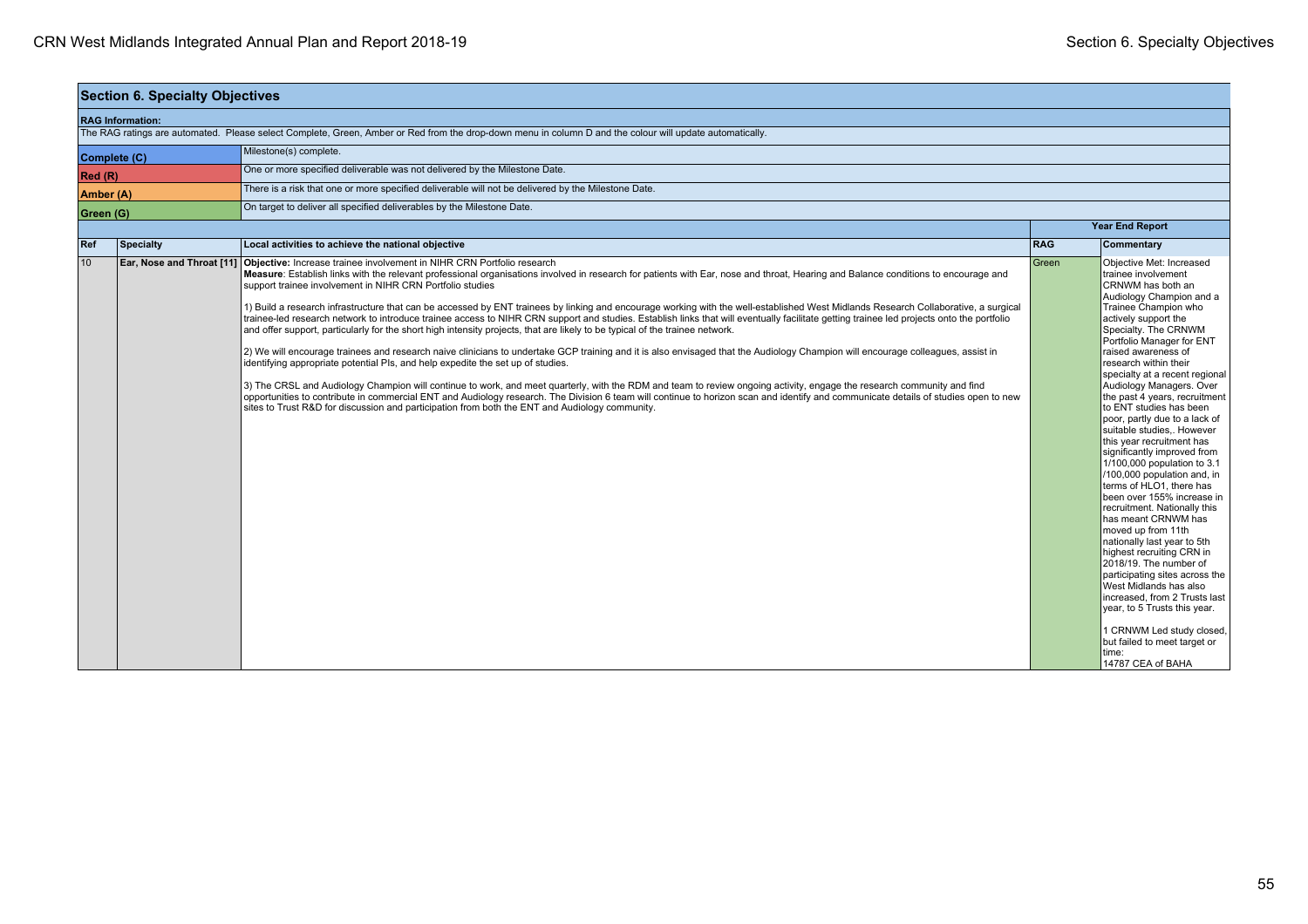## Section 6. Specialty Objectives

**RAG Information:**

The RAG ratings are automated. Please select Complete, Green, Amber or Red from the drop-down menu in column D and the colour will update automatically.

| | |
|---|---|
| **Complete (C)** | Milestone(s) complete. |
| **Red (R)** | One or more specified deliverable was not delivered by the Milestone Date. |
| **Amber (A)** | There is a risk that one or more specified deliverable will not be delivered by the Milestone Date. |
| **Green (G)** | On target to deliver all specified deliverables by the Milestone Date. |

| | | | Year End Report | |
|---|---|---|---|---|
| **Ref** | **Specialty** | **Local activities to achieve the national objective** | **RAG** | **Commentary** |
| 10 | **Ear, Nose and Throat [11]** | **Objective:** Increase trainee involvement in NIHR CRN Portfolio research<br>**Measure**: Establish links with the relevant professional organisations involved in research for patients with Ear, nose and throat, Hearing and Balance conditions to encourage and support trainee involvement in NIHR CRN Portfolio studies<br><br>1) Build a research infrastructure that can be accessed by ENT trainees by linking and encourage working with the well-established West Midlands Research Collaborative, a surgical trainee-led research network to introduce trainee access to NIHR CRN support and studies. Establish links that will eventually facilitate getting trainee led projects onto the portfolio and offer support, particularly for the short high intensity projects, that are likely to be typical of the trainee network.<br><br>2) We will encourage trainees and research naive clinicians to undertake GCP training and it is also envisaged that the Audiology Champion will encourage colleagues, assist in identifying appropriate potential PIs, and help expedite the set up of studies.<br><br>3) The CRSL and Audiology Champion will continue to work, and meet quarterly, with the RDM and team to review ongoing activity, engage the research community and find opportunities to contribute in commercial ENT and Audiology research. The Division 6 team will continue to horizon scan and identify and communicate details of studies open to new sites to Trust R&D for discussion and participation from both the ENT and Audiology community. | Green | Objective Met: Increased trainee involvement CRNWM has both an Audiology Champion and a Trainee Champion who actively support the Specialty. The CRNWM Portfolio Manager for ENT raised awareness of research within their specialty at a recent regional Audiology Managers. Over the past 4 years, recruitment to ENT studies has been poor, partly due to a lack of suitable studies,. However this year recruitment has significantly improved from 1/100,000 population to 3.1 /100,000 population and, in terms of HLO1, there has been over 155% increase in recruitment. Nationally this has meant CRNWM has moved up from 11th nationally last year to 5th highest recruiting CRN in 2018/19. The number of participating sites across the West Midlands has also increased, from 2 Trusts last year, to 5 Trusts this year.<br><br>1 CRNWM Led study closed, but failed to meet target or time:<br>14787 CEA of BAHA |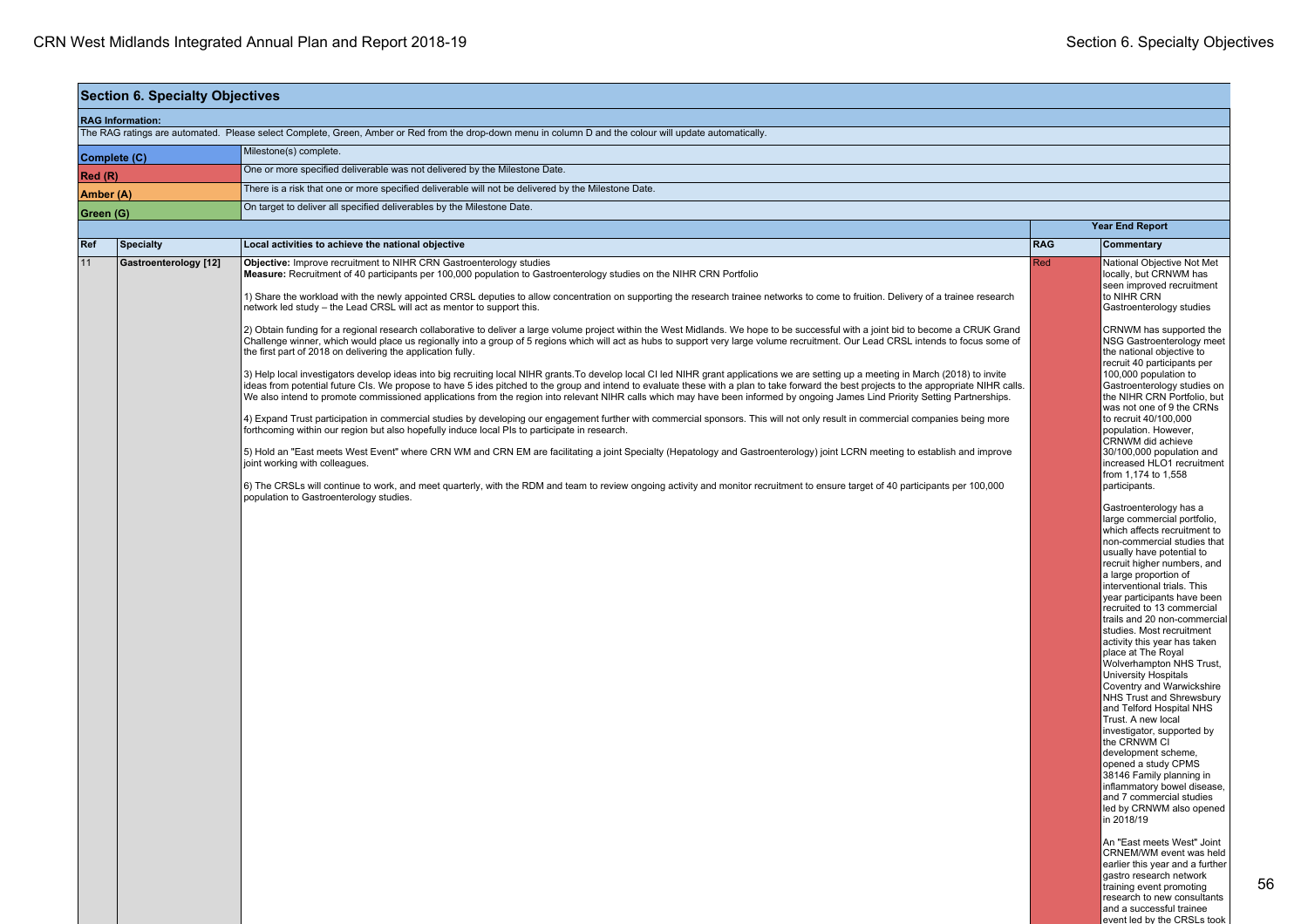## Section 6. Specialty Objectives

**RAG Information:**

The RAG ratings are automated. Please select Complete, Green, Amber or Red from the drop-down menu in column D and the colour will update automatically.

| | |
|---|---|
| **Complete (C)** | Milestone(s) complete. |
| **Red (R)** | One or more specified deliverable was not delivered by the Milestone Date. |
| **Amber (A)** | There is a risk that one or more specified deliverable will not be delivered by the Milestone Date. |
| **Green (G)** | On target to deliver all specified deliverables by the Milestone Date. |

| | | | Year End Report | |
|---|---|---|---|---|
| **Ref** | **Specialty** | **Local activities to achieve the national objective** | **RAG** | **Commentary** |
| 11 | **Gastroenterology [12]** | **Objective:** Improve recruitment to NIHR CRN Gastroenterology studies<br>**Measure:** Recruitment of 40 participants per 100,000 population to Gastroenterology studies on the NIHR CRN Portfolio<br><br>1) Share the workload with the newly appointed CRSL deputies to allow concentration on supporting the research trainee networks to come to fruition. Delivery of a trainee research network led study – the Lead CRSL will act as mentor to support this.<br><br>2) Obtain funding for a regional research collaborative to deliver a large volume project within the West Midlands. We hope to be successful with a joint bid to become a CRUK Grand Challenge winner, which would place us regionally into a group of 5 regions which will act as hubs to support very large volume recruitment. Our Lead CRSL intends to focus some of the first part of 2018 on delivering the application fully.<br><br>3) Help local investigators develop ideas into big recruiting local NIHR grants.To develop local CI led NIHR grant applications we are setting up a meeting in March (2018) to invite ideas from potential future CIs. We propose to have 5 ides pitched to the group and intend to evaluate these with a plan to take forward the best projects to the appropriate NIHR calls. We also intend to promote commissioned applications from the region into relevant NIHR calls which may have been informed by ongoing James Lind Priority Setting Partnerships.<br><br>4) Expand Trust participation in commercial studies by developing our engagement further with commercial sponsors. This will not only result in commercial companies being more forthcoming within our region but also hopefully induce local PIs to participate in research.<br><br>5) Hold an "East meets West Event" where CRN WM and CRN EM are facilitating a joint Specialty (Hepatology and Gastroenterology) joint LCRN meeting to establish and improve joint working with colleagues.<br><br>6) The CRSLs will continue to work, and meet quarterly, with the RDM and team to review ongoing activity and monitor recruitment to ensure target of 40 participants per 100,000 population to Gastroenterology studies. | Red | National Objective Not Met locally, but CRNWM has seen improved recruitment to NIHR CRN Gastroenterology studies<br><br>CRNWM has supported the NSG Gastroenterology meet the national objective to recruit 40 participants per 100,000 population to Gastroenterology studies on the NIHR CRN Portfolio, but was not one of 9 the CRNs to recruit 40/100,000 population. However, CRNWM did achieve 30/100,000 population and increased HLO1 recruitment from 1,174 to 1,558 participants.<br><br>Gastroenterology has a large commercial portfolio, which affects recruitment to non-commercial studies that usually have potential to recruit higher numbers, and a large proportion of interventional trials. This year participants have been recruited to 13 commercial trails and 20 non-commercial studies. Most recruitment activity this year has taken place at The Royal Wolverhampton NHS Trust, University Hospitals Coventry and Warwickshire NHS Trust and Shrewsbury and Telford Hospital NHS Trust. A new local investigator, supported by the CRNWM CI development scheme, opened a study CPMS 38146 Family planning in inflammatory bowel disease, and 7 commercial studies led by CRNWM also opened in 2018/19<br><br>An "East meets West" Joint CRNEM/WM event was held earlier this year and a further gastro research network training event promoting research to new consultants and a successful trainee event led by the CRSLs took |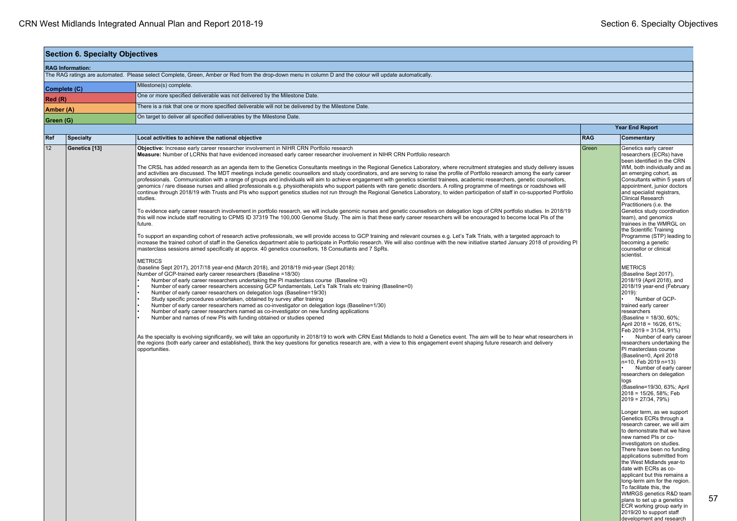## Section 6. Specialty Objectives

**RAG Information:**

The RAG ratings are automated. Please select Complete, Green, Amber or Red from the drop-down menu in column D and the colour will update automatically.

| | |
|---|---|
| **Complete (C)** | Milestone(s) complete. |
| **Red (R)** | One or more specified deliverable was not delivered by the Milestone Date. |
| **Amber (A)** | There is a risk that one or more specified deliverable will not be delivered by the Milestone Date. |
| **Green (G)** | On target to deliver all specified deliverables by the Milestone Date. |

| | | | Year End Report | |
|---|---|---|---|---|
| **Ref** | **Specialty** | **Local activities to achieve the national objective** | **RAG** | **Commentary** |
| 12 | Genetics [13] | **Objective:** Increase early career researcher involvement in NIHR CRN Portfolio research<br>**Measure:** Number of LCRNs that have evidenced increased early career researcher involvement in NIHR CRN Portfolio research<br><br>The CRSL has added research as an agenda item to the Genetics Consultants meetings in the Regional Genetics Laboratory, where recruitment strategies and study delivery issues and activities are discussed. The MDT meetings include genetic counsellors and study coordinators, and are serving to raise the profile of Portfolio research among the early career professionals. Communication with a range of groups and individuals will aim to achieve engagement with genetics scientist trainees, academic researchers, genetic counsellors, genomics / rare disease nurses and allied professionals e.g. physiotherapists who support patients with rare genetic disorders. A rolling programme of meetings or roadshows will continue through 2018/19 with Trusts and PIs who support genetics studies not run through the Regional Genetics Laboratory, to widen participation of staff in co-supported Portfolio studies.<br><br>To evidence early career research involvement in portfolio research, we will include genomic nurses and genetic counsellors on delegation logs of CRN portfolio studies. In 2018/19 this will now include staff recruiting to CPMS ID 37319 The 100,000 Genome Study. The aim is that these early career researchers will be encouraged to become local PIs of the future.<br><br>To support an expanding cohort of research active professionals, we will provide access to GCP training and relevant courses e.g. Let's Talk Trials, with a targeted approach to increase the trained cohort of staff in the Genetics department able to participate in Portfolio research. We will also continue with the new initiative started January 2018 of providing PI masterclass sessions aimed specifically at approx. 40 genetics counsellors, 18 Consultants and 7 SpRs.<br><br>METRICS<br>(baseline Sept 2017), 2017/18 year-end (March 2018), and 2018/19 mid-year (Sept 2018):<br>Number of GCP-trained early career researchers (Baseline =18/30)<br>• Number of early career researchers undertaking the PI masterclass course (Baseline =0)<br>• Number of early career researchers accessing GCP fundamentals, Let's Talk Trials etc training (Baseline=0)<br>• Number of early career researchers on delegation logs (Baseline=19/30)<br>• Study specific procedures undertaken, obtained by survey after training<br>• Number of early career researchers named as co-investigator on delegation logs (Baseline=1/30)<br>• Number of early career researchers named as co-investigator on new funding applications<br>• Number and names of new PIs with funding obtained or studies opened<br><br>As the specialty is evolving significantly, we will take an opportunity in 2018/19 to work with CRN East Midlands to hold a Genetics event. The aim will be to hear what researchers in the regions (both early career and established), think the key questions for genetics research are, with a view to this engagement event shaping future research and delivery opportunities. | Green | Genetics early career researchers (ECRs) have been identified in the CRN WM, both individually and as an emerging cohort, as Consultants within 5 years of appointment, junior doctors and specialist registrars, Clinical Research Practitioners (i.e. the Genetics study coordination team), and genomics trainees in the WMRGL on the Scientific Training Programme (STP) leading to becoming a genetic counsellor or clinical scientist.<br><br>METRICS<br>(Baseline Sept 2017), 2018/19 (April 2018), and 2018/19 year-end (February 2019):<br>• Number of GCP-trained early career researchers<br>(Baseline = 18/30, 60%; April 2018 = 16/26, 61%; Feb 2019 = 31/34, 91%)<br>• Number of early career researchers undertaking the PI masterclass course (Baseline=0, April 2018 n=10, Feb 2019 n=13)<br>• Number of early career researchers on delegation logs<br>(Baseline=19/30, 63%; April 2018 = 15/26, 58%; Feb 2019 = 27/34, 79%)<br><br>Longer term, as we support Genetics ECRs through a research career, we will aim to demonstrate that we have new named PIs or co-investigators on studies. There have been no funding applications submitted from the West Midlands year-to date with ECRs as co-applicant but this remains a long-term aim for the region. To facilitate this, the WMRGS genetics R&D team plans to set up a genetics ECR working group early in 2019/20 to support staff development and research |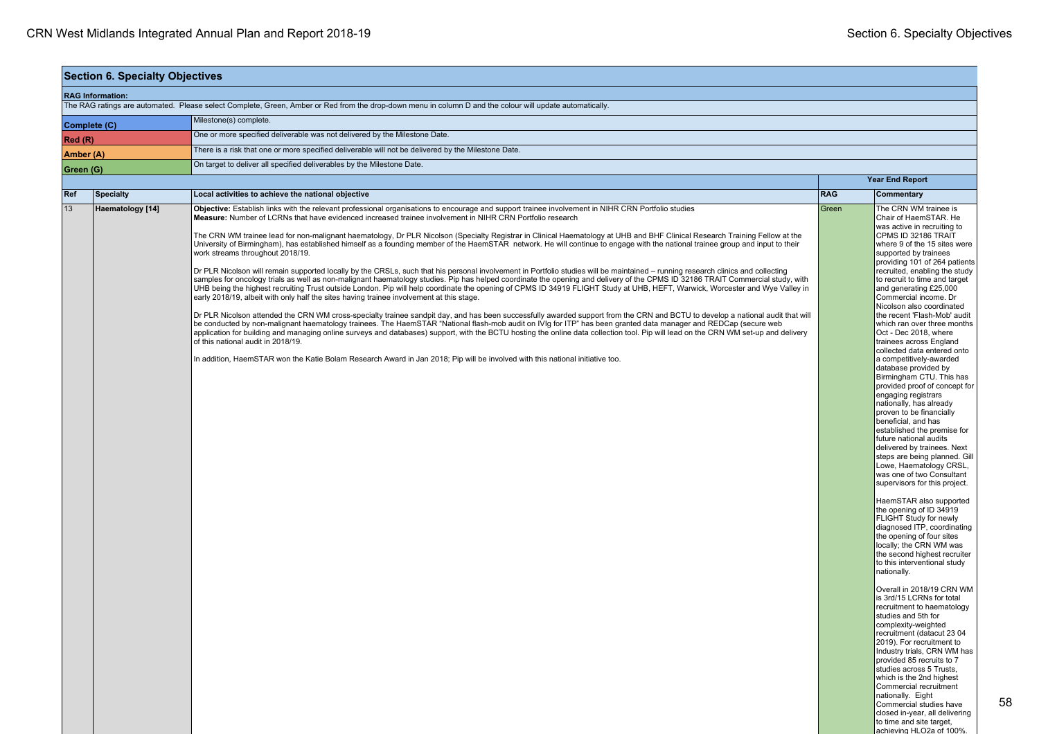## Section 6. Specialty Objectives

**RAG Information:**

The RAG ratings are automated. Please select Complete, Green, Amber or Red from the drop-down menu in column D and the colour will update automatically.

| | |
|---|---|
| **Complete (C)** | Milestone(s) complete. |
| **Red (R)** | One or more specified deliverable was not delivered by the Milestone Date. |
| **Amber (A)** | There is a risk that one or more specified deliverable will not be delivered by the Milestone Date. |
| **Green (G)** | On target to deliver all specified deliverables by the Milestone Date. |

| | | | **Year End Report** | |
|---|---|---|---|---|
| **Ref** | **Specialty** | **Local activities to achieve the national objective** | **RAG** | **Commentary** |
| 13 | **Haematology [14]** | **Objective:** Establish links with the relevant professional organisations to encourage and support trainee involvement in NIHR CRN Portfolio studies<br>**Measure:** Number of LCRNs that have evidenced increased trainee involvement in NIHR CRN Portfolio research<br><br>The CRN WM trainee lead for non-malignant haematology, Dr PLR Nicolson (Specialty Registrar in Clinical Haematology at UHB and BHF Clinical Research Training Fellow at the University of Birmingham), has established himself as a founding member of the HaemSTAR network. He will continue to engage with the national trainee group and input to their work streams throughout 2018/19.<br><br>Dr PLR Nicolson will remain supported locally by the CRSLs, such that his personal involvement in Portfolio studies will be maintained – running research clinics and collecting samples for oncology trials as well as non-malignant haematology studies. Pip has helped coordinate the opening and delivery of the CPMS ID 32186 TRAIT Commercial study, with UHB being the highest recruiting Trust outside London. Pip will help coordinate the opening of CPMS ID 34919 FLIGHT Study at UHB, HEFT, Warwick, Worcester and Wye Valley in early 2018/19, albeit with only half the sites having trainee involvement at this stage.<br><br>Dr PLR Nicolson attended the CRN WM cross-specialty trainee sandpit day, and has been successfully awarded support from the CRN and BCTU to develop a national audit that will be conducted by non-malignant haematology trainees. The HaemSTAR "National flash-mob audit on IVIg for ITP" has been granted data manager and REDCap (secure web application for building and managing online surveys and databases) support, with the BCTU hosting the online data collection tool. Pip will lead on the CRN WM set-up and delivery of this national audit in 2018/19.<br><br>In addition, HaemSTAR won the Katie Bolam Research Award in Jan 2018; Pip will be involved with this national initiative too. | Green | The CRN WM trainee is Chair of HaemSTAR. He was active in recruiting to CPMS ID 32186 TRAIT where 9 of the 15 sites were supported by trainees providing 101 of 264 patients recruited, enabling the study to recruit to time and target and generating £25,000 Commercial income. Dr Nicolson also coordinated the recent 'Flash-Mob' audit which ran over three months Oct - Dec 2018, where trainees across England collected data entered onto a competitively-awarded database provided by Birmingham CTU. This has provided proof of concept for engaging registrars nationally, has already proven to be financially beneficial, and has established the premise for future national audits delivered by trainees. Next steps are being planned. Gill Lowe, Haematology CRSL, was one of two Consultant supervisors for this project.<br><br>HaemSTAR also supported the opening of ID 34919 FLIGHT Study for newly diagnosed ITP, coordinating the opening of four sites locally; the CRN WM was the second highest recruiter to this interventional study nationally.<br><br>Overall in 2018/19 CRN WM is 3rd/15 LCRNs for total recruitment to haematology studies and 5th for complexity-weighted recruitment (datacut 23 04 2019). For recruitment to Industry trials, CRN WM has provided 85 recruits to 7 studies across 5 Trusts, which is the 2nd highest Commercial recruitment nationally. Eight Commercial studies have closed in-year, all delivering to time and site target, achieving HLO2a of 100%. |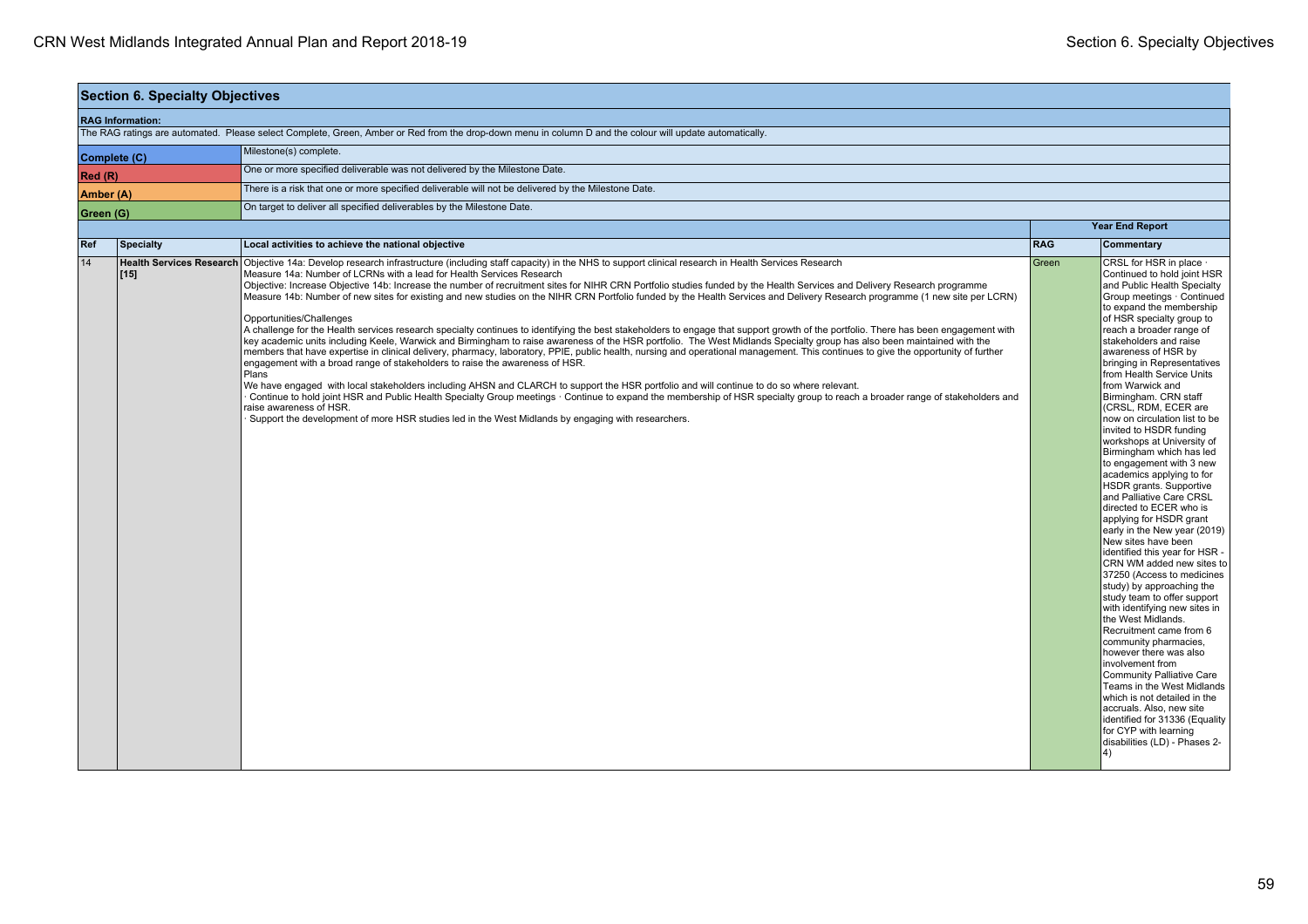## Section 6. Specialty Objectives

**RAG Information:**

The RAG ratings are automated. Please select Complete, Green, Amber or Red from the drop-down menu in column D and the colour will update automatically.

| | |
|---|---|
| **Complete (C)** | Milestone(s) complete. |
| **Red (R)** | One or more specified deliverable was not delivered by the Milestone Date. |
| **Amber (A)** | There is a risk that one or more specified deliverable will not be delivered by the Milestone Date. |
| **Green (G)** | On target to deliver all specified deliverables by the Milestone Date. |

| | | | Year End Report | |
|---|---|---|---|---|
| **Ref** | **Specialty** | **Local activities to achieve the national objective** | **RAG** | **Commentary** |
| 14 | **Health Services Research [15]** | Objective 14a: Develop research infrastructure (including staff capacity) in the NHS to support clinical research in Health Services Research<br>Measure 14a: Number of LCRNs with a lead for Health Services Research<br>Objective: Increase Objective 14b: Increase the number of recruitment sites for NIHR CRN Portfolio studies funded by the Health Services and Delivery Research programme<br>Measure 14b: Number of new sites for existing and new studies on the NIHR CRN Portfolio funded by the Health Services and Delivery Research programme (1 new site per LCRN)<br><br>Opportunities/Challenges<br>A challenge for the Health services research specialty continues to identifying the best stakeholders to engage that support growth of the portfolio. There has been engagement with key academic units including Keele, Warwick and Birmingham to raise awareness of the HSR portfolio. The West Midlands Specialty group has also been maintained with the members that have expertise in clinical delivery, pharmacy, laboratory, PPIE, public health, nursing and operational management. This continues to give the opportunity of further engagement with a broad range of stakeholders to raise the awareness of HSR.<br>Plans<br>We have engaged with local stakeholders including AHSN and CLARCH to support the HSR portfolio and will continue to do so where relevant.<br>· Continue to hold joint HSR and Public Health Specialty Group meetings · Continue to expand the membership of HSR specialty group to reach a broader range of stakeholders and raise awareness of HSR.<br>· Support the development of more HSR studies led in the West Midlands by engaging with researchers. | Green | CRSL for HSR in place · Continued to hold joint HSR and Public Health Specialty Group meetings · Continued to expand the membership of HSR specialty group to reach a broader range of stakeholders and raise awareness of HSR by bringing in Representatives from Health Service Units from Warwick and Birmingham. CRN staff (CRSL, RDM, ECER are now on circulation list to be invited to HSDR funding workshops at University of Birmingham which has led to engagement with 3 new academics applying to for HSDR grants. Supportive and Palliative Care CRSL directed to ECER who is applying for HSDR grant early in the New year (2019) New sites have been identified this year for HSR - CRN WM added new sites to 37250 (Access to medicines study) by approaching the study team to offer support with identifying new sites in the West Midlands. Recruitment came from 6 community pharmacies, however there was also involvement from Community Palliative Care Teams in the West Midlands which is not detailed in the accruals. Also, new site identified for 31336 (Equality for CYP with learning disabilities (LD) - Phases 2-4) |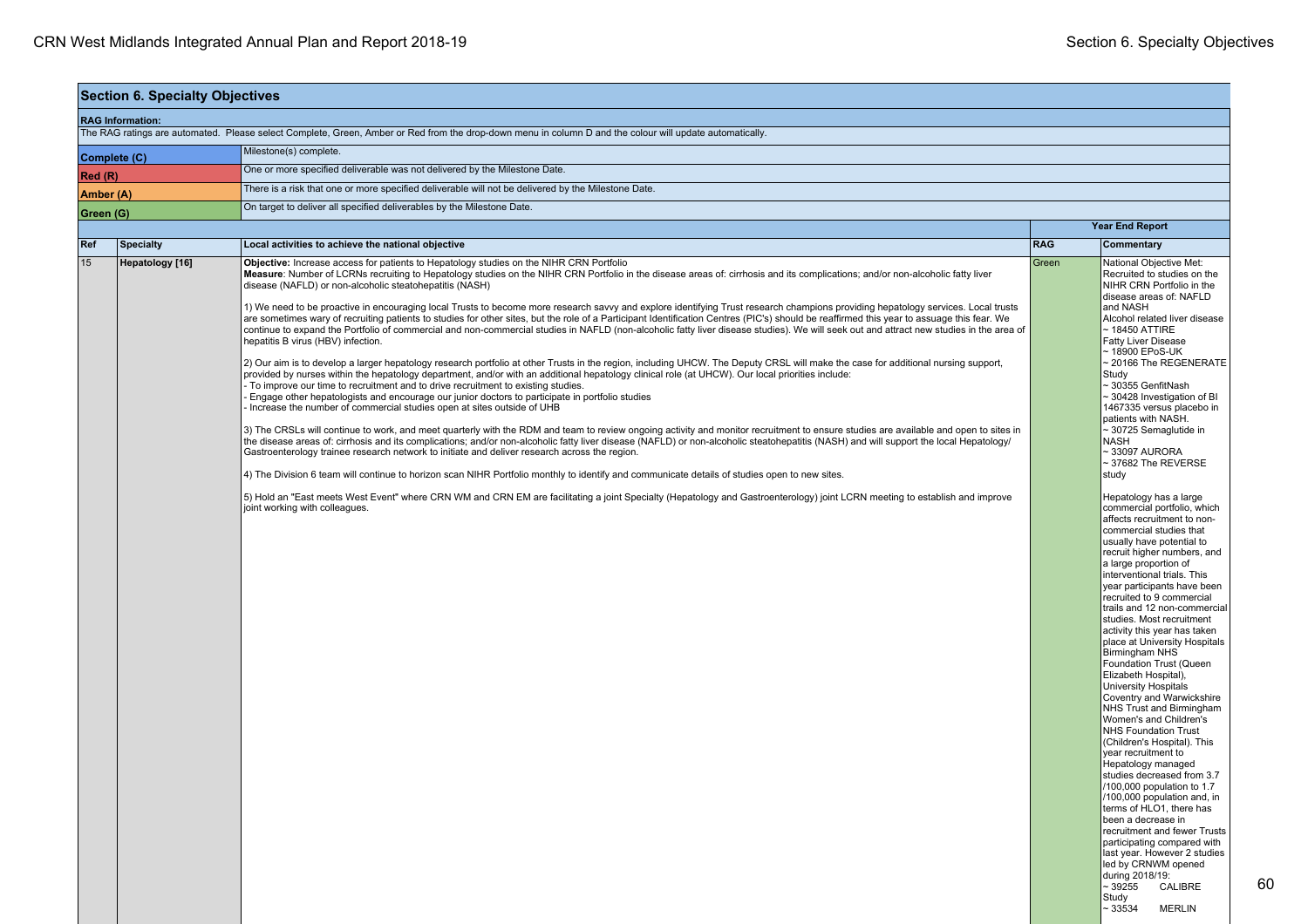## Section 6. Specialty Objectives

**RAG Information:**

The RAG ratings are automated. Please select Complete, Green, Amber or Red from the drop-down menu in column D and the colour will update automatically.

| | |
|---|---|
| **Complete (C)** | Milestone(s) complete. |
| **Red (R)** | One or more specified deliverable was not delivered by the Milestone Date. |
| **Amber (A)** | There is a risk that one or more specified deliverable will not be delivered by the Milestone Date. |
| **Green (G)** | On target to deliver all specified deliverables by the Milestone Date. |

| | | | Year End Report | |
|---|---|---|---|---|
| **Ref** | **Specialty** | **Local activities to achieve the national objective** | **RAG** | **Commentary** |
| 15 | **Hepatology [16]** | **Objective:** Increase access for patients to Hepatology studies on the NIHR CRN Portfolio<br>**Measure**: Number of LCRNs recruiting to Hepatology studies on the NIHR CRN Portfolio in the disease areas of: cirrhosis and its complications; and/or non-alcoholic fatty liver disease (NAFLD) or non-alcoholic steatohepatitis (NASH)<br><br>1) We need to be proactive in encouraging local Trusts to become more research savvy and explore identifying Trust research champions providing hepatology services. Local trusts are sometimes wary of recruiting patients to studies for other sites, but the role of a Participant Identification Centres (PIC's) should be reaffirmed this year to assuage this fear. We continue to expand the Portfolio of commercial and non-commercial studies in NAFLD (non-alcoholic fatty liver disease studies). We will seek out and attract new studies in the area of hepatitis B virus (HBV) infection.<br><br>2) Our aim is to develop a larger hepatology research portfolio at other Trusts in the region, including UHCW. The Deputy CRSL will make the case for additional nursing support, provided by nurses within the hepatology department, and/or with an additional hepatology clinical role (at UHCW). Our local priorities include:<br>- To improve our time to recruitment and to drive recruitment to existing studies.<br>- Engage other hepatologists and encourage our junior doctors to participate in portfolio studies<br>- Increase the number of commercial studies open at sites outside of UHB<br><br>3) The CRSLs will continue to work, and meet quarterly with the RDM and team to review ongoing activity and monitor recruitment to ensure studies are available and open to sites in the disease areas of: cirrhosis and its complications; and/or non-alcoholic fatty liver disease (NAFLD) or non-alcoholic steatohepatitis (NASH) and will support the local Hepatology/ Gastroenterology trainee research network to initiate and deliver research across the region.<br><br>4) The Division 6 team will continue to horizon scan NIHR Portfolio monthly to identify and communicate details of studies open to new sites.<br><br>5) Hold an "East meets West Event" where CRN WM and CRN EM are facilitating a joint Specialty (Hepatology and Gastroenterology) joint LCRN meeting to establish and improve joint working with colleagues. | Green | National Objective Met: Recruited to studies on the NIHR CRN Portfolio in the disease areas of: NAFLD and NASH<br>Alcohol related liver disease<br>~ 18450 ATTIRE<br>Fatty Liver Disease<br>~ 18900 EPoS-UK<br>~ 20166 The REGENERATE Study<br>~ 30355 GenfitNash<br>~ 30428 Investigation of BI 1467335 versus placebo in patients with NASH.<br>~ 30725 Semaglutide in NASH<br>~ 33097 AURORA<br>~ 37682 The REVERSE study<br><br>Hepatology has a large commercial portfolio, which affects recruitment to non-commercial studies that usually have potential to recruit higher numbers, and a large proportion of interventional trials. This year participants have been recruited to 9 commercial trails and 12 non-commercial studies. Most recruitment activity this year has taken place at University Hospitals Birmingham NHS Foundation Trust (Queen Elizabeth Hospital), University Hospitals Coventry and Warwickshire NHS Trust and Birmingham Women's and Children's NHS Foundation Trust (Children's Hospital). This year recruitment to Hepatology managed studies decreased from 3.7 /100,000 population to 1.7 /100,000 population and, in terms of HLO1, there has been a decrease in recruitment and fewer Trusts participating compared with last year. However 2 studies led by CRNWM opened during 2018/19:<br>~ 39255 CALIBRE Study<br>~ 33534 MERLIN |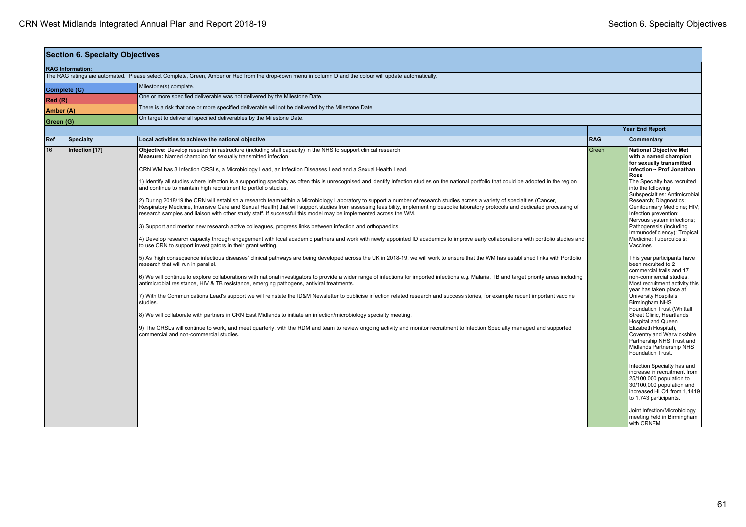## Section 6. Specialty Objectives

**RAG Information:**

The RAG ratings are automated. Please select Complete, Green, Amber or Red from the drop-down menu in column D and the colour will update automatically.

| | |
|---|---|
| **Complete (C)** | Milestone(s) complete. |
| **Red (R)** | One or more specified deliverable was not delivered by the Milestone Date. |
| **Amber (A)** | There is a risk that one or more specified deliverable will not be delivered by the Milestone Date. |
| **Green (G)** | On target to deliver all specified deliverables by the Milestone Date. |

| | | | Year End Report | |
|---|---|---|---|---|
| **Ref** | **Specialty** | **Local activities to achieve the national objective** | **RAG** | **Commentary** |
| 16 | **Infection [17]** | **Objective:** Develop research infrastructure (including staff capacity) in the NHS to support clinical research<br>**Measure:** Named champion for sexually transmitted infection<br><br>CRN WM has 3 Infection CRSLs, a Microbiology Lead, an Infection Diseases Lead and a Sexual Health Lead.<br><br>1) Identify all studies where Infection is a supporting specialty as often this is unrecognised and identify Infection studies on the national portfolio that could be adopted in the region and continue to maintain high recruitment to portfolio studies.<br><br>2) During 2018/19 the CRN will establish a research team within a Microbiology Laboratory to support a number of research studies across a variety of specialties (Cancer, Respiratory Medicine, Intensive Care and Sexual Health) that will support studies from assessing feasibility, implementing bespoke laboratory protocols and dedicated processing of research samples and liaison with other study staff. If successful this model may be implemented across the WM.<br><br>3) Support and mentor new research active colleagues, progress links between infection and orthopaedics.<br><br>4) Develop research capacity through engagement with local academic partners and work with newly appointed ID academics to improve early collaborations with portfolio studies and to use CRN to support investigators in their grant writing.<br><br>5) As 'high consequence infectious diseases' clinical pathways are being developed across the UK in 2018-19, we will work to ensure that the WM has established links with Portfolio research that will run in parallel.<br><br>6) We will continue to explore collaborations with national investigators to provide a wider range of infections for imported infections e.g. Malaria, TB and target priority areas including antimicrobial resistance, HIV & TB resistance, emerging pathogens, antiviral treatments.<br><br>7) With the Communications Lead's support we will reinstate the ID&M Newsletter to publicise infection related research and success stories, for example recent important vaccine studies.<br><br>8) We will collaborate with partners in CRN East Midlands to initiate an infection/microbiology specialty meeting.<br><br>9) The CRSLs will continue to work, and meet quarterly, with the RDM and team to review ongoing activity and monitor recruitment to Infection Specialty managed and supported commercial and non-commercial studies. | Green | **National Objective Met with a named champion for sexually transmitted infection ~ Prof Jonathan Ross**<br>The Specialty has recruited into the following Subspecialties: Antimicrobial Research; Diagnostics; Genitourinary Medicine; HIV; Infection prevention; Nervous system infections; Pathogenesis (including Immunodeficiency); Tropical Medicine; Tuberculosis; Vaccines<br><br>This year participants have been recruited to 2 commercial trails and 17 non-commercial studies. Most recruitment activity this year has taken place at University Hospitals Birmingham NHS Foundation Trust (Whittall Street Clinic, Heartlands Hospital and Queen Elizabeth Hospital), Coventry and Warwickshire Partnership NHS Trust and Midlands Partnership NHS Foundation Trust.<br><br>Infection Specialty has and increase in recruitment from 25/100,000 population to 30/100,000 population and increased HLO1 from 1,1419 to 1,743 participants.<br><br>Joint Infection/Microbiology meeting held in Birmingham with CRNEM |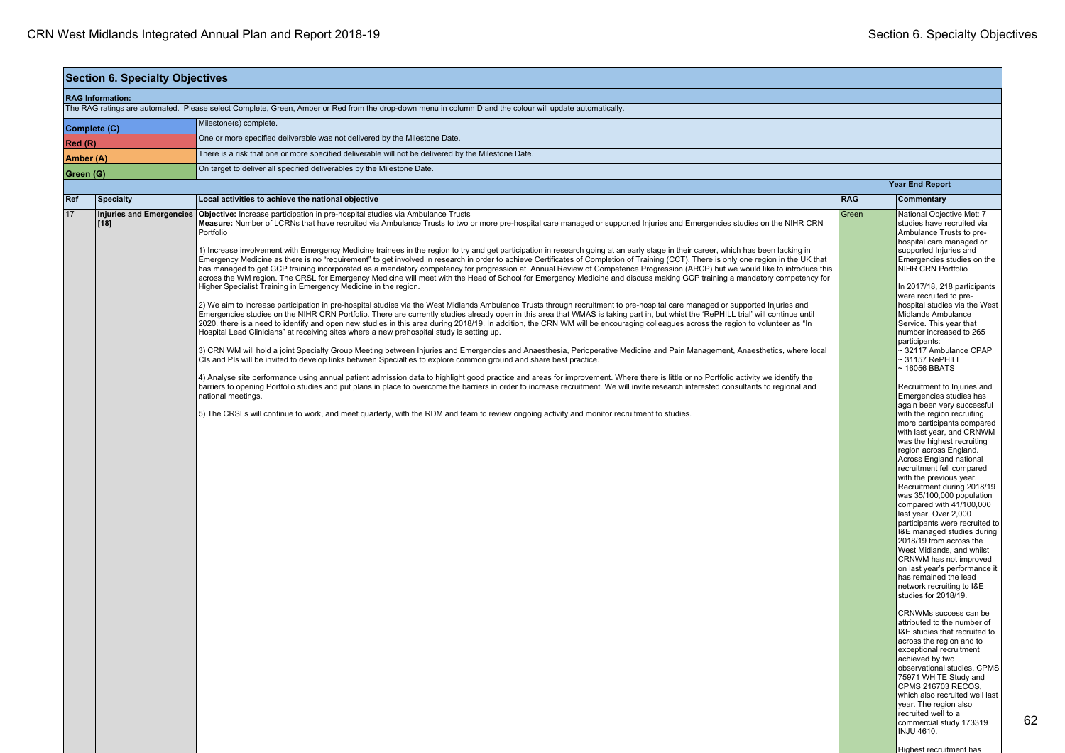## Section 6. Specialty Objectives

**RAG Information:**

The RAG ratings are automated. Please select Complete, Green, Amber or Red from the drop-down menu in column D and the colour will update automatically.

| | |
|---|---|
| **Complete (C)** | Milestone(s) complete. |
| **Red (R)** | One or more specified deliverable was not delivered by the Milestone Date. |
| **Amber (A)** | There is a risk that one or more specified deliverable will not be delivered by the Milestone Date. |
| **Green (G)** | On target to deliver all specified deliverables by the Milestone Date. |

| | | | Year End Report | |
|---|---|---|---|---|
| **Ref** | **Specialty** | **Local activities to achieve the national objective** | **RAG** | **Commentary** |
| 17 | **Injuries and Emergencies [18]** | **Objective:** Increase participation in pre-hospital studies via Ambulance Trusts<br>**Measure:** Number of LCRNs that have recruited via Ambulance Trusts to two or more pre-hospital care managed or supported Injuries and Emergencies studies on the NIHR CRN Portfolio<br><br>1) Increase involvement with Emergency Medicine trainees in the region to try and get participation in research going at an early stage in their career, which has been lacking in Emergency Medicine as there is no "requirement" to get involved in research in order to achieve Certificates of Completion of Training (CCT). There is only one region in the UK that has managed to get GCP training incorporated as a mandatory competency for progression at Annual Review of Competence Progression (ARCP) but we would like to introduce this across the WM region. The CRSL for Emergency Medicine will meet with the Head of School for Emergency Medicine and discuss making GCP training a mandatory competency for Higher Specialist Training in Emergency Medicine in the region.<br><br>2) We aim to increase participation in pre-hospital studies via the West Midlands Ambulance Trusts through recruitment to pre-hospital care managed or supported Injuries and Emergencies studies on the NIHR CRN Portfolio. There are currently studies already open in this area that WMAS is taking part in, but whilst the 'RePHILL trial' will continue until 2020, there is a need to identify and open new studies in this area during 2018/19. In addition, the CRN WM will be encouraging colleagues across the region to volunteer as "In Hospital Lead Clinicians" at receiving sites where a new prehospital study is setting up.<br><br>3) CRN WM will hold a joint Specialty Group Meeting between Injuries and Emergencies and Anaesthesia, Perioperative Medicine and Pain Management, Anaesthetics, where local CIs and PIs will be invited to develop links between Specialties to explore common ground and share best practice.<br><br>4) Analyse site performance using annual patient admission data to highlight good practice and areas for improvement. Where there is little or no Portfolio activity we identify the barriers to opening Portfolio studies and put plans in place to overcome the barriers in order to increase recruitment. We will invite research interested consultants to regional and national meetings.<br><br>5) The CRSLs will continue to work, and meet quarterly, with the RDM and team to review ongoing activity and monitor recruitment to studies. | Green | National Objective Met: 7 studies have recruited via Ambulance Trusts to pre-hospital care managed or supported Injuries and Emergencies studies on the NIHR CRN Portfolio<br><br>In 2017/18, 218 participants were recruited to pre-hospital studies via the West Midlands Ambulance Service. This year that number increased to 265 participants:<br>~ 32117 Ambulance CPAP<br>~ 31157 RePHILL<br>~ 16056 BBATS<br><br>Recruitment to Injuries and Emergencies studies has again been very successful with the region recruiting more participants compared with last year, and CRNWM was the highest recruiting region across England. Across England national recruitment fell compared with the previous year. Recruitment during 2018/19 was 35/100,000 population compared with 41/100,000 last year. Over 2,000 participants were recruited to I&E managed studies during 2018/19 from across the West Midlands, and whilst CRNWM has not improved on last year's performance it has remained the lead network recruiting to I&E studies for 2018/19.<br><br>CRNWMs success can be attributed to the number of I&E studies that recruited to across the region and to exceptional recruitment achieved by two observational studies, CPMS 75971 WHiTE Study and CPMS 216703 RECOS, which also recruited well last year. The region also recruited well to a commercial study 173319 INJU 4610.<br><br>Highest recruitment has |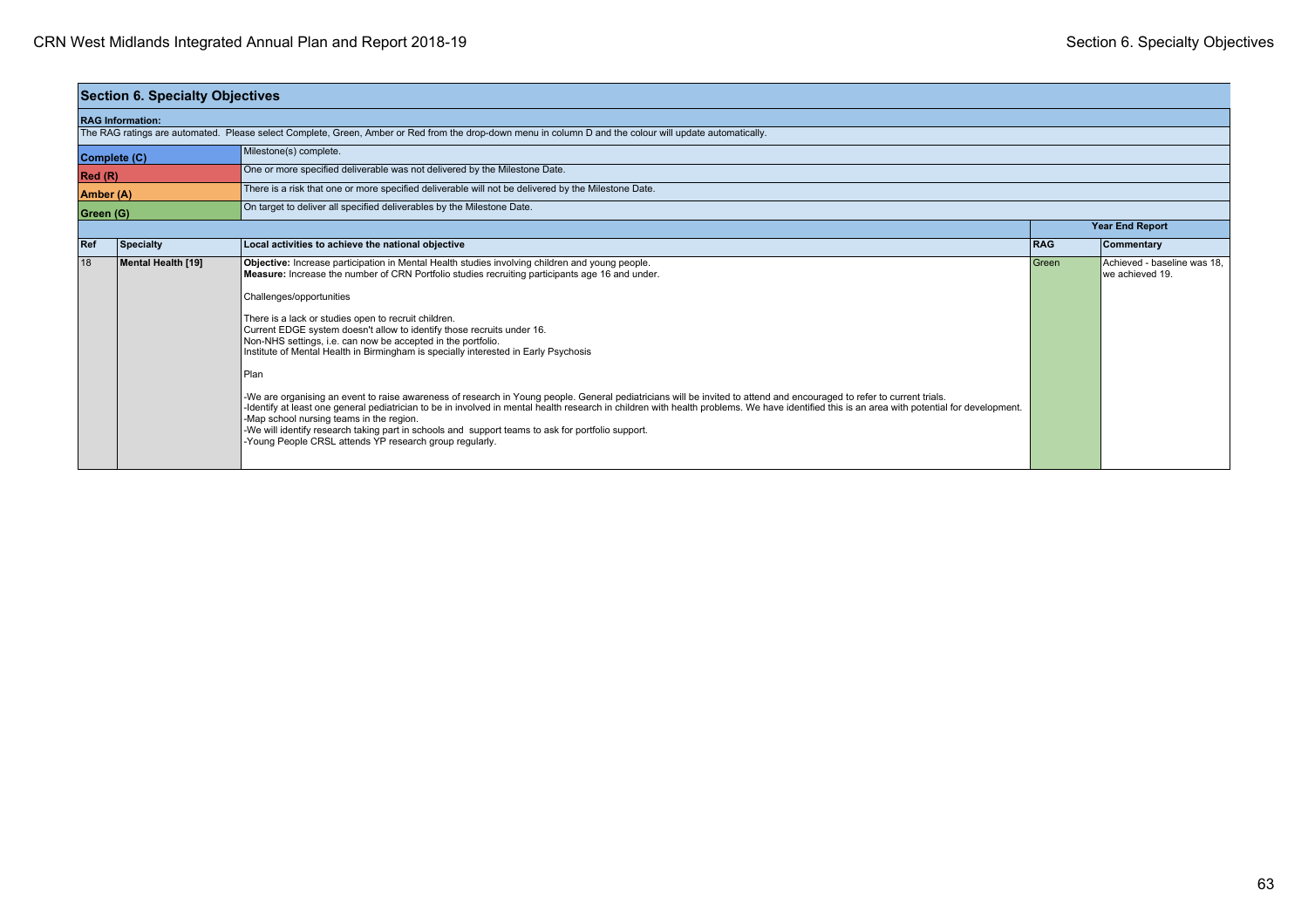## Section 6. Specialty Objectives

**RAG Information:**

The RAG ratings are automated. Please select Complete, Green, Amber or Red from the drop-down menu in column D and the colour will update automatically.

| | |
|---|---|
| **Complete (C)** | Milestone(s) complete. |
| **Red (R)** | One or more specified deliverable was not delivered by the Milestone Date. |
| **Amber (A)** | There is a risk that one or more specified deliverable will not be delivered by the Milestone Date. |
| **Green (G)** | On target to deliver all specified deliverables by the Milestone Date. |

| | | | **Year End Report** | |
|---|---|---|---|---|
| **Ref** | **Specialty** | **Local activities to achieve the national objective** | **RAG** | **Commentary** |
| 18 | **Mental Health [19]** | **Objective:** Increase participation in Mental Health studies involving children and young people.<br>**Measure:** Increase the number of CRN Portfolio studies recruiting participants age 16 and under.<br><br>Challenges/opportunities<br><br>There is a lack or studies open to recruit children.<br>Current EDGE system doesn't allow to identify those recruits under 16.<br>Non-NHS settings, i.e. can now be accepted in the portfolio.<br>Institute of Mental Health in Birmingham is specially interested in Early Psychosis<br><br>Plan<br><br>-We are organising an event to raise awareness of research in Young people. General pediatricians will be invited to attend and encouraged to refer to current trials.<br>-Identify at least one general pediatrician to be in involved in mental health research in children with health problems. We have identified this is an area with potential for development.<br>-Map school nursing teams in the region.<br>-We will identify research taking part in schools and support teams to ask for portfolio support.<br>-Young People CRSL attends YP research group regularly. | Green | Achieved - baseline was 18, we achieved 19. |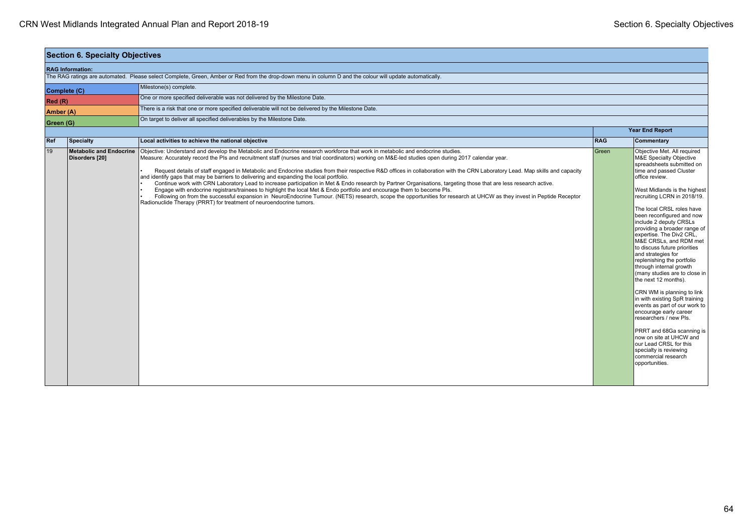## Section 6. Specialty Objectives

**RAG Information:**

The RAG ratings are automated. Please select Complete, Green, Amber or Red from the drop-down menu in column D and the colour will update automatically.

| | |
|---|---|
| **Complete (C)** | Milestone(s) complete. |
| **Red (R)** | One or more specified deliverable was not delivered by the Milestone Date. |
| **Amber (A)** | There is a risk that one or more specified deliverable will not be delivered by the Milestone Date. |
| **Green (G)** | On target to deliver all specified deliverables by the Milestone Date. |

| | | | Year End Report | |
|---|---|---|---|---|
| **Ref** | **Specialty** | **Local activities to achieve the national objective** | **RAG** | **Commentary** |
| 19 | **Metabolic and Endocrine Disorders [20]** | Objective: Understand and develop the Metabolic and Endocrine research workforce that work in metabolic and endocrine studies.<br>Measure: Accurately record the PIs and recruitment staff (nurses and trial coordinators) working on M&E-led studies open during 2017 calendar year.<br><br>• Request details of staff engaged in Metabolic and Endocrine studies from their respective R&D offices in collaboration with the CRN Laboratory Lead. Map skills and capacity and identify gaps that may be barriers to delivering and expanding the local portfolio.<br>• Continue work with CRN Laboratory Lead to increase participation in Met & Endo research by Partner Organisations, targeting those that are less research active.<br>• Engage with endocrine registrars/trainees to highlight the local Met & Endo portfolio and encourage them to become PIs.<br>• Following on from the successful expansion in NeuroEndocrine Tumour. (NETS) research, scope the opportunities for research at UHCW as they invest in Peptide Receptor Radionuclide Therapy (PRRT) for treatment of neuroendocrine tumors. | Green | Objective Met. All required M&E Specialty Objective spreadsheets submitted on time and passed Cluster office review.<br><br>West Midlands is the highest recruiting LCRN in 2018/19.<br><br>The local CRSL roles have been reconfigured and now include 2 deputy CRSLs providing a broader range of expertise. The Div2 CRL, M&E CRSLs, and RDM met to discuss future priorities and strategies for replenishing the portfolio through internal growth (many studies are to close in the next 12 months).<br><br>CRN WM is planning to link in with existing SpR training events as part of our work to encourage early career researchers / new PIs.<br><br>PRRT and 68Ga scanning is now on site at UHCW and our Lead CRSL for this specialty is reviewing commercial research opportunities. |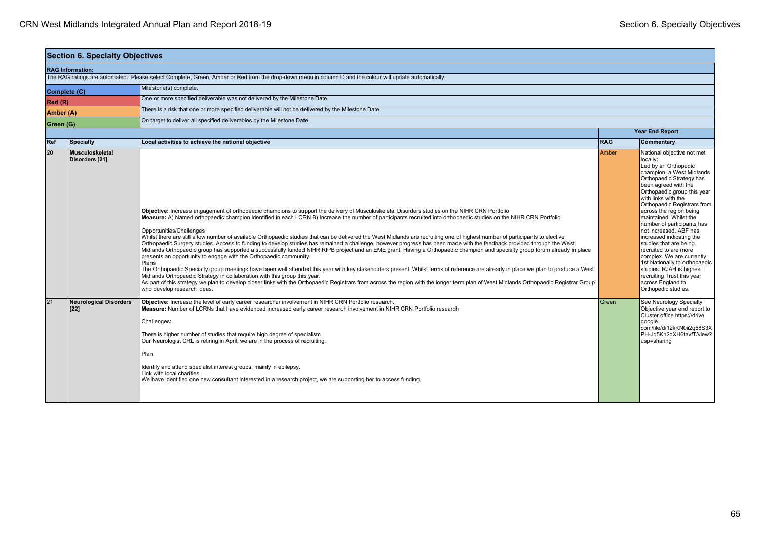## Section 6. Specialty Objectives

**RAG Information:**

The RAG ratings are automated. Please select Complete, Green, Amber or Red from the drop-down menu in column D and the colour will update automatically.

| | |
|---|---|
| **Complete (C)** | Milestone(s) complete. |
| **Red (R)** | One or more specified deliverable was not delivered by the Milestone Date. |
| **Amber (A)** | There is a risk that one or more specified deliverable will not be delivered by the Milestone Date. |
| **Green (G)** | On target to deliver all specified deliverables by the Milestone Date. |

| | | | Year End Report | |
|---|---|---|---|---|
| **Ref** | **Specialty** | **Local activities to achieve the national objective** | **RAG** | **Commentary** |
| 20 | **Musculoskeletal Disorders [21]** | **Objective:** Increase engagement of orthopaedic champions to support the delivery of Musculoskeletal Disorders studies on the NIHR CRN Portfolio<br>**Measure:** A) Named orthopaedic champion identified in each LCRN B) Increase the number of participants recruited into orthopaedic studies on the NIHR CRN Portfolio<br><br>Opportunities/Challenges<br>Whilst there are still a low number of available Orthopaedic studies that can be delivered the West Midlands are recruiting one of highest number of participants to elective Orthopaedic Surgery studies. Access to funding to develop studies has remained a challenge, however progress has been made with the feedback provided through the West Midlands Orthopaedic group has supported a successfully funded NIHR RfPB project and an EME grant. Having a Orthopaedic champion and specialty group forum already in place presents an opportunity to engage with the Orthopaedic community.<br>Plans<br>The Orthopaedic Specialty group meetings have been well attended this year with key stakeholders present. Whilst terms of reference are already in place we plan to produce a West Midlands Orthopaedic Strategy in collaboration with this group this year.<br>As part of this strategy we plan to develop closer links with the Orthopaedic Registrars from across the region with the longer term plan of West Midlands Orthopaedic Registrar Group who develop research ideas. | Amber | National objective not met locally:<br>Led by an Orthopedic champion, a West Midlands Orthopaedic Strategy has been agreed with the Orthopaedic group this year with links with the Orthopaedic Registrars from across the region being maintained. Whilst the number of participants has not increased, ABF has increased indicating the studies that are being recruited to are more complex. We are currently 1st Nationally to orthopaedic studies. RJAH is highest recruiting Trust this year across England to Orthopedic studies. |
| 21 | **Neurological Disorders [22]** | **Objective:** Increase the level of early career researcher involvement in NIHR CRN Portfolio research.<br>**Measure:** Number of LCRNs that have evidenced increased early career research involvement in NIHR CRN Portfolio research<br><br>Challenges:<br><br>There is higher number of studies that require high degree of specialism<br>Our Neurologist CRL is retiring in April, we are in the process of recruiting.<br><br>Plan<br><br>Identify and attend specialist interest groups, mainly in epilepsy.<br>Link with local charities.<br>We have identified one new consultant interested in a research project, we are supporting her to access funding. | Green | See Neurology Specialty Objective year end report to Cluster office https://drive.google.com/file/d/12kKN0ii2q58S3XPH-Jq5Kn2dXH6tavfT/view?usp=sharing |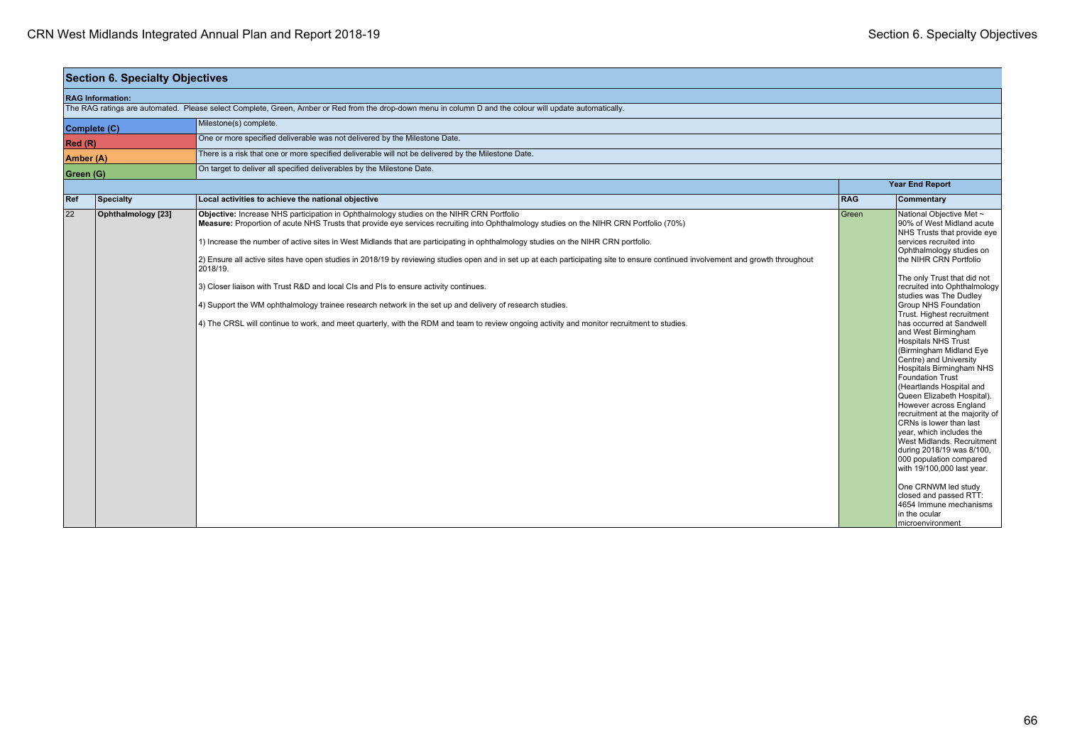## Section 6. Specialty Objectives

**RAG Information:**

The RAG ratings are automated. Please select Complete, Green, Amber or Red from the drop-down menu in column D and the colour will update automatically.

| | |
|---|---|
| **Complete (C)** | Milestone(s) complete. |
| **Red (R)** | One or more specified deliverable was not delivered by the Milestone Date. |
| **Amber (A)** | There is a risk that one or more specified deliverable will not be delivered by the Milestone Date. |
| **Green (G)** | On target to deliver all specified deliverables by the Milestone Date. |

| | | | Year End Report | |
|---|---|---|---|---|
| **Ref** | **Specialty** | **Local activities to achieve the national objective** | **RAG** | **Commentary** |
| 22 | **Ophthalmology [23]** | **Objective:** Increase NHS participation in Ophthalmology studies on the NIHR CRN Portfolio<br>**Measure:** Proportion of acute NHS Trusts that provide eye services recruiting into Ophthalmology studies on the NIHR CRN Portfolio (70%)<br><br>1) Increase the number of active sites in West Midlands that are participating in ophthalmology studies on the NIHR CRN portfolio.<br><br>2) Ensure all active sites have open studies in 2018/19 by reviewing studies open and in set up at each participating site to ensure continued involvement and growth throughout 2018/19.<br><br>3) Closer liaison with Trust R&D and local CIs and PIs to ensure activity continues.<br><br>4) Support the WM ophthalmology trainee research network in the set up and delivery of research studies.<br><br>4) The CRSL will continue to work, and meet quarterly, with the RDM and team to review ongoing activity and monitor recruitment to studies. | Green | National Objective Met ~ 90% of West Midland acute NHS Trusts that provide eye services recruited into Ophthalmology studies on the NIHR CRN Portfolio<br><br>The only Trust that did not recruited into Ophthalmology studies was The Dudley Group NHS Foundation Trust. Highest recruitment has occurred at Sandwell and West Birmingham Hospitals NHS Trust (Birmingham Midland Eye Centre) and University Hospitals Birmingham NHS Foundation Trust (Heartlands Hospital and Queen Elizabeth Hospital). However across England recruitment at the majority of CRNs is lower than last year, which includes the West Midlands. Recruitment during 2018/19 was 8/100,000 population compared with 19/100,000 last year.<br><br>One CRNWM led study closed and passed RTT: 4654 Immune mechanisms in the ocular microenvironment |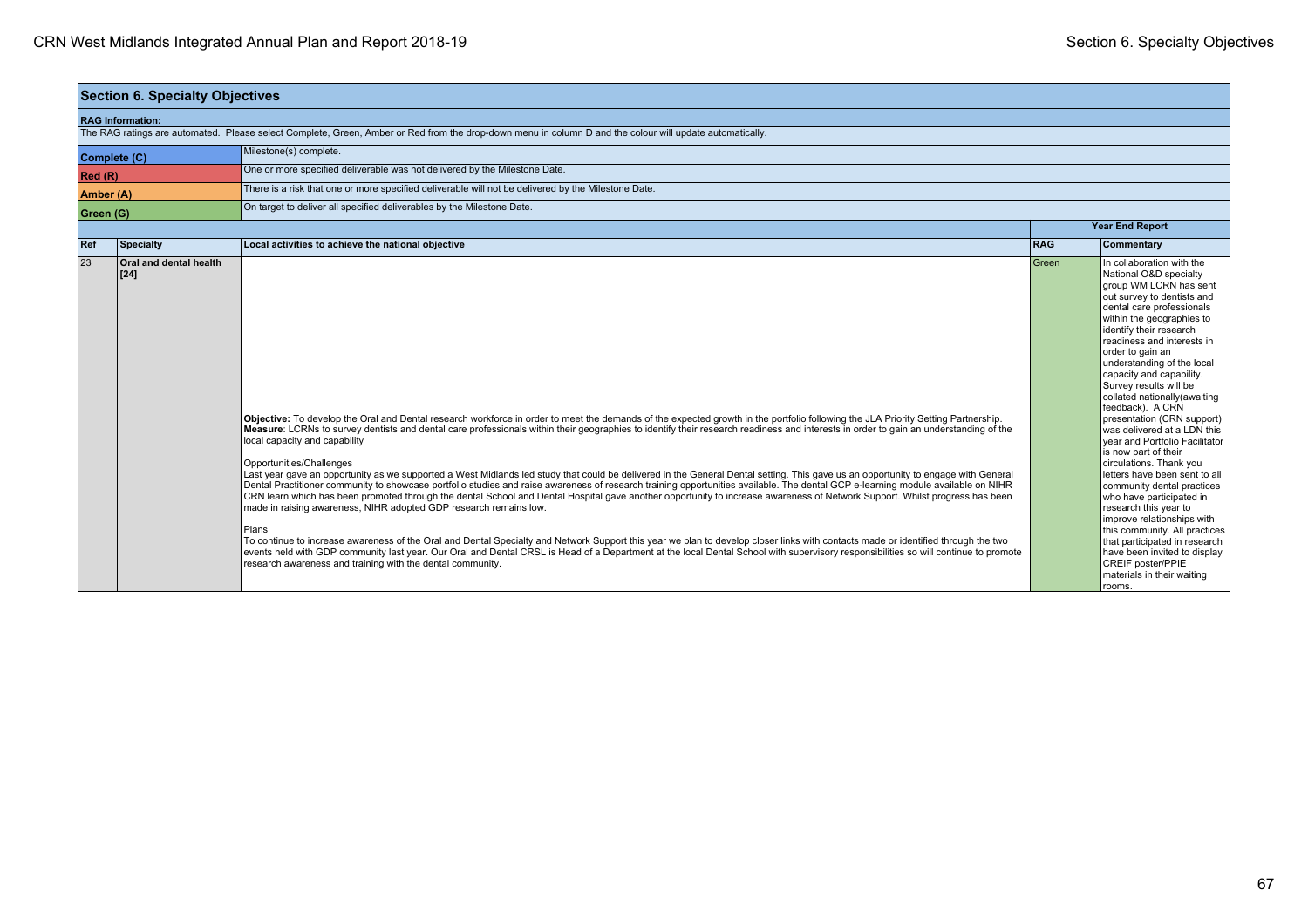## Section 6. Specialty Objectives

**RAG Information:**

The RAG ratings are automated. Please select Complete, Green, Amber or Red from the drop-down menu in column D and the colour will update automatically.

| | |
|---|---|
| **Complete (C)** | Milestone(s) complete. |
| **Red (R)** | One or more specified deliverable was not delivered by the Milestone Date. |
| **Amber (A)** | There is a risk that one or more specified deliverable will not be delivered by the Milestone Date. |
| **Green (G)** | On target to deliver all specified deliverables by the Milestone Date. |

| | | | Year End Report | |
|---|---|---|---|---|
| **Ref** | **Specialty** | **Local activities to achieve the national objective** | **RAG** | **Commentary** |
| 23 | **Oral and dental health [24]** | **Objective:** To develop the Oral and Dental research workforce in order to meet the demands of the expected growth in the portfolio following the JLA Priority Setting Partnership.<br>**Measure**: LCRNs to survey dentists and dental care professionals within their geographies to identify their research readiness and interests in order to gain an understanding of the local capacity and capability<br><br>Opportunities/Challenges<br>Last year gave an opportunity as we supported a West Midlands led study that could be delivered in the General Dental setting. This gave us an opportunity to engage with General Dental Practitioner community to showcase portfolio studies and raise awareness of research training opportunities available. The dental GCP e-learning module available on NIHR CRN learn which has been promoted through the dental School and Dental Hospital gave another opportunity to increase awareness of Network Support. Whilst progress has been made in raising awareness, NIHR adopted GDP research remains low.<br><br>Plans<br>To continue to increase awareness of the Oral and Dental Specialty and Network Support this year we plan to develop closer links with contacts made or identified through the two events held with GDP community last year. Our Oral and Dental CRSL is Head of a Department at the local Dental School with supervisory responsibilities so will continue to promote research awareness and training with the dental community. | Green | In collaboration with the National O&D specialty group WM LCRN has sent out survey to dentists and dental care professionals within the geographies to identify their research readiness and interests in order to gain an understanding of the local capacity and capability. Survey results will be collated nationally(awaiting feedback). A CRN presentation (CRN support) was delivered at a LDN this year and Portfolio Facilitator is now part of their circulations. Thank you letters have been sent to all community dental practices who have participated in research this year to improve relationships with this community. All practices that participated in research have been invited to display CREIF poster/PPIE materials in their waiting rooms. |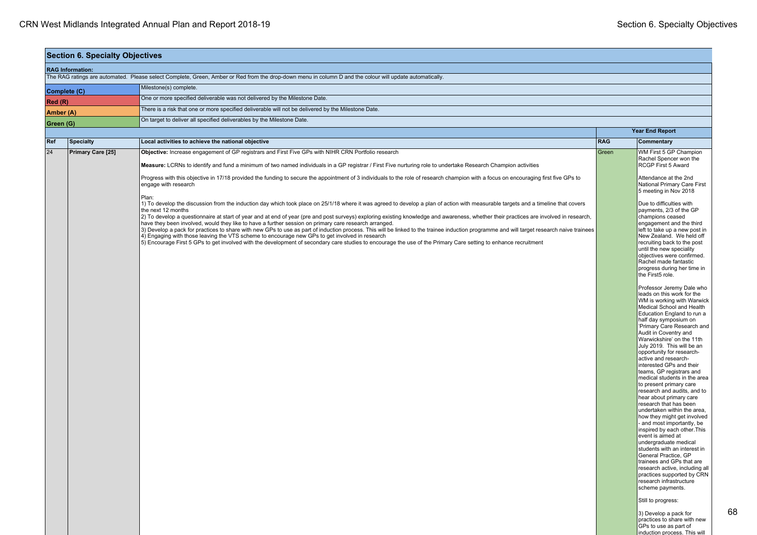## Section 6. Specialty Objectives

**RAG Information:**

The RAG ratings are automated. Please select Complete, Green, Amber or Red from the drop-down menu in column D and the colour will update automatically.

| | |
|---|---|
| **Complete (C)** | Milestone(s) complete. |
| **Red (R)** | One or more specified deliverable was not delivered by the Milestone Date. |
| **Amber (A)** | There is a risk that one or more specified deliverable will not be delivered by the Milestone Date. |
| **Green (G)** | On target to deliver all specified deliverables by the Milestone Date. |

| | | | Year End Report | |
|---|---|---|---|---|
| **Ref** | **Specialty** | **Local activities to achieve the national objective** | **RAG** | **Commentary** |
| 24 | **Primary Care [25]** | **Objective:** Increase engagement of GP registrars and First Five GPs with NIHR CRN Portfolio research<br><br>**Measure:** LCRNs to identify and fund a minimum of two named individuals in a GP registrar / First Five nurturing role to undertake Research Champion activities<br><br>Progress with this objective in 17/18 provided the funding to secure the appointment of 3 individuals to the role of research champion with a focus on encouraging first five GPs to engage with research<br><br>Plan:<br>1) To develop the discussion from the induction day which took place on 25/1/18 where it was agreed to develop a plan of action with measurable targets and a timeline that covers the next 12 months<br>2) To develop a questionnaire at start of year and at end of year (pre and post surveys) exploring existing knowledge and awareness, whether their practices are involved in research, have they been involved, would they like to have a further session on primary care research arranged.<br>3) Develop a pack for practices to share with new GPs to use as part of induction process. This will be linked to the trainee induction programme and will target research naive trainees<br>4) Engaging with those leaving the VTS scheme to encourage new GPs to get involved in research<br>5) Encourage First 5 GPs to get involved with the development of secondary care studies to encourage the use of the Primary Care setting to enhance recruitment | Green | WM First 5 GP Champion Rachel Spencer won the RCGP First 5 Award<br><br>Attendance at the 2nd National Primary Care First 5 meeting in Nov 2018<br><br>Due to difficulties with payments, 2/3 of the GP champions ceased engagement and the third left to take up a new post in New Zealand. We held off recruiting back to the post until the new speciality objectives were confirmed. Rachel made fantastic progress during her time in the First5 role.<br><br>Professor Jeremy Dale who leads on this work for the WM is working with Warwick Medical School and Health Education England to run a half day symposium on 'Primary Care Research and Audit in Coventry and Warwickshire' on the 11th July 2019. This will be an opportunity for research-active and research-interested GPs and their teams, GP registrars and medical students in the area to present primary care research and audits, and to hear about primary care research that has been undertaken within the area, how they might get involved - and most importantly, be inspired by each other.This event is aimed at undergraduate medical students with an interest in General Practice, GP trainees and GPs that are research active, including all practices supported by CRN research infrastructure scheme payments.<br><br>Still to progress:<br><br>3) Develop a pack for practices to share with new GPs to use as part of induction process. This will |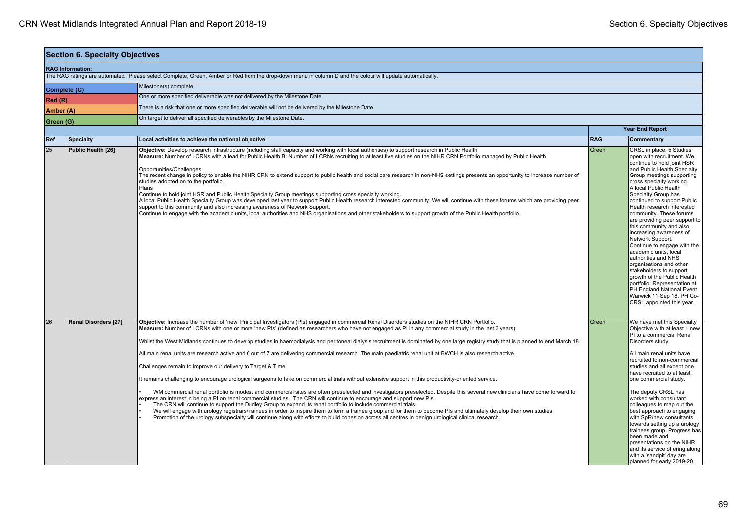## Section 6. Specialty Objectives

**RAG Information:**

The RAG ratings are automated. Please select Complete, Green, Amber or Red from the drop-down menu in column D and the colour will update automatically.

| | |
|---|---|
| **Complete (C)** | Milestone(s) complete. |
| **Red (R)** | One or more specified deliverable was not delivered by the Milestone Date. |
| **Amber (A)** | There is a risk that one or more specified deliverable will not be delivered by the Milestone Date. |
| **Green (G)** | On target to deliver all specified deliverables by the Milestone Date. |

| | | | Year End Report | |
|---|---|---|---|---|
| **Ref** | **Specialty** | **Local activities to achieve the national objective** | **RAG** | **Commentary** |
| 25 | **Public Health [26]** | **Objective:** Develop research infrastructure (including staff capacity and working with local authorities) to support research in Public Health<br>**Measure:** Number of LCRNs with a lead for Public Health B: Number of LCRNs recruiting to at least five studies on the NIHR CRN Portfolio managed by Public Health<br><br>Opportunities/Challenges<br>The recent change in policy to enable the NIHR CRN to extend support to public health and social care research in non-NHS settings presents an opportunity to increase number of studies adopted on to the portfolio.<br>Plans<br>Continue to hold joint HSR and Public Health Specialty Group meetings supporting cross specialty working.<br>A local Public Health Specialty Group was developed last year to support Public Health research interested community. We will continue with these forums which are providing peer support to this community and also increasing awareness of Network Support.<br>Continue to engage with the academic units, local authorities and NHS organisations and other stakeholders to support growth of the Public Health portfolio. | Green | CRSL in place; 5 Studies open with recruitment. We continue to hold joint HSR and Public Health Specialty Group meetings supporting cross specialty working.<br>A local Public Health Specialty Group has continued to support Public Health research interested community. These forums are providing peer support to this community and also increasing awareness of Network Support.<br>Continue to engage with the academic units, local authorities and NHS organisations and other stakeholders to support growth of the Public Health portfolio. Representation at PH England National Event Warwick 11 Sep 18. PH Co-CRSL appointed this year. |
| 26 | **Renal Disorders [27]** | **Objective:** Increase the number of 'new' Principal Investigators (PIs) engaged in commercial Renal Disorders studies on the NIHR CRN Portfolio.<br>**Measure:** Number of LCRNs with one or more 'new PIs' (defined as researchers who have not engaged as PI in any commercial study in the last 3 years).<br><br>Whilst the West Midlands continues to develop studies in haemodialysis and peritoneal dialysis recruitment is dominated by one large registry study that is planned to end March 18.<br><br>All main renal units are research active and 6 out of 7 are delivering commercial research. The main paediatric renal unit at BWCH is also research active.<br><br>Challenges remain to improve our delivery to Target & Time.<br><br>It remains challenging to encourage urological surgeons to take on commercial trials without extensive support in this productivity-oriented service.<br><br>• WM commercial renal portfolio is modest and commercial sites are often preselected and investigators preselected. Despite this several new clinicians have come forward to express an interest in being a PI on renal commercial studies. The CRN will continue to encourage and support new PIs.<br>• The CRN will continue to support the Dudley Group to expand its renal portfolio to include commercial trials.<br>• We will engage with urology registrars/trainees in order to inspire them to form a trainee group and for them to become PIs and ultimately develop their own studies.<br>• Promotion of the urology subspecialty will continue along with efforts to build cohesion across all centres in benign urological clinical research. | Green | We have met this Specialty Objective with at least 1 new PI to a commercial Renal Disorders study.<br><br>All main renal units have recruited to non-commercial studies and all except one have recruited to at least one commercial study.<br><br>The deputy CRSL has worked with consultant colleagues to map out the best approach to engaging with SpR/new consultants towards setting up a urology trainees group. Progress has been made and presentations on the NIHR and its service offering along with a 'sandpit' day are planned for early 2019-20. |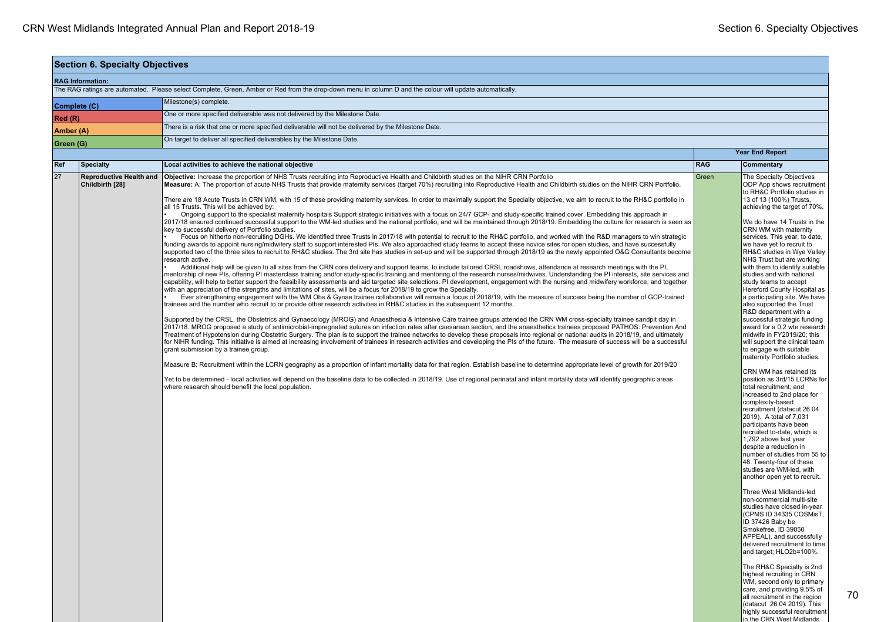## Section 6. Specialty Objectives

**RAG Information:**

The RAG ratings are automated. Please select Complete, Green, Amber or Red from the drop-down menu in column D and the colour will update automatically.

| | |
|---|---|
| **Complete (C)** | Milestone(s) complete. |
| **Red (R)** | One or more specified deliverable was not delivered by the Milestone Date. |
| **Amber (A)** | There is a risk that one or more specified deliverable will not be delivered by the Milestone Date. |
| **Green (G)** | On target to deliver all specified deliverables by the Milestone Date. |

| | | | Year End Report | |
|---|---|---|---|---|
| **Ref** | **Specialty** | **Local activities to achieve the national objective** | **RAG** | **Commentary** |
| 27 | **Reproductive Health and Childbirth [28]** | **Objective:** Increase the proportion of NHS Trusts recruiting into Reproductive Health and Childbirth studies on the NIHR CRN Portfolio<br>**Measure:** A: The proportion of acute NHS Trusts that provide maternity services (target 70%) recruiting into Reproductive Health and Childbirth studies on the NIHR CRN Portfolio.<br><br>There are 18 Acute Trusts in CRN WM, with 15 of these providing maternity services. In order to maximally support the Specialty objective, we aim to recruit to the RH&C portfolio in all 15 Trusts. This will be achieved by:<br>• Ongoing support to the specialist maternity hospitals Support strategic initiatives with a focus on 24/7 GCP- and study-specific trained cover. Embedding this approach in 2017/18 ensured continued successful support to the WM-led studies and the national portfolio, and will be maintained through 2018/19. Embedding the culture for research is seen as key to successful delivery of Portfolio studies.<br>• Focus on hitherto non-recruiting DGHs. We identified three Trusts in 2017/18 with potential to recruit to the RH&C portfolio, and worked with the R&D managers to win strategic funding awards to appoint nursing/midwifery staff to support interested PIs. We also approached study teams to accept these novice sites for open studies, and have successfully supported two of the three sites to recruit to RH&C studies. The 3rd site has studies in set-up and will be supported through 2018/19 as the newly appointed O&G Consultants become research active.<br>• Additional help will be given to all sites from the CRN core delivery and support teams, to include tailored CRSL roadshows, attendance at research meetings with the PI, mentorship of new PIs, offering PI masterclass training and/or study-specific training and mentoring of the research nurses/midwives. Understanding the PI interests, site services and capability, will help to better support the feasibility assessments and aid targeted site selections. PI development, engagement with the nursing and midwifery workforce, and together with an appreciation of the strengths and limitations of sites, will be a focus for 2018/19 to grow the Specialty.<br>• Ever strengthening engagement with the WM Obs & Gynae trainee collaborative will remain a focus of 2018/19, with the measure of success being the number of GCP-trained trainees and the number who recruit to or provide other research activities in RH&C studies in the subsequent 12 months.<br><br>Supported by the CRSL, the Obstetrics and Gynaecology (MROG) and Anaesthesia & Intensive Care trainee groups attended the CRN WM cross-specialty trainee sandpit day in 2017/18. MROG proposed a study of antimicrobial-impregnated sutures on infection rates after caesarean section, and the anaesthetics trainees proposed PATHOS: Prevention And Treatment of Hypotension during Obstetric Surgery. The plan is to support the trainee networks to develop these proposals into regional or national audits in 2018/19, and ultimately for NIHR funding. This initiative is aimed at increasing involvement of trainees in research activities and developing the PIs of the future. The measure of success will be a successful grant submission by a trainee group.<br><br>Measure B: Recruitment within the LCRN geography as a proportion of infant mortality data for that region. Establish baseline to determine appropriate level of growth for 2019/20<br><br>Yet to be determined - local activities will depend on the baseline data to be collected in 2018/19. Use of regional perinatal and infant mortality data will identify geographic areas where research should benefit the local population. | Green | The Specialty Objectives ODP App shows recruitment to RH&C Portfolio studies in 13 of 13 (100%) Trusts, achieving the target of 70%.<br><br>We do have 14 Trusts in the CRN WM with maternity services. This year, to date, we have yet to recruit to RH&C studies in Wye Valley NHS Trust but are working with them to identify suitable studies and with national study teams to accept Hereford County Hospital as a participating site. We have also supported the Trust R&D department with a successful strategic funding award for a 0.2 wte research midwife in FY2019/20; this will support the clinical team to engage with suitable maternity Portfolio studies.<br><br>CRN WM has retained its position as 3rd/15 LCRNs for total recruitment, and increased to 2nd place for complexity-based recruitment (datacut 26 04 2019). A total of 7,031 participants have been recruited to-date, which is 1,792 above last year despite a reduction in number of studies from 55 to 48. Twenty-four of these studies are WM-led, with another open yet to recruit.<br><br>Three West Midlands-led non-commercial multi-site studies have closed in-year (CPMS ID 34335 COSMisT, ID 37426 Baby be Smokefree, ID 39050 APPEAL), and successfully delivered recruitment to time and target; HLO2b=100%.<br><br>The RH&C Specialty is 2nd highest recruiting in CRN WM, second only to primary care, and providing 9.5% of all recruitment in the region (datacut 26 04 2019). This highly successful recruitment in the CRN West Midlands |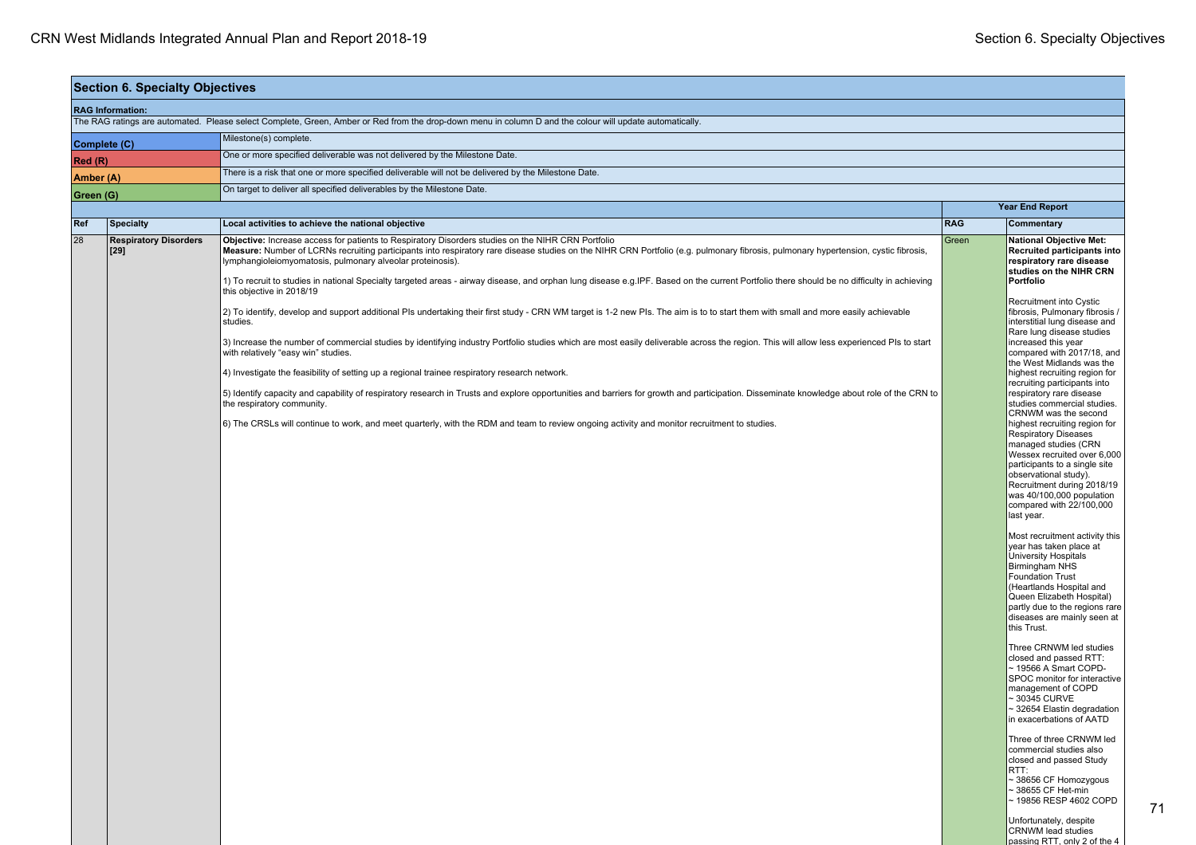## Section 6. Specialty Objectives

**RAG Information:**

The RAG ratings are automated. Please select Complete, Green, Amber or Red from the drop-down menu in column D and the colour will update automatically.

| | |
|---|---|
| **Complete (C)** | Milestone(s) complete. |
| **Red (R)** | One or more specified deliverable was not delivered by the Milestone Date. |
| **Amber (A)** | There is a risk that one or more specified deliverable will not be delivered by the Milestone Date. |
| **Green (G)** | On target to deliver all specified deliverables by the Milestone Date. |

| | | | Year End Report | |
|---|---|---|---|---|
| **Ref** | **Specialty** | **Local activities to achieve the national objective** | **RAG** | **Commentary** |
| 28 | **Respiratory Disorders [29]** | **Objective:** Increase access for patients to Respiratory Disorders studies on the NIHR CRN Portfolio<br>**Measure:** Number of LCRNs recruiting participants into respiratory rare disease studies on the NIHR CRN Portfolio (e.g. pulmonary fibrosis, pulmonary hypertension, cystic fibrosis, lymphangioleiomyomatosis, pulmonary alveolar proteinosis).<br><br>1) To recruit to studies in national Specialty targeted areas - airway disease, and orphan lung disease e.g.IPF. Based on the current Portfolio there should be no difficulty in achieving this objective in 2018/19<br><br>2) To identify, develop and support additional PIs undertaking their first study - CRN WM target is 1-2 new PIs. The aim is to to start them with small and more easily achievable studies.<br><br>3) Increase the number of commercial studies by identifying industry Portfolio studies which are most easily deliverable across the region. This will allow less experienced PIs to start with relatively "easy win" studies.<br><br>4) Investigate the feasibility of setting up a regional trainee respiratory research network.<br><br>5) Identify capacity and capability of respiratory research in Trusts and explore opportunities and barriers for growth and participation. Disseminate knowledge about role of the CRN to the respiratory community.<br><br>6) The CRSLs will continue to work, and meet quarterly, with the RDM and team to review ongoing activity and monitor recruitment to studies. | Green | **National Objective Met: Recruited participants into respiratory rare disease studies on the NIHR CRN Portfolio**<br><br>Recruitment into Cystic fibrosis, Pulmonary fibrosis / interstitial lung disease and Rare lung disease studies increased this year compared with 2017/18, and the West Midlands was the highest recruiting region for recruiting participants into respiratory rare disease studies commercial studies. CRNWM was the second highest recruiting region for Respiratory Diseases managed studies (CRN Wessex recruited over 6,000 participants to a single site observational study). Recruitment during 2018/19 was 40/100,000 population compared with 22/100,000 last year.<br><br>Most recruitment activity this year has taken place at University Hospitals Birmingham NHS Foundation Trust (Heartlands Hospital and Queen Elizabeth Hospital) partly due to the regions rare diseases are mainly seen at this Trust.<br><br>Three CRNWM led studies closed and passed RTT:<br>~ 19566 A Smart COPD-SPOC monitor for interactive management of COPD<br>~ 30345 CURVE<br>~ 32654 Elastin degradation in exacerbations of AATD<br><br>Three of three CRNWM led commercial studies also closed and passed Study RTT:<br>~ 38656 CF Homozygous<br>~ 38655 CF Het-min<br>~ 19856 RESP 4602 COPD<br><br>Unfortunately, despite CRNWM lead studies passing RTT, only 2 of the 4 |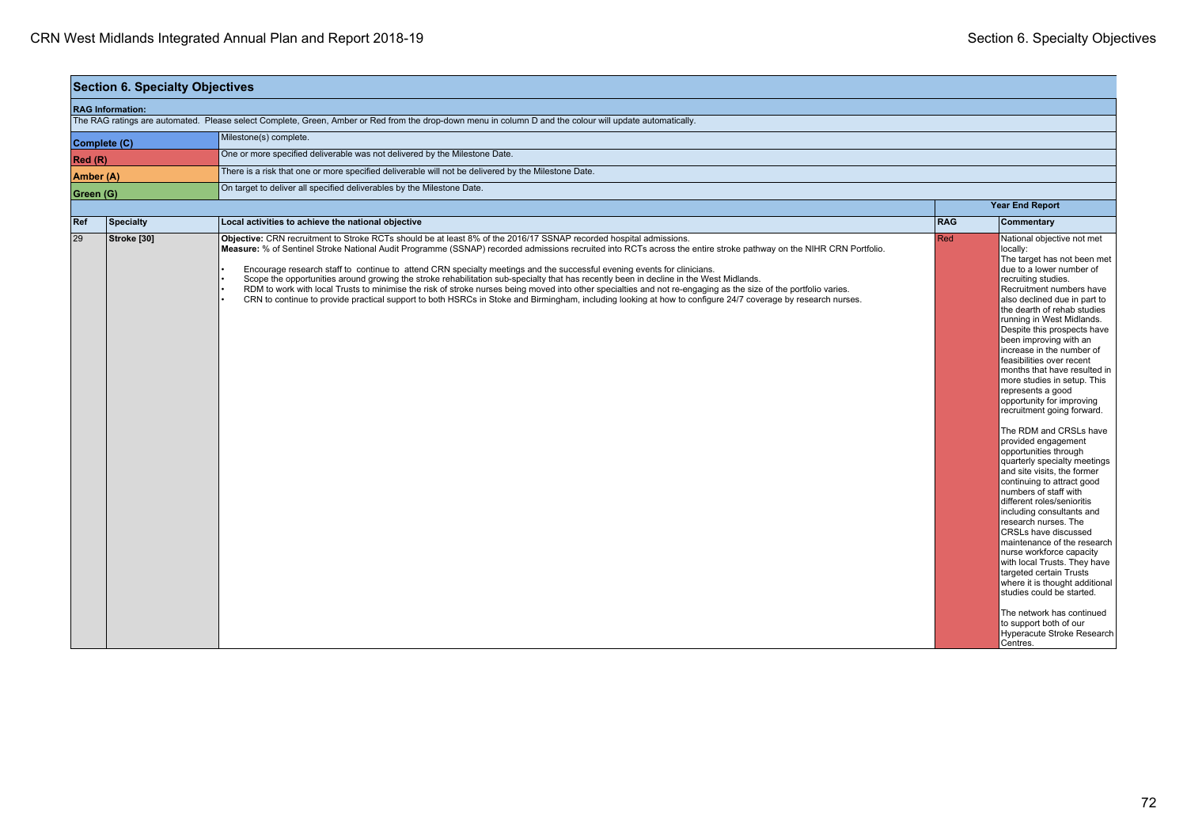## Section 6. Specialty Objectives

**RAG Information:**

The RAG ratings are automated. Please select Complete, Green, Amber or Red from the drop-down menu in column D and the colour will update automatically.

| | |
|---|---|
| **Complete (C)** | Milestone(s) complete. |
| **Red (R)** | One or more specified deliverable was not delivered by the Milestone Date. |
| **Amber (A)** | There is a risk that one or more specified deliverable will not be delivered by the Milestone Date. |
| **Green (G)** | On target to deliver all specified deliverables by the Milestone Date. |

| | | | Year End Report | |
|---|---|---|---|---|
| **Ref** | **Specialty** | **Local activities to achieve the national objective** | **RAG** | **Commentary** |
| 29 | **Stroke [30]** | **Objective:** CRN recruitment to Stroke RCTs should be at least 8% of the 2016/17 SSNAP recorded hospital admissions.<br>**Measure:** % of Sentinel Stroke National Audit Programme (SSNAP) recorded admissions recruited into RCTs across the entire stroke pathway on the NIHR CRN Portfolio.<br><br>• Encourage research staff to continue to attend CRN specialty meetings and the successful evening events for clinicians.<br>• Scope the opportunities around growing the stroke rehabilitation sub-specialty that has recently been in decline in the West Midlands.<br>• RDM to work with local Trusts to minimise the risk of stroke nurses being moved into other specialties and not re-engaging as the size of the portfolio varies.<br>• CRN to continue to provide practical support to both HSRCs in Stoke and Birmingham, including looking at how to configure 24/7 coverage by research nurses. | Red | National objective not met locally:<br>The target has not been met due to a lower number of recruiting studies. Recruitment numbers have also declined due in part to the dearth of rehab studies running in West Midlands. Despite this prospects have been improving with an increase in the number of feasibilities over recent months that have resulted in more studies in setup. This represents a good opportunity for improving recruitment going forward.<br><br>The RDM and CRSLs have provided engagement opportunities through quarterly specialty meetings and site visits, the former continuing to attract good numbers of staff with different roles/senioritis including consultants and research nurses. The CRSLs have discussed maintenance of the research nurse workforce capacity with local Trusts. They have targeted certain Trusts where it is thought additional studies could be started.<br><br>The network has continued to support both of our Hyperacute Stroke Research Centres. |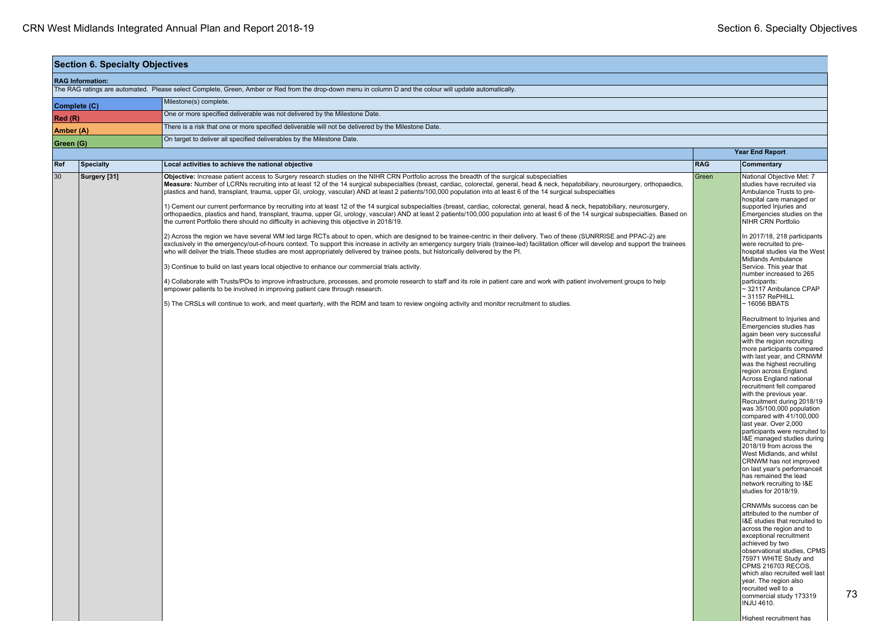## Section 6. Specialty Objectives

**RAG Information:**

The RAG ratings are automated. Please select Complete, Green, Amber or Red from the drop-down menu in column D and the colour will update automatically.

| | |
|---|---|
| **Complete (C)** | Milestone(s) complete. |
| **Red (R)** | One or more specified deliverable was not delivered by the Milestone Date. |
| **Amber (A)** | There is a risk that one or more specified deliverable will not be delivered by the Milestone Date. |
| **Green (G)** | On target to deliver all specified deliverables by the Milestone Date. |

| | | | Year End Report | |
|---|---|---|---|---|
| **Ref** | **Specialty** | **Local activities to achieve the national objective** | **RAG** | **Commentary** |
| 30 | **Surgery [31]** | **Objective:** Increase patient access to Surgery research studies on the NIHR CRN Portfolio across the breadth of the surgical subspecialties<br>**Measure:** Number of LCRNs recruiting into at least 12 of the 14 surgical subspecialties (breast, cardiac, colorectal, general, head & neck, hepatobiliary, neurosurgery, orthopaedics, plastics and hand, transplant, trauma, upper GI, urology, vascular) AND at least 2 patients/100,000 population into at least 6 of the 14 surgical subspecialties<br><br>1) Cement our current performance by recruiting into at least 12 of the 14 surgical subspecialties (breast, cardiac, colorectal, general, head & neck, hepatobiliary, neurosurgery, orthopaedics, plastics and hand, transplant, trauma, upper GI, urology, vascular) AND at least 2 patients/100,000 population into at least 6 of the 14 surgical subspecialties. Based on the current Portfolio there should no difficulty in achieving this objective in 2018/19.<br><br>2) Across the region we have several WM led large RCTs about to open, which are designed to be trainee-centric in their delivery. Two of these (SUNRRISE and PPAC-2) are exclusively in the emergency/out-of-hours context. To support this increase in activity an emergency surgery trials (trainee-led) facilitation officer will develop and support the trainees who will deliver the trials.These studies are most appropriately delivered by trainee posts, but historically delivered by the PI.<br><br>3) Continue to build on last years local objective to enhance our commercial trials activity.<br><br>4) Collaborate with Trusts/POs to improve infrastructure, processes, and promote research to staff and its role in patient care and work with patient involvement groups to help empower patients to be involved in improving patient care through research.<br><br>5) The CRSLs will continue to work, and meet quarterly, with the RDM and team to review ongoing activity and monitor recruitment to studies. | Green | National Objective Met: 7 studies have recruited via Ambulance Trusts to pre-hospital care managed or supported Injuries and Emergencies studies on the NIHR CRN Portfolio<br><br>In 2017/18, 218 participants were recruited to pre-hospital studies via the West Midlands Ambulance Service. This year that number increased to 265 participants:<br>~ 32117 Ambulance CPAP<br>~ 31157 RePHILL<br>~ 16056 BBATS<br><br>Recruitment to Injuries and Emergencies studies has again been very successful with the region recruiting more participants compared with last year, and CRNWM was the highest recruiting region across England. Across England national recruitment fell compared with the previous year. Recruitment during 2018/19 was 35/100,000 population compared with 41/100,000 last year. Over 2,000 participants were recruited to I&E managed studies during 2018/19 from across the West Midlands, and whilst CRNWM has not improved on last year's performanceit has remained the lead network recruiting to I&E studies for 2018/19.<br><br>CRNWMs success can be attributed to the number of I&E studies that recruited to across the region and to exceptional recruitment achieved by two observational studies, CPMS 75971 WHiTE Study and CPMS 216703 RECOS, which also recruited well last year. The region also recruited well to a commercial study 173319 INJU 4610.<br><br>Highest recruitment has |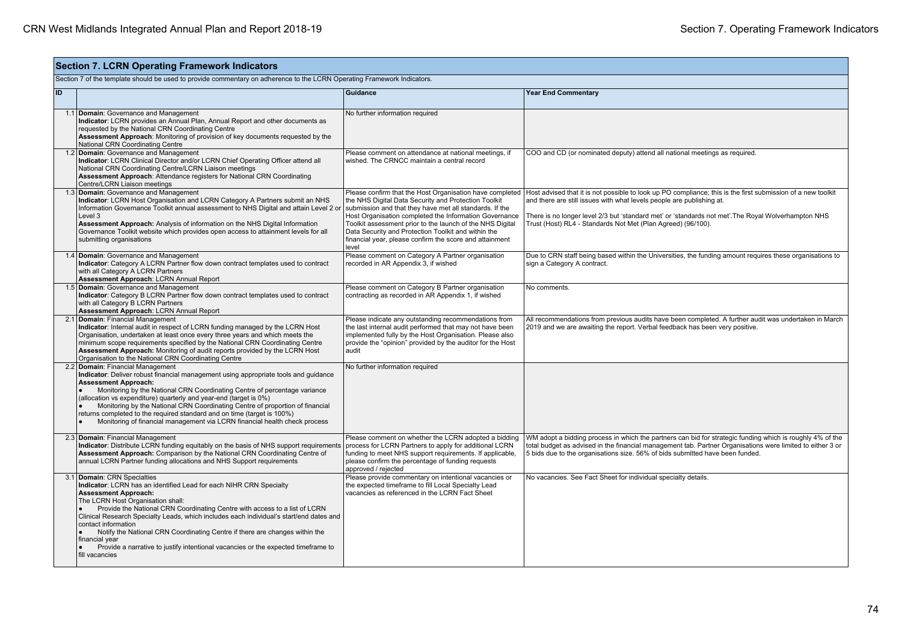## Section 7. LCRN Operating Framework Indicators

Section 7 of the template should be used to provide commentary on adherence to the LCRN Operating Framework Indicators.

| ID | | Guidance | Year End Commentary |
|---|---|---|---|
| 1.1 | **Domain**: Governance and Management<br>**Indicator**: LCRN provides an Annual Plan, Annual Report and other documents as requested by the National CRN Coordinating Centre<br>**Assessment Approach**: Monitoring of provision of key documents requested by the National CRN Coordinating Centre | No further information required | |
| 1.2 | **Domain**: Governance and Management<br>**Indicator**: LCRN Clinical Director and/or LCRN Chief Operating Officer attend all National CRN Coordinating Centre/LCRN Liaison meetings<br>**Assessment Approach**: Attendance registers for National CRN Coordinating Centre/LCRN Liaison meetings | Please comment on attendance at national meetings, if wished. The CRNCC maintain a central record | COO and CD (or nominated deputy) attend all national meetings as required. |
| 1.3 | **Domain**: Governance and Management<br>**Indicator**: LCRN Host Organisation and LCRN Category A Partners submit an NHS Information Governance Toolkit annual assessment to NHS Digital and attain Level 2 or Level 3<br>**Assessment Approach:** Analysis of information on the NHS Digital Information Governance Toolkit website which provides open access to attainment levels for all submitting organisations | Please confirm that the Host Organisation have completed the NHS Digital Data Security and Protection Toolkit submission and that they have met all standards. If the Host Organisation completed the Information Governance Toolkit assessment prior to the launch of the NHS Digital Data Security and Protection Toolkit and within the financial year, please confirm the score and attainment level | Host advised that it is not possible to look up PO compliance; this is the first submission of a new toolkit and there are still issues with what levels people are publishing at.<br><br>There is no longer level 2/3 but 'standard met' or 'standards not met'.The Royal Wolverhampton NHS Trust (Host) RL4 - Standards Not Met (Plan Agreed) (96/100). |
| 1.4 | **Domain**: Governance and Management<br>**Indicator**: Category A LCRN Partner flow down contract templates used to contract with all Category A LCRN Partners<br>**Assessment Approach**: LCRN Annual Report | Please comment on Category A Partner organisation recorded in AR Appendix 3, if wished | Due to CRN staff being based within the Universities, the funding amount requires these organisations to sign a Category A contract. |
| 1.5 | **Domain**: Governance and Management<br>**Indicator**: Category B LCRN Partner flow down contract templates used to contract with all Category B LCRN Partners<br>**Assessment Approach**: LCRN Annual Report | Please comment on Category B Partner organisation contracting as recorded in AR Appendix 1, if wished | No comments. |
| 2.1 | **Domain**: Financial Management<br>**Indicator**: Internal audit in respect of LCRN funding managed by the LCRN Host Organisation, undertaken at least once every three years and which meets the minimum scope requirements specified by the National CRN Coordinating Centre<br>**Assessment Approach:** Monitoring of audit reports provided by the LCRN Host Organisation to the National CRN Coordinating Centre | Please indicate any outstanding recommendations from the last internal audit performed that may not have been implemented fully by the Host Organisation. Please also provide the "opinion" provided by the auditor for the Host audit | All recommendations from previous audits have been completed. A further audit was undertaken in March 2019 and we are awaiting the report. Verbal feedback has been very positive. |
| 2.2 | **Domain**: Financial Management<br>**Indicator**: Deliver robust financial management using appropriate tools and guidance<br>**Assessment Approach:**<br>• Monitoring by the National CRN Coordinating Centre of percentage variance (allocation vs expenditure) quarterly and year-end (target is 0%)<br>• Monitoring by the National CRN Coordinating Centre of proportion of financial returns completed to the required standard and on time (target is 100%)<br>• Monitoring of financial management via LCRN financial health check process | No further information required | |
| 2.3 | **Domain**: Financial Management<br>**Indicator**: Distribute LCRN funding equitably on the basis of NHS support requirements<br>**Assessment Approach:** Comparison by the National CRN Coordinating Centre of annual LCRN Partner funding allocations and NHS Support requirements | Please comment on whether the LCRN adopted a bidding process for LCRN Partners to apply for additional LCRN funding to meet NHS support requirements. If applicable, please confirm the percentage of funding requests approved / rejected | WM adopt a bidding process in which the partners can bid for strategic funding which is roughly 4% of the total budget as advised in the financial management tab. Partner Organisations were limited to either 3 or 5 bids due to the organisations size. 56% of bids submitted have been funded. |
| 3.1 | **Domain**: CRN Specialties<br>**Indicator**: LCRN has an identified Lead for each NIHR CRN Specialty<br>**Assessment Approach:**<br>The LCRN Host Organisation shall:<br>• Provide the National CRN Coordinating Centre with access to a list of LCRN Clinical Research Specialty Leads, which includes each individual's start/end dates and contact information<br>• Notify the National CRN Coordinating Centre if there are changes within the financial year<br>• Provide a narrative to justify intentional vacancies or the expected timeframe to fill vacancies | Please provide commentary on intentional vacancies or the expected timeframe to fill Local Specialty Lead vacancies as referenced in the LCRN Fact Sheet | No vacancies. See Fact Sheet for individual specialty details. |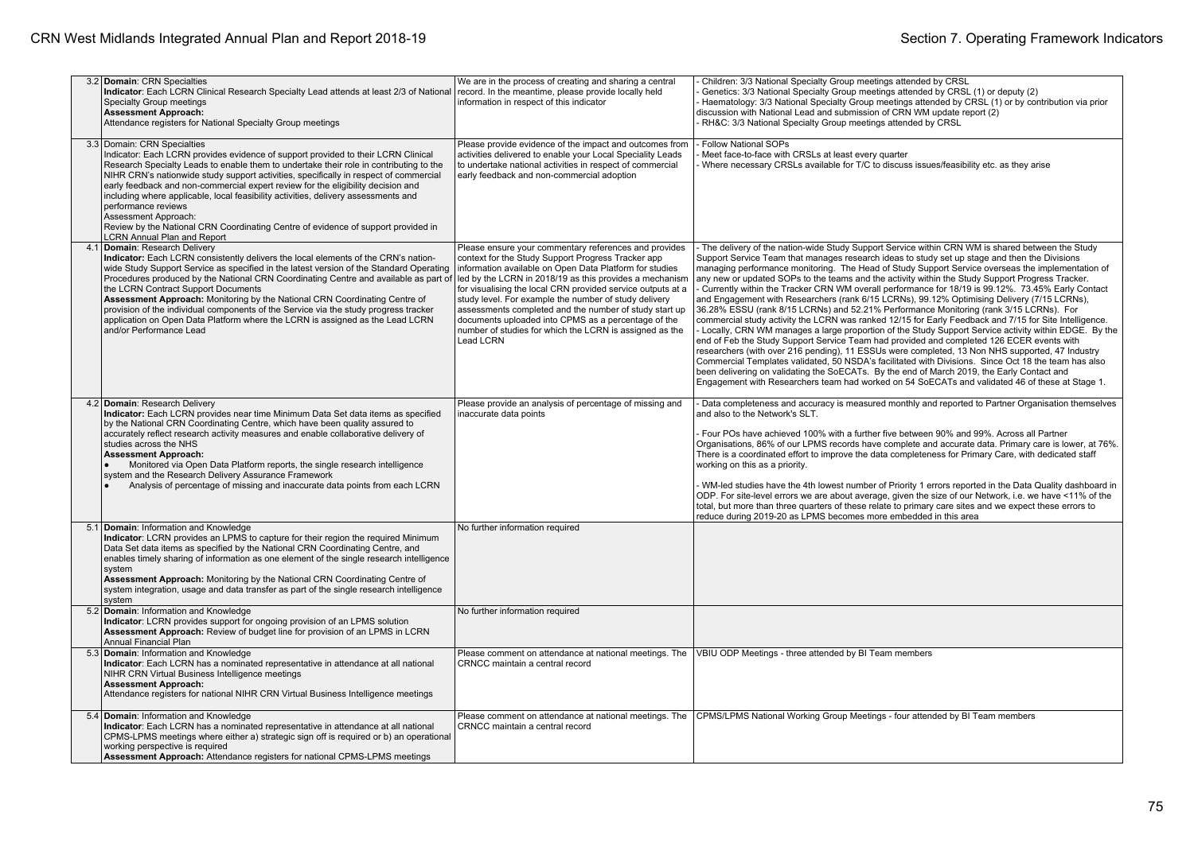| | | | |
|---|---|---|---|
| 3.2 | **Domain**: CRN Specialties<br>**Indicator**: Each LCRN Clinical Research Specialty Lead attends at least 2/3 of National Specialty Group meetings<br>**Assessment Approach:**<br>Attendance registers for National Specialty Group meetings | We are in the process of creating and sharing a central record. In the meantime, please provide locally held information in respect of this indicator | - Children: 3/3 National Specialty Group meetings attended by CRSL<br>- Genetics: 3/3 National Specialty Group meetings attended by CRSL (1) or deputy (2)<br>- Haematology: 3/3 National Specialty Group meetings attended by CRSL (1) or by contribution via prior discussion with National Lead and submission of CRN WM update report (2)<br>- RH&C: 3/3 National Specialty Group meetings attended by CRSL |
| 3.3 | Domain: CRN Specialties<br>Indicator: Each LCRN provides evidence of support provided to their LCRN Clinical Research Specialty Leads to enable them to undertake their role in contributing to the NIHR CRN's nationwide study support activities, specifically in respect of commercial early feedback and non-commercial expert review for the eligibility decision and including where applicable, local feasibility activities, delivery assessments and performance reviews<br>Assessment Approach:<br>Review by the National CRN Coordinating Centre of evidence of support provided in LCRN Annual Plan and Report | Please provide evidence of the impact and outcomes from activities delivered to enable your Local Speciality Leads to undertake national activities in respect of commercial early feedback and non-commercial adoption | - Follow National SOPs<br>- Meet face-to-face with CRSLs at least every quarter<br>- Where necessary CRSLs available for T/C to discuss issues/feasibility etc. as they arise |
| 4.1 | **Domain**: Research Delivery<br>**Indicator:** Each LCRN consistently delivers the local elements of the CRN's nation-wide Study Support Service as specified in the latest version of the Standard Operating Procedures produced by the National CRN Coordinating Centre and available as part of the LCRN Contract Support Documents<br>**Assessment Approach:** Monitoring by the National CRN Coordinating Centre of provision of the individual components of the Service via the study progress tracker application on Open Data Platform where the LCRN is assigned as the Lead LCRN and/or Performance Lead | Please ensure your commentary references and provides context for the Study Support Progress Tracker app information available on Open Data Platform for studies led by the LCRN in 2018/19 as this provides a mechanism for visualising the local CRN provided service outputs at a study level. For example the number of study delivery assessments completed and the number of study start up documents uploaded into CPMS as a percentage of the number of studies for which the LCRN is assigned as the Lead LCRN | - The delivery of the nation-wide Study Support Service within CRN WM is shared between the Study Support Service Team that manages research ideas to study set up stage and then the Divisions managing performance monitoring. The Head of Study Support Service overseas the implementation of any new or updated SOPs to the teams and the activity within the Study Support Progress Tracker.<br>- Currently within the Tracker CRN WM overall performance for 18/19 is 99.12%. 73.45% Early Contact and Engagement with Researchers (rank 6/15 LCRNs), 99.12% Optimising Delivery (7/15 LCRNs), 36.28% ESSU (rank 8/15 LCRNs) and 52.21% Performance Monitoring (rank 3/15 LCRNs). For commercial study activity the LCRN was ranked 12/15 for Early Feedback and 7/15 for Site Intelligence.<br>- Locally, CRN WM manages a large proportion of the Study Support Service activity within EDGE. By the end of Feb the Study Support Service Team had provided and completed 126 ECER events with researchers (with over 216 pending), 11 ESSUs were completed, 13 Non NHS supported, 47 Industry Commercial Templates validated, 50 NSDA's facilitated with Divisions. Since Oct 18 the team has also been delivering on validating the SoECATs. By the end of March 2019, the Early Contact and Engagement with Researchers team had worked on 54 SoECATs and validated 46 of these at Stage 1. |
| 4.2 | **Domain**: Research Delivery<br>**Indicator:** Each LCRN provides near time Minimum Data Set data items as specified by the National CRN Coordinating Centre, which have been quality assured to accurately reflect research activity measures and enable collaborative delivery of studies across the NHS<br>**Assessment Approach:**<br>● Monitored via Open Data Platform reports, the single research intelligence system and the Research Delivery Assurance Framework<br>● Analysis of percentage of missing and inaccurate data points from each LCRN | Please provide an analysis of percentage of missing and inaccurate data points | - Data completeness and accuracy is measured monthly and reported to Partner Organisation themselves and also to the Network's SLT.<br><br>- Four POs have achieved 100% with a further five between 90% and 99%. Across all Partner Organisations, 86% of our LPMS records have complete and accurate data. Primary care is lower, at 76%. There is a coordinated effort to improve the data completeness for Primary Care, with dedicated staff working on this as a priority.<br><br>- WM-led studies have the 4th lowest number of Priority 1 errors reported in the Data Quality dashboard in ODP. For site-level errors we are about average, given the size of our Network, i.e. we have <11% of the total, but more than three quarters of these relate to primary care sites and we expect these errors to reduce during 2019-20 as LPMS becomes more embedded in this area |
| 5.1 | **Domain**: Information and Knowledge<br>**Indicator**: LCRN provides an LPMS to capture for their region the required Minimum Data Set data items as specified by the National CRN Coordinating Centre, and enables timely sharing of information as one element of the single research intelligence system<br>**Assessment Approach:** Monitoring by the National CRN Coordinating Centre of system integration, usage and data transfer as part of the single research intelligence system | No further information required | |
| 5.2 | **Domain**: Information and Knowledge<br>**Indicator**: LCRN provides support for ongoing provision of an LPMS solution<br>**Assessment Approach:** Review of budget line for provision of an LPMS in LCRN Annual Financial Plan | No further information required | |
| 5.3 | **Domain**: Information and Knowledge<br>**Indicator**: Each LCRN has a nominated representative in attendance at all national NIHR CRN Virtual Business Intelligence meetings<br>**Assessment Approach:**<br>Attendance registers for national NIHR CRN Virtual Business Intelligence meetings | Please comment on attendance at national meetings. The CRNCC maintain a central record | VBIU ODP Meetings - three attended by BI Team members |
| 5.4 | **Domain**: Information and Knowledge<br>**Indicator**: Each LCRN has a nominated representative in attendance at all national CPMS-LPMS meetings where either a) strategic sign off is required or b) an operational working perspective is required<br>**Assessment Approach:** Attendance registers for national CPMS-LPMS meetings | Please comment on attendance at national meetings. The CRNCC maintain a central record | CPMS/LPMS National Working Group Meetings - four attended by BI Team members |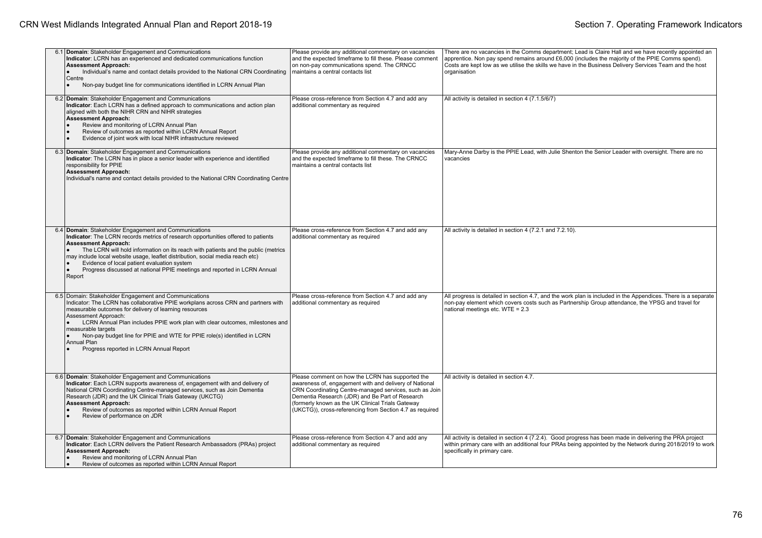| | Domain / Indicator / Assessment Approach | Guidance | Commentary |
|---|---|---|---|
| 6.1 | **Domain**: Stakeholder Engagement and Communications<br>**Indicator**: LCRN has an experienced and dedicated communications function<br>**Assessment Approach:**<br>• Individual's name and contact details provided to the National CRN Coordinating Centre<br>• Non-pay budget line for communications identified in LCRN Annual Plan | Please provide any additional commentary on vacancies and the expected timeframe to fill these. Please comment on non-pay communications spend. The CRNCC maintains a central contacts list | There are no vacancies in the Comms department; Lead is Claire Hall and we have recently appointed an apprentice. Non pay spend remains around £6,000 (includes the majority of the PPIE Comms spend). Costs are kept low as we utilise the skills we have in the Business Delivery Services Team and the host organisation |
| 6.2 | **Domain**: Stakeholder Engagement and Communications<br>**Indicator**: Each LCRN has a defined approach to communications and action plan aligned with both the NIHR CRN and NIHR strategies<br>**Assessment Approach:**<br>• Review and monitoring of LCRN Annual Plan<br>• Review of outcomes as reported within LCRN Annual Report<br>• Evidence of joint work with local NIHR infrastructure reviewed | Please cross-reference from Section 4.7 and add any additional commentary as required | All activity is detailed in section 4 (7.1.5/6/7) |
| 6.3 | **Domain**: Stakeholder Engagement and Communications<br>**Indicator**: The LCRN has in place a senior leader with experience and identified responsibility for PPIE<br>**Assessment Approach:**<br>Individual's name and contact details provided to the National CRN Coordinating Centre | Please provide any additional commentary on vacancies and the expected timeframe to fill these. The CRNCC maintains a central contacts list | Mary-Anne Darby is the PPIE Lead, with Julie Shenton the Senior Leader with oversight. There are no vacancies |
| 6.4 | **Domain**: Stakeholder Engagement and Communications<br>**Indicator**: The LCRN records metrics of research opportunities offered to patients<br>**Assessment Approach:**<br>• The LCRN will hold information on its reach with patients and the public (metrics may include local website usage, leaflet distribution, social media reach etc)<br>• Evidence of local patient evaluation system<br>• Progress discussed at national PPIE meetings and reported in LCRN Annual Report | Please cross-reference from Section 4.7 and add any additional commentary as required | All activity is detailed in section 4 (7.2.1 and 7.2.10). |
| 6.5 | Domain: Stakeholder Engagement and Communications<br>Indicator: The LCRN has collaborative PPIE workplans across CRN and partners with measurable outcomes for delivery of learning resources<br>Assessment Approach:<br>• LCRN Annual Plan includes PPIE work plan with clear outcomes, milestones and measurable targets<br>• Non-pay budget line for PPIE and WTE for PPIE role(s) identified in LCRN Annual Plan<br>• Progress reported in LCRN Annual Report | Please cross-reference from Section 4.7 and add any additional commentary as required | All progress is detailed in section 4.7, and the work plan is included in the Appendices. There is a separate non-pay element which covers costs such as Partnership Group attendance, the YPSG and travel for national meetings etc. WTE = 2.3 |
| 6.6 | **Domain**: Stakeholder Engagement and Communications<br>**Indicator**: Each LCRN supports awareness of, engagement with and delivery of National CRN Coordinating Centre-managed services, such as Join Dementia Research (JDR) and the UK Clinical Trials Gateway (UKCTG)<br>**Assessment Approach:**<br>• Review of outcomes as reported within LCRN Annual Report<br>• Review of performance on JDR | Please comment on how the LCRN has supported the awareness of, engagement with and delivery of National CRN Coordinating Centre-managed services, such as Join Dementia Research (JDR) and Be Part of Research (formerly known as the UK Clinical Trials Gateway (UKCTG)), cross-referencing from Section 4.7 as required | All activity is detailed in section 4.7. |
| 6.7 | **Domain**: Stakeholder Engagement and Communications<br>**Indicator**: Each LCRN delivers the Patient Research Ambassadors (PRAs) project<br>**Assessment Approach:**<br>• Review and monitoring of LCRN Annual Plan<br>• Review of outcomes as reported within LCRN Annual Report | Please cross-reference from Section 4.7 and add any additional commentary as required | All activity is detailed in section 4 (7.2.4). Good progress has been made in delivering the PRA project within primary care with an additional four PRAs being appointed by the Network during 2018/2019 to work specifically in primary care. |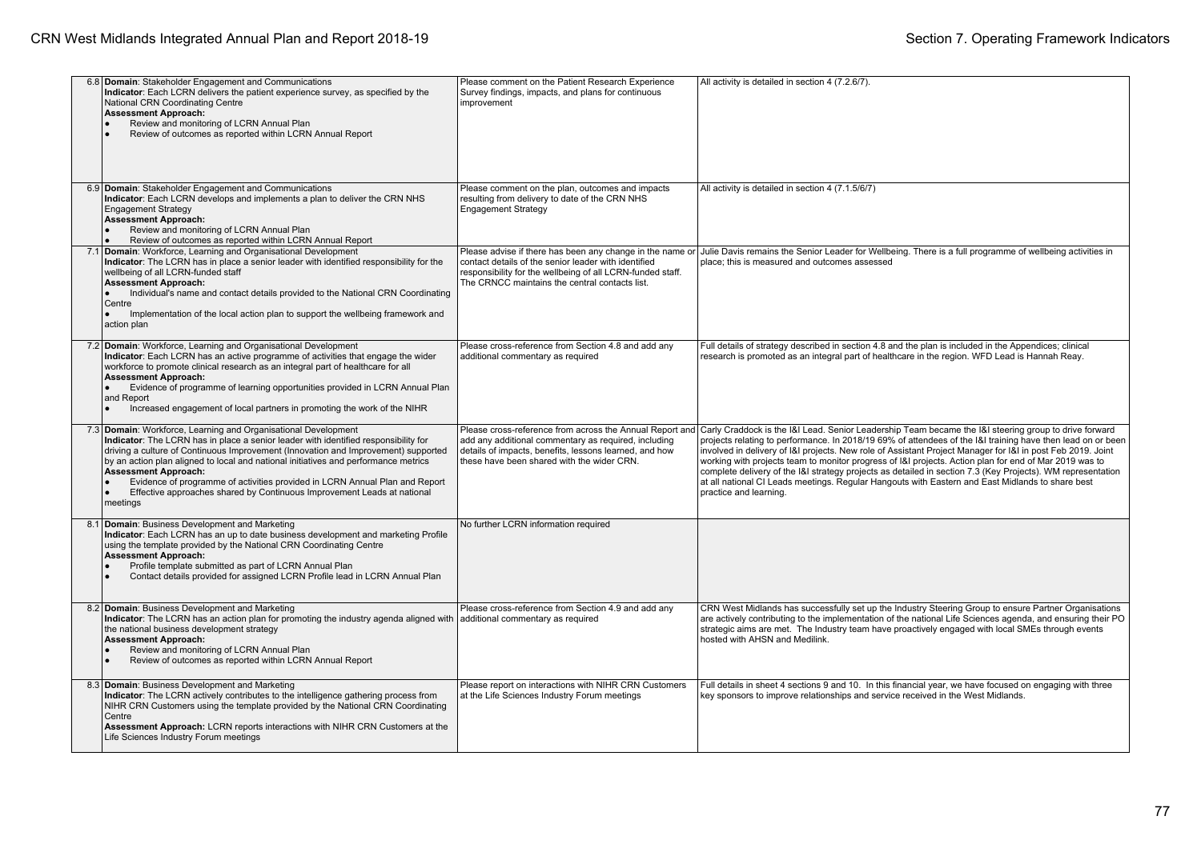| | | | |
|---|---|---|---|
| 6.8 | **Domain**: Stakeholder Engagement and Communications<br>**Indicator**: Each LCRN delivers the patient experience survey, as specified by the National CRN Coordinating Centre<br>**Assessment Approach:**<br>• Review and monitoring of LCRN Annual Plan<br>• Review of outcomes as reported within LCRN Annual Report | Please comment on the Patient Research Experience Survey findings, impacts, and plans for continuous improvement | All activity is detailed in section 4 (7.2.6/7). |
| 6.9 | **Domain**: Stakeholder Engagement and Communications<br>**Indicator**: Each LCRN develops and implements a plan to deliver the CRN NHS Engagement Strategy<br>**Assessment Approach:**<br>• Review and monitoring of LCRN Annual Plan<br>• Review of outcomes as reported within LCRN Annual Report | Please comment on the plan, outcomes and impacts resulting from delivery to date of the CRN NHS Engagement Strategy | All activity is detailed in section 4 (7.1.5/6/7) |
| 7.1 | **Domain**: Workforce, Learning and Organisational Development<br>**Indicator**: The LCRN has in place a senior leader with identified responsibility for the wellbeing of all LCRN-funded staff<br>**Assessment Approach:**<br>• Individual's name and contact details provided to the National CRN Coordinating Centre<br>• Implementation of the local action plan to support the wellbeing framework and action plan | Please advise if there has been any change in the name or contact details of the senior leader with identified responsibility for the wellbeing of all LCRN-funded staff. The CRNCC maintains the central contacts list. | Julie Davis remains the Senior Leader for Wellbeing. There is a full programme of wellbeing activities in place; this is measured and outcomes assessed |
| 7.2 | **Domain**: Workforce, Learning and Organisational Development<br>**Indicator**: Each LCRN has an active programme of activities that engage the wider workforce to promote clinical research as an integral part of healthcare for all<br>**Assessment Approach:**<br>• Evidence of programme of learning opportunities provided in LCRN Annual Plan and Report<br>• Increased engagement of local partners in promoting the work of the NIHR | Please cross-reference from Section 4.8 and add any additional commentary as required | Full details of strategy described in section 4.8 and the plan is included in the Appendices; clinical research is promoted as an integral part of healthcare in the region. WFD Lead is Hannah Reay. |
| 7.3 | **Domain**: Workforce, Learning and Organisational Development<br>**Indicator**: The LCRN has in place a senior leader with identified responsibility for driving a culture of Continuous Improvement (Innovation and Improvement) supported by an action plan aligned to local and national initiatives and performance metrics<br>**Assessment Approach:**<br>• Evidence of programme of activities provided in LCRN Annual Plan and Report<br>• Effective approaches shared by Continuous Improvement Leads at national meetings | Please cross-reference from across the Annual Report and add any additional commentary as required, including details of impacts, benefits, lessons learned, and how these have been shared with the wider CRN. | Carly Craddock is the I&I Lead. Senior Leadership Team became the I&I steering group to drive forward projects relating to performance. In 2018/19 69% of attendees of the I&I training have then lead on or been involved in delivery of I&I projects. New role of Assistant Project Manager for I&I in post Feb 2019. Joint working with projects team to monitor progress of I&I projects. Action plan for end of Mar 2019 was to complete delivery of the I&I strategy projects as detailed in section 7.3 (Key Projects). WM representation at all national CI Leads meetings. Regular Hangouts with Eastern and East Midlands to share best practice and learning. |
| 8.1 | **Domain**: Business Development and Marketing<br>**Indicator**: Each LCRN has an up to date business development and marketing Profile using the template provided by the National CRN Coordinating Centre<br>**Assessment Approach:**<br>• Profile template submitted as part of LCRN Annual Plan<br>• Contact details provided for assigned LCRN Profile lead in LCRN Annual Plan | No further LCRN information required | |
| 8.2 | **Domain**: Business Development and Marketing<br>**Indicator**: The LCRN has an action plan for promoting the industry agenda aligned with the national business development strategy<br>**Assessment Approach:**<br>• Review and monitoring of LCRN Annual Plan<br>• Review of outcomes as reported within LCRN Annual Report | Please cross-reference from Section 4.9 and add any additional commentary as required | CRN West Midlands has successfully set up the Industry Steering Group to ensure Partner Organisations are actively contributing to the implementation of the national Life Sciences agenda, and ensuring their PO strategic aims are met. The Industry team have proactively engaged with local SMEs through events hosted with AHSN and Medilink. |
| 8.3 | **Domain**: Business Development and Marketing<br>**Indicator**: The LCRN actively contributes to the intelligence gathering process from NIHR CRN Customers using the template provided by the National CRN Coordinating Centre<br>**Assessment Approach:** LCRN reports interactions with NIHR CRN Customers at the Life Sciences Industry Forum meetings | Please report on interactions with NIHR CRN Customers at the Life Sciences Industry Forum meetings | Full details in sheet 4 sections 9 and 10. In this financial year, we have focused on engaging with three key sponsors to improve relationships and service received in the West Midlands. |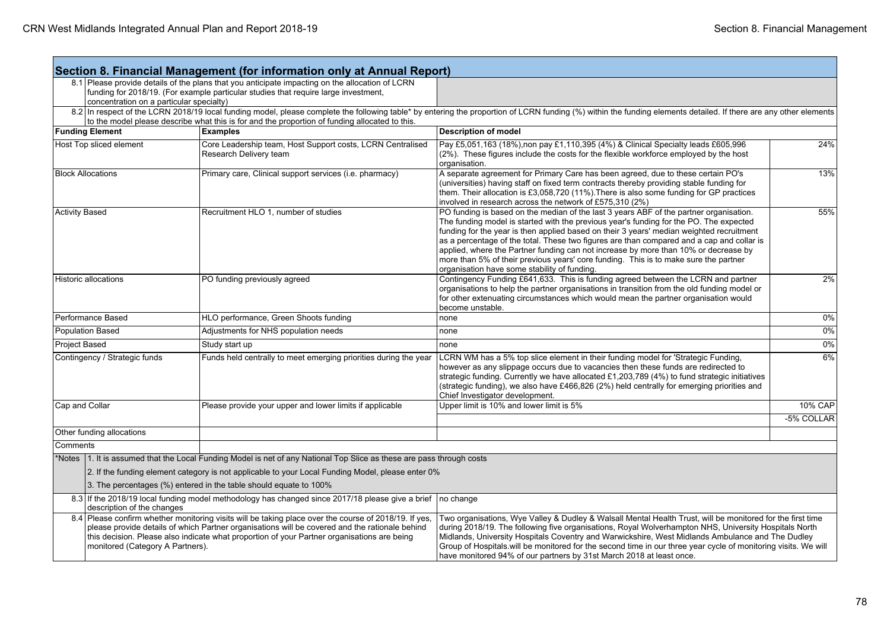## Section 8. Financial Management (for information only at Annual Report)

| | | | | |
|---|---|---|---|---|
| 8.1 | Please provide details of the plans that you anticipate impacting on the allocation of LCRN funding for 2018/19. (For example particular studies that require large investment, concentration on a particular specialty) | | | |
| 8.2 | In respect of the LCRN 2018/19 local funding model, please complete the following table* by entering the proportion of LCRN funding (%) within the funding elements detailed. If there are any other elements to the model please describe what this is for and the proportion of funding allocated to this. | | | |

| Funding Element | Examples | Description of model | |
|---|---|---|---|
| Host Top sliced element | Core Leadership team, Host Support costs, LCRN Centralised Research Delivery team | Pay £5,051,163 (18%),non pay £1,110,395 (4%) & Clinical Specialty leads £605,996 (2%). These figures include the costs for the flexible workforce employed by the host organisation. | 24% |
| Block Allocations | Primary care, Clinical support services (i.e. pharmacy) | A separate agreement for Primary Care has been agreed, due to these certain PO's (universities) having staff on fixed term contracts thereby providing stable funding for them. Their allocation is £3,058,720 (11%).There is also some funding for GP practices involved in research across the network of £575,310 (2%) | 13% |
| Activity Based | Recruitment HLO 1, number of studies | PO funding is based on the median of the last 3 years ABF of the partner organisation. The funding model is started with the previous year's funding for the PO. The expected funding for the year is then applied based on their 3 years' median weighted recruitment as a percentage of the total. These two figures are than compared and a cap and collar is applied, where the Partner funding can not increase by more than 10% or decrease by more than 5% of their previous years' core funding. This is to make sure the partner organisation have some stability of funding. | 55% |
| Historic allocations | PO funding previously agreed | Contingency Funding £641,633. This is funding agreed between the LCRN and partner organisations to help the partner organisations in transition from the old funding model or for other extenuating circumstances which would mean the partner organisation would become unstable. | 2% |
| Performance Based | HLO performance, Green Shoots funding | none | 0% |
| Population Based | Adjustments for NHS population needs | none | 0% |
| Project Based | Study start up | none | 0% |
| Contingency / Strategic funds | Funds held centrally to meet emerging priorities during the year | LCRN WM has a 5% top slice element in their funding model for 'Strategic Funding, however as any slippage occurs due to vacancies then these funds are redirected to strategic funding. Currently we have allocated £1,203,789 (4%) to fund strategic initiatives (strategic funding), we also have £466,826 (2%) held centrally for emerging priorities and Chief Investigator development. | 6% |
| Cap and Collar | Please provide your upper and lower limits if applicable | Upper limit is 10% and lower limit is 5% | 10% CAP |
| | | | -5% COLLAR |
| Other funding allocations | | | |
| Comments | | | |

*Notes
1. It is assumed that the Local Funding Model is net of any National Top Slice as these are pass through costs
2. If the funding element category is not applicable to your Local Funding Model, please enter 0%
3. The percentages (%) entered in the table should equate to 100%

| | | |
|---|---|---|
| 8.3 | If the 2018/19 local funding model methodology has changed since 2017/18 please give a brief description of the changes | no change |
| 8.4 | Please confirm whether monitoring visits will be taking place over the course of 2018/19. If yes, please provide details of which Partner organisations will be covered and the rationale behind this decision. Please also indicate what proportion of your Partner organisations are being monitored (Category A Partners). | Two organisations, Wye Valley & Dudley & Walsall Mental Health Trust, will be monitored for the first time during 2018/19. The following five organisations, Royal Wolverhampton NHS, University Hospitals North Midlands, University Hospitals Coventry and Warwickshire, West Midlands Ambulance and The Dudley Group of Hospitals.will be monitored for the second time in our three year cycle of monitoring visits. We will have monitored 94% of our partners by 31st March 2018 at least once. |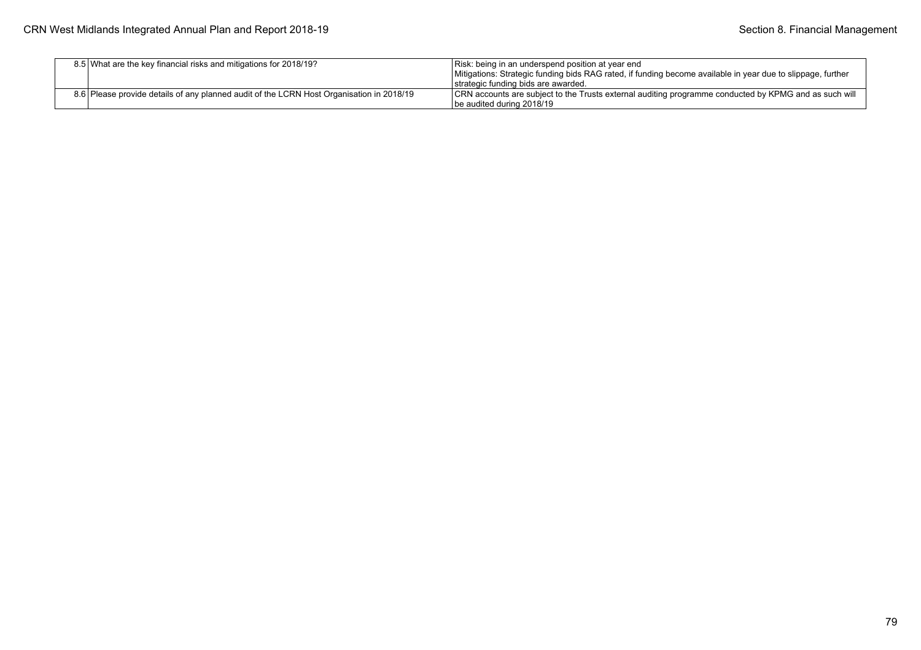| | | |
|---|---|---|
| 8.5 | What are the key financial risks and mitigations for 2018/19? | Risk: being in an underspend position at year end<br>Mitigations: Strategic funding bids RAG rated, if funding become available in year due to slippage, further strategic funding bids are awarded. |
| 8.6 | Please provide details of any planned audit of the LCRN Host Organisation in 2018/19 | CRN accounts are subject to the Trusts external auditing programme conducted by KPMG and as such will be audited during 2018/19 |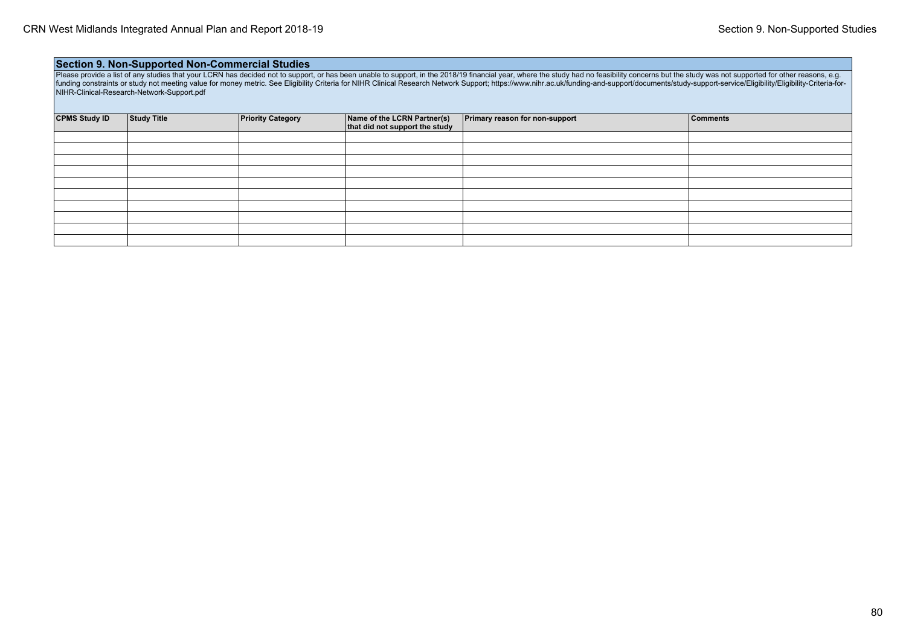## Section 9. Non-Supported Non-Commercial Studies

Please provide a list of any studies that your LCRN has decided not to support, or has been unable to support, in the 2018/19 financial year, where the study had no feasibility concerns but the study was not supported for other reasons, e.g. funding constraints or study not meeting value for money metric. See Eligibility Criteria for NIHR Clinical Research Network Support; https://www.nihr.ac.uk/funding-and-support/documents/study-support-service/Eligibility/Eligibility-Criteria-for-NIHR-Clinical-Research-Network-Support.pdf

| CPMS Study ID | Study Title | Priority Category | Name of the LCRN Partner(s) that did not support the study | Primary reason for non-support | Comments |
|---|---|---|---|---|---|
| | | | | | |
| | | | | | |
| | | | | | |
| | | | | | |
| | | | | | |
| | | | | | |
| | | | | | |
| | | | | | |
| | | | | | |
| | | | | | |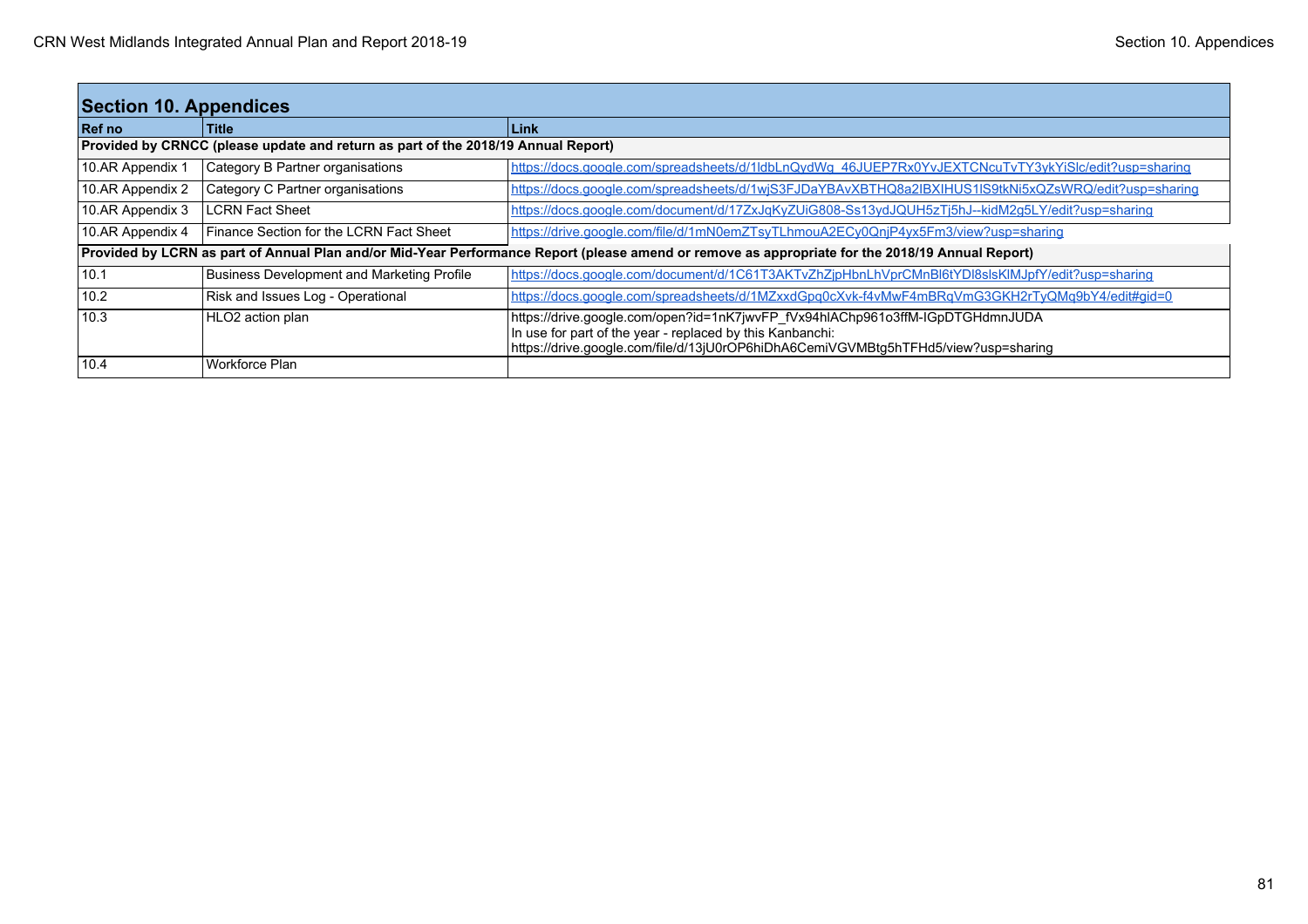## Section 10. Appendices

| Ref no | Title | Link |
|---|---|---|
| **Provided by CRNCC (please update and return as part of the 2018/19 Annual Report)** | | |
| 10.AR Appendix 1 | Category B Partner organisations | https://docs.google.com/spreadsheets/d/1ldbLnQydWq_46JUEP7Rx0YvJEXTCNcuTvTY3ykYiSlc/edit?usp=sharing |
| 10.AR Appendix 2 | Category C Partner organisations | https://docs.google.com/spreadsheets/d/1wjS3FJDaYBAvXBTHQ8a2IBXIHUS1IS9tkNi5xQZsWRQ/edit?usp=sharing |
| 10.AR Appendix 3 | LCRN Fact Sheet | https://docs.google.com/document/d/17ZxJqKyZUiG808-Ss13ydJQUH5zTj5hJ--kidM2g5LY/edit?usp=sharing |
| 10.AR Appendix 4 | Finance Section for the LCRN Fact Sheet | https://drive.google.com/file/d/1mN0emZTsyTLhmouA2ECy0QnjP4yx5Fm3/view?usp=sharing |
| **Provided by LCRN as part of Annual Plan and/or Mid-Year Performance Report (please amend or remove as appropriate for the 2018/19 Annual Report)** | | |
| 10.1 | Business Development and Marketing Profile | https://docs.google.com/document/d/1C61T3AKTvZhZjpHbnLhVprCMnBl6tYDl8slsKlMJpfY/edit?usp=sharing |
| 10.2 | Risk and Issues Log - Operational | https://docs.google.com/spreadsheets/d/1MZxxdGpq0cXvk-f4vMwF4mBRqVmG3GKH2rTyQMq9bY4/edit#gid=0 |
| 10.3 | HLO2 action plan | https://drive.google.com/open?id=1nK7jwvFP_fVx94hlAChp961o3ffM-IGpDTGHdmnJUDA<br>In use for part of the year - replaced by this Kanbanchi:<br>https://drive.google.com/file/d/13jU0rOP6hiDhA6CemiVGVMBtg5hTFHd5/view?usp=sharing |
| 10.4 | Workforce Plan | |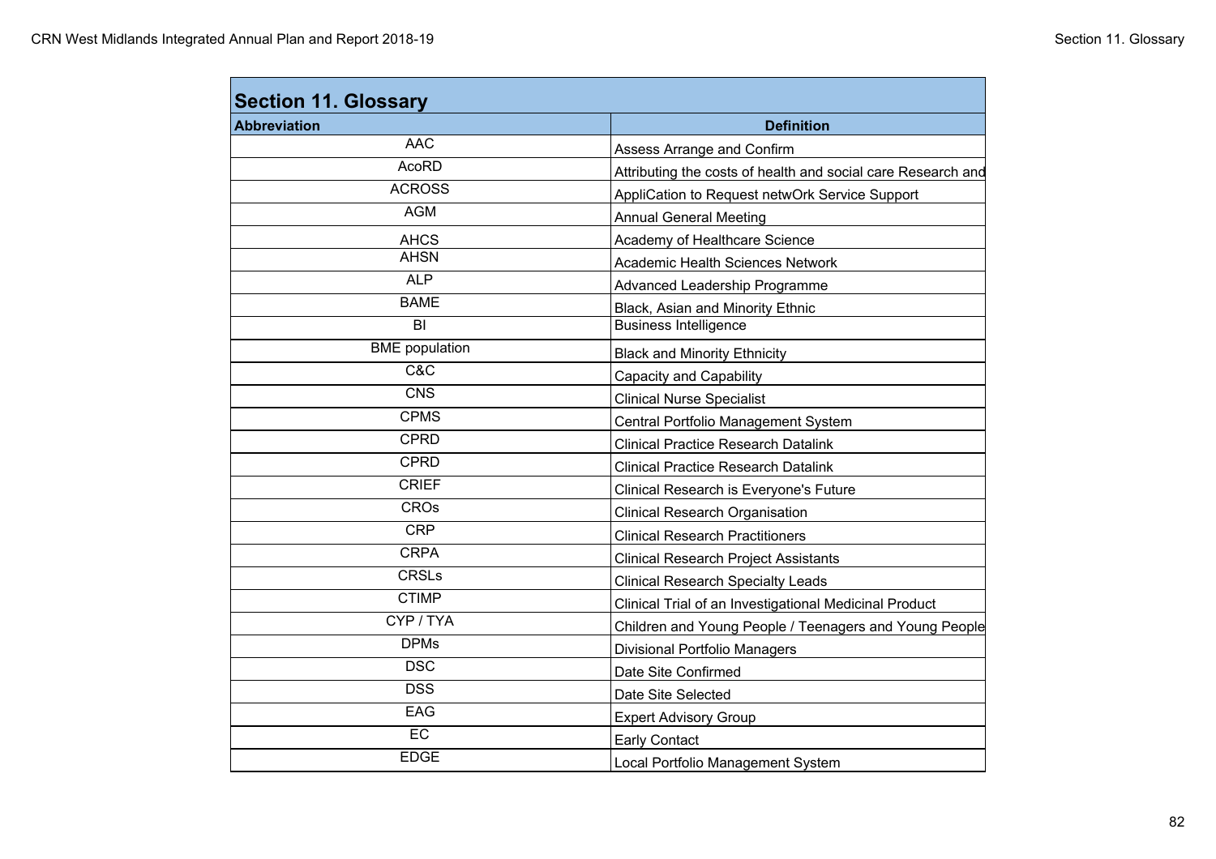## Section 11. Glossary

| Abbreviation | Definition |
| --- | --- |
| AAC | Assess Arrange and Confirm |
| AcoRD | Attributing the costs of health and social care Research and |
| ACROSS | AppliCation to Request netwOrk Service Support |
| AGM | Annual General Meeting |
| AHCS | Academy of Healthcare Science |
| AHSN | Academic Health Sciences Network |
| ALP | Advanced Leadership Programme |
| BAME | Black, Asian and Minority Ethnic |
| BI | Business Intelligence |
| BME population | Black and Minority Ethnicity |
| C&C | Capacity and Capability |
| CNS | Clinical Nurse Specialist |
| CPMS | Central Portfolio Management System |
| CPRD | Clinical Practice Research Datalink |
| CPRD | Clinical Practice Research Datalink |
| CRIEF | Clinical Research is Everyone's Future |
| CROs | Clinical Research Organisation |
| CRP | Clinical Research Practitioners |
| CRPA | Clinical Research Project Assistants |
| CRSLs | Clinical Research Specialty Leads |
| CTIMP | Clinical Trial of an Investigational Medicinal Product |
| CYP / TYA | Children and Young People / Teenagers and Young People |
| DPMs | Divisional Portfolio Managers |
| DSC | Date Site Confirmed |
| DSS | Date Site Selected |
| EAG | Expert Advisory Group |
| EC | Early Contact |
| EDGE | Local Portfolio Management System |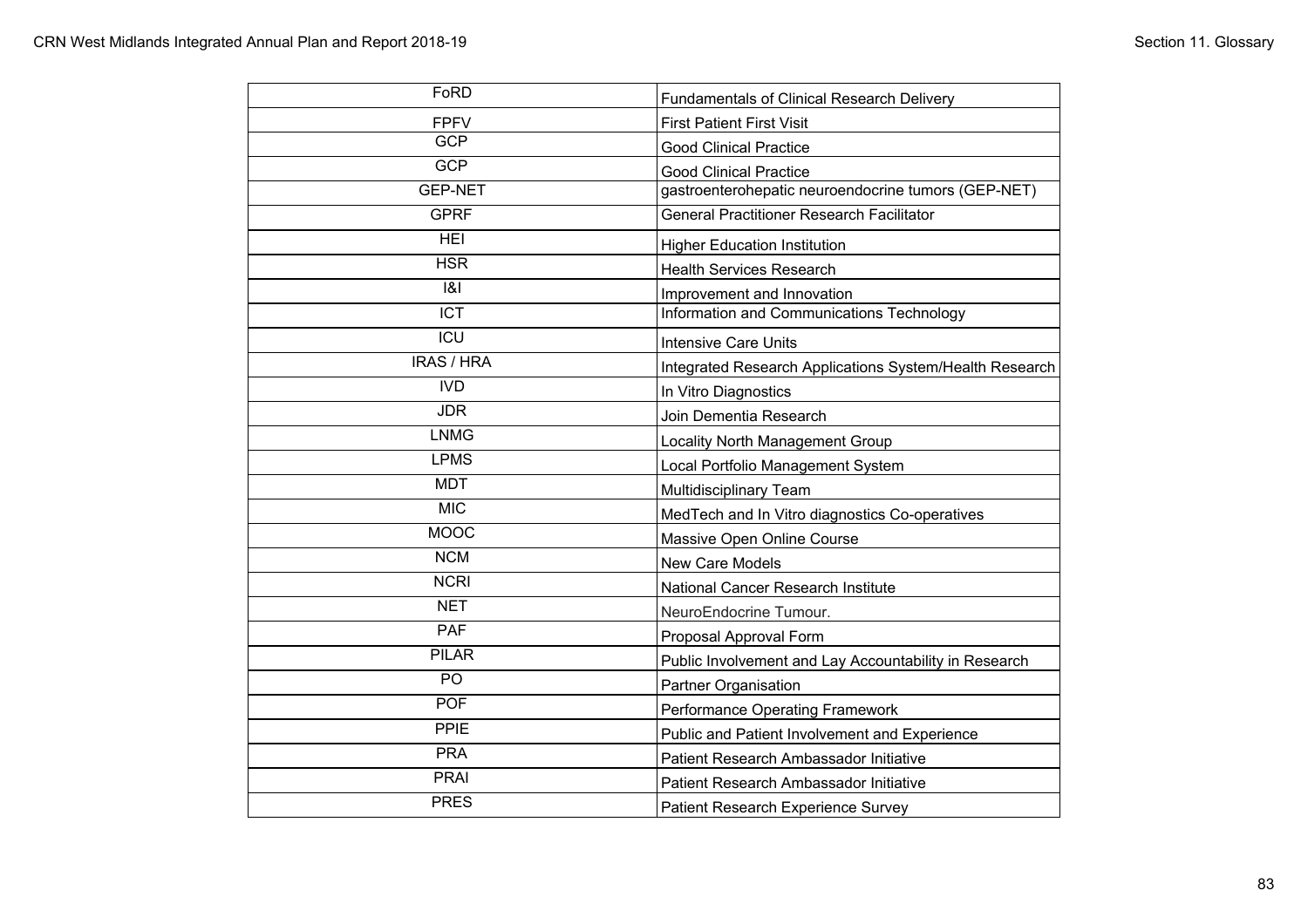| | |
|---|---|
| FoRD | Fundamentals of Clinical Research Delivery |
| FPFV | First Patient First Visit |
| GCP | Good Clinical Practice |
| GCP | Good Clinical Practice |
| GEP-NET | gastroenterohepatic neuroendocrine tumors (GEP-NET) |
| GPRF | General Practitioner Research Facilitator |
| HEI | Higher Education Institution |
| HSR | Health Services Research |
| I&I | Improvement and Innovation |
| ICT | Information and Communications Technology |
| ICU | Intensive Care Units |
| IRAS / HRA | Integrated Research Applications System/Health Research |
| IVD | In Vitro Diagnostics |
| JDR | Join Dementia Research |
| LNMG | Locality North Management Group |
| LPMS | Local Portfolio Management System |
| MDT | Multidisciplinary Team |
| MIC | MedTech and In Vitro diagnostics Co-operatives |
| MOOC | Massive Open Online Course |
| NCM | New Care Models |
| NCRI | National Cancer Research Institute |
| NET | NeuroEndocrine Tumour. |
| PAF | Proposal Approval Form |
| PILAR | Public Involvement and Lay Accountability in Research |
| PO | Partner Organisation |
| POF | Performance Operating Framework |
| PPIE | Public and Patient Involvement and Experience |
| PRA | Patient Research Ambassador Initiative |
| PRAI | Patient Research Ambassador Initiative |
| PRES | Patient Research Experience Survey |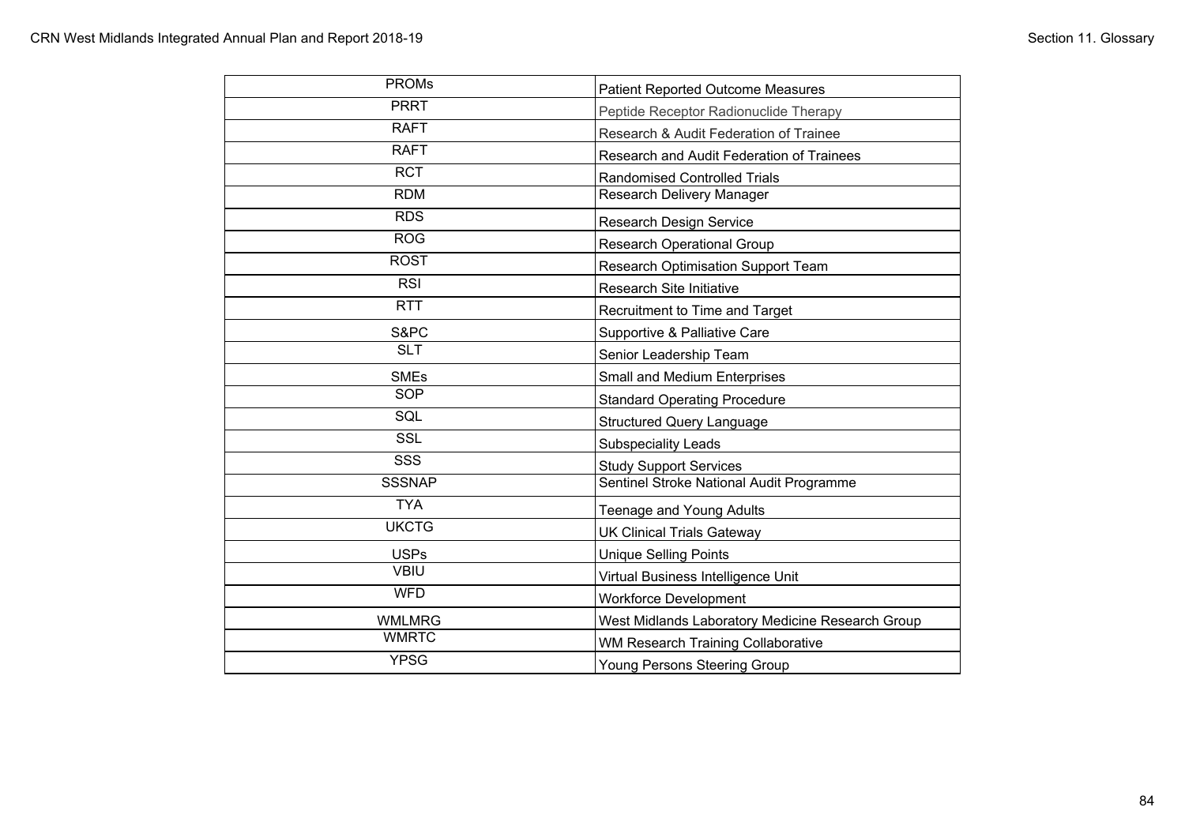| PROMs | Patient Reported Outcome Measures |
|---|---|
| PRRT | Peptide Receptor Radionuclide Therapy |
| RAFT | Research & Audit Federation of Trainee |
| RAFT | Research and Audit Federation of Trainees |
| RCT | Randomised Controlled Trials |
| RDM | Research Delivery Manager |
| RDS | Research Design Service |
| ROG | Research Operational Group |
| ROST | Research Optimisation Support Team |
| RSI | Research Site Initiative |
| RTT | Recruitment to Time and Target |
| S&PC | Supportive & Palliative Care |
| SLT | Senior Leadership Team |
| SMEs | Small and Medium Enterprises |
| SOP | Standard Operating Procedure |
| SQL | Structured Query Language |
| SSL | Subspeciality Leads |
| SSS | Study Support Services |
| SSSNAP | Sentinel Stroke National Audit Programme |
| TYA | Teenage and Young Adults |
| UKCTG | UK Clinical Trials Gateway |
| USPs | Unique Selling Points |
| VBIU | Virtual Business Intelligence Unit |
| WFD | Workforce Development |
| WMLMRG | West Midlands Laboratory Medicine Research Group |
| WMRTC | WM Research Training Collaborative |
| YPSG | Young Persons Steering Group |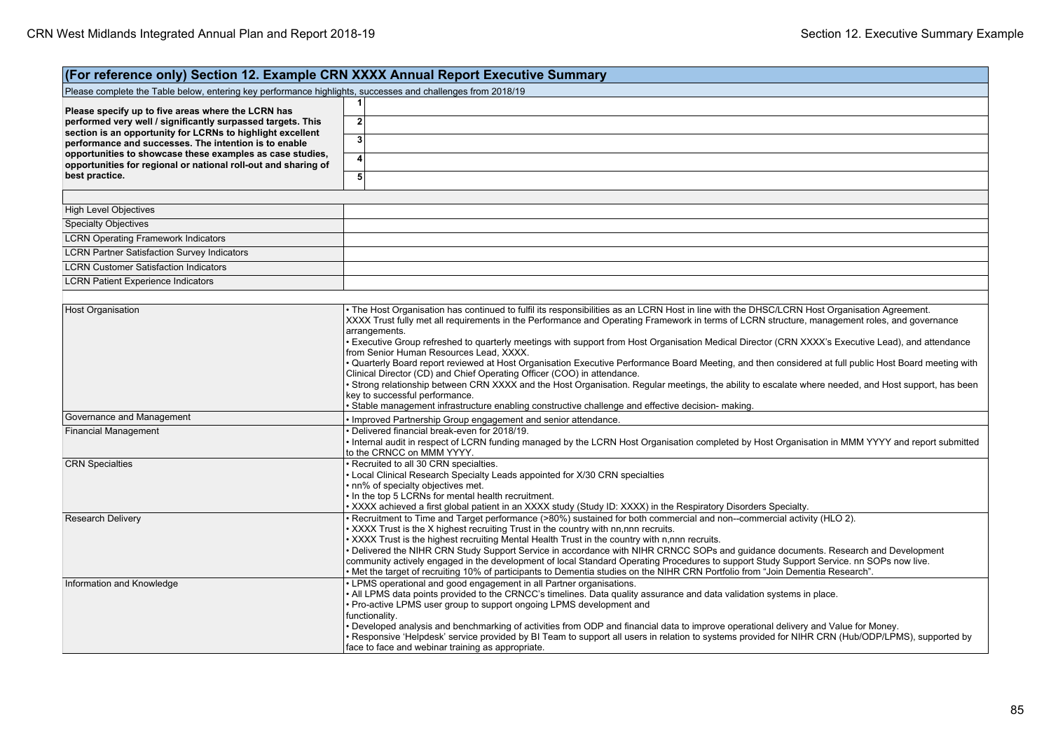## (For reference only) Section 12. Example CRN XXXX Annual Report Executive Summary

Please complete the Table below, entering key performance highlights, successes and challenges from 2018/19

| | | |
|---|---|---|
| **Please specify up to five areas where the LCRN has performed very well / significantly surpassed targets. This section is an opportunity for LCRNs to highlight excellent performance and successes. The intention is to enable opportunities to showcase these examples as case studies, opportunities for regional or national roll-out and sharing of best practice.** | 1 | |
| | 2 | |
| | 3 | |
| | 4 | |
| | 5 | |

| | |
|---|---|
| High Level Objectives | |
| Specialty Objectives | |
| LCRN Operating Framework Indicators | |
| LCRN Partner Satisfaction Survey Indicators | |
| LCRN Customer Satisfaction Indicators | |
| LCRN Patient Experience Indicators | |

| | |
|---|---|
| Host Organisation | • The Host Organisation has continued to fulfil its responsibilities as an LCRN Host in line with the DHSC/LCRN Host Organisation Agreement. XXXX Trust fully met all requirements in the Performance and Operating Framework in terms of LCRN structure, management roles, and governance arrangements.<br>• Executive Group refreshed to quarterly meetings with support from Host Organisation Medical Director (CRN XXXX's Executive Lead), and attendance from Senior Human Resources Lead, XXXX.<br>• Quarterly Board report reviewed at Host Organisation Executive Performance Board Meeting, and then considered at full public Host Board meeting with Clinical Director (CD) and Chief Operating Officer (COO) in attendance.<br>• Strong relationship between CRN XXXX and the Host Organisation. Regular meetings, the ability to escalate where needed, and Host support, has been key to successful performance.<br>• Stable management infrastructure enabling constructive challenge and effective decision- making. |
| Governance and Management | • Improved Partnership Group engagement and senior attendance. |
| Financial Management | • Delivered financial break-even for 2018/19.<br>• Internal audit in respect of LCRN funding managed by the LCRN Host Organisation completed by Host Organisation in MMM YYYY and report submitted to the CRNCC on MMM YYYY. |
| CRN Specialties | • Recruited to all 30 CRN specialties.<br>• Local Clinical Research Specialty Leads appointed for X/30 CRN specialties<br>• nn% of specialty objectives met.<br>• In the top 5 LCRNs for mental health recruitment.<br>• XXXX achieved a first global patient in an XXXX study (Study ID: XXXX) in the Respiratory Disorders Specialty. |
| Research Delivery | • Recruitment to Time and Target performance (>80%) sustained for both commercial and non--commercial activity (HLO 2).<br>• XXXX Trust is the X highest recruiting Trust in the country with nn,nnn recruits.<br>• XXXX Trust is the highest recruiting Mental Health Trust in the country with n,nnn recruits.<br>• Delivered the NIHR CRN Study Support Service in accordance with NIHR CRNCC SOPs and guidance documents. Research and Development community actively engaged in the development of local Standard Operating Procedures to support Study Support Service. nn SOPs now live.<br>• Met the target of recruiting 10% of participants to Dementia studies on the NIHR CRN Portfolio from "Join Dementia Research". |
| Information and Knowledge | • LPMS operational and good engagement in all Partner organisations.<br>• All LPMS data points provided to the CRNCC's timelines. Data quality assurance and data validation systems in place.<br>• Pro-active LPMS user group to support ongoing LPMS development and functionality.<br>• Developed analysis and benchmarking of activities from ODP and financial data to improve operational delivery and Value for Money.<br>• Responsive 'Helpdesk' service provided by BI Team to support all users in relation to systems provided for NIHR CRN (Hub/ODP/LPMS), supported by face to face and webinar training as appropriate. |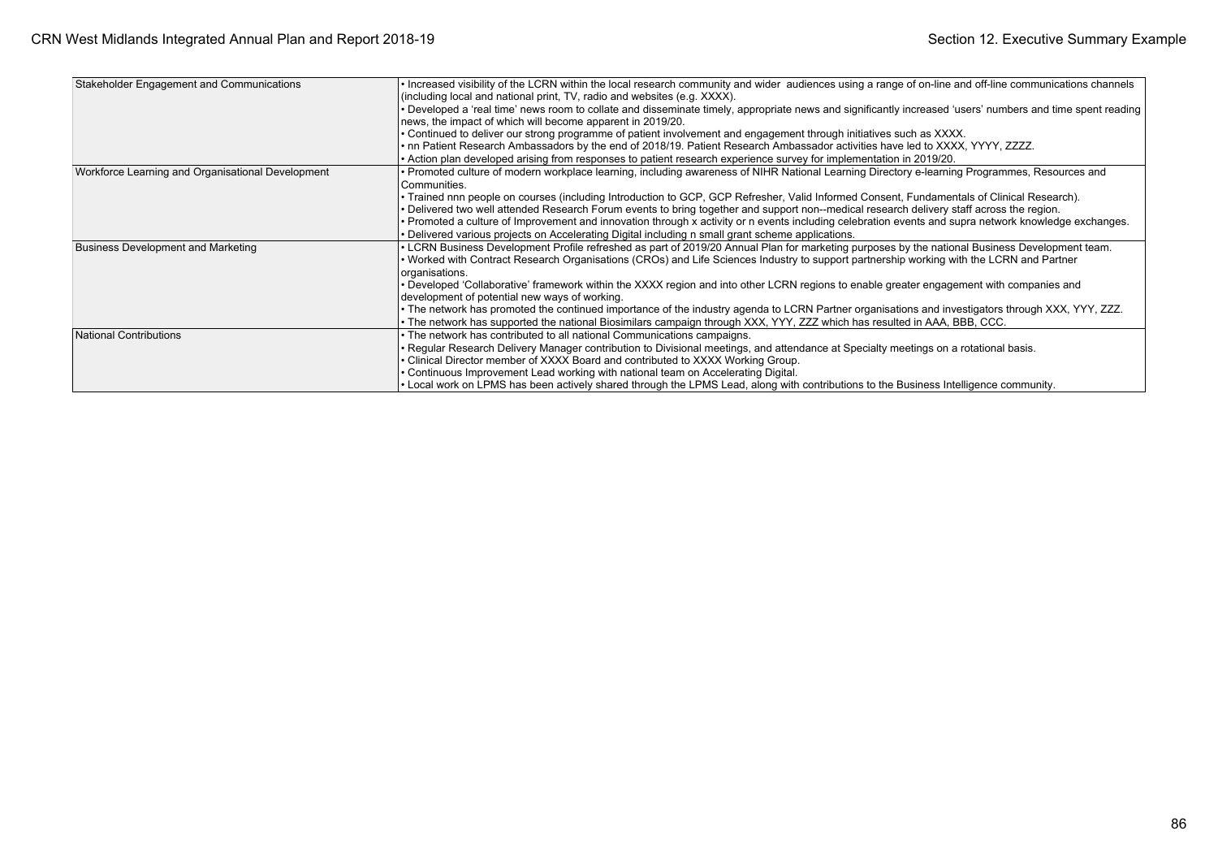| | |
|---|---|
| Stakeholder Engagement and Communications | • Increased visibility of the LCRN within the local research community and wider audiences using a range of on-line and off-line communications channels (including local and national print, TV, radio and websites (e.g. XXXX).<br>• Developed a 'real time' news room to collate and disseminate timely, appropriate news and significantly increased 'users' numbers and time spent reading news, the impact of which will become apparent in 2019/20.<br>• Continued to deliver our strong programme of patient involvement and engagement through initiatives such as XXXX.<br>• nn Patient Research Ambassadors by the end of 2018/19. Patient Research Ambassador activities have led to XXXX, YYYY, ZZZZ.<br>• Action plan developed arising from responses to patient research experience survey for implementation in 2019/20. |
| Workforce Learning and Organisational Development | • Promoted culture of modern workplace learning, including awareness of NIHR National Learning Directory e-learning Programmes, Resources and Communities.<br>• Trained nnn people on courses (including Introduction to GCP, GCP Refresher, Valid Informed Consent, Fundamentals of Clinical Research).<br>• Delivered two well attended Research Forum events to bring together and support non--medical research delivery staff across the region.<br>• Promoted a culture of Improvement and innovation through x activity or n events including celebration events and supra network knowledge exchanges.<br>• Delivered various projects on Accelerating Digital including n small grant scheme applications. |
| Business Development and Marketing | • LCRN Business Development Profile refreshed as part of 2019/20 Annual Plan for marketing purposes by the national Business Development team.<br>• Worked with Contract Research Organisations (CROs) and Life Sciences Industry to support partnership working with the LCRN and Partner organisations.<br>• Developed 'Collaborative' framework within the XXXX region and into other LCRN regions to enable greater engagement with companies and development of potential new ways of working.<br>• The network has promoted the continued importance of the industry agenda to LCRN Partner organisations and investigators through XXX, YYY, ZZZ.<br>• The network has supported the national Biosimilars campaign through XXX, YYY, ZZZ which has resulted in AAA, BBB, CCC. |
| National Contributions | • The network has contributed to all national Communications campaigns.<br>• Regular Research Delivery Manager contribution to Divisional meetings, and attendance at Specialty meetings on a rotational basis.<br>• Clinical Director member of XXXX Board and contributed to XXXX Working Group.<br>• Continuous Improvement Lead working with national team on Accelerating Digital.<br>• Local work on LPMS has been actively shared through the LPMS Lead, along with contributions to the Business Intelligence community. |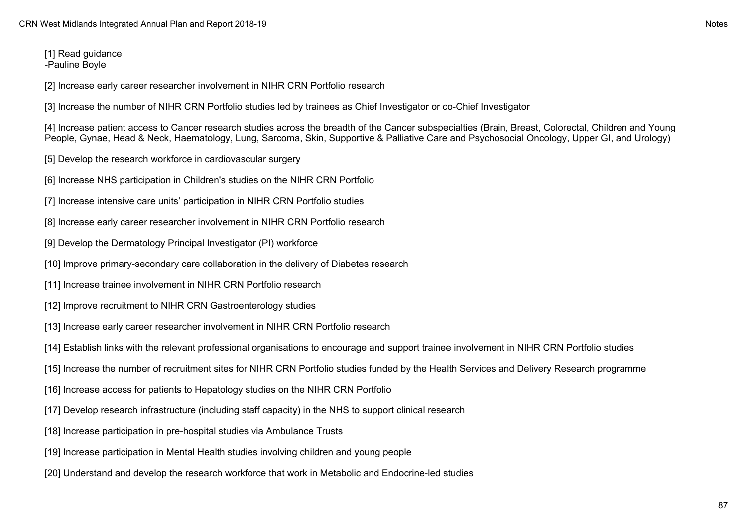[1] Read guidance
-Pauline Boyle

[2] Increase early career researcher involvement in NIHR CRN Portfolio research

[3] Increase the number of NIHR CRN Portfolio studies led by trainees as Chief Investigator or co-Chief Investigator

[4] Increase patient access to Cancer research studies across the breadth of the Cancer subspecialties (Brain, Breast, Colorectal, Children and Young People, Gynae, Head & Neck, Haematology, Lung, Sarcoma, Skin, Supportive & Palliative Care and Psychosocial Oncology, Upper GI, and Urology)

[5] Develop the research workforce in cardiovascular surgery

[6] Increase NHS participation in Children's studies on the NIHR CRN Portfolio

[7] Increase intensive care units' participation in NIHR CRN Portfolio studies

[8] Increase early career researcher involvement in NIHR CRN Portfolio research

[9] Develop the Dermatology Principal Investigator (PI) workforce

[10] Improve primary-secondary care collaboration in the delivery of Diabetes research

[11] Increase trainee involvement in NIHR CRN Portfolio research

[12] Improve recruitment to NIHR CRN Gastroenterology studies

[13] Increase early career researcher involvement in NIHR CRN Portfolio research

[14] Establish links with the relevant professional organisations to encourage and support trainee involvement in NIHR CRN Portfolio studies

[15] Increase the number of recruitment sites for NIHR CRN Portfolio studies funded by the Health Services and Delivery Research programme

[16] Increase access for patients to Hepatology studies on the NIHR CRN Portfolio

[17] Develop research infrastructure (including staff capacity) in the NHS to support clinical research

[18] Increase participation in pre-hospital studies via Ambulance Trusts

[19] Increase participation in Mental Health studies involving children and young people

[20] Understand and develop the research workforce that work in Metabolic and Endocrine-led studies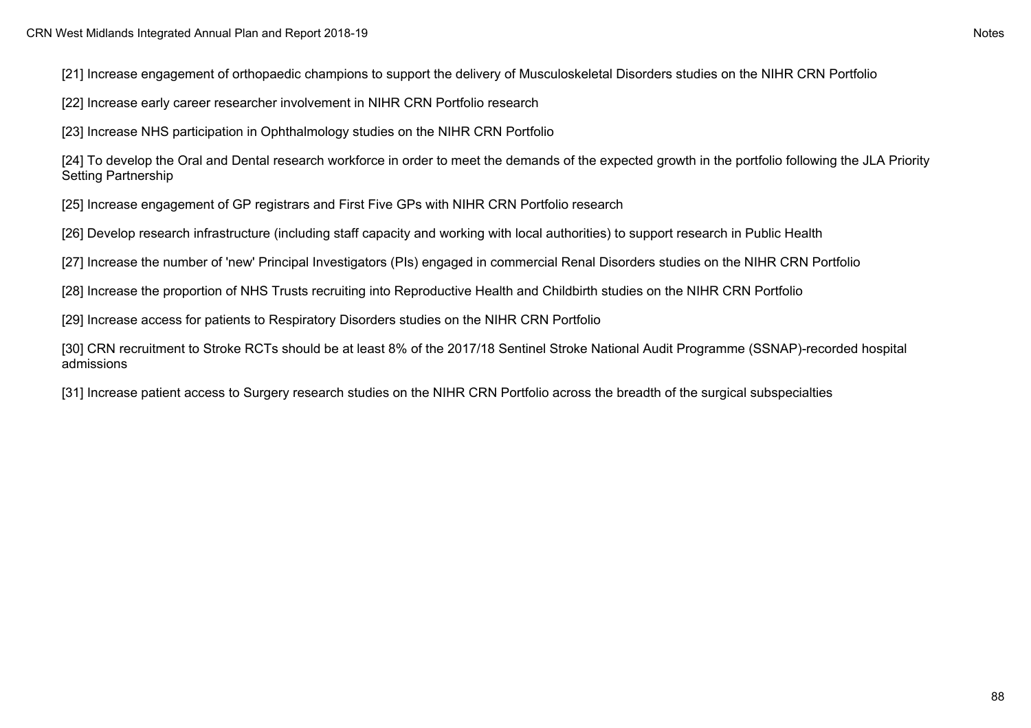[21] Increase engagement of orthopaedic champions to support the delivery of Musculoskeletal Disorders studies on the NIHR CRN Portfolio

[22] Increase early career researcher involvement in NIHR CRN Portfolio research

[23] Increase NHS participation in Ophthalmology studies on the NIHR CRN Portfolio

[24] To develop the Oral and Dental research workforce in order to meet the demands of the expected growth in the portfolio following the JLA Priority Setting Partnership

[25] Increase engagement of GP registrars and First Five GPs with NIHR CRN Portfolio research

[26] Develop research infrastructure (including staff capacity and working with local authorities) to support research in Public Health

[27] Increase the number of 'new' Principal Investigators (PIs) engaged in commercial Renal Disorders studies on the NIHR CRN Portfolio

[28] Increase the proportion of NHS Trusts recruiting into Reproductive Health and Childbirth studies on the NIHR CRN Portfolio

[29] Increase access for patients to Respiratory Disorders studies on the NIHR CRN Portfolio

[30] CRN recruitment to Stroke RCTs should be at least 8% of the 2017/18 Sentinel Stroke National Audit Programme (SSNAP)-recorded hospital admissions

[31] Increase patient access to Surgery research studies on the NIHR CRN Portfolio across the breadth of the surgical subspecialties